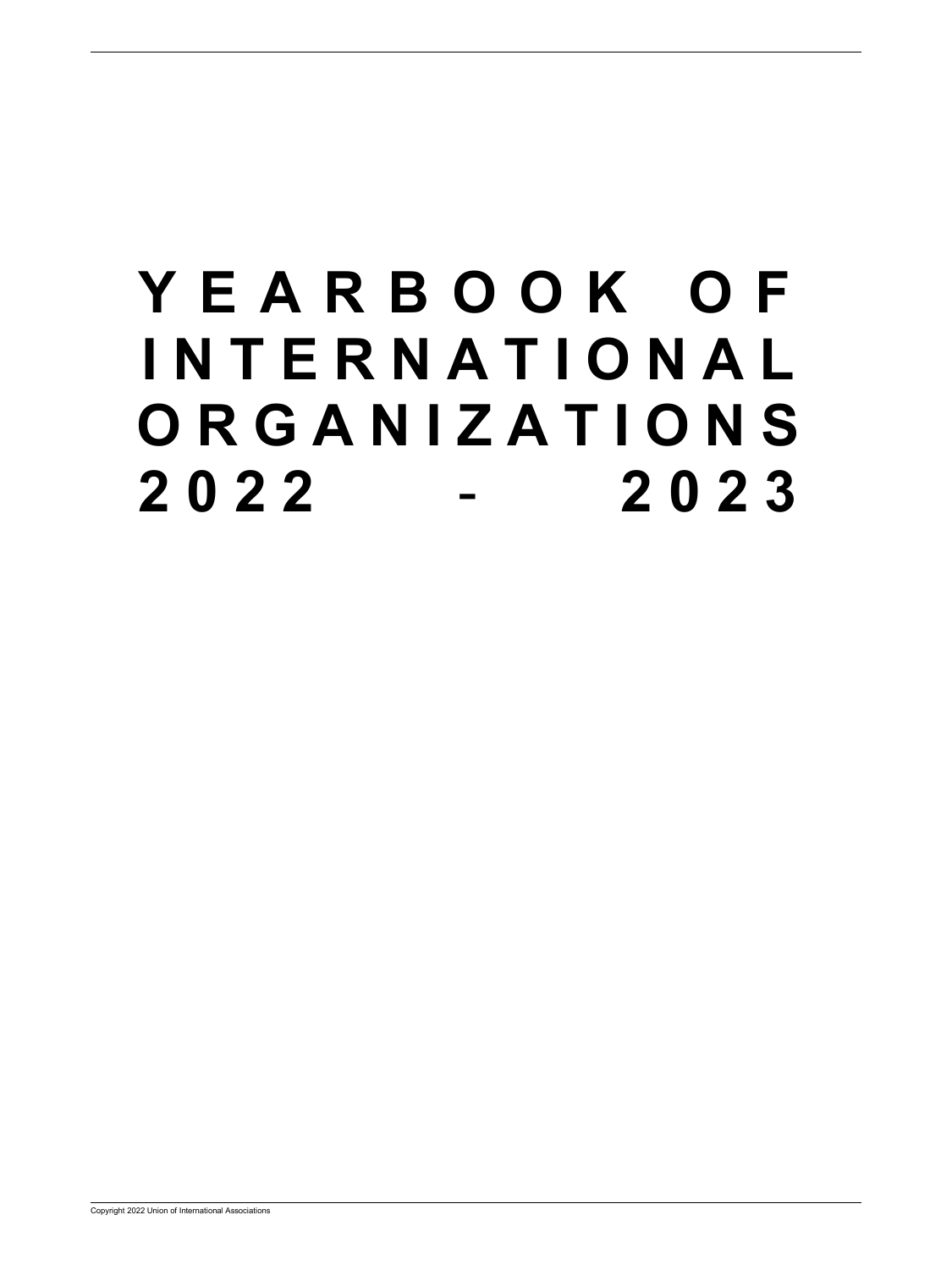# YEARBOOK OF INTERNATIONAL ORGANIZATIONS 2022 - 2023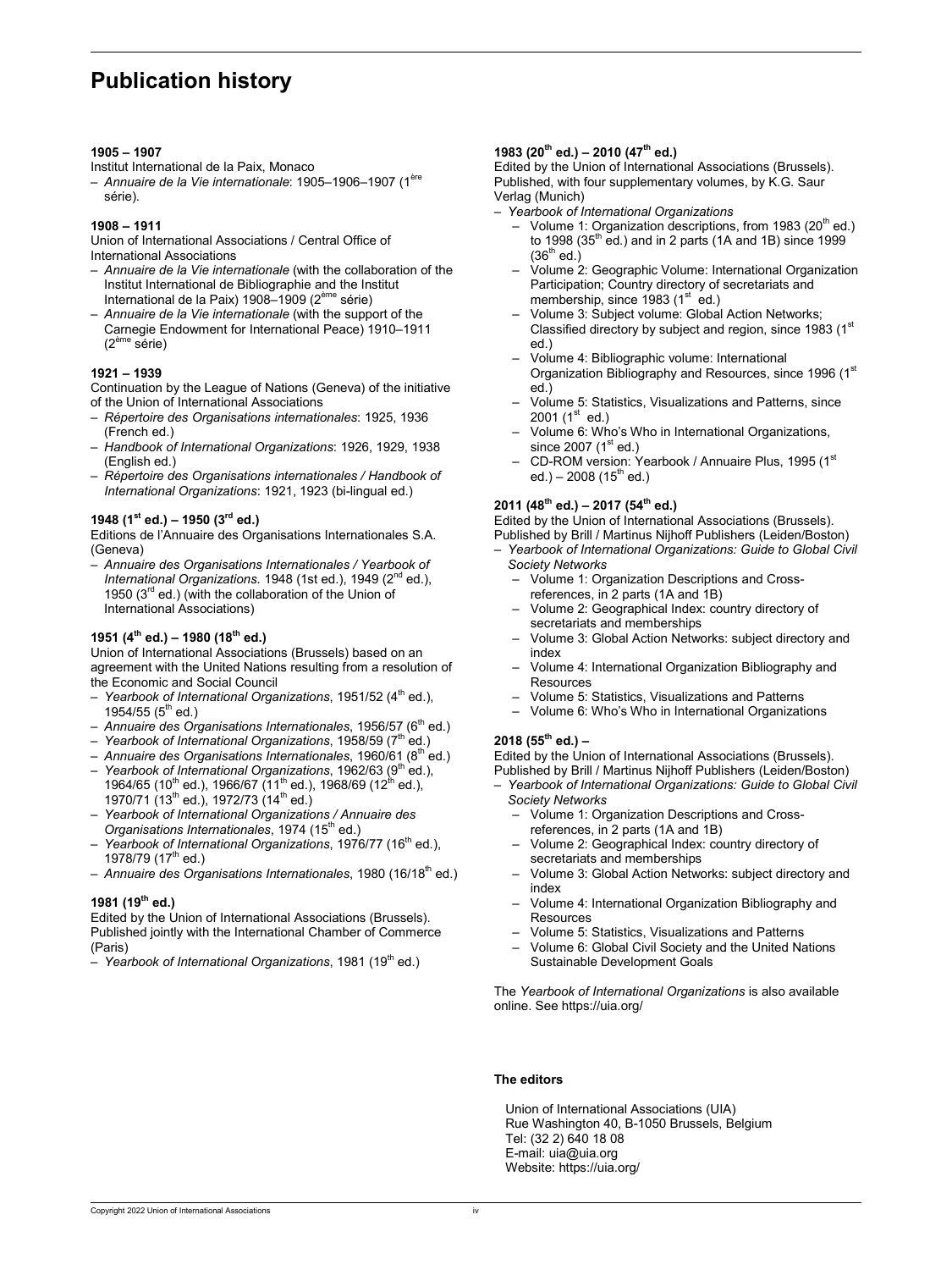# Publication history

**1905 – 1907**

Institut International de la Paix, Monaco

- *Annuaire de la Vie internationale*: 1905–1906–1907 (1ère série).

**1908 – 1911**

Union of International Associations / Central Office of International Associations

- *Annuaire de la Vie internationale* (with the collaboration of the Institut International de Bibliographie and the Institut International de la Paix) 1908–1909 (2ème série)
- *Annuaire de la Vie internationale* (with the support of the Carnegie Endowment for International Peace) 1910–1911 (2ème série)

**1921 – 1939**

Continuation by the League of Nations (Geneva) of the initiative of the Union of International Associations

- *Répertoire des Organisations internationales*: 1925, 1936 (French ed.)
- *Handbook of International Organizations*: 1926, 1929, 1938 (English ed.)
- *Répertoire des Organisations internationales / Handbook of International Organizations*: 1921, 1923 (bi-lingual ed.)

**1948 (1st ed.) – 1950 (3rd ed.)**

Editions de l'Annuaire des Organisations Internationales S.A. (Geneva)

- *Annuaire des Organisations Internationales / Yearbook of International Organizations.* 1948 (1st ed.), 1949 (2nd ed.), 1950 (3rd ed.) (with the collaboration of the Union of International Associations)

**1951 (4th ed.) – 1980 (18th ed.)**

Union of International Associations (Brussels) based on an agreement with the United Nations resulting from a resolution of the Economic and Social Council

- *Yearbook of International Organizations*, 1951/52 (4th ed.), 1954/55 (5th ed.)
- *Annuaire des Organisations Internationales*, 1956/57 (6th ed.)
- *Yearbook of International Organizations*, 1958/59 (7th ed.)
- *Annuaire des Organisations Internationales*, 1960/61 (8th ed.)
- *Yearbook of International Organizations*, 1962/63 (9th ed.), 1964/65 (10th ed.), 1966/67 (11th ed.), 1968/69 (12th ed.), 1970/71 (13th ed.), 1972/73 (14th ed.)
- *Yearbook of International Organizations / Annuaire des Organisations Internationales*, 1974 (15th ed.)
- *Yearbook of International Organizations*, 1976/77 (16th ed.), 1978/79 (17th ed.)
- *Annuaire des Organisations Internationales*, 1980 (16/18th ed.)

**1981 (19th ed.)**

Edited by the Union of International Associations (Brussels). Published jointly with the International Chamber of Commerce (Paris)

- *Yearbook of International Organizations*, 1981 (19th ed.)

**1983 (20th ed.) – 2010 (47th ed.)**

Edited by the Union of International Associations (Brussels). Published, with four supplementary volumes, by K.G. Saur Verlag (Munich)

- *Yearbook of International Organizations*
  - Volume 1: Organization descriptions, from 1983 (20th ed.) to 1998 (35th ed.) and in 2 parts (1A and 1B) since 1999 (36th ed.)
  - Volume 2: Geographic Volume: International Organization Participation; Country directory of secretariats and membership, since 1983 (1st ed.)
  - Volume 3: Subject volume: Global Action Networks; Classified directory by subject and region, since 1983 (1st ed.)
  - Volume 4: Bibliographic volume: International Organization Bibliography and Resources, since 1996 (1st ed.)
  - Volume 5: Statistics, Visualizations and Patterns, since 2001 (1st ed.)
  - Volume 6: Who's Who in International Organizations, since 2007 (1st ed.)
  - CD-ROM version: Yearbook / Annuaire Plus, 1995 (1st ed.) – 2008 (15th ed.)

**2011 (48th ed.) – 2017 (54th ed.)**

Edited by the Union of International Associations (Brussels). Published by Brill / Martinus Nijhoff Publishers (Leiden/Boston)

- *Yearbook of International Organizations: Guide to Global Civil Society Networks*
  - Volume 1: Organization Descriptions and Cross-references, in 2 parts (1A and 1B)
  - Volume 2: Geographical Index: country directory of secretariats and memberships
  - Volume 3: Global Action Networks: subject directory and index
  - Volume 4: International Organization Bibliography and Resources
  - Volume 5: Statistics, Visualizations and Patterns
  - Volume 6: Who's Who in International Organizations

**2018 (55th ed.) –**

Edited by the Union of International Associations (Brussels). Published by Brill / Martinus Nijhoff Publishers (Leiden/Boston)

- *Yearbook of International Organizations: Guide to Global Civil Society Networks*
  - Volume 1: Organization Descriptions and Cross-references, in 2 parts (1A and 1B)
  - Volume 2: Geographical Index: country directory of secretariats and memberships
  - Volume 3: Global Action Networks: subject directory and index
  - Volume 4: International Organization Bibliography and Resources
  - Volume 5: Statistics, Visualizations and Patterns
  - Volume 6: Global Civil Society and the United Nations Sustainable Development Goals

The *Yearbook of International Organizations* is also available online. See https://uia.org/

**The editors**

Union of International Associations (UIA)
Rue Washington 40, B-1050 Brussels, Belgium
Tel: (32 2) 640 18 08
E-mail: uia@uia.org
Website: https://uia.org/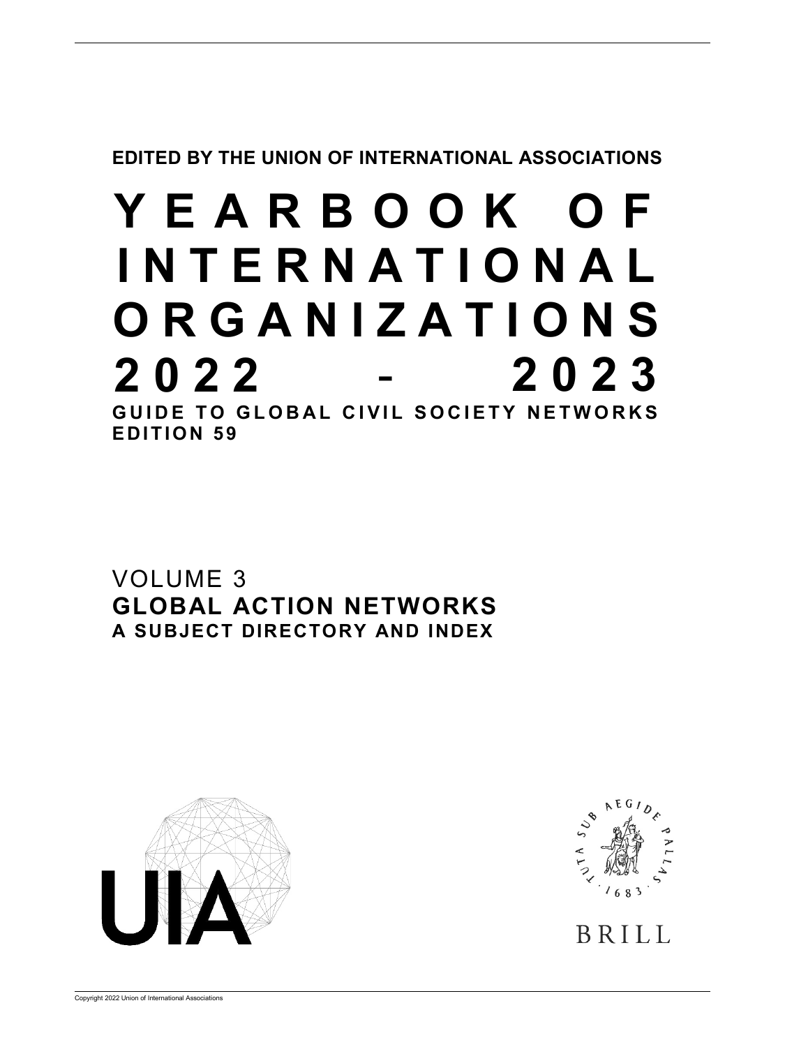**EDITED BY THE UNION OF INTERNATIONAL ASSOCIATIONS**

# YEARBOOK OF INTERNATIONAL ORGANIZATIONS 2022 - 2023

**GUIDE TO GLOBAL CIVIL SOCIETY NETWORKS**
**EDITION 59**

VOLUME 3
## GLOBAL ACTION NETWORKS
**A SUBJECT DIRECTORY AND INDEX**

UIA

TUTA SUB AEGIDE PALLAS · 1683 ·

BRILL

Copyright 2022 Union of International Associations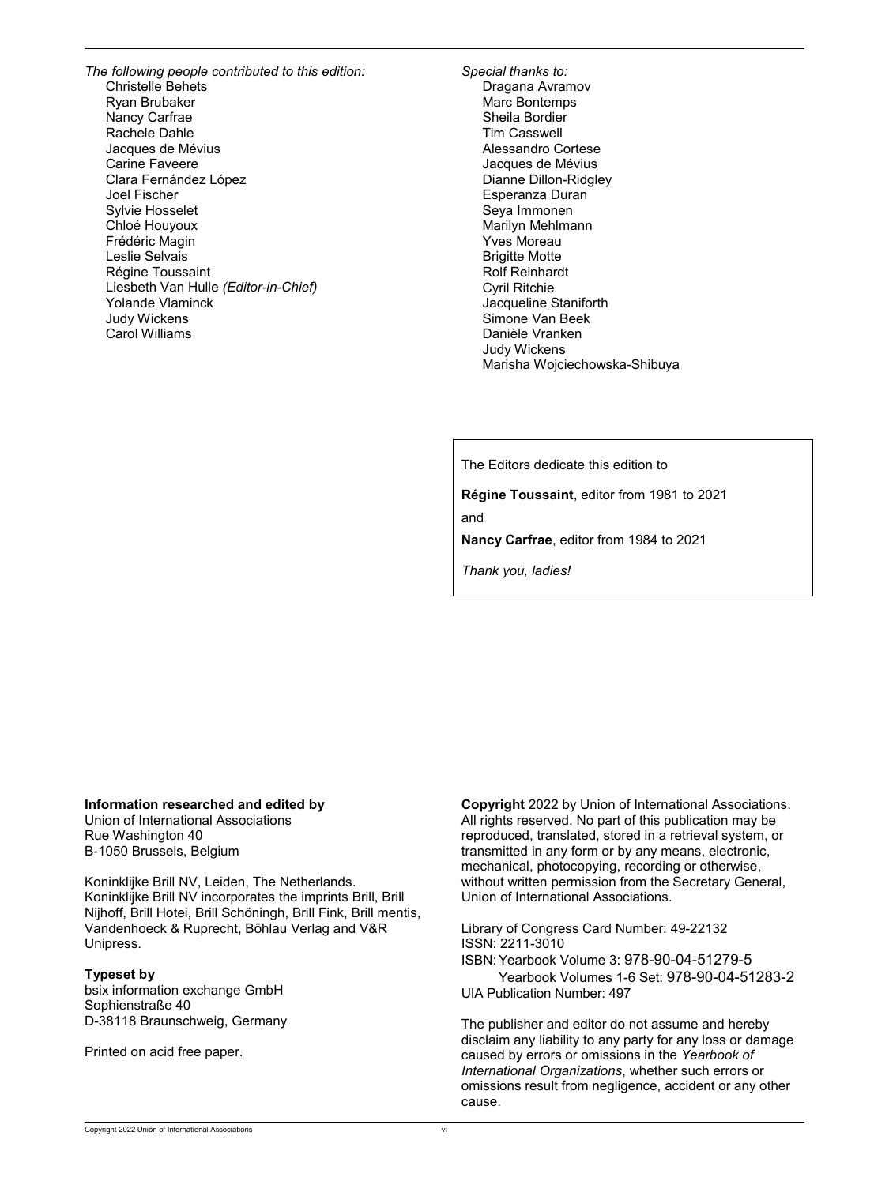*The following people contributed to this edition:*

Christelle Behets
Ryan Brubaker
Nancy Carfrae
Rachele Dahle
Jacques de Mévius
Carine Faveere
Clara Fernández López
Joel Fischer
Sylvie Hosselet
Chloé Houyoux
Frédéric Magin
Leslie Selvais
Régine Toussaint
Liesbeth Van Hulle *(Editor-in-Chief)*
Yolande Vlaminck
Judy Wickens
Carol Williams

*Special thanks to:*

Dragana Avramov
Marc Bontemps
Sheila Bordier
Tim Casswell
Alessandro Cortese
Jacques de Mévius
Dianne Dillon-Ridgley
Esperanza Duran
Seya Immonen
Marilyn Mehlmann
Yves Moreau
Brigitte Motte
Rolf Reinhardt
Cyril Ritchie
Jacqueline Staniforth
Simone Van Beek
Danièle Vranken
Judy Wickens
Marisha Wojciechowska-Shibuya

The Editors dedicate this edition to

**Régine Toussaint**, editor from 1981 to 2021

and

**Nancy Carfrae**, editor from 1984 to 2021

*Thank you, ladies!*

**Information researched and edited by**
Union of International Associations
Rue Washington 40
B-1050 Brussels, Belgium

Koninklijke Brill NV, Leiden, The Netherlands.
Koninklijke Brill NV incorporates the imprints Brill, Brill Nijhoff, Brill Hotei, Brill Schöningh, Brill Fink, Brill mentis, Vandenhoeck & Ruprecht, Böhlau Verlag and V&R Unipress.

**Typeset by**
bsix information exchange GmbH
Sophienstraße 40
D-38118 Braunschweig, Germany

Printed on acid free paper.

**Copyright** 2022 by Union of International Associations. All rights reserved. No part of this publication may be reproduced, translated, stored in a retrieval system, or transmitted in any form or by any means, electronic, mechanical, photocopying, recording or otherwise, without written permission from the Secretary General, Union of International Associations.

Library of Congress Card Number: 49-22132
ISSN: 2211-3010
ISBN: Yearbook Volume 3: 978-90-04-51279-5
Yearbook Volumes 1-6 Set: 978-90-04-51283-2
UIA Publication Number: 497

The publisher and editor do not assume and hereby disclaim any liability to any party for any loss or damage caused by errors or omissions in the *Yearbook of International Organizations*, whether such errors or omissions result from negligence, accident or any other cause.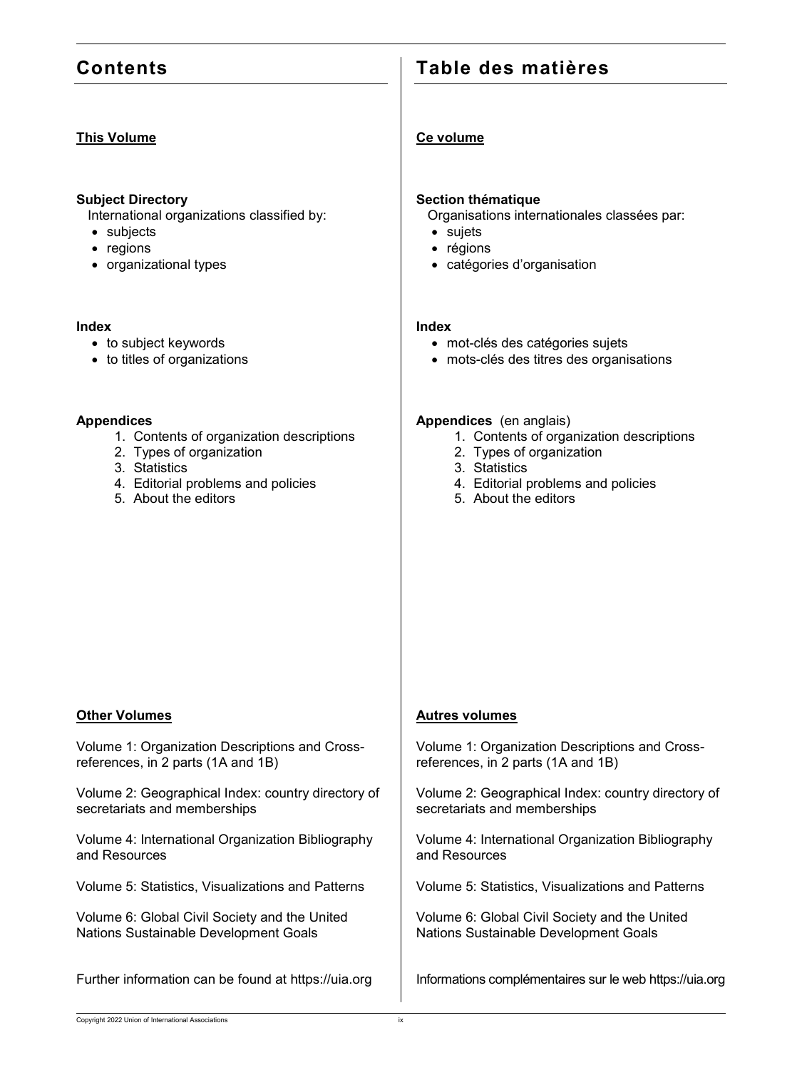# Contents

## This Volume

**Subject Directory**

International organizations classified by:

- subjects
- regions
- organizational types

**Index**

- to subject keywords
- to titles of organizations

**Appendices**

1. Contents of organization descriptions
2. Types of organization
3. Statistics
4. Editorial problems and policies
5. About the editors

## Other Volumes

Volume 1: Organization Descriptions and Cross-references, in 2 parts (1A and 1B)

Volume 2: Geographical Index: country directory of secretariats and memberships

Volume 4: International Organization Bibliography and Resources

Volume 5: Statistics, Visualizations and Patterns

Volume 6: Global Civil Society and the United Nations Sustainable Development Goals

Further information can be found at https://uia.org

# Table des matières

## Ce volume

**Section thématique**

Organisations internationales classées par:

- sujets
- régions
- catégories d'organisation

**Index**

- mot-clés des catégories sujets
- mots-clés des titres des organisations

**Appendices** (en anglais)

1. Contents of organization descriptions
2. Types of organization
3. Statistics
4. Editorial problems and policies
5. About the editors

## Autres volumes

Volume 1: Organization Descriptions and Cross-references, in 2 parts (1A and 1B)

Volume 2: Geographical Index: country directory of secretariats and memberships

Volume 4: International Organization Bibliography and Resources

Volume 5: Statistics, Visualizations and Patterns

Volume 6: Global Civil Society and the United Nations Sustainable Development Goals

Informations complémentaires sur le web https://uia.org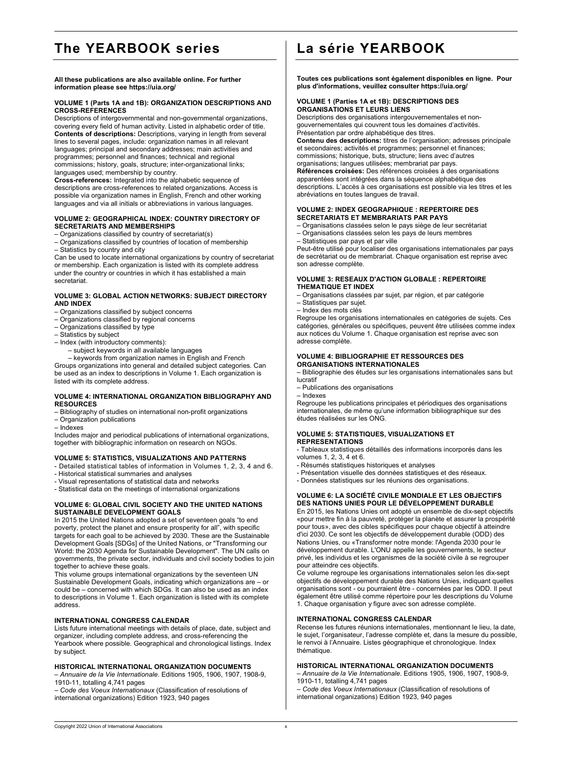# The YEARBOOK series

**All these publications are also available online. For further information please see https://uia.org/**

**VOLUME 1 (Parts 1A and 1B): ORGANIZATION DESCRIPTIONS AND CROSS-REFERENCES**

Descriptions of intergovernmental and non-governmental organizations, covering every field of human activity. Listed in alphabetic order of title.
**Contents of descriptions:** Descriptions, varying in length from several lines to several pages, include: organization names in all relevant languages; principal and secondary addresses; main activities and programmes; personnel and finances; technical and regional commissions; history, goals, structure; inter-organizational links; languages used; membership by country.
**Cross-references:** Integrated into the alphabetic sequence of descriptions are cross-references to related organizations. Access is possible via organization names in English, French and other working languages and via all initials or abbreviations in various languages.

**VOLUME 2: GEOGRAPHICAL INDEX: COUNTRY DIRECTORY OF SECRETARIATS AND MEMBERSHIPS**

– Organizations classified by country of secretariat(s)
– Organizations classified by countries of location of membership
– Statistics by country and city

Can be used to locate international organizations by country of secretariat or membership. Each organization is listed with its complete address under the country or countries in which it has established a main secretariat.

**VOLUME 3: GLOBAL ACTION NETWORKS: SUBJECT DIRECTORY AND INDEX**

– Organizations classified by subject concerns
– Organizations classified by regional concerns
– Organizations classified by type
– Statistics by subject
– Index (with introductory comments):
  – subject keywords in all available languages
  – keywords from organization names in English and French

Groups organizations into general and detailed subject categories. Can be used as an index to descriptions in Volume 1. Each organization is listed with its complete address.

**VOLUME 4: INTERNATIONAL ORGANIZATION BIBLIOGRAPHY AND RESOURCES**

– Bibliography of studies on international non-profit organizations
– Organization publications
– Indexes

Includes major and periodical publications of international organizations, together with bibliographic information on research on NGOs.

**VOLUME 5: STATISTICS, VISUALIZATIONS AND PATTERNS**

- Detailed statistical tables of information in Volumes 1, 2, 3, 4 and 6.
- Historical statistical summaries and analyses
- Visual representations of statistical data and networks
- Statistical data on the meetings of international organizations

**VOLUME 6: GLOBAL CIVIL SOCIETY AND THE UNITED NATIONS SUSTAINABLE DEVELOPMENT GOALS**

In 2015 the United Nations adopted a set of seventeen goals "to end poverty, protect the planet and ensure prosperity for all", with specific targets for each goal to be achieved by 2030. These are the Sustainable Development Goals [SDGs] of the United Nations, or "Transforming our World: the 2030 Agenda for Sustainable Development". The UN calls on governments, the private sector, individuals and civil society bodies to join together to achieve these goals.

This volume groups international organizations by the seventeen UN Sustainable Development Goals, indicating which organizations are – or could be – concerned with which SDGs. It can also be used as an index to descriptions in Volume 1. Each organization is listed with its complete address.

**INTERNATIONAL CONGRESS CALENDAR**

Lists future international meetings with details of place, date, subject and organizer, including complete address, and cross-referencing the Yearbook where possible. Geographical and chronological listings. Index by subject.

**HISTORICAL INTERNATIONAL ORGANIZATION DOCUMENTS**

– *Annuaire de la Vie Internationale*. Editions 1905, 1906, 1907, 1908-9, 1910-11, totalling 4,741 pages
– *Code des Voeux Internationaux* (Classification of resolutions of international organizations) Edition 1923, 940 pages

# La série YEARBOOK

**Toutes ces publications sont également disponibles en ligne. Pour plus d'informations, veuillez consulter https://uia.org/**

**VOLUME 1 (Parties 1A et 1B): DESCRIPTIONS DES ORGANISATIONS ET LEURS LIENS**

Descriptions des organisations intergouvernementales et non-gouvernementales qui couvrent tous les domaines d'activités. Présentation par ordre alphabétique des titres.
**Contenu des descriptions:** titres de l'organisation; adresses principale et secondaires; activités et programmes; personnel et finances; commissions; historique, buts, structure; liens avec d'autres organisations; langues utilisées; membrariat par pays.
**Références croisées:** Des références croisées à des organisations apparentées sont intégrées dans la séquence alphabétique des descriptions. L'accès à ces organisations est possible via les titres et les abréviations en toutes langues de travail.

**VOLUME 2: INDEX GEOGRAPHIQUE : REPERTOIRE DES SECRETARIATS ET MEMBRARIATS PAR PAYS**

– Organisations classées selon le pays siège de leur secrétariat
– Organisations classées selon les pays de leurs membres
– Statistiques par pays et par ville

Peut-être utilisé pour localiser des organisations internationales par pays de secrétariat ou de membrariat. Chaque organisation est reprise avec son adresse complète.

**VOLUME 3: RESEAUX D'ACTION GLOBALE : REPERTOIRE THEMATIQUE ET INDEX**

– Organisations classées par sujet, par région, et par catégorie
– Statistiques par sujet.
– Index des mots clés

Regroupe les organisations internationales en catégories de sujets. Ces catégories, générales ou spécifiques, peuvent être utilisées comme index aux notices du Volume 1. Chaque organisation est reprise avec son adresse complète.

**VOLUME 4: BIBLIOGRAPHIE ET RESSOURCES DES ORGANISATIONS INTERNATIONALES**

– Bibliographie des études sur les organisations internationales sans but lucratif
– Publications des organisations
– Indexes

Regroupe les publications principales et périodiques des organisations internationales, de même qu'une information bibliographique sur des études réalisées sur les ONG.

**VOLUME 5: STATISTIQUES, VISUALIZATIONS ET REPRESENTATIONS**

- Tableaux statistiques détaillés des informations incorporés dans les volumes 1, 2, 3, 4 et 6.
- Résumés statistiques historiques et analyses
- Présentation visuelle des données statistiques et des réseaux.
- Données statistiques sur les réunions des organisations.

**VOLUME 6: LA SOCIÉTÉ CIVILE MONDIALE ET LES OBJECTIFS DES NATIONS UNIES POUR LE DÉVELOPPEMENT DURABLE**

En 2015, les Nations Unies ont adopté un ensemble de dix-sept objectifs «pour mettre fin à la pauvreté, protéger la planète et assurer la prospérité pour tous», avec des cibles spécifiques pour chaque objectif à atteindre d'ici 2030. Ce sont les objectifs de développement durable (ODD) des Nations Unies, ou «Transformer notre monde: l'Agenda 2030 pour le développement durable. L'ONU appelle les gouvernements, le secteur privé, les individus et les organismes de la société civile à se regrouper pour atteindre ces objectifs.

Ce volume regroupe les organisations internationales selon les dix-sept objectifs de développement durable des Nations Unies, indiquant quelles organisations sont - ou pourraient être - concernées par les ODD. Il peut également être utilisé comme répertoire pour les descriptions du Volume 1. Chaque organisation y figure avec son adresse complète.

**INTERNATIONAL CONGRESS CALENDAR**

Recense les futures réunions internationales, mentionnant le lieu, la date, le sujet, l'organisateur, l'adresse complète et, dans la mesure du possible, le renvoi à l'Annuaire. Listes géographique et chronologique. Index thématique.

**HISTORICAL INTERNATIONAL ORGANIZATION DOCUMENTS**

– *Annuaire de la Vie Internationale*. Editions 1905, 1906, 1907, 1908-9, 1910-11, totalling 4,741 pages
– *Code des Voeux Internationaux* (Classification of resolutions of international organizations) Edition 1923, 940 pages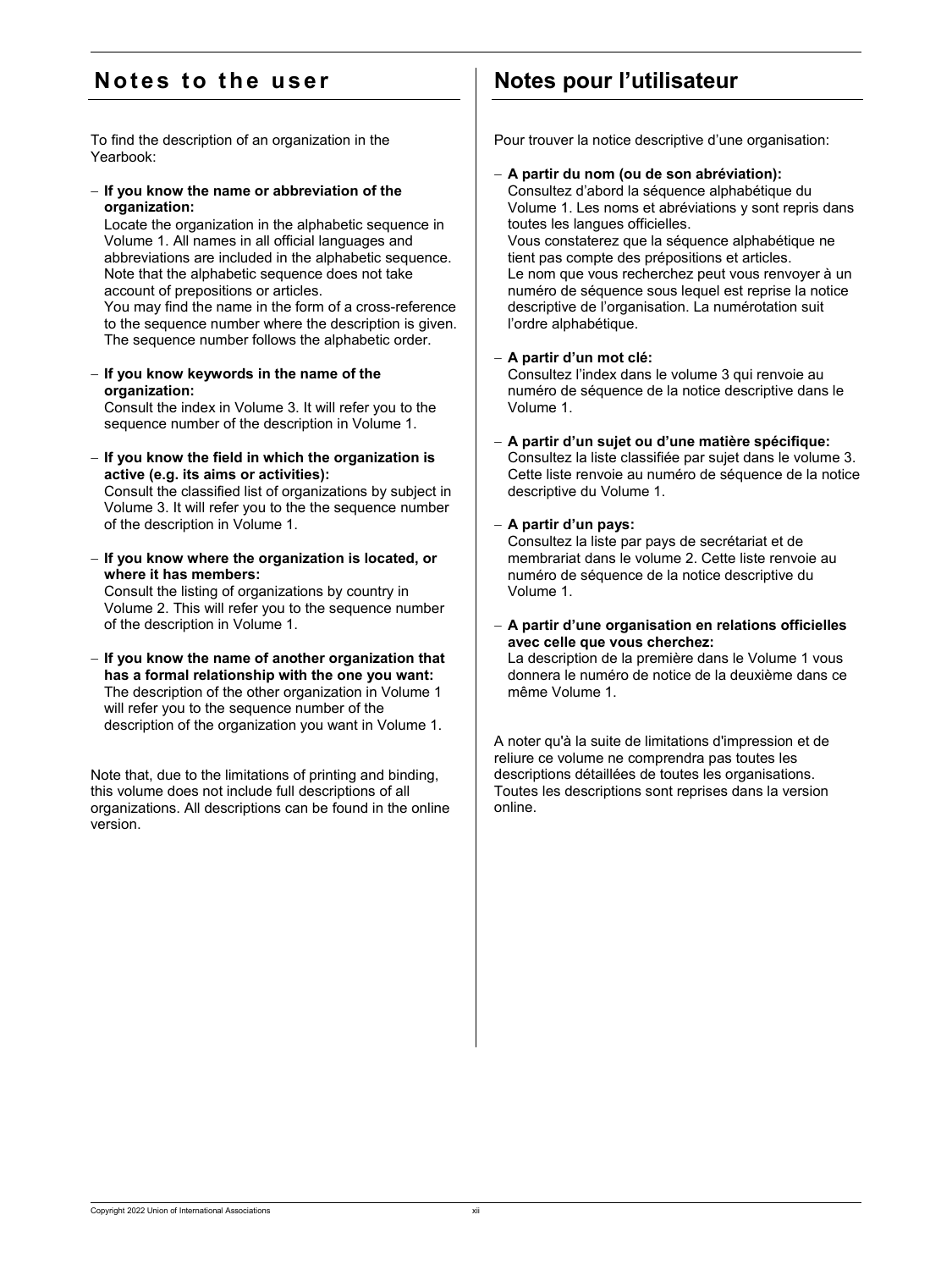## Notes to the user

To find the description of an organization in the Yearbook:

- **If you know the name or abbreviation of the organization:**
  Locate the organization in the alphabetic sequence in Volume 1. All names in all official languages and abbreviations are included in the alphabetic sequence. Note that the alphabetic sequence does not take account of prepositions or articles.
  You may find the name in the form of a cross-reference to the sequence number where the description is given. The sequence number follows the alphabetic order.

- **If you know keywords in the name of the organization:**
  Consult the index in Volume 3. It will refer you to the sequence number of the description in Volume 1.

- **If you know the field in which the organization is active (e.g. its aims or activities):**
  Consult the classified list of organizations by subject in Volume 3. It will refer you to the the sequence number of the description in Volume 1.

- **If you know where the organization is located, or where it has members:**
  Consult the listing of organizations by country in Volume 2. This will refer you to the sequence number of the description in Volume 1.

- **If you know the name of another organization that has a formal relationship with the one you want:**
  The description of the other organization in Volume 1 will refer you to the sequence number of the description of the organization you want in Volume 1.

Note that, due to the limitations of printing and binding, this volume does not include full descriptions of all organizations. All descriptions can be found in the online version.

## Notes pour l'utilisateur

Pour trouver la notice descriptive d'une organisation:

- **A partir du nom (ou de son abréviation):**
  Consultez d'abord la séquence alphabétique du Volume 1. Les noms et abréviations y sont repris dans toutes les langues officielles.
  Vous constaterez que la séquence alphabétique ne tient pas compte des prépositions et articles.
  Le nom que vous recherchez peut vous renvoyer à un numéro de séquence sous lequel est reprise la notice descriptive de l'organisation. La numérotation suit l'ordre alphabétique.

- **A partir d'un mot clé:**
  Consultez l'index dans le volume 3 qui renvoie au numéro de séquence de la notice descriptive dans le Volume 1.

- **A partir d'un sujet ou d'une matière spécifique:**
  Consultez la liste classifiée par sujet dans le volume 3. Cette liste renvoie au numéro de séquence de la notice descriptive du Volume 1.

- **A partir d'un pays:**
  Consultez la liste par pays de secrétariat et de membrariat dans le volume 2. Cette liste renvoie au numéro de séquence de la notice descriptive du Volume 1.

- **A partir d'une organisation en relations officielles avec celle que vous cherchez:**
  La description de la première dans le Volume 1 vous donnera le numéro de notice de la deuxième dans ce même Volume 1.

A noter qu'à la suite de limitations d'impression et de reliure ce volume ne comprendra pas toutes les descriptions détaillées de toutes les organisations. Toutes les descriptions sont reprises dans la version online.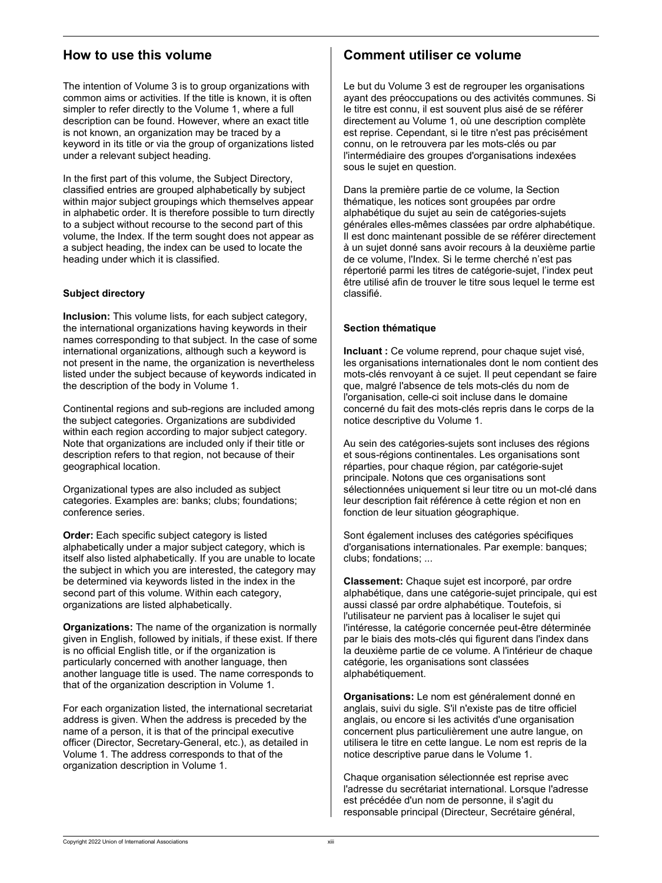## How to use this volume

The intention of Volume 3 is to group organizations with common aims or activities. If the title is known, it is often simpler to refer directly to the Volume 1, where a full description can be found. However, where an exact title is not known, an organization may be traced by a keyword in its title or via the group of organizations listed under a relevant subject heading.

In the first part of this volume, the Subject Directory, classified entries are grouped alphabetically by subject within major subject groupings which themselves appear in alphabetic order. It is therefore possible to turn directly to a subject without recourse to the second part of this volume, the Index. If the term sought does not appear as a subject heading, the index can be used to locate the heading under which it is classified.

### Subject directory

**Inclusion:** This volume lists, for each subject category, the international organizations having keywords in their names corresponding to that subject. In the case of some international organizations, although such a keyword is not present in the name, the organization is nevertheless listed under the subject because of keywords indicated in the description of the body in Volume 1.

Continental regions and sub-regions are included among the subject categories. Organizations are subdivided within each region according to major subject category. Note that organizations are included only if their title or description refers to that region, not because of their geographical location.

Organizational types are also included as subject categories. Examples are: banks; clubs; foundations; conference series.

**Order:** Each specific subject category is listed alphabetically under a major subject category, which is itself also listed alphabetically. If you are unable to locate the subject in which you are interested, the category may be determined via keywords listed in the index in the second part of this volume. Within each category, organizations are listed alphabetically.

**Organizations:** The name of the organization is normally given in English, followed by initials, if these exist. If there is no official English title, or if the organization is particularly concerned with another language, then another language title is used. The name corresponds to that of the organization description in Volume 1.

For each organization listed, the international secretariat address is given. When the address is preceded by the name of a person, it is that of the principal executive officer (Director, Secretary-General, etc.), as detailed in Volume 1. The address corresponds to that of the organization description in Volume 1.

## Comment utiliser ce volume

Le but du Volume 3 est de regrouper les organisations ayant des préoccupations ou des activités communes. Si le titre est connu, il est souvent plus aisé de se référer directement au Volume 1, où une description complète est reprise. Cependant, si le titre n'est pas précisément connu, on le retrouvera par les mots-clés ou par l'intermédiaire des groupes d'organisations indexées sous le sujet en question.

Dans la première partie de ce volume, la Section thématique, les notices sont groupées par ordre alphabétique du sujet au sein de catégories-sujets générales elles-mêmes classées par ordre alphabétique. Il est donc maintenant possible de se référer directement à un sujet donné sans avoir recours à la deuxième partie de ce volume, l'Index. Si le terme cherché n'est pas répertorié parmi les titres de catégorie-sujet, l'index peut être utilisé afin de trouver le titre sous lequel le terme est classifié.

### Section thématique

**Incluant :** Ce volume reprend, pour chaque sujet visé, les organisations internationales dont le nom contient des mots-clés renvoyant à ce sujet. Il peut cependant se faire que, malgré l'absence de tels mots-clés du nom de l'organisation, celle-ci soit incluse dans le domaine concerné du fait des mots-clés repris dans le corps de la notice descriptive du Volume 1.

Au sein des catégories-sujets sont incluses des régions et sous-régions continentales. Les organisations sont réparties, pour chaque région, par catégorie-sujet principale. Notons que ces organisations sont sélectionnées uniquement si leur titre ou un mot-clé dans leur description fait référence à cette région et non en fonction de leur situation géographique.

Sont également incluses des catégories spécifiques d'organisations internationales. Par exemple: banques; clubs; fondations; ...

**Classement:** Chaque sujet est incorporé, par ordre alphabétique, dans une catégorie-sujet principale, qui est aussi classé par ordre alphabétique. Toutefois, si l'utilisateur ne parvient pas à localiser le sujet qui l'intéresse, la catégorie concernée peut-être déterminée par le biais des mots-clés qui figurent dans l'index dans la deuxième partie de ce volume. A l'intérieur de chaque catégorie, les organisations sont classées alphabétiquement.

**Organisations:** Le nom est généralement donné en anglais, suivi du sigle. S'il n'existe pas de titre officiel anglais, ou encore si les activités d'une organisation concernent plus particulièrement une autre langue, on utilisera le titre en cette langue. Le nom est repris de la notice descriptive parue dans le Volume 1.

Chaque organisation sélectionnée est reprise avec l'adresse du secrétariat international. Lorsque l'adresse est précédée d'un nom de personne, il s'agit du responsable principal (Directeur, Secrétaire général,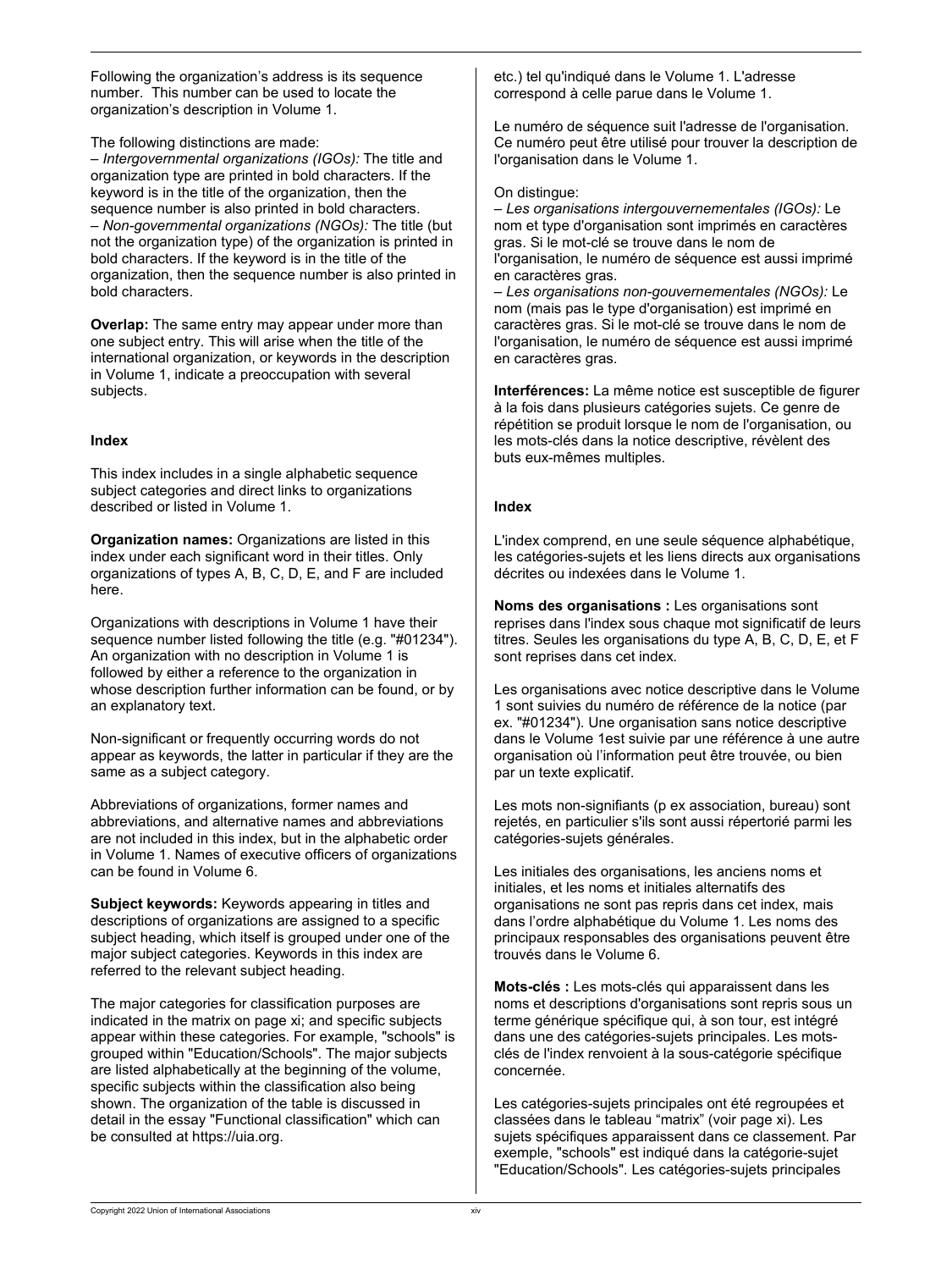Following the organization's address is its sequence number. This number can be used to locate the organization's description in Volume 1.

The following distinctions are made:
– *Intergovernmental organizations (IGOs):* The title and organization type are printed in bold characters. If the keyword is in the title of the organization, then the sequence number is also printed in bold characters.
– *Non-governmental organizations (NGOs):* The title (but not the organization type) of the organization is printed in bold characters. If the keyword is in the title of the organization, then the sequence number is also printed in bold characters.

**Overlap:** The same entry may appear under more than one subject entry. This will arise when the title of the international organization, or keywords in the description in Volume 1, indicate a preoccupation with several subjects.

### Index

This index includes in a single alphabetic sequence subject categories and direct links to organizations described or listed in Volume 1.

**Organization names:** Organizations are listed in this index under each significant word in their titles. Only organizations of types A, B, C, D, E, and F are included here.

Organizations with descriptions in Volume 1 have their sequence number listed following the title (e.g. "#01234"). An organization with no description in Volume 1 is followed by either a reference to the organization in whose description further information can be found, or by an explanatory text.

Non-significant or frequently occurring words do not appear as keywords, the latter in particular if they are the same as a subject category.

Abbreviations of organizations, former names and abbreviations, and alternative names and abbreviations are not included in this index, but in the alphabetic order in Volume 1. Names of executive officers of organizations can be found in Volume 6.

**Subject keywords:** Keywords appearing in titles and descriptions of organizations are assigned to a specific subject heading, which itself is grouped under one of the major subject categories. Keywords in this index are referred to the relevant subject heading.

The major categories for classification purposes are indicated in the matrix on page xi; and specific subjects appear within these categories. For example, "schools" is grouped within "Education/Schools". The major subjects are listed alphabetically at the beginning of the volume, specific subjects within the classification also being shown. The organization of the table is discussed in detail in the essay "Functional classification" which can be consulted at https://uia.org.

etc.) tel qu'indiqué dans le Volume 1. L'adresse correspond à celle parue dans le Volume 1.

Le numéro de séquence suit l'adresse de l'organisation. Ce numéro peut être utilisé pour trouver la description de l'organisation dans le Volume 1.

On distingue:
– *Les organisations intergouvernementales (IGOs):* Le nom et type d'organisation sont imprimés en caractères gras. Si le mot-clé se trouve dans le nom de l'organisation, le numéro de séquence est aussi imprimé en caractères gras.
– *Les organisations non-gouvernementales (NGOs):* Le nom (mais pas le type d'organisation) est imprimé en caractères gras. Si le mot-clé se trouve dans le nom de l'organisation, le numéro de séquence est aussi imprimé en caractères gras.

**Interférences:** La même notice est susceptible de figurer à la fois dans plusieurs catégories sujets. Ce genre de répétition se produit lorsque le nom de l'organisation, ou les mots-clés dans la notice descriptive, révèlent des buts eux-mêmes multiples.

### Index

L'index comprend, en une seule séquence alphabétique, les catégories-sujets et les liens directs aux organisations décrites ou indexées dans le Volume 1.

**Noms des organisations :** Les organisations sont reprises dans l'index sous chaque mot significatif de leurs titres. Seules les organisations du type A, B, C, D, E, et F sont reprises dans cet index.

Les organisations avec notice descriptive dans le Volume 1 sont suivies du numéro de référence de la notice (par ex. "#01234"). Une organisation sans notice descriptive dans le Volume 1est suivie par une référence à une autre organisation où l'information peut être trouvée, ou bien par un texte explicatif.

Les mots non-signifiants (p ex association, bureau) sont rejetés, en particulier s'ils sont aussi répertorié parmi les catégories-sujets générales.

Les initiales des organisations, les anciens noms et initiales, et les noms et initiales alternatifs des organisations ne sont pas repris dans cet index, mais dans l'ordre alphabétique du Volume 1. Les noms des principaux responsables des organisations peuvent être trouvés dans le Volume 6.

**Mots-clés :** Les mots-clés qui apparaissent dans les noms et descriptions d'organisations sont repris sous un terme générique spécifique qui, à son tour, est intégré dans une des catégories-sujets principales. Les mots-clés de l'index renvoient à la sous-catégorie spécifique concernée.

Les catégories-sujets principales ont été regroupées et classées dans le tableau "matrix" (voir page xi). Les sujets spécifiques apparaissent dans ce classement. Par exemple, "schools" est indiqué dans la catégorie-sujet "Education/Schools". Les catégories-sujets principales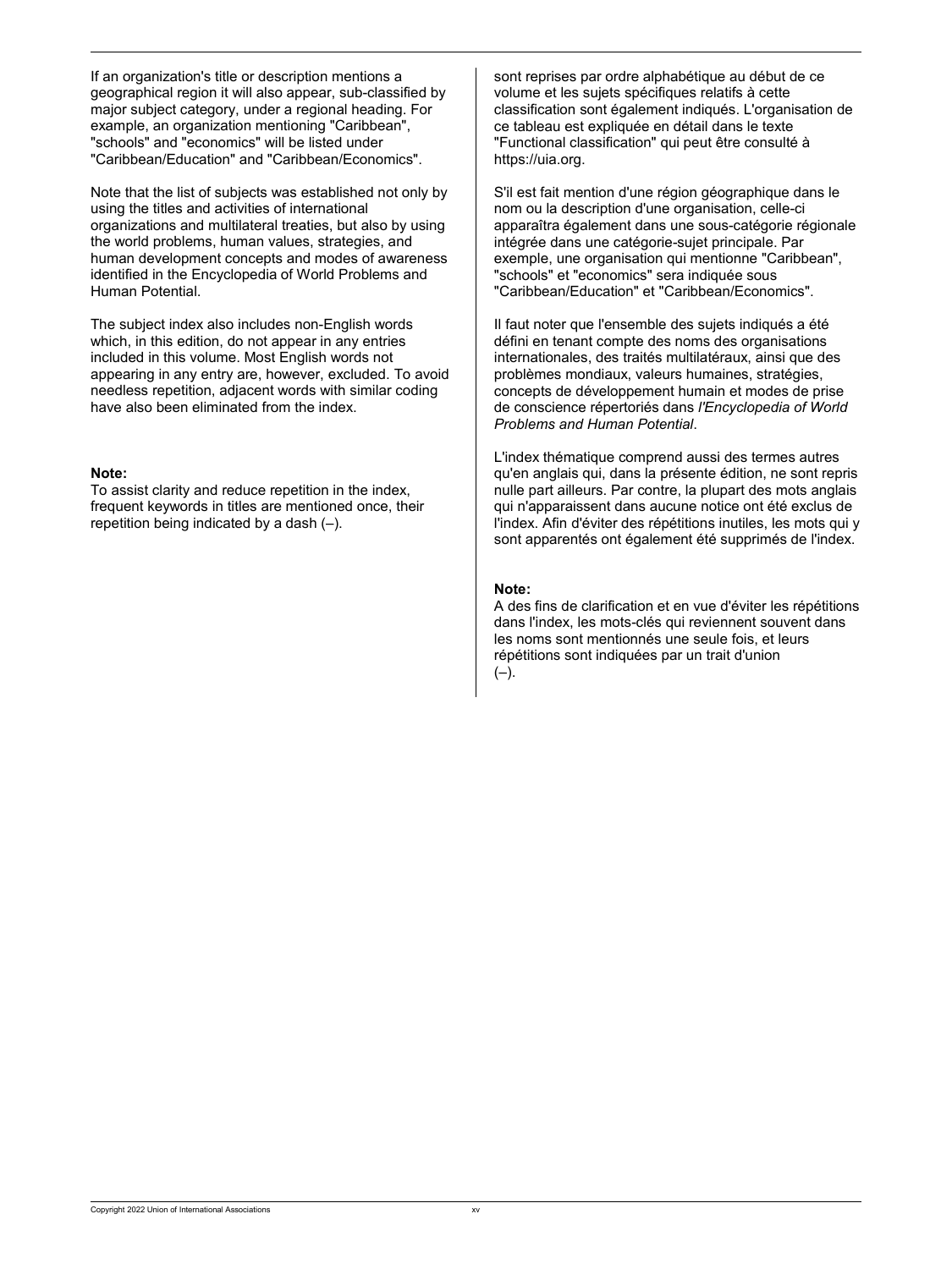If an organization's title or description mentions a geographical region it will also appear, sub-classified by major subject category, under a regional heading. For example, an organization mentioning "Caribbean", "schools" and "economics" will be listed under "Caribbean/Education" and "Caribbean/Economics".

Note that the list of subjects was established not only by using the titles and activities of international organizations and multilateral treaties, but also by using the world problems, human values, strategies, and human development concepts and modes of awareness identified in the Encyclopedia of World Problems and Human Potential.

The subject index also includes non-English words which, in this edition, do not appear in any entries included in this volume. Most English words not appearing in any entry are, however, excluded. To avoid needless repetition, adjacent words with similar coding have also been eliminated from the index.

**Note:**
To assist clarity and reduce repetition in the index, frequent keywords in titles are mentioned once, their repetition being indicated by a dash (–).

sont reprises par ordre alphabétique au début de ce volume et les sujets spécifiques relatifs à cette classification sont également indiqués. L'organisation de ce tableau est expliquée en détail dans le texte "Functional classification" qui peut être consulté à https://uia.org.

S'il est fait mention d'une région géographique dans le nom ou la description d'une organisation, celle-ci apparaîtra également dans une sous-catégorie régionale intégrée dans une catégorie-sujet principale. Par exemple, une organisation qui mentionne "Caribbean", "schools" et "economics" sera indiquée sous "Caribbean/Education" et "Caribbean/Economics".

Il faut noter que l'ensemble des sujets indiqués a été défini en tenant compte des noms des organisations internationales, des traités multilatéraux, ainsi que des problèmes mondiaux, valeurs humaines, stratégies, concepts de développement humain et modes de prise de conscience répertoriés dans *l'Encyclopedia of World Problems and Human Potential*.

L'index thématique comprend aussi des termes autres qu'en anglais qui, dans la présente édition, ne sont repris nulle part ailleurs. Par contre, la plupart des mots anglais qui n'apparaissent dans aucune notice ont été exclus de l'index. Afin d'éviter des répétitions inutiles, les mots qui y sont apparentés ont également été supprimés de l'index.

**Note:**
A des fins de clarification et en vue d'éviter les répétitions dans l'index, les mots-clés qui reviennent souvent dans les noms sont mentionnés une seule fois, et leurs répétitions sont indiquées par un trait d'union (–).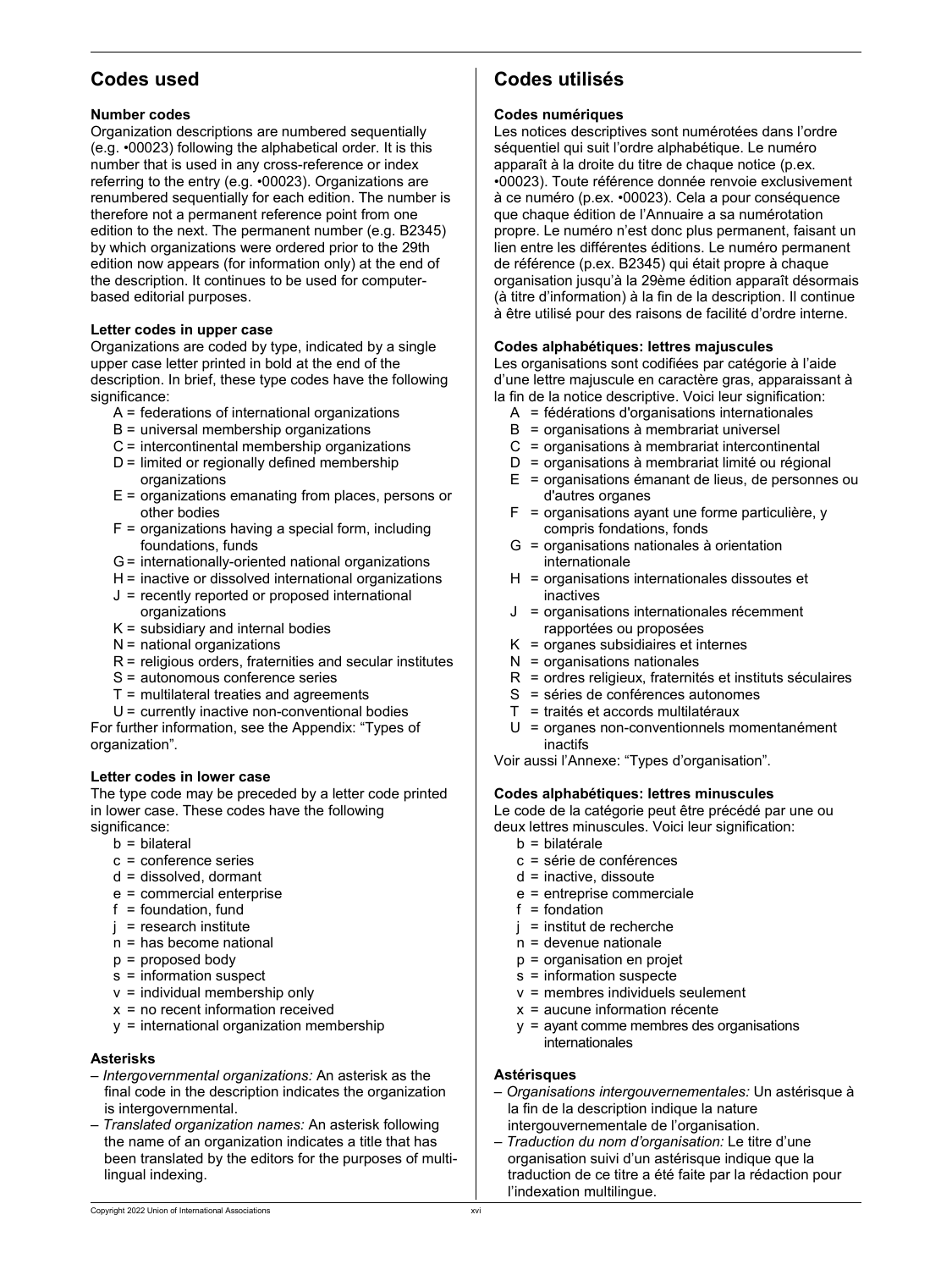## Codes used

### Number codes

Organization descriptions are numbered sequentially (e.g. •00023) following the alphabetical order. It is this number that is used in any cross-reference or index referring to the entry (e.g. •00023). Organizations are renumbered sequentially for each edition. The number is therefore not a permanent reference point from one edition to the next. The permanent number (e.g. B2345) by which organizations were ordered prior to the 29th edition now appears (for information only) at the end of the description. It continues to be used for computer-based editorial purposes.

### Letter codes in upper case

Organizations are coded by type, indicated by a single upper case letter printed in bold at the end of the description. In brief, these type codes have the following significance:

- A = federations of international organizations
- B = universal membership organizations
- C = intercontinental membership organizations
- D = limited or regionally defined membership organizations
- E = organizations emanating from places, persons or other bodies
- F = organizations having a special form, including foundations, funds
- G = internationally-oriented national organizations
- H = inactive or dissolved international organizations
- J = recently reported or proposed international organizations
- K = subsidiary and internal bodies
- N = national organizations
- R = religious orders, fraternities and secular institutes
- S = autonomous conference series
- T = multilateral treaties and agreements
- U = currently inactive non-conventional bodies

For further information, see the Appendix: "Types of organization".

### Letter codes in lower case

The type code may be preceded by a letter code printed in lower case. These codes have the following significance:

- b = bilateral
- c = conference series
- d = dissolved, dormant
- e = commercial enterprise
- f = foundation, fund
- j = research institute
- n = has become national
- p = proposed body
- s = information suspect
- v = individual membership only
- x = no recent information received
- y = international organization membership

### Asterisks

- *Intergovernmental organizations:* An asterisk as the final code in the description indicates the organization is intergovernmental.
- *Translated organization names:* An asterisk following the name of an organization indicates a title that has been translated by the editors for the purposes of multi-lingual indexing.

## Codes utilisés

### Codes numériques

Les notices descriptives sont numérotées dans l'ordre séquentiel qui suit l'ordre alphabétique. Le numéro apparaît à la droite du titre de chaque notice (p.ex. •00023). Toute référence donnée renvoie exclusivement à ce numéro (p.ex. •00023). Cela a pour conséquence que chaque édition de l'Annuaire a sa numérotation propre. Le numéro n'est donc plus permanent, faisant un lien entre les différentes éditions. Le numéro permanent de référence (p.ex. B2345) qui était propre à chaque organisation jusqu'à la 29ème édition apparaît désormais (à titre d'information) à la fin de la description. Il continue à être utilisé pour des raisons de facilité d'ordre interne.

### Codes alphabétiques: lettres majuscules

Les organisations sont codifiées par catégorie à l'aide d'une lettre majuscule en caractère gras, apparaissant à la fin de la notice descriptive. Voici leur signification:

- A = fédérations d'organisations internationales
- B = organisations à membrariat universel
- C = organisations à membrariat intercontinental
- D = organisations à membrariat limité ou régional
- E = organisations émanant de lieux, de personnes ou d'autres organes
- F = organisations ayant une forme particulière, y compris fondations, fonds
- G = organisations nationales à orientation internationale
- H = organisations internationales dissoutes et inactives
- J = organisations internationales récemment rapportées ou proposées
- K = organes subsidiaires et internes
- N = organisations nationales
- R = ordres religieux, fraternités et instituts séculaires
- S = séries de conférences autonomes
- T = traités et accords multilatéraux
- U = organes non-conventionnels momentanément inactifs

Voir aussi l'Annexe: "Types d'organisation".

### Codes alphabétiques: lettres minuscules

Le code de la catégorie peut être précédé par une ou deux lettres minuscules. Voici leur signification:

- b = bilatérale
- c = série de conférences
- d = inactive, dissoute
- e = entreprise commerciale
- f = fondation
- j = institut de recherche
- n = devenue nationale
- p = organisation en projet
- s = information suspecte
- v = membres individuels seulement
- x = aucune information récente
- y = ayant comme membres des organisations internationales

### Astérisques

- *Organisations intergouvernementales:* Un astérisque à la fin de la description indique la nature intergouvernementale de l'organisation.
- *Traduction du nom d'organisation:* Le titre d'une organisation suivi d'un astérisque indique que la traduction de ce titre a été faite par la rédaction pour l'indexation multilingue.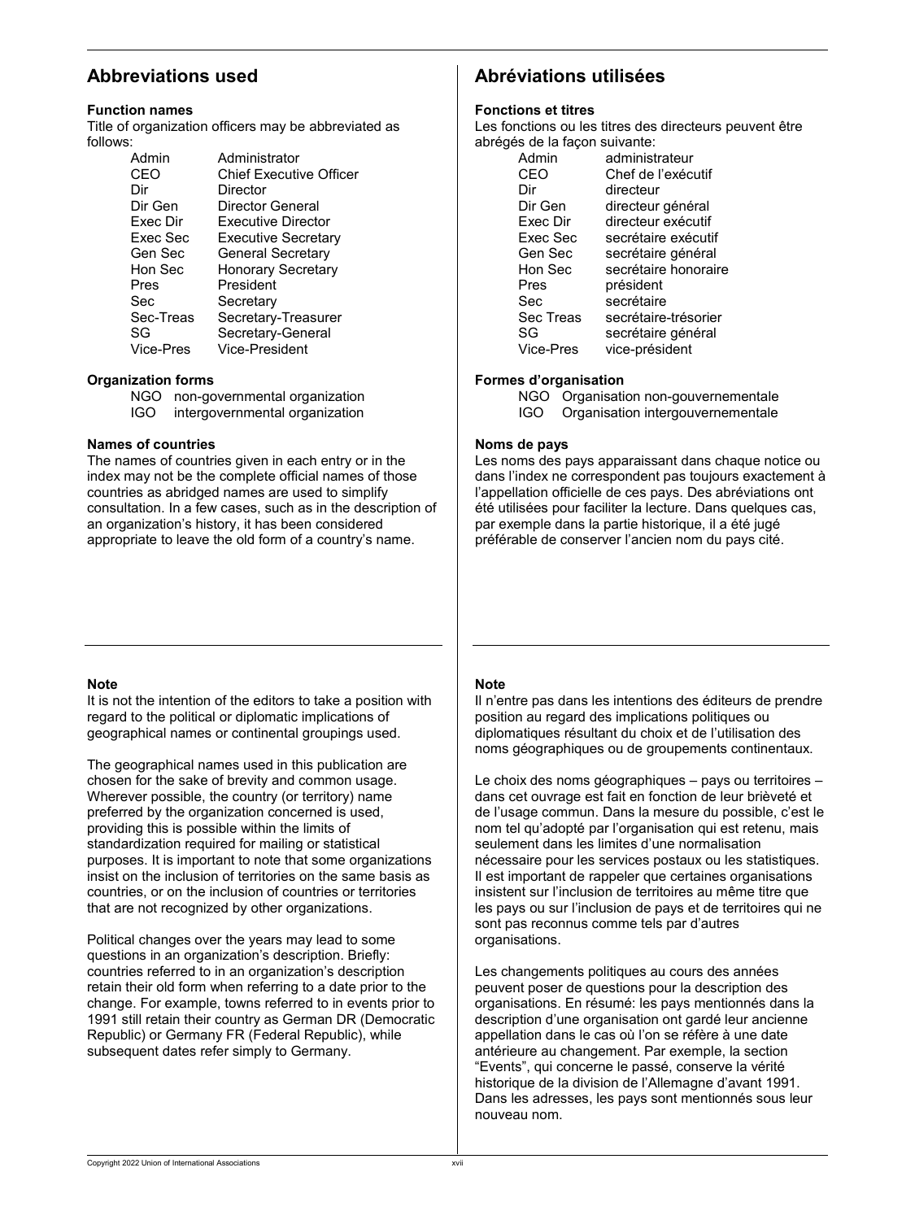## Abbreviations used

### Function names

Title of organization officers may be abbreviated as follows:

| | |
|---|---|
| Admin | Administrator |
| CEO | Chief Executive Officer |
| Dir | Director |
| Dir Gen | Director General |
| Exec Dir | Executive Director |
| Exec Sec | Executive Secretary |
| Gen Sec | General Secretary |
| Hon Sec | Honorary Secretary |
| Pres | President |
| Sec | Secretary |
| Sec-Treas | Secretary-Treasurer |
| SG | Secretary-General |
| Vice-Pres | Vice-President |

### Organization forms

| | |
|---|---|
| NGO | non-governmental organization |
| IGO | intergovernmental organization |

### Names of countries

The names of countries given in each entry or in the index may not be the complete official names of those countries as abridged names are used to simplify consultation. In a few cases, such as in the description of an organization's history, it has been considered appropriate to leave the old form of a country's name.

## Abréviations utilisées

### Fonctions et titres

Les fonctions ou les titres des directeurs peuvent être abrégés de la façon suivante:

| | |
|---|---|
| Admin | administrateur |
| CEO | Chef de l'exécutif |
| Dir | directeur |
| Dir Gen | directeur général |
| Exec Dir | directeur exécutif |
| Exec Sec | secrétaire exécutif |
| Gen Sec | secrétaire général |
| Hon Sec | secrétaire honoraire |
| Pres | président |
| Sec | secrétaire |
| Sec Treas | secrétaire-trésorier |
| SG | secrétaire général |
| Vice-Pres | vice-président |

### Formes d'organisation

| | |
|---|---|
| NGO | Organisation non-gouvernementale |
| IGO | Organisation intergouvernementale |

### Noms de pays

Les noms des pays apparaissant dans chaque notice ou dans l'index ne correspondent pas toujours exactement à l'appellation officielle de ces pays. Des abréviations ont été utilisées pour faciliter la lecture. Dans quelques cas, par exemple dans la partie historique, il a été jugé préférable de conserver l'ancien nom du pays cité.

---

### Note

It is not the intention of the editors to take a position with regard to the political or diplomatic implications of geographical names or continental groupings used.

The geographical names used in this publication are chosen for the sake of brevity and common usage. Wherever possible, the country (or territory) name preferred by the organization concerned is used, providing this is possible within the limits of standardization required for mailing or statistical purposes. It is important to note that some organizations insist on the inclusion of territories on the same basis as countries, or on the inclusion of countries or territories that are not recognized by other organizations.

Political changes over the years may lead to some questions in an organization's description. Briefly: countries referred to in an organization's description retain their old form when referring to a date prior to the change. For example, towns referred to in events prior to 1991 still retain their country as German DR (Democratic Republic) or Germany FR (Federal Republic), while subsequent dates refer simply to Germany.

### Note

Il n'entre pas dans les intentions des éditeurs de prendre position au regard des implications politiques ou diplomatiques résultant du choix et de l'utilisation des noms géographiques ou de groupements continentaux.

Le choix des noms géographiques – pays ou territoires – dans cet ouvrage est fait en fonction de leur brièveté et de l'usage commun. Dans la mesure du possible, c'est le nom tel qu'adopté par l'organisation qui est retenu, mais seulement dans les limites d'une normalisation nécessaire pour les services postaux ou les statistiques. Il est important de rappeler que certaines organisations insistent sur l'inclusion de territoires au même titre que les pays ou sur l'inclusion de pays et de territoires qui ne sont pas reconnus comme tels par d'autres organisations.

Les changements politiques au cours des années peuvent poser de questions pour la description des organisations. En résumé: les pays mentionnés dans la description d'une organisation ont gardé leur ancienne appellation dans le cas où l'on se réfère à une date antérieure au changement. Par exemple, la section "Events", qui concerne le passé, conserve la vérité historique de la division de l'Allemagne d'avant 1991. Dans les adresses, les pays sont mentionnés sous leur nouveau nom.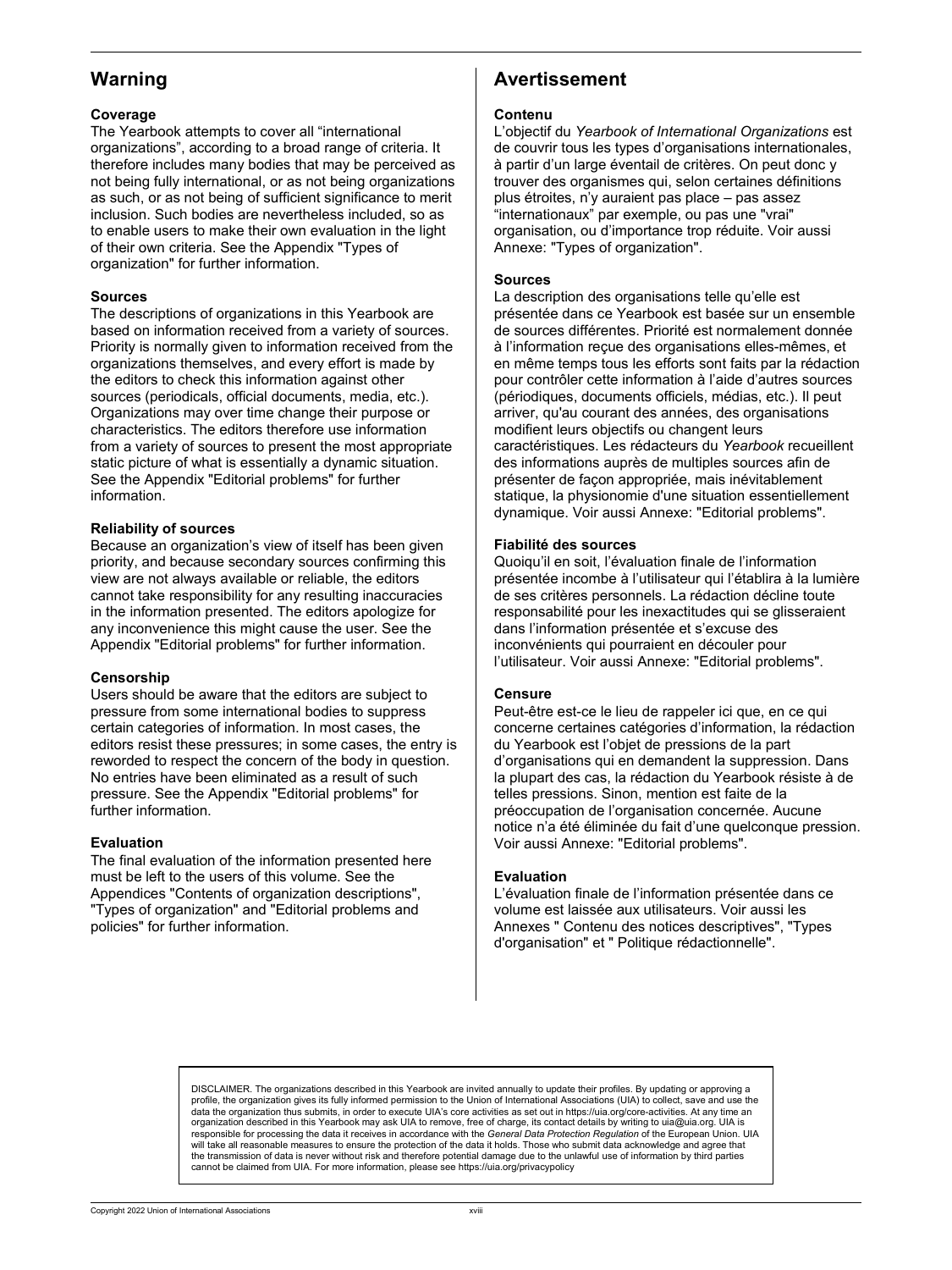## Warning

**Coverage**
The Yearbook attempts to cover all "international organizations", according to a broad range of criteria. It therefore includes many bodies that may be perceived as not being fully international, or as not being organizations as such, or as not being of sufficient significance to merit inclusion. Such bodies are nevertheless included, so as to enable users to make their own evaluation in the light of their own criteria. See the Appendix "Types of organization" for further information.

**Sources**
The descriptions of organizations in this Yearbook are based on information received from a variety of sources. Priority is normally given to information received from the organizations themselves, and every effort is made by the editors to check this information against other sources (periodicals, official documents, media, etc.). Organizations may over time change their purpose or characteristics. The editors therefore use information from a variety of sources to present the most appropriate static picture of what is essentially a dynamic situation. See the Appendix "Editorial problems" for further information.

**Reliability of sources**
Because an organization's view of itself has been given priority, and because secondary sources confirming this view are not always available or reliable, the editors cannot take responsibility for any resulting inaccuracies in the information presented. The editors apologize for any inconvenience this might cause the user. See the Appendix "Editorial problems" for further information.

**Censorship**
Users should be aware that the editors are subject to pressure from some international bodies to suppress certain categories of information. In most cases, the editors resist these pressures; in some cases, the entry is reworded to respect the concern of the body in question. No entries have been eliminated as a result of such pressure. See the Appendix "Editorial problems" for further information.

**Evaluation**
The final evaluation of the information presented here must be left to the users of this volume. See the Appendices "Contents of organization descriptions", "Types of organization" and "Editorial problems and policies" for further information.

## Avertissement

**Contenu**
L'objectif du *Yearbook of International Organizations* est de couvrir tous les types d'organisations internationales, à partir d'un large éventail de critères. On peut donc y trouver des organismes qui, selon certaines définitions plus étroites, n'y auraient pas place – pas assez "internationaux" par exemple, ou pas une "vrai" organisation, ou d'importance trop réduite. Voir aussi Annexe: "Types of organization".

**Sources**
La description des organisations telle qu'elle est présentée dans ce Yearbook est basée sur un ensemble de sources différentes. Priorité est normalement donnée à l'information reçue des organisations elles-mêmes, et en même temps tous les efforts sont faits par la rédaction pour contrôler cette information à l'aide d'autres sources (périodiques, documents officiels, médias, etc.). Il peut arriver, qu'au courant des années, des organisations modifient leurs objectifs ou changent leurs caractéristiques. Les rédacteurs du *Yearbook* recueillent des informations auprès de multiples sources afin de présenter de façon appropriée, mais inévitablement statique, la physionomie d'une situation essentiellement dynamique. Voir aussi Annexe: "Editorial problems".

**Fiabilité des sources**
Quoiqu'il en soit, l'évaluation finale de l'information présentée incombe à l'utilisateur qui l'établira à la lumière de ses critères personnels. La rédaction décline toute responsabilité pour les inexactitudes qui se glisseraient dans l'information présentée et s'excuse des inconvénients qui pourraient en découler pour l'utilisateur. Voir aussi Annexe: "Editorial problems".

**Censure**
Peut-être est-ce le lieu de rappeler ici que, en ce qui concerne certaines catégories d'information, la rédaction du Yearbook est l'objet de pressions de la part d'organisations qui en demandent la suppression. Dans la plupart des cas, la rédaction du Yearbook résiste à de telles pressions. Sinon, mention est faite de la préoccupation de l'organisation concernée. Aucune notice n'a été éliminée du fait d'une quelconque pression. Voir aussi Annexe: "Editorial problems".

**Evaluation**
L'évaluation finale de l'information présentée dans ce volume est laissée aux utilisateurs. Voir aussi les Annexes " Contenu des notices descriptives", "Types d'organisation" et " Politique rédactionnelle".

DISCLAIMER. The organizations described in this Yearbook are invited annually to update their profiles. By updating or approving a profile, the organization gives its fully informed permission to the Union of International Associations (UIA) to collect, save and use the data the organization thus submits, in order to execute UIA's core activities as set out in https://uia.org/core-activities. At any time an organization described in this Yearbook may ask UIA to remove, free of charge, its contact details by writing to uia@uia.org. UIA is responsible for processing the data it receives in accordance with the *General Data Protection Regulation* of the European Union. UIA will take all reasonable measures to ensure the protection of the data it holds. Those who submit data acknowledge and agree that the transmission of data is never without risk and therefore potential damage due to the unlawful use of information by third parties cannot be claimed from UIA. For more information, please see https://uia.org/privacypolicy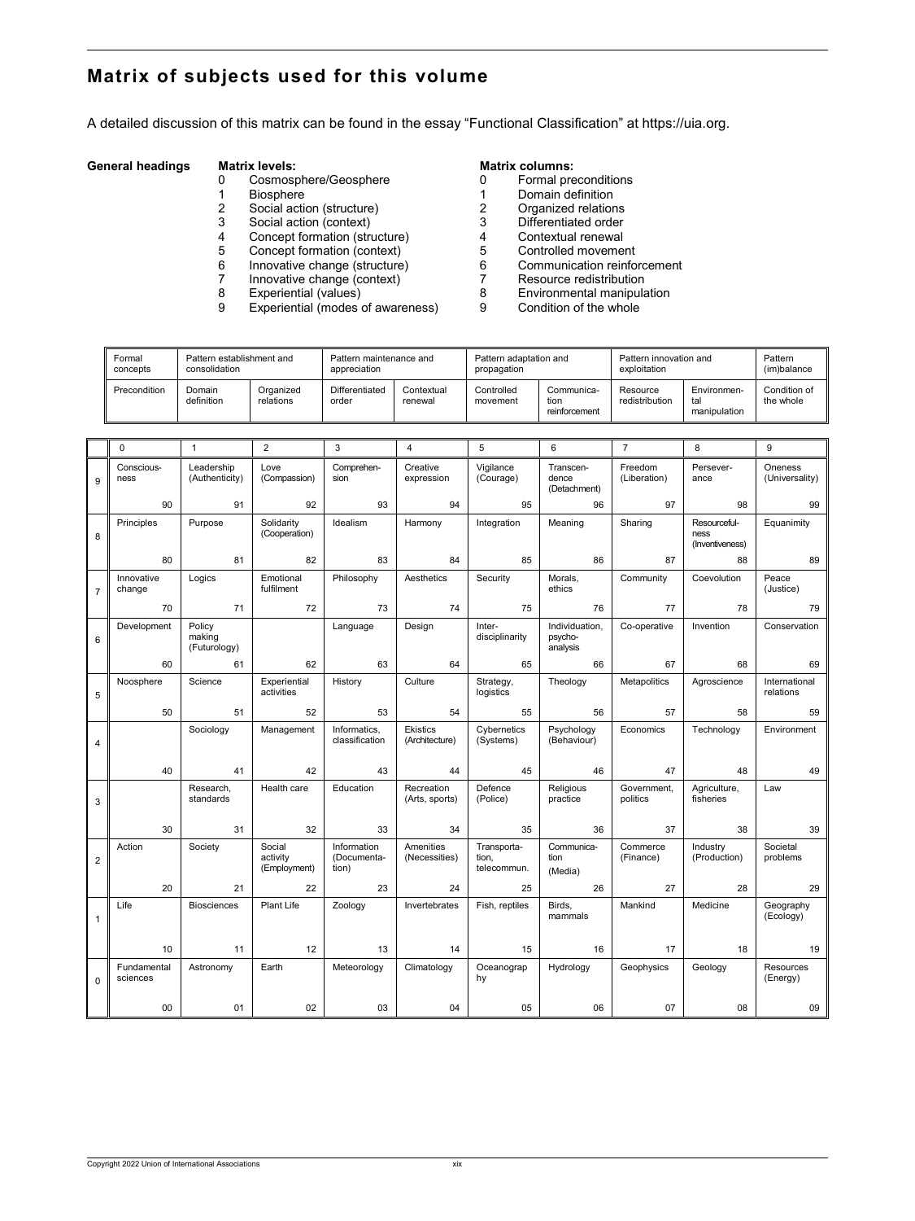## Matrix of subjects used for this volume

A detailed discussion of this matrix can be found in the essay "Functional Classification" at https://uia.org.

**General headings**

**Matrix levels:**

0 Cosmosphere/Geosphere
1 Biosphere
2 Social action (structure)
3 Social action (context)
4 Concept formation (structure)
5 Concept formation (context)
6 Innovative change (structure)
7 Innovative change (context)
8 Experiential (values)
9 Experiential (modes of awareness)

**Matrix columns:**

0 Formal preconditions
1 Domain definition
2 Organized relations
3 Differentiated order
4 Contextual renewal
5 Controlled movement
6 Communication reinforcement
7 Resource redistribution
8 Environmental manipulation
9 Condition of the whole

| Formal concepts | Pattern establishment and consolidation | | Pattern maintenance and appreciation | | Pattern adaptation and propagation | | Pattern innovation and exploitation | | Pattern (im)balance |
|---|---|---|---|---|---|---|---|---|---|
| Precondition | Domain definition | Organized relations | Differentiated order | Contextual renewal | Controlled movement | Communica-tion reinforcement | Resource redistribution | Environmen-tal manipulation | Condition of the whole |

| | 0 | 1 | 2 | 3 | 4 | 5 | 6 | 7 | 8 | 9 |
|---|---|---|---|---|---|---|---|---|---|---|
| 9 | Conscious-ness 90 | Leadership (Authenticity) 91 | Love (Compassion) 92 | Comprehen-sion 93 | Creative expression 94 | Vigilance (Courage) 95 | Transcen-dence (Detachment) 96 | Freedom (Liberation) 97 | Persever-ance 98 | Oneness (Universality) 99 |
| 8 | Principles 80 | Purpose 81 | Solidarity (Cooperation) 82 | Idealism 83 | Harmony 84 | Integration 85 | Meaning 86 | Sharing 87 | Resourceful-ness (Inventiveness) 88 | Equanimity 89 |
| 7 | Innovative change 70 | Logics 71 | Emotional fulfilment 72 | Philosophy 73 | Aesthetics 74 | Security 75 | Morals, ethics 76 | Community 77 | Coevolution 78 | Peace (Justice) 79 |
| 6 | Development 60 | Policy making (Futurology) 61 | 62 | Language 63 | Design 64 | Inter-disciplinarity 65 | Individuation, psycho-analysis 66 | Co-operative 67 | Invention 68 | Conservation 69 |
| 5 | Noosphere 50 | Science 51 | Experiential activities 52 | History 53 | Culture 54 | Strategy, logistics 55 | Theology 56 | Metapolitics 57 | Agroscience 58 | International relations 59 |
| 4 | 40 | Sociology 41 | Management 42 | Informatics, classification 43 | Ekistics (Architecture) 44 | Cybernetics (Systems) 45 | Psychology (Behaviour) 46 | Economics 47 | Technology 48 | Environment 49 |
| 3 | 30 | Research, standards 31 | Health care 32 | Education 33 | Recreation (Arts, sports) 34 | Defence (Police) 35 | Religious practice 36 | Government, politics 37 | Agriculture, fisheries 38 | Law 39 |
| 2 | Action 20 | Society 21 | Social activity (Employment) 22 | Information (Documenta-tion) 23 | Amenities (Necessities) 24 | Transporta-tion, telecommun. 25 | Communica-tion (Media) 26 | Commerce (Finance) 27 | Industry (Production) 28 | Societal problems 29 |
| 1 | Life 10 | Biosciences 11 | Plant Life 12 | Zoology 13 | Invertebrates 14 | Fish, reptiles 15 | Birds, mammals 16 | Mankind 17 | Medicine 18 | Geography (Ecology) 19 |
| 0 | Fundamental sciences 00 | Astronomy 01 | Earth 02 | Meteorology 03 | Climatology 04 | Oceanograp hy 05 | Hydrology 06 | Geophysics 07 | Geology 08 | Resources (Energy) 09 |

Copyright 2022 Union of International Associations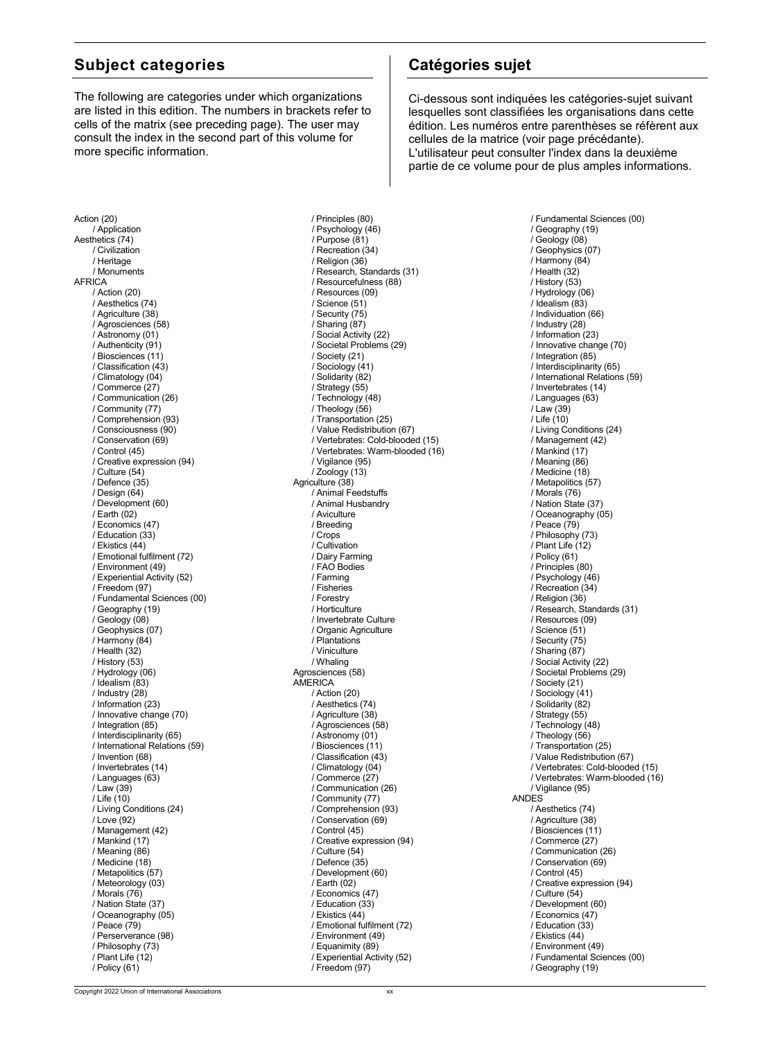## Subject categories

The following are categories under which organizations are listed in this edition. The numbers in brackets refer to cells of the matrix (see preceding page). The user may consult the index in the second part of this volume for more specific information.

## Catégories sujet

Ci-dessous sont indiquées les catégories-sujet suivant lesquelles sont classifiées les organisations dans cette édition. Les numéros entre parenthèses se réfèrent aux cellules de la matrice (voir page précédante). L'utilisateur peut consulter l'index dans la deuxième partie de ce volume pour de plus amples informations.

Action (20)
/ Application
Aesthetics (74)
/ Civilization
/ Heritage
/ Monuments
AFRICA
/ Action (20)
/ Aesthetics (74)
/ Agriculture (38)
/ Agrosciences (58)
/ Astronomy (01)
/ Authenticity (91)
/ Biosciences (11)
/ Classification (43)
/ Climatology (04)
/ Commerce (27)
/ Communication (26)
/ Community (77)
/ Comprehension (93)
/ Consciousness (90)
/ Conservation (69)
/ Control (45)
/ Creative expression (94)
/ Culture (54)
/ Defence (35)
/ Design (64)
/ Development (60)
/ Earth (02)
/ Economics (47)
/ Education (33)
/ Ekistics (44)
/ Emotional fulfilment (72)
/ Environment (49)
/ Experiential Activity (52)
/ Freedom (97)
/ Fundamental Sciences (00)
/ Geography (19)
/ Geology (08)
/ Geophysics (07)
/ Harmony (84)
/ Health (32)
/ History (53)
/ Hydrology (06)
/ Idealism (83)
/ Industry (28)
/ Information (23)
/ Innovative change (70)
/ Integration (85)
/ Interdisciplinarity (65)
/ International Relations (59)
/ Invention (68)
/ Invertebrates (14)
/ Languages (63)
/ Law (39)
/ Life (10)
/ Living Conditions (24)
/ Love (92)
/ Management (42)
/ Mankind (17)
/ Meaning (86)
/ Medicine (18)
/ Metapolitics (57)
/ Meteorology (03)
/ Morals (76)
/ Nation State (37)
/ Oceanography (05)
/ Peace (79)
/ Perserverance (98)
/ Philosophy (73)
/ Plant Life (12)
/ Policy (61)
/ Principles (80)
/ Psychology (46)
/ Purpose (81)
/ Recreation (34)
/ Religion (36)
/ Research, Standards (31)
/ Resourcefulness (88)
/ Resources (09)
/ Science (51)
/ Security (75)
/ Sharing (87)
/ Social Activity (22)
/ Societal Problems (29)
/ Society (21)
/ Sociology (41)
/ Solidarity (82)
/ Strategy (55)
/ Technology (48)
/ Theology (56)
/ Transportation (25)
/ Value Redistribution (67)
/ Vertebrates: Cold-blooded (15)
/ Vertebrates: Warm-blooded (16)
/ Vigilance (95)
/ Zoology (13)
Agriculture (38)
/ Animal Feedstuffs
/ Animal Husbandry
/ Aviculture
/ Breeding
/ Crops
/ Cultivation
/ Dairy Farming
/ FAO Bodies
/ Farming
/ Fisheries
/ Forestry
/ Horticulture
/ Invertebrate Culture
/ Organic Agriculture
/ Plantations
/ Viniculture
/ Whaling
Agrosciences (58)
AMERICA
/ Action (20)
/ Aesthetics (74)
/ Agriculture (38)
/ Agrosciences (58)
/ Astronomy (01)
/ Biosciences (11)
/ Classification (43)
/ Climatology (04)
/ Commerce (27)
/ Communication (26)
/ Community (77)
/ Comprehension (93)
/ Conservation (69)
/ Control (45)
/ Creative expression (94)
/ Culture (54)
/ Defence (35)
/ Development (60)
/ Earth (02)
/ Economics (47)
/ Education (33)
/ Ekistics (44)
/ Emotional fulfilment (72)
/ Environment (49)
/ Equanimity (89)
/ Experiential Activity (52)
/ Freedom (97)
/ Fundamental Sciences (00)
/ Geography (19)
/ Geology (08)
/ Geophysics (07)
/ Harmony (84)
/ Health (32)
/ History (53)
/ Hydrology (06)
/ Idealism (83)
/ Individuation (66)
/ Industry (28)
/ Information (23)
/ Innovative change (70)
/ Integration (85)
/ Interdisciplinarity (65)
/ International Relations (59)
/ Invertebrates (14)
/ Languages (63)
/ Law (39)
/ Life (10)
/ Living Conditions (24)
/ Management (42)
/ Mankind (17)
/ Meaning (86)
/ Medicine (18)
/ Metapolitics (57)
/ Morals (76)
/ Nation State (37)
/ Oceanography (05)
/ Peace (79)
/ Philosophy (73)
/ Plant Life (12)
/ Policy (61)
/ Principles (80)
/ Psychology (46)
/ Recreation (34)
/ Religion (36)
/ Research, Standards (31)
/ Resources (09)
/ Science (51)
/ Security (75)
/ Sharing (87)
/ Social Activity (22)
/ Societal Problems (29)
/ Society (21)
/ Sociology (41)
/ Solidarity (82)
/ Strategy (55)
/ Technology (48)
/ Theology (56)
/ Transportation (25)
/ Value Redistribution (67)
/ Vertebrates: Cold-blooded (15)
/ Vertebrates: Warm-blooded (16)
/ Vigilance (95)
ANDES
/ Aesthetics (74)
/ Agriculture (38)
/ Biosciences (11)
/ Commerce (27)
/ Communication (26)
/ Conservation (69)
/ Control (45)
/ Creative expression (94)
/ Culture (54)
/ Development (60)
/ Economics (47)
/ Education (33)
/ Ekistics (44)
/ Environment (49)
/ Fundamental Sciences (00)
/ Geography (19)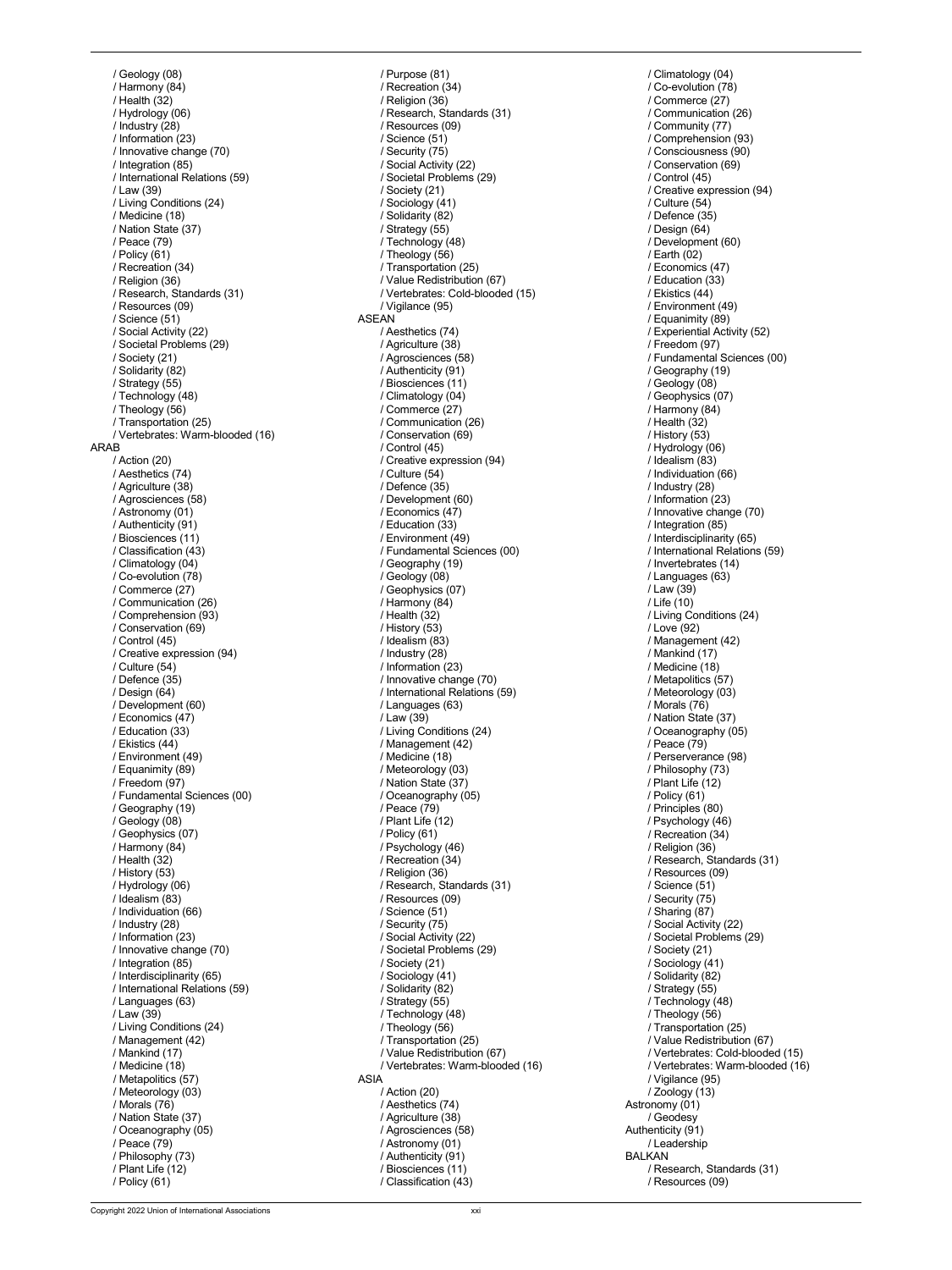/ Geology (08)
/ Harmony (84)
/ Health (32)
/ Hydrology (06)
/ Industry (28)
/ Information (23)
/ Innovative change (70)
/ Integration (85)
/ International Relations (59)
/ Law (39)
/ Living Conditions (24)
/ Medicine (18)
/ Nation State (37)
/ Peace (79)
/ Policy (61)
/ Recreation (34)
/ Religion (36)
/ Research, Standards (31)
/ Resources (09)
/ Science (51)
/ Social Activity (22)
/ Societal Problems (29)
/ Society (21)
/ Solidarity (82)
/ Strategy (55)
/ Technology (48)
/ Theology (56)
/ Transportation (25)
/ Vertebrates: Warm-blooded (16)

ARAB
/ Action (20)
/ Aesthetics (74)
/ Agriculture (38)
/ Agrosciences (58)
/ Astronomy (01)
/ Authenticity (91)
/ Biosciences (11)
/ Classification (43)
/ Climatology (04)
/ Co-evolution (78)
/ Commerce (27)
/ Communication (26)
/ Comprehension (93)
/ Conservation (69)
/ Control (45)
/ Creative expression (94)
/ Culture (54)
/ Defence (35)
/ Design (64)
/ Development (60)
/ Economics (47)
/ Education (33)
/ Ekistics (44)
/ Environment (49)
/ Equanimity (89)
/ Freedom (97)
/ Fundamental Sciences (00)
/ Geography (19)
/ Geology (08)
/ Geophysics (07)
/ Harmony (84)
/ Health (32)
/ History (53)
/ Hydrology (06)
/ Idealism (83)
/ Individuation (66)
/ Industry (28)
/ Information (23)
/ Innovative change (70)
/ Integration (85)
/ Interdisciplinarity (65)
/ International Relations (59)
/ Languages (63)
/ Law (39)
/ Living Conditions (24)
/ Management (42)
/ Mankind (17)
/ Medicine (18)
/ Metapolitics (57)
/ Meteorology (03)
/ Morals (76)
/ Nation State (37)
/ Oceanography (05)
/ Peace (79)
/ Philosophy (73)
/ Plant Life (12)
/ Policy (61)
/ Purpose (81)
/ Recreation (34)
/ Religion (36)
/ Research, Standards (31)
/ Resources (09)
/ Science (51)
/ Security (75)
/ Social Activity (22)
/ Societal Problems (29)
/ Society (21)
/ Sociology (41)
/ Solidarity (82)
/ Strategy (55)
/ Technology (48)
/ Theology (56)
/ Transportation (25)
/ Value Redistribution (67)
/ Vertebrates: Cold-blooded (15)
/ Vigilance (95)

ASEAN
/ Aesthetics (74)
/ Agriculture (38)
/ Agrosciences (58)
/ Authenticity (91)
/ Biosciences (11)
/ Climatology (04)
/ Commerce (27)
/ Communication (26)
/ Conservation (69)
/ Control (45)
/ Creative expression (94)
/ Culture (54)
/ Defence (35)
/ Development (60)
/ Economics (47)
/ Education (33)
/ Environment (49)
/ Fundamental Sciences (00)
/ Geography (19)
/ Geology (08)
/ Geophysics (07)
/ Harmony (84)
/ Health (32)
/ History (53)
/ Idealism (83)
/ Industry (28)
/ Information (23)
/ Innovative change (70)
/ International Relations (59)
/ Languages (63)
/ Law (39)
/ Living Conditions (24)
/ Management (42)
/ Medicine (18)
/ Meteorology (03)
/ Nation State (37)
/ Oceanography (05)
/ Peace (79)
/ Plant Life (12)
/ Policy (61)
/ Psychology (46)
/ Recreation (34)
/ Religion (36)
/ Research, Standards (31)
/ Resources (09)
/ Science (51)
/ Security (75)
/ Social Activity (22)
/ Societal Problems (29)
/ Society (21)
/ Sociology (41)
/ Solidarity (82)
/ Strategy (55)
/ Technology (48)
/ Theology (56)
/ Transportation (25)
/ Value Redistribution (67)
/ Vertebrates: Warm-blooded (16)

ASIA
/ Action (20)
/ Aesthetics (74)
/ Agriculture (38)
/ Agrosciences (58)
/ Astronomy (01)
/ Authenticity (91)
/ Biosciences (11)
/ Classification (43)
/ Climatology (04)
/ Co-evolution (78)
/ Commerce (27)
/ Communication (26)
/ Community (77)
/ Comprehension (93)
/ Consciousness (90)
/ Conservation (69)
/ Control (45)
/ Creative expression (94)
/ Culture (54)
/ Defence (35)
/ Design (64)
/ Development (60)
/ Earth (02)
/ Economics (47)
/ Education (33)
/ Ekistics (44)
/ Environment (49)
/ Equanimity (89)
/ Experiential Activity (52)
/ Freedom (97)
/ Fundamental Sciences (00)
/ Geography (19)
/ Geology (08)
/ Geophysics (07)
/ Harmony (84)
/ Health (32)
/ History (53)
/ Hydrology (06)
/ Idealism (83)
/ Individuation (66)
/ Industry (28)
/ Information (23)
/ Innovative change (70)
/ Integration (85)
/ Interdisciplinarity (65)
/ International Relations (59)
/ Invertebrates (14)
/ Languages (63)
/ Law (39)
/ Life (10)
/ Living Conditions (24)
/ Love (92)
/ Management (42)
/ Mankind (17)
/ Medicine (18)
/ Metapolitics (57)
/ Meteorology (03)
/ Morals (76)
/ Nation State (37)
/ Oceanography (05)
/ Peace (79)
/ Perserverance (98)
/ Philosophy (73)
/ Plant Life (12)
/ Policy (61)
/ Principles (80)
/ Psychology (46)
/ Recreation (34)
/ Religion (36)
/ Research, Standards (31)
/ Resources (09)
/ Science (51)
/ Security (75)
/ Sharing (87)
/ Social Activity (22)
/ Societal Problems (29)
/ Society (21)
/ Sociology (41)
/ Solidarity (82)
/ Strategy (55)
/ Technology (48)
/ Theology (56)
/ Transportation (25)
/ Value Redistribution (67)
/ Vertebrates: Cold-blooded (15)
/ Vertebrates: Warm-blooded (16)
/ Vigilance (95)
/ Zoology (13)

Astronomy (01)
/ Geodesy

Authenticity (91)
/ Leadership

BALKAN
/ Research, Standards (31)
/ Resources (09)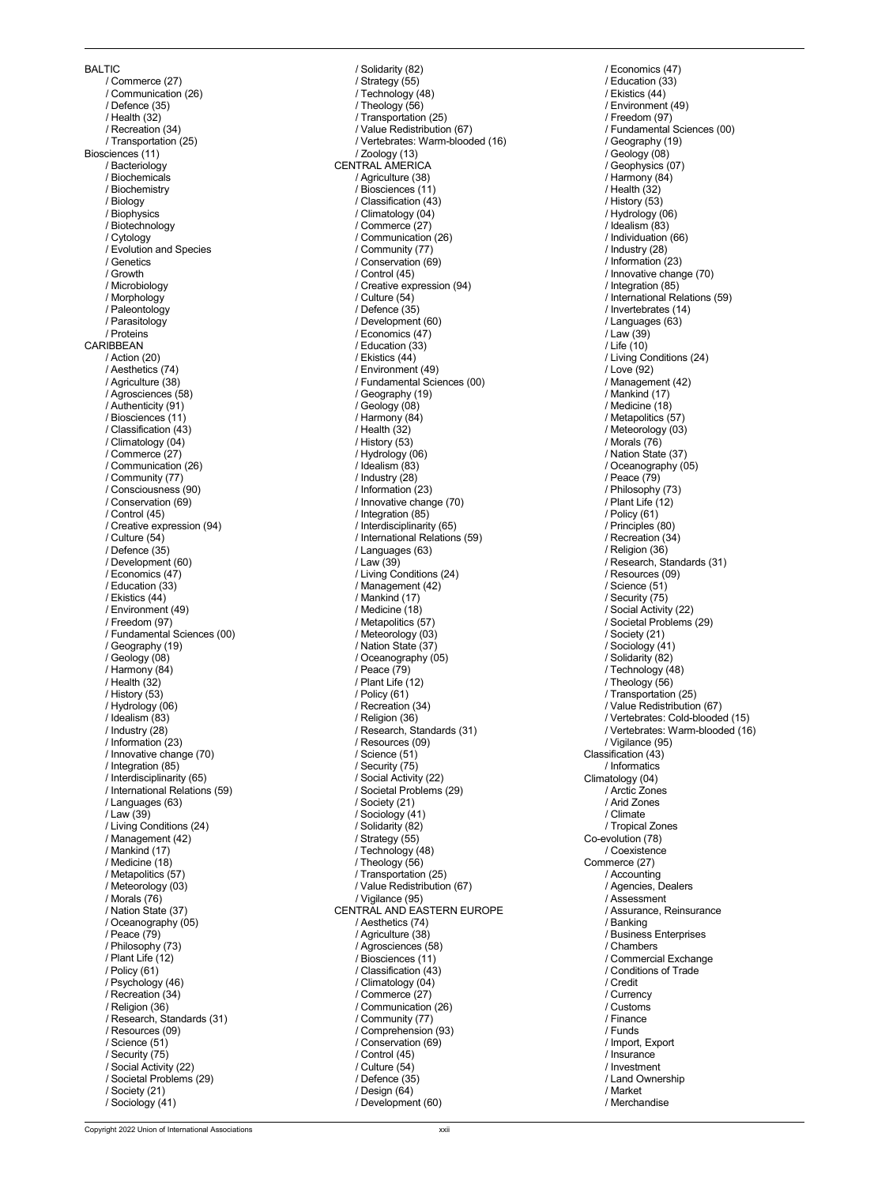BALTIC
/ Commerce (27)
/ Communication (26)
/ Defence (35)
/ Health (32)
/ Recreation (34)
/ Transportation (25)

Biosciences (11)
/ Bacteriology
/ Biochemicals
/ Biochemistry
/ Biology
/ Biophysics
/ Biotechnology
/ Cytology
/ Evolution and Species
/ Genetics
/ Growth
/ Microbiology
/ Morphology
/ Paleontology
/ Parasitology
/ Proteins

CARIBBEAN
/ Action (20)
/ Aesthetics (74)
/ Agriculture (38)
/ Agrosciences (58)
/ Authenticity (91)
/ Biosciences (11)
/ Classification (43)
/ Climatology (04)
/ Commerce (27)
/ Communication (26)
/ Community (77)
/ Consciousness (90)
/ Conservation (69)
/ Control (45)
/ Creative expression (94)
/ Culture (54)
/ Defence (35)
/ Development (60)
/ Economics (47)
/ Education (33)
/ Ekistics (44)
/ Environment (49)
/ Freedom (97)
/ Fundamental Sciences (00)
/ Geography (19)
/ Geology (08)
/ Harmony (84)
/ Health (32)
/ History (53)
/ Hydrology (06)
/ Idealism (83)
/ Industry (28)
/ Information (23)
/ Innovative change (70)
/ Integration (85)
/ Interdisciplinarity (65)
/ International Relations (59)
/ Languages (63)
/ Law (39)
/ Living Conditions (24)
/ Management (42)
/ Mankind (17)
/ Medicine (18)
/ Metapolitics (57)
/ Meteorology (03)
/ Morals (76)
/ Nation State (37)
/ Oceanography (05)
/ Peace (79)
/ Philosophy (73)
/ Plant Life (12)
/ Policy (61)
/ Psychology (46)
/ Recreation (34)
/ Religion (36)
/ Research, Standards (31)
/ Resources (09)
/ Science (51)
/ Security (75)
/ Social Activity (22)
/ Societal Problems (29)
/ Society (21)
/ Sociology (41)
/ Solidarity (82)
/ Strategy (55)
/ Technology (48)
/ Theology (56)
/ Transportation (25)
/ Value Redistribution (67)
/ Vertebrates: Warm-blooded (16)
/ Zoology (13)

CENTRAL AMERICA
/ Agriculture (38)
/ Biosciences (11)
/ Classification (43)
/ Climatology (04)
/ Commerce (27)
/ Communication (26)
/ Community (77)
/ Conservation (69)
/ Control (45)
/ Creative expression (94)
/ Culture (54)
/ Defence (35)
/ Development (60)
/ Economics (47)
/ Education (33)
/ Ekistics (44)
/ Environment (49)
/ Fundamental Sciences (00)
/ Geography (19)
/ Geology (08)
/ Harmony (84)
/ Health (32)
/ History (53)
/ Hydrology (06)
/ Idealism (83)
/ Industry (28)
/ Information (23)
/ Innovative change (70)
/ Integration (85)
/ Interdisciplinarity (65)
/ International Relations (59)
/ Languages (63)
/ Law (39)
/ Living Conditions (24)
/ Management (42)
/ Mankind (17)
/ Medicine (18)
/ Metapolitics (57)
/ Meteorology (03)
/ Nation State (37)
/ Oceanography (05)
/ Peace (79)
/ Plant Life (12)
/ Policy (61)
/ Recreation (34)
/ Religion (36)
/ Research, Standards (31)
/ Resources (09)
/ Science (51)
/ Security (75)
/ Social Activity (22)
/ Societal Problems (29)
/ Society (21)
/ Sociology (41)
/ Solidarity (82)
/ Strategy (55)
/ Technology (48)
/ Theology (56)
/ Transportation (25)
/ Value Redistribution (67)
/ Vigilance (95)

CENTRAL AND EASTERN EUROPE
/ Aesthetics (74)
/ Agriculture (38)
/ Agrosciences (58)
/ Biosciences (11)
/ Classification (43)
/ Climatology (04)
/ Commerce (27)
/ Communication (26)
/ Community (77)
/ Comprehension (93)
/ Conservation (69)
/ Control (45)
/ Culture (54)
/ Defence (35)
/ Design (64)
/ Development (60)
/ Economics (47)
/ Education (33)
/ Ekistics (44)
/ Environment (49)
/ Freedom (97)
/ Fundamental Sciences (00)
/ Geography (19)
/ Geology (08)
/ Geophysics (07)
/ Harmony (84)
/ Health (32)
/ History (53)
/ Hydrology (06)
/ Idealism (83)
/ Individuation (66)
/ Industry (28)
/ Information (23)
/ Innovative change (70)
/ Integration (85)
/ International Relations (59)
/ Invertebrates (14)
/ Languages (63)
/ Law (39)
/ Life (10)
/ Living Conditions (24)
/ Love (92)
/ Management (42)
/ Mankind (17)
/ Medicine (18)
/ Metapolitics (57)
/ Meteorology (03)
/ Morals (76)
/ Nation State (37)
/ Oceanography (05)
/ Peace (79)
/ Philosophy (73)
/ Plant Life (12)
/ Policy (61)
/ Principles (80)
/ Recreation (34)
/ Religion (36)
/ Research, Standards (31)
/ Resources (09)
/ Science (51)
/ Security (75)
/ Social Activity (22)
/ Societal Problems (29)
/ Society (21)
/ Sociology (41)
/ Solidarity (82)
/ Technology (48)
/ Theology (56)
/ Transportation (25)
/ Value Redistribution (67)
/ Vertebrates: Cold-blooded (15)
/ Vertebrates: Warm-blooded (16)
/ Vigilance (95)

Classification (43)
/ Informatics

Climatology (04)
/ Arctic Zones
/ Arid Zones
/ Climate
/ Tropical Zones

Co-evolution (78)
/ Coexistence

Commerce (27)
/ Accounting
/ Agencies, Dealers
/ Assessment
/ Assurance, Reinsurance
/ Banking
/ Business Enterprises
/ Chambers
/ Commercial Exchange
/ Conditions of Trade
/ Credit
/ Currency
/ Customs
/ Finance
/ Funds
/ Import, Export
/ Insurance
/ Investment
/ Land Ownership
/ Market
/ Merchandise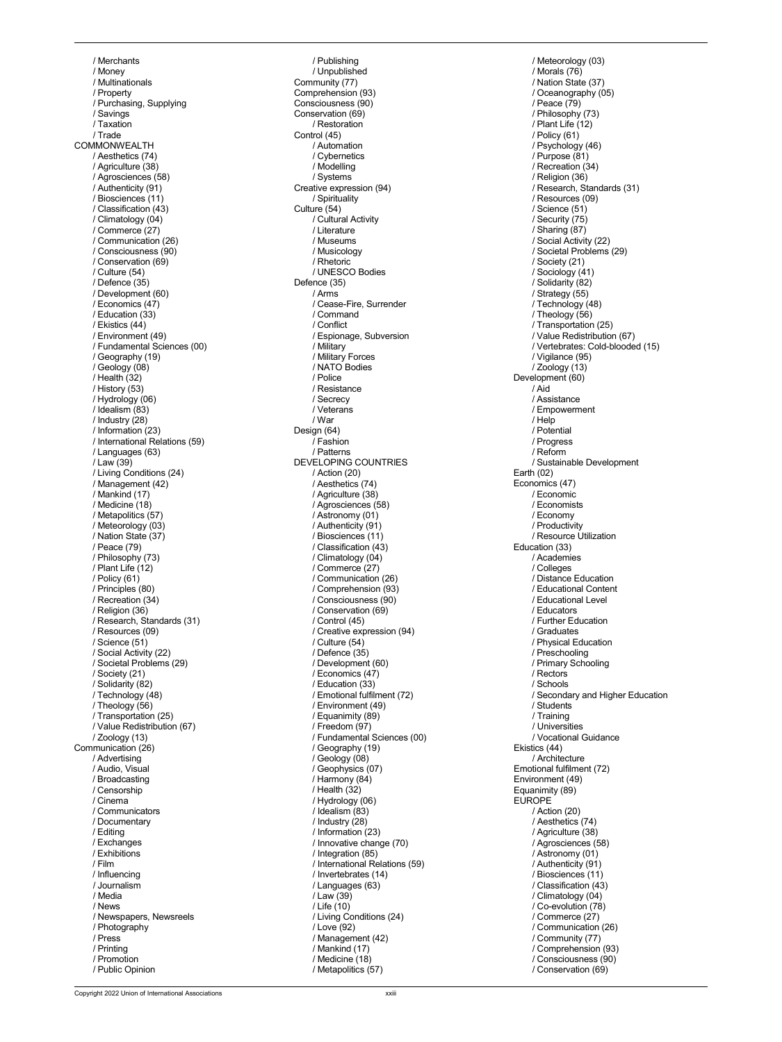/ Merchants
/ Money
/ Multinationals
/ Property
/ Purchasing, Supplying
/ Savings
/ Taxation
/ Trade

COMMONWEALTH
/ Aesthetics (74)
/ Agriculture (38)
/ Agrosciences (58)
/ Authenticity (91)
/ Biosciences (11)
/ Classification (43)
/ Climatology (04)
/ Commerce (27)
/ Communication (26)
/ Consciousness (90)
/ Conservation (69)
/ Culture (54)
/ Defence (35)
/ Development (60)
/ Economics (47)
/ Education (33)
/ Ekistics (44)
/ Environment (49)
/ Fundamental Sciences (00)
/ Geography (19)
/ Geology (08)
/ Health (32)
/ History (53)
/ Hydrology (06)
/ Idealism (83)
/ Industry (28)
/ Information (23)
/ International Relations (59)
/ Languages (63)
/ Law (39)
/ Living Conditions (24)
/ Management (42)
/ Mankind (17)
/ Medicine (18)
/ Metapolitics (57)
/ Meteorology (03)
/ Nation State (37)
/ Peace (79)
/ Philosophy (73)
/ Plant Life (12)
/ Policy (61)
/ Principles (80)
/ Recreation (34)
/ Religion (36)
/ Research, Standards (31)
/ Resources (09)
/ Science (51)
/ Social Activity (22)
/ Societal Problems (29)
/ Society (21)
/ Solidarity (82)
/ Technology (48)
/ Theology (56)
/ Transportation (25)
/ Value Redistribution (67)
/ Zoology (13)

Communication (26)
/ Advertising
/ Audio, Visual
/ Broadcasting
/ Censorship
/ Cinema
/ Communicators
/ Documentary
/ Editing
/ Exchanges
/ Exhibitions
/ Film
/ Influencing
/ Journalism
/ Media
/ News
/ Newspapers, Newsreels
/ Photography
/ Press
/ Printing
/ Promotion
/ Public Opinion
/ Publishing
/ Unpublished

Community (77)

Comprehension (93)

Consciousness (90)

Conservation (69)
/ Restoration

Control (45)
/ Automation
/ Cybernetics
/ Modelling
/ Systems

Creative expression (94)
/ Spirituality

Culture (54)
/ Cultural Activity
/ Literature
/ Museums
/ Musicology
/ Rhetoric
/ UNESCO Bodies

Defence (35)
/ Arms
/ Cease-Fire, Surrender
/ Command
/ Conflict
/ Espionage, Subversion
/ Military
/ Military Forces
/ NATO Bodies
/ Police
/ Resistance
/ Secrecy
/ Veterans
/ War

Design (64)
/ Fashion
/ Patterns

DEVELOPING COUNTRIES
/ Action (20)
/ Aesthetics (74)
/ Agriculture (38)
/ Agrosciences (58)
/ Astronomy (01)
/ Authenticity (91)
/ Biosciences (11)
/ Classification (43)
/ Climatology (04)
/ Commerce (27)
/ Communication (26)
/ Comprehension (93)
/ Consciousness (90)
/ Conservation (69)
/ Control (45)
/ Creative expression (94)
/ Culture (54)
/ Defence (35)
/ Development (60)
/ Economics (47)
/ Education (33)
/ Emotional fulfilment (72)
/ Environment (49)
/ Equanimity (89)
/ Freedom (97)
/ Fundamental Sciences (00)
/ Geography (19)
/ Geology (08)
/ Geophysics (07)
/ Harmony (84)
/ Health (32)
/ Hydrology (06)
/ Idealism (83)
/ Industry (28)
/ Information (23)
/ Innovative change (70)
/ Integration (85)
/ International Relations (59)
/ Invertebrates (14)
/ Languages (63)
/ Law (39)
/ Life (10)
/ Living Conditions (24)
/ Love (92)
/ Management (42)
/ Mankind (17)
/ Medicine (18)
/ Metapolitics (57)
/ Meteorology (03)
/ Morals (76)
/ Nation State (37)
/ Oceanography (05)
/ Peace (79)
/ Philosophy (73)
/ Plant Life (12)
/ Policy (61)
/ Psychology (46)
/ Purpose (81)
/ Recreation (34)
/ Religion (36)
/ Research, Standards (31)
/ Resources (09)
/ Science (51)
/ Security (75)
/ Sharing (87)
/ Social Activity (22)
/ Societal Problems (29)
/ Society (21)
/ Sociology (41)
/ Solidarity (82)
/ Strategy (55)
/ Technology (48)
/ Theology (56)
/ Transportation (25)
/ Value Redistribution (67)
/ Vertebrates: Cold-blooded (15)
/ Vigilance (95)
/ Zoology (13)

Development (60)
/ Aid
/ Assistance
/ Empowerment
/ Help
/ Potential
/ Progress
/ Reform
/ Sustainable Development

Earth (02)

Economics (47)
/ Economic
/ Economists
/ Economy
/ Productivity
/ Resource Utilization

Education (33)
/ Academies
/ Colleges
/ Distance Education
/ Educational Content
/ Educational Level
/ Educators
/ Further Education
/ Graduates
/ Physical Education
/ Preschooling
/ Primary Schooling
/ Rectors
/ Schools
/ Secondary and Higher Education
/ Students
/ Training
/ Universities
/ Vocational Guidance

Ekistics (44)
/ Architecture

Emotional fulfilment (72)

Environment (49)

Equanimity (89)

EUROPE
/ Action (20)
/ Aesthetics (74)
/ Agriculture (38)
/ Agrosciences (58)
/ Astronomy (01)
/ Authenticity (91)
/ Biosciences (11)
/ Classification (43)
/ Climatology (04)
/ Co-evolution (78)
/ Commerce (27)
/ Communication (26)
/ Community (77)
/ Comprehension (93)
/ Consciousness (90)
/ Conservation (69)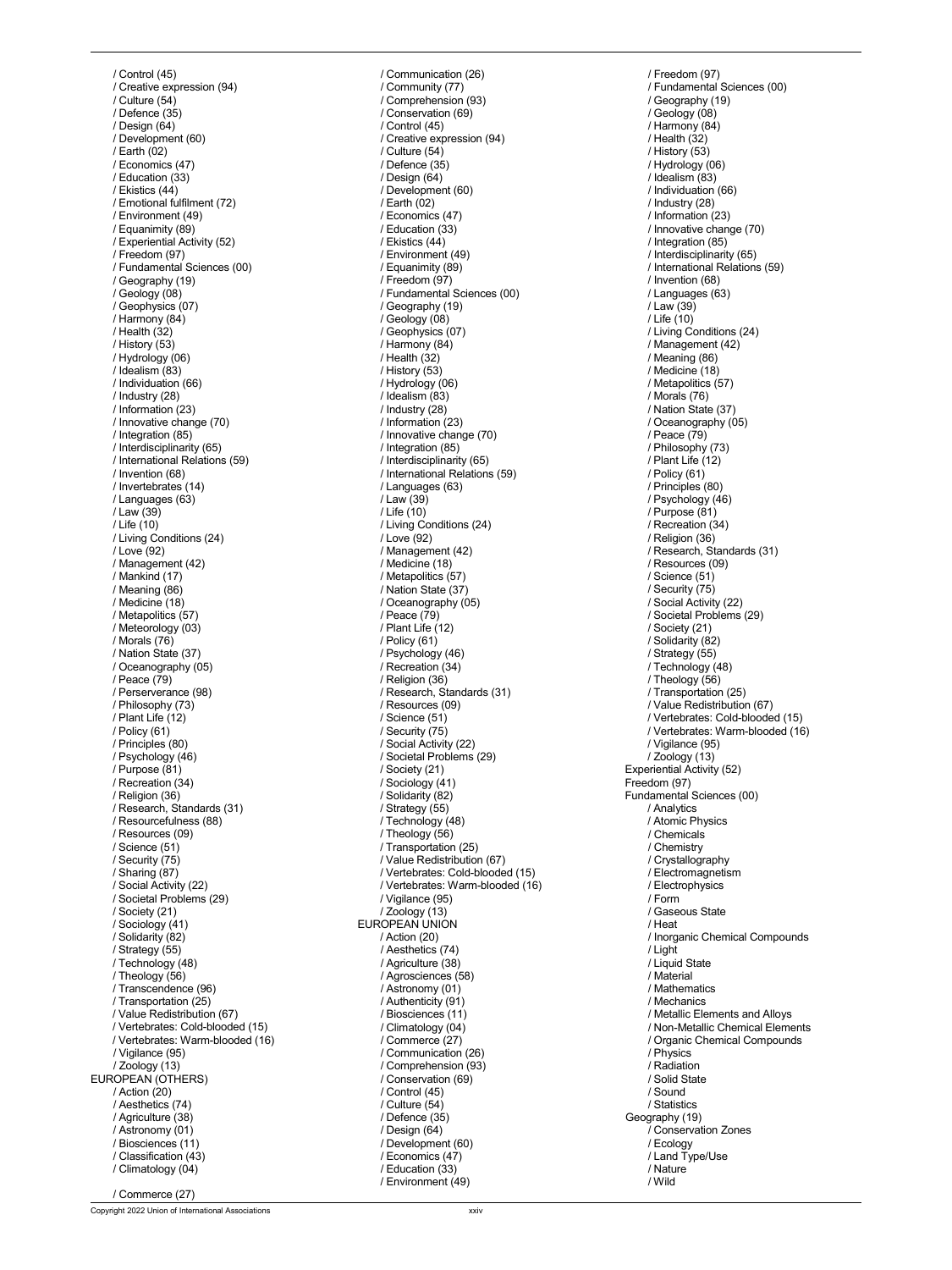/ Control (45)
/ Creative expression (94)
/ Culture (54)
/ Defence (35)
/ Design (64)
/ Development (60)
/ Earth (02)
/ Economics (47)
/ Education (33)
/ Ekistics (44)
/ Emotional fulfilment (72)
/ Environment (49)
/ Equanimity (89)
/ Experiential Activity (52)
/ Freedom (97)
/ Fundamental Sciences (00)
/ Geography (19)
/ Geology (08)
/ Geophysics (07)
/ Harmony (84)
/ Health (32)
/ History (53)
/ Hydrology (06)
/ Idealism (83)
/ Individuation (66)
/ Industry (28)
/ Information (23)
/ Innovative change (70)
/ Integration (85)
/ Interdisciplinarity (65)
/ International Relations (59)
/ Invention (68)
/ Invertebrates (14)
/ Languages (63)
/ Law (39)
/ Life (10)
/ Living Conditions (24)
/ Love (92)
/ Management (42)
/ Mankind (17)
/ Meaning (86)
/ Medicine (18)
/ Metapolitics (57)
/ Meteorology (03)
/ Morals (76)
/ Nation State (37)
/ Oceanography (05)
/ Peace (79)
/ Perserverance (98)
/ Philosophy (73)
/ Plant Life (12)
/ Policy (61)
/ Principles (80)
/ Psychology (46)
/ Purpose (81)
/ Recreation (34)
/ Religion (36)
/ Research, Standards (31)
/ Resourcefulness (88)
/ Resources (09)
/ Science (51)
/ Security (75)
/ Sharing (87)
/ Social Activity (22)
/ Societal Problems (29)
/ Society (21)
/ Sociology (41)
/ Solidarity (82)
/ Strategy (55)
/ Technology (48)
/ Theology (56)
/ Transcendence (96)
/ Transportation (25)
/ Value Redistribution (67)
/ Vertebrates: Cold-blooded (15)
/ Vertebrates: Warm-blooded (16)
/ Vigilance (95)
/ Zoology (13)

EUROPEAN (OTHERS)
/ Action (20)
/ Aesthetics (74)
/ Agriculture (38)
/ Astronomy (01)
/ Biosciences (11)
/ Classification (43)
/ Climatology (04)
/ Commerce (27)
/ Communication (26)
/ Community (77)
/ Comprehension (93)
/ Conservation (69)
/ Control (45)
/ Creative expression (94)
/ Culture (54)
/ Defence (35)
/ Design (64)
/ Development (60)
/ Earth (02)
/ Economics (47)
/ Education (33)
/ Ekistics (44)
/ Environment (49)
/ Equanimity (89)
/ Freedom (97)
/ Fundamental Sciences (00)
/ Geography (19)
/ Geology (08)
/ Geophysics (07)
/ Harmony (84)
/ Health (32)
/ History (53)
/ Hydrology (06)
/ Idealism (83)
/ Industry (28)
/ Information (23)
/ Innovative change (70)
/ Integration (85)
/ Interdisciplinarity (65)
/ International Relations (59)
/ Languages (63)
/ Law (39)
/ Life (10)
/ Living Conditions (24)
/ Love (92)
/ Management (42)
/ Medicine (18)
/ Metapolitics (57)
/ Nation State (37)
/ Oceanography (05)
/ Peace (79)
/ Plant Life (12)
/ Policy (61)
/ Psychology (46)
/ Recreation (34)
/ Religion (36)
/ Research, Standards (31)
/ Resources (09)
/ Science (51)
/ Security (75)
/ Social Activity (22)
/ Societal Problems (29)
/ Society (21)
/ Sociology (41)
/ Solidarity (82)
/ Strategy (55)
/ Technology (48)
/ Theology (56)
/ Transportation (25)
/ Value Redistribution (67)
/ Vertebrates: Cold-blooded (15)
/ Vertebrates: Warm-blooded (16)
/ Vigilance (95)
/ Zoology (13)

EUROPEAN UNION
/ Action (20)
/ Aesthetics (74)
/ Agriculture (38)
/ Agrosciences (58)
/ Astronomy (01)
/ Authenticity (91)
/ Biosciences (11)
/ Climatology (04)
/ Commerce (27)
/ Communication (26)
/ Comprehension (93)
/ Conservation (69)
/ Control (45)
/ Culture (54)
/ Defence (35)
/ Design (64)
/ Development (60)
/ Economics (47)
/ Education (33)
/ Environment (49)
/ Freedom (97)
/ Fundamental Sciences (00)
/ Geography (19)
/ Geology (08)
/ Harmony (84)
/ Health (32)
/ History (53)
/ Hydrology (06)
/ Idealism (83)
/ Individuation (66)
/ Industry (28)
/ Information (23)
/ Innovative change (70)
/ Integration (85)
/ Interdisciplinarity (65)
/ International Relations (59)
/ Invention (68)
/ Languages (63)
/ Law (39)
/ Life (10)
/ Living Conditions (24)
/ Management (42)
/ Meaning (86)
/ Medicine (18)
/ Metapolitics (57)
/ Morals (76)
/ Nation State (37)
/ Oceanography (05)
/ Peace (79)
/ Philosophy (73)
/ Plant Life (12)
/ Policy (61)
/ Principles (80)
/ Psychology (46)
/ Purpose (81)
/ Recreation (34)
/ Religion (36)
/ Research, Standards (31)
/ Resources (09)
/ Science (51)
/ Security (75)
/ Social Activity (22)
/ Societal Problems (29)
/ Society (21)
/ Solidarity (82)
/ Strategy (55)
/ Technology (48)
/ Theology (56)
/ Transportation (25)
/ Value Redistribution (67)
/ Vertebrates: Cold-blooded (15)
/ Vertebrates: Warm-blooded (16)
/ Vigilance (95)
/ Zoology (13)

Experiential Activity (52)

Freedom (97)

Fundamental Sciences (00)
/ Analytics
/ Atomic Physics
/ Chemicals
/ Chemistry
/ Crystallography
/ Electromagnetism
/ Electrophysics
/ Form
/ Gaseous State
/ Heat
/ Inorganic Chemical Compounds
/ Light
/ Liquid State
/ Material
/ Mathematics
/ Mechanics
/ Metallic Elements and Alloys
/ Non-Metallic Chemical Elements
/ Organic Chemical Compounds
/ Physics
/ Radiation
/ Solid State
/ Sound
/ Statistics

Geography (19)
/ Conservation Zones
/ Ecology
/ Land Type/Use
/ Nature
/ Wild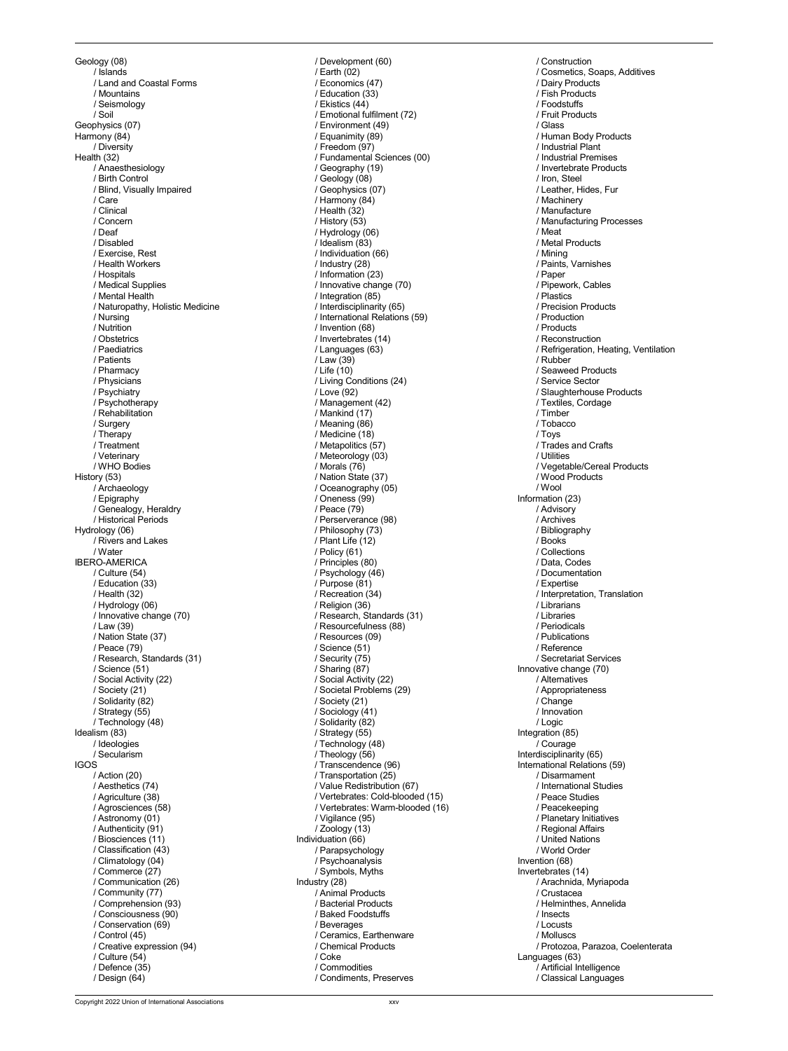Geology (08)
/ Islands
/ Land and Coastal Forms
/ Mountains
/ Seismology
/ Soil
Geophysics (07)
Harmony (84)
/ Diversity
Health (32)
/ Anaesthesiology
/ Birth Control
/ Blind, Visually Impaired
/ Care
/ Clinical
/ Concern
/ Deaf
/ Disabled
/ Exercise, Rest
/ Health Workers
/ Hospitals
/ Medical Supplies
/ Mental Health
/ Naturopathy, Holistic Medicine
/ Nursing
/ Nutrition
/ Obstetrics
/ Paediatrics
/ Patients
/ Pharmacy
/ Physicians
/ Psychiatry
/ Psychotherapy
/ Rehabilitation
/ Surgery
/ Therapy
/ Treatment
/ Veterinary
/ WHO Bodies
History (53)
/ Archaeology
/ Epigraphy
/ Genealogy, Heraldry
/ Historical Periods
Hydrology (06)
/ Rivers and Lakes
/ Water
IBERO-AMERICA
/ Culture (54)
/ Education (33)
/ Health (32)
/ Hydrology (06)
/ Innovative change (70)
/ Law (39)
/ Nation State (37)
/ Peace (79)
/ Research, Standards (31)
/ Science (51)
/ Social Activity (22)
/ Society (21)
/ Solidarity (82)
/ Strategy (55)
/ Technology (48)
Idealism (83)
/ Ideologies
/ Secularism
IGOS
/ Action (20)
/ Aesthetics (74)
/ Agriculture (38)
/ Agrosciences (58)
/ Astronomy (01)
/ Authenticity (91)
/ Biosciences (11)
/ Classification (43)
/ Climatology (04)
/ Commerce (27)
/ Communication (26)
/ Community (77)
/ Comprehension (93)
/ Consciousness (90)
/ Conservation (69)
/ Control (45)
/ Creative expression (94)
/ Culture (54)
/ Defence (35)
/ Design (64)
/ Development (60)
/ Earth (02)
/ Economics (47)
/ Education (33)
/ Ekistics (44)
/ Emotional fulfilment (72)
/ Environment (49)
/ Equanimity (89)
/ Freedom (97)
/ Fundamental Sciences (00)
/ Geography (19)
/ Geology (08)
/ Geophysics (07)
/ Harmony (84)
/ Health (32)
/ History (53)
/ Hydrology (06)
/ Idealism (83)
/ Individuation (66)
/ Industry (28)
/ Information (23)
/ Innovative change (70)
/ Integration (85)
/ Interdisciplinarity (65)
/ International Relations (59)
/ Invention (68)
/ Invertebrates (14)
/ Languages (63)
/ Law (39)
/ Life (10)
/ Living Conditions (24)
/ Love (92)
/ Management (42)
/ Mankind (17)
/ Meaning (86)
/ Medicine (18)
/ Metapolitics (57)
/ Meteorology (03)
/ Morals (76)
/ Nation State (37)
/ Oceanography (05)
/ Oneness (99)
/ Peace (79)
/ Perserverance (98)
/ Philosophy (73)
/ Plant Life (12)
/ Policy (61)
/ Principles (80)
/ Psychology (46)
/ Purpose (81)
/ Recreation (34)
/ Religion (36)
/ Research, Standards (31)
/ Resourcefulness (88)
/ Resources (09)
/ Science (51)
/ Security (75)
/ Sharing (87)
/ Social Activity (22)
/ Societal Problems (29)
/ Society (21)
/ Sociology (41)
/ Solidarity (82)
/ Strategy (55)
/ Technology (48)
/ Theology (56)
/ Transcendence (96)
/ Transportation (25)
/ Value Redistribution (67)
/ Vertebrates: Cold-blooded (15)
/ Vertebrates: Warm-blooded (16)
/ Vigilance (95)
/ Zoology (13)
Individuation (66)
/ Parapsychology
/ Psychoanalysis
/ Symbols, Myths
Industry (28)
/ Animal Products
/ Bacterial Products
/ Baked Foodstuffs
/ Beverages
/ Ceramics, Earthenware
/ Chemical Products
/ Coke
/ Commodities
/ Condiments, Preserves
/ Construction
/ Cosmetics, Soaps, Additives
/ Dairy Products
/ Fish Products
/ Foodstuffs
/ Fruit Products
/ Glass
/ Human Body Products
/ Industrial Plant
/ Industrial Premises
/ Invertebrate Products
/ Iron, Steel
/ Leather, Hides, Fur
/ Machinery
/ Manufacture
/ Manufacturing Processes
/ Meat
/ Metal Products
/ Mining
/ Paints, Varnishes
/ Paper
/ Pipework, Cables
/ Plastics
/ Precision Products
/ Production
/ Products
/ Reconstruction
/ Refrigeration, Heating, Ventilation
/ Rubber
/ Seaweed Products
/ Service Sector
/ Slaughterhouse Products
/ Textiles, Cordage
/ Timber
/ Tobacco
/ Toys
/ Trades and Crafts
/ Utilities
/ Vegetable/Cereal Products
/ Wood Products
/ Wool
Information (23)
/ Advisory
/ Archives
/ Bibliography
/ Books
/ Collections
/ Data, Codes
/ Documentation
/ Expertise
/ Interpretation, Translation
/ Librarians
/ Libraries
/ Periodicals
/ Publications
/ Reference
/ Secretariat Services
Innovative change (70)
/ Alternatives
/ Appropriateness
/ Change
/ Innovation
/ Logic
Integration (85)
/ Courage
Interdisciplinarity (65)
International Relations (59)
/ Disarmament
/ International Studies
/ Peace Studies
/ Peacekeeping
/ Planetary Initiatives
/ Regional Affairs
/ United Nations
/ World Order
Invention (68)
Invertebrates (14)
/ Arachnida, Myriapoda
/ Crustacea
/ Helminthes, Annelida
/ Insects
/ Locusts
/ Molluscs
/ Protozoa, Parazoa, Coelenterata
Languages (63)
/ Artificial Intelligence
/ Classical Languages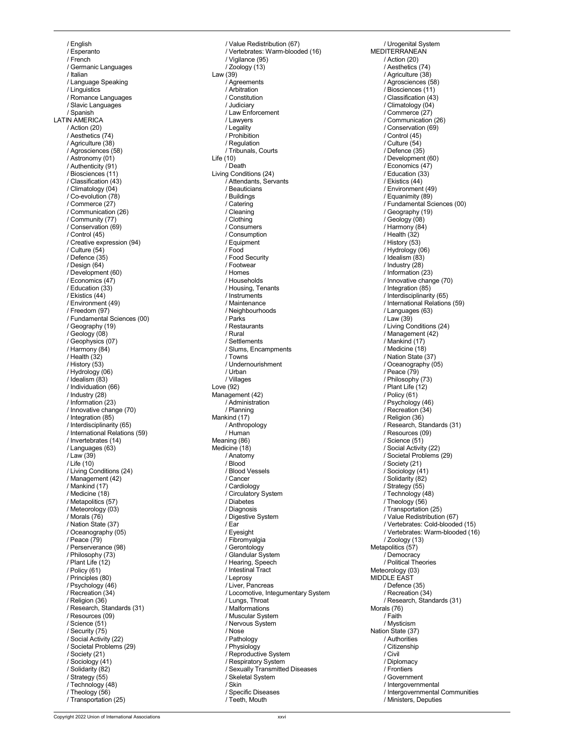/ English
/ Esperanto
/ French
/ Germanic Languages
/ Italian
/ Language Speaking
/ Linguistics
/ Romance Languages
/ Slavic Languages
/ Spanish

LATIN AMERICA
/ Action (20)
/ Aesthetics (74)
/ Agriculture (38)
/ Agrosciences (58)
/ Astronomy (01)
/ Authenticity (91)
/ Biosciences (11)
/ Classification (43)
/ Climatology (04)
/ Co-evolution (78)
/ Commerce (27)
/ Communication (26)
/ Community (77)
/ Conservation (69)
/ Control (45)
/ Creative expression (94)
/ Culture (54)
/ Defence (35)
/ Design (64)
/ Development (60)
/ Economics (47)
/ Education (33)
/ Ekistics (44)
/ Environment (49)
/ Freedom (97)
/ Fundamental Sciences (00)
/ Geography (19)
/ Geology (08)
/ Geophysics (07)
/ Harmony (84)
/ Health (32)
/ History (53)
/ Hydrology (06)
/ Idealism (83)
/ Individuation (66)
/ Industry (28)
/ Information (23)
/ Innovative change (70)
/ Integration (85)
/ Interdisciplinarity (65)
/ International Relations (59)
/ Invertebrates (14)
/ Languages (63)
/ Law (39)
/ Life (10)
/ Living Conditions (24)
/ Management (42)
/ Mankind (17)
/ Medicine (18)
/ Metapolitics (57)
/ Meteorology (03)
/ Morals (76)
/ Nation State (37)
/ Oceanography (05)
/ Peace (79)
/ Perserverance (98)
/ Philosophy (73)
/ Plant Life (12)
/ Policy (61)
/ Principles (80)
/ Psychology (46)
/ Recreation (34)
/ Religion (36)
/ Research, Standards (31)
/ Resources (09)
/ Science (51)
/ Security (75)
/ Social Activity (22)
/ Societal Problems (29)
/ Society (21)
/ Sociology (41)
/ Solidarity (82)
/ Strategy (55)
/ Technology (48)
/ Theology (56)
/ Transportation (25)
/ Value Redistribution (67)
/ Vertebrates: Warm-blooded (16)
/ Vigilance (95)
/ Zoology (13)

Law (39)
/ Agreements
/ Arbitration
/ Constitution
/ Judiciary
/ Law Enforcement
/ Lawyers
/ Legality
/ Prohibition
/ Regulation
/ Tribunals, Courts

Life (10)
/ Death

Living Conditions (24)
/ Attendants, Servants
/ Beauticians
/ Buildings
/ Catering
/ Cleaning
/ Clothing
/ Consumers
/ Consumption
/ Equipment
/ Food
/ Food Security
/ Footwear
/ Homes
/ Households
/ Housing, Tenants
/ Instruments
/ Maintenance
/ Neighbourhoods
/ Parks
/ Restaurants
/ Rural
/ Settlements
/ Slums, Encampments
/ Towns
/ Undernourishment
/ Urban
/ Villages

Love (92)

Management (42)
/ Administration
/ Planning

Mankind (17)
/ Anthropology
/ Human

Meaning (86)

Medicine (18)
/ Anatomy
/ Blood
/ Blood Vessels
/ Cancer
/ Cardiology
/ Circulatory System
/ Diabetes
/ Diagnosis
/ Digestive System
/ Ear
/ Eyesight
/ Fibromyalgia
/ Gerontology
/ Glandular System
/ Hearing, Speech
/ Intestinal Tract
/ Leprosy
/ Liver, Pancreas
/ Locomotive, Integumentary System
/ Lungs, Throat
/ Malformations
/ Muscular System
/ Nervous System
/ Nose
/ Pathology
/ Physiology
/ Reproductive System
/ Respiratory System
/ Sexually Transmitted Diseases
/ Skeletal System
/ Skin
/ Specific Diseases
/ Teeth, Mouth
/ Urogenital System

MEDITERRANEAN
/ Action (20)
/ Aesthetics (74)
/ Agriculture (38)
/ Agrosciences (58)
/ Biosciences (11)
/ Classification (43)
/ Climatology (04)
/ Commerce (27)
/ Communication (26)
/ Conservation (69)
/ Control (45)
/ Culture (54)
/ Defence (35)
/ Development (60)
/ Economics (47)
/ Education (33)
/ Ekistics (44)
/ Environment (49)
/ Equanimity (89)
/ Fundamental Sciences (00)
/ Geography (19)
/ Geology (08)
/ Harmony (84)
/ Health (32)
/ History (53)
/ Hydrology (06)
/ Idealism (83)
/ Industry (28)
/ Information (23)
/ Innovative change (70)
/ Integration (85)
/ Interdisciplinarity (65)
/ International Relations (59)
/ Languages (63)
/ Law (39)
/ Living Conditions (24)
/ Management (42)
/ Mankind (17)
/ Medicine (18)
/ Nation State (37)
/ Oceanography (05)
/ Peace (79)
/ Philosophy (73)
/ Plant Life (12)
/ Policy (61)
/ Psychology (46)
/ Recreation (34)
/ Religion (36)
/ Research, Standards (31)
/ Resources (09)
/ Science (51)
/ Social Activity (22)
/ Societal Problems (29)
/ Society (21)
/ Sociology (41)
/ Solidarity (82)
/ Strategy (55)
/ Technology (48)
/ Theology (56)
/ Transportation (25)
/ Value Redistribution (67)
/ Vertebrates: Cold-blooded (15)
/ Vertebrates: Warm-blooded (16)
/ Zoology (13)

Metapolitics (57)
/ Democracy
/ Political Theories

Meteorology (03)

MIDDLE EAST
/ Defence (35)
/ Recreation (34)
/ Research, Standards (31)

Morals (76)
/ Faith
/ Mysticism

Nation State (37)
/ Authorities
/ Citizenship
/ Civil
/ Diplomacy
/ Frontiers
/ Government
/ Intergovernmental
/ Intergovernmental Communities
/ Ministers, Deputies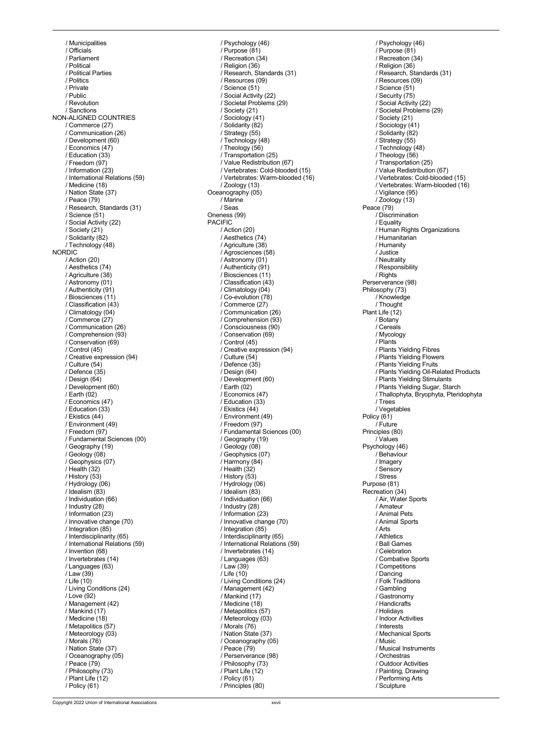/ Municipalities
/ Officials
/ Parliament
/ Political
/ Political Parties
/ Politics
/ Private
/ Public
/ Revolution
/ Sanctions

NON-ALIGNED COUNTRIES
/ Commerce (27)
/ Communication (26)
/ Development (60)
/ Economics (47)
/ Education (33)
/ Freedom (97)
/ Information (23)
/ International Relations (59)
/ Medicine (18)
/ Nation State (37)
/ Peace (79)
/ Research, Standards (31)
/ Science (51)
/ Social Activity (22)
/ Society (21)
/ Solidarity (82)
/ Technology (48)

NORDIC
/ Action (20)
/ Aesthetics (74)
/ Agriculture (38)
/ Astronomy (01)
/ Authenticity (91)
/ Biosciences (11)
/ Classification (43)
/ Climatology (04)
/ Commerce (27)
/ Communication (26)
/ Comprehension (93)
/ Conservation (69)
/ Control (45)
/ Creative expression (94)
/ Culture (54)
/ Defence (35)
/ Design (64)
/ Development (60)
/ Earth (02)
/ Economics (47)
/ Education (33)
/ Ekistics (44)
/ Environment (49)
/ Freedom (97)
/ Fundamental Sciences (00)
/ Geography (19)
/ Geology (08)
/ Geophysics (07)
/ Health (32)
/ History (53)
/ Hydrology (06)
/ Idealism (83)
/ Individuation (66)
/ Industry (28)
/ Information (23)
/ Innovative change (70)
/ Integration (85)
/ Interdisciplinarity (65)
/ International Relations (59)
/ Invention (68)
/ Invertebrates (14)
/ Languages (63)
/ Law (39)
/ Life (10)
/ Living Conditions (24)
/ Love (92)
/ Management (42)
/ Mankind (17)
/ Medicine (18)
/ Metapolitics (57)
/ Meteorology (03)
/ Morals (76)
/ Nation State (37)
/ Oceanography (05)
/ Peace (79)
/ Philosophy (73)
/ Plant Life (12)
/ Policy (61)
/ Psychology (46)
/ Purpose (81)
/ Recreation (34)
/ Religion (36)
/ Research, Standards (31)
/ Resources (09)
/ Science (51)
/ Social Activity (22)
/ Societal Problems (29)
/ Society (21)
/ Sociology (41)
/ Solidarity (82)
/ Strategy (55)
/ Technology (48)
/ Theology (56)
/ Transportation (25)
/ Value Redistribution (67)
/ Vertebrates: Cold-blooded (15)
/ Vertebrates: Warm-blooded (16)
/ Zoology (13)

Oceanography (05)
/ Marine
/ Seas

Oneness (99)

PACIFIC
/ Action (20)
/ Aesthetics (74)
/ Agriculture (38)
/ Agrosciences (58)
/ Astronomy (01)
/ Authenticity (91)
/ Biosciences (11)
/ Classification (43)
/ Climatology (04)
/ Co-evolution (78)
/ Commerce (27)
/ Communication (26)
/ Comprehension (93)
/ Consciousness (90)
/ Conservation (69)
/ Control (45)
/ Creative expression (94)
/ Culture (54)
/ Defence (35)
/ Design (64)
/ Development (60)
/ Earth (02)
/ Economics (47)
/ Education (33)
/ Ekistics (44)
/ Environment (49)
/ Freedom (97)
/ Fundamental Sciences (00)
/ Geography (19)
/ Geology (08)
/ Geophysics (07)
/ Harmony (84)
/ Health (32)
/ History (53)
/ Hydrology (06)
/ Idealism (83)
/ Individuation (66)
/ Industry (28)
/ Information (23)
/ Innovative change (70)
/ Integration (85)
/ Interdisciplinarity (65)
/ International Relations (59)
/ Invertebrates (14)
/ Languages (63)
/ Law (39)
/ Life (10)
/ Living Conditions (24)
/ Management (42)
/ Mankind (17)
/ Medicine (18)
/ Metapolitics (57)
/ Meteorology (03)
/ Morals (76)
/ Nation State (37)
/ Oceanography (05)
/ Peace (79)
/ Perserverance (98)
/ Philosophy (73)
/ Plant Life (12)
/ Policy (61)
/ Principles (80)
/ Psychology (46)
/ Purpose (81)
/ Recreation (34)
/ Religion (36)
/ Research, Standards (31)
/ Resources (09)
/ Science (51)
/ Security (75)
/ Social Activity (22)
/ Societal Problems (29)
/ Society (21)
/ Sociology (41)
/ Solidarity (82)
/ Strategy (55)
/ Technology (48)
/ Theology (56)
/ Transportation (25)
/ Value Redistribution (67)
/ Vertebrates: Cold-blooded (15)
/ Vertebrates: Warm-blooded (16)
/ Vigilance (95)
/ Zoology (13)

Peace (79)
/ Discrimination
/ Equality
/ Human Rights Organizations
/ Humanitarian
/ Humanity
/ Justice
/ Neutrality
/ Responsibility
/ Rights

Perserverance (98)

Philosophy (73)
/ Knowledge
/ Thought

Plant Life (12)
/ Botany
/ Cereals
/ Mycology
/ Plants
/ Plants Yielding Fibres
/ Plants Yielding Flowers
/ Plants Yielding Fruits
/ Plants Yielding Oil-Related Products
/ Plants Yielding Stimulants
/ Plants Yielding Sugar, Starch
/ Thallophyta, Bryophyta, Pteridophyta
/ Trees
/ Vegetables

Policy (61)
/ Future

Principles (80)
/ Values

Psychology (46)
/ Behaviour
/ Imagery
/ Sensory
/ Stress

Purpose (81)

Recreation (34)
/ Air, Water Sports
/ Amateur
/ Animal Pets
/ Animal Sports
/ Arts
/ Athletics
/ Ball Games
/ Celebration
/ Combative Sports
/ Competitions
/ Dancing
/ Folk Traditions
/ Gambling
/ Gastronomy
/ Handicrafts
/ Holidays
/ Indoor Activities
/ Interests
/ Mechanical Sports
/ Music
/ Musical Instruments
/ Orchestras
/ Outdoor Activities
/ Painting, Drawing
/ Performing Arts
/ Sculpture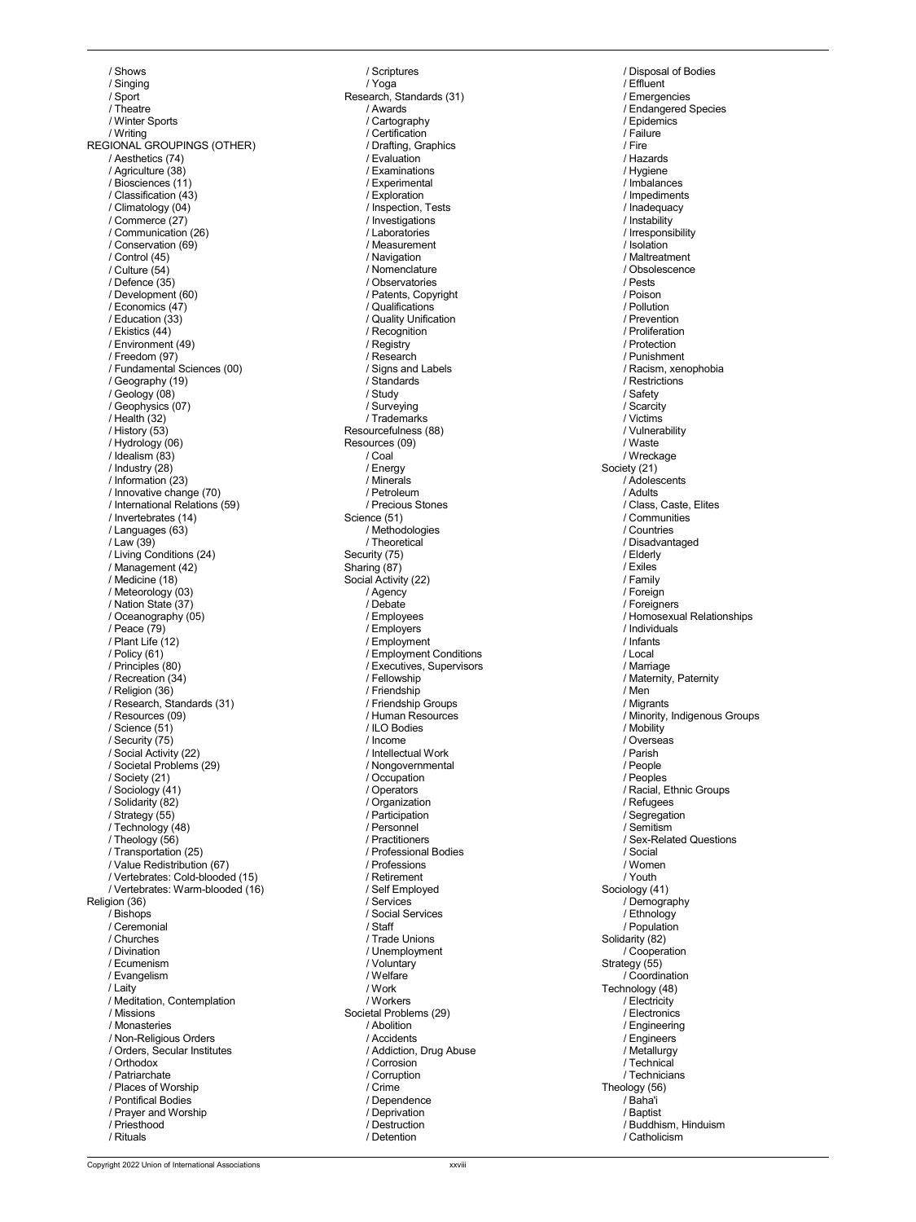/ Shows
/ Singing
/ Sport
/ Theatre
/ Winter Sports
/ Writing

REGIONAL GROUPINGS (OTHER)
/ Aesthetics (74)
/ Agriculture (38)
/ Biosciences (11)
/ Classification (43)
/ Climatology (04)
/ Commerce (27)
/ Communication (26)
/ Conservation (69)
/ Control (45)
/ Culture (54)
/ Defence (35)
/ Development (60)
/ Economics (47)
/ Education (33)
/ Ekistics (44)
/ Environment (49)
/ Freedom (97)
/ Fundamental Sciences (00)
/ Geography (19)
/ Geology (08)
/ Geophysics (07)
/ Health (32)
/ History (53)
/ Hydrology (06)
/ Idealism (83)
/ Industry (28)
/ Information (23)
/ Innovative change (70)
/ International Relations (59)
/ Invertebrates (14)
/ Languages (63)
/ Law (39)
/ Living Conditions (24)
/ Management (42)
/ Medicine (18)
/ Meteorology (03)
/ Nation State (37)
/ Oceanography (05)
/ Peace (79)
/ Plant Life (12)
/ Policy (61)
/ Principles (80)
/ Recreation (34)
/ Religion (36)
/ Research, Standards (31)
/ Resources (09)
/ Science (51)
/ Security (75)
/ Social Activity (22)
/ Societal Problems (29)
/ Society (21)
/ Sociology (41)
/ Solidarity (82)
/ Strategy (55)
/ Technology (48)
/ Theology (56)
/ Transportation (25)
/ Value Redistribution (67)
/ Vertebrates: Cold-blooded (15)
/ Vertebrates: Warm-blooded (16)

Religion (36)
/ Bishops
/ Ceremonial
/ Churches
/ Divination
/ Ecumenism
/ Evangelism
/ Laity
/ Meditation, Contemplation
/ Missions
/ Monasteries
/ Non-Religious Orders
/ Orders, Secular Institutes
/ Orthodox
/ Patriarchate
/ Places of Worship
/ Pontifical Bodies
/ Prayer and Worship
/ Priesthood
/ Rituals
/ Scriptures
/ Yoga

Research, Standards (31)
/ Awards
/ Cartography
/ Certification
/ Drafting, Graphics
/ Evaluation
/ Examinations
/ Experimental
/ Exploration
/ Inspection, Tests
/ Investigations
/ Laboratories
/ Measurement
/ Navigation
/ Nomenclature
/ Observatories
/ Patents, Copyright
/ Qualifications
/ Quality Unification
/ Recognition
/ Registry
/ Research
/ Signs and Labels
/ Standards
/ Study
/ Surveying
/ Trademarks

Resourcefulness (88)

Resources (09)
/ Coal
/ Energy
/ Minerals
/ Petroleum
/ Precious Stones

Science (51)
/ Methodologies
/ Theoretical

Security (75)

Sharing (87)

Social Activity (22)
/ Agency
/ Debate
/ Employees
/ Employers
/ Employment
/ Employment Conditions
/ Executives, Supervisors
/ Fellowship
/ Friendship
/ Friendship Groups
/ Human Resources
/ ILO Bodies
/ Income
/ Intellectual Work
/ Nongovernmental
/ Occupation
/ Operators
/ Organization
/ Participation
/ Personnel
/ Practitioners
/ Professional Bodies
/ Professions
/ Retirement
/ Self Employed
/ Services
/ Social Services
/ Staff
/ Trade Unions
/ Unemployment
/ Voluntary
/ Welfare
/ Work
/ Workers

Societal Problems (29)
/ Abolition
/ Accidents
/ Addiction, Drug Abuse
/ Corrosion
/ Corruption
/ Crime
/ Dependence
/ Deprivation
/ Destruction
/ Detention
/ Disposal of Bodies
/ Effluent
/ Emergencies
/ Endangered Species
/ Epidemics
/ Failure
/ Fire
/ Hazards
/ Hygiene
/ Imbalances
/ Impediments
/ Inadequacy
/ Instability
/ Irresponsibility
/ Isolation
/ Maltreatment
/ Obsolescence
/ Pests
/ Poison
/ Pollution
/ Prevention
/ Proliferation
/ Protection
/ Punishment
/ Racism, xenophobia
/ Restrictions
/ Safety
/ Scarcity
/ Victims
/ Vulnerability
/ Waste
/ Wreckage

Society (21)
/ Adolescents
/ Adults
/ Class, Caste, Elites
/ Communities
/ Countries
/ Disadvantaged
/ Elderly
/ Exiles
/ Family
/ Foreign
/ Foreigners
/ Homosexual Relationships
/ Individuals
/ Infants
/ Local
/ Marriage
/ Maternity, Paternity
/ Men
/ Migrants
/ Minority, Indigenous Groups
/ Mobility
/ Overseas
/ Parish
/ People
/ Peoples
/ Racial, Ethnic Groups
/ Refugees
/ Segregation
/ Semitism
/ Sex-Related Questions
/ Social
/ Women
/ Youth

Sociology (41)
/ Demography
/ Ethnology
/ Population

Solidarity (82)
/ Cooperation

Strategy (55)
/ Coordination

Technology (48)
/ Electricity
/ Electronics
/ Engineering
/ Engineers
/ Metallurgy
/ Technical
/ Technicians

Theology (56)
/ Baha'i
/ Baptist
/ Buddhism, Hinduism
/ Catholicism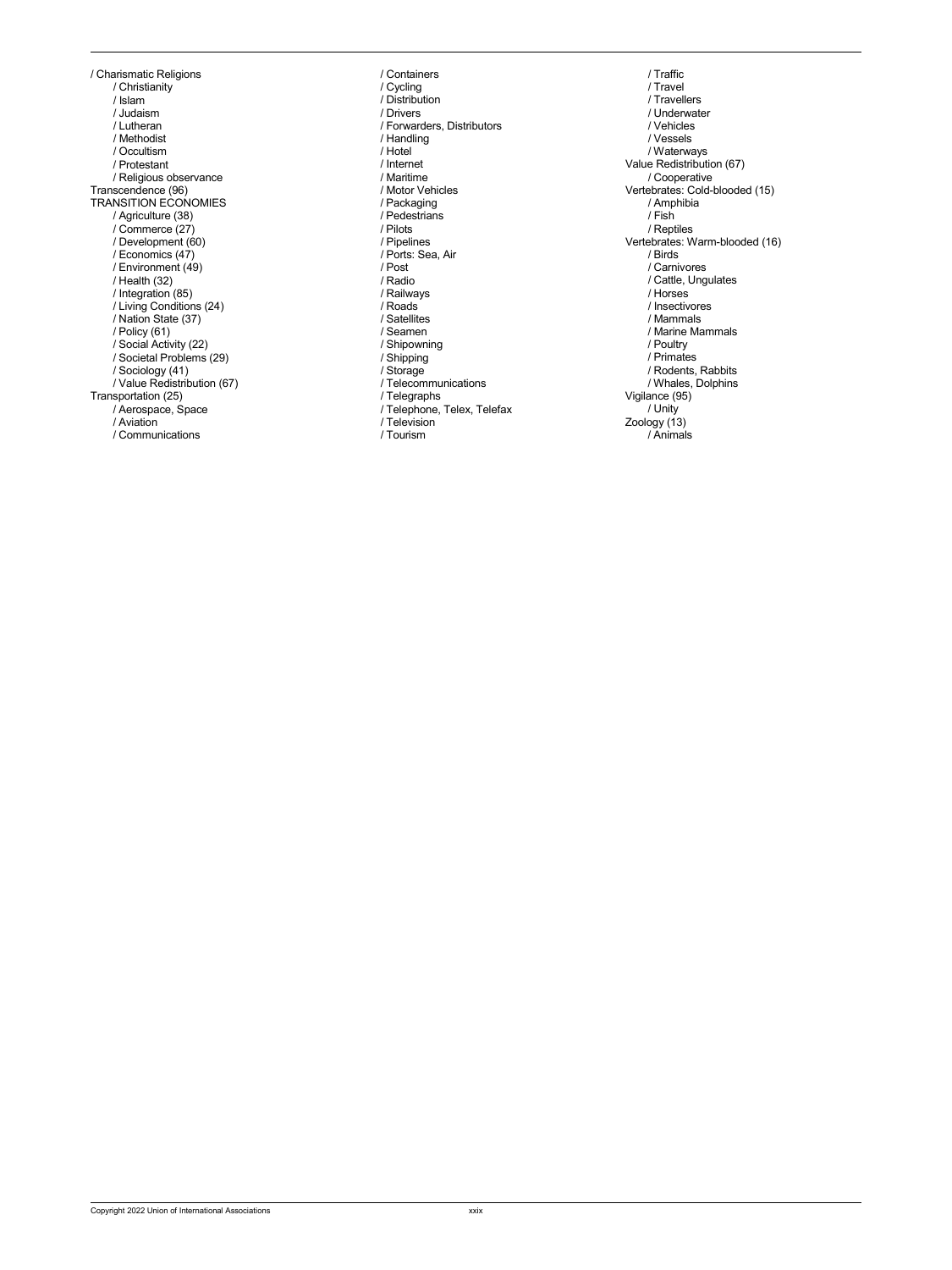/ Charismatic Religions
- / Christianity
- / Islam
- / Judaism
- / Lutheran
- / Methodist
- / Occultism
- / Protestant
- / Religious observance

Transcendence (96)

TRANSITION ECONOMIES
- / Agriculture (38)
- / Commerce (27)
- / Development (60)
- / Economics (47)
- / Environment (49)
- / Health (32)
- / Integration (85)
- / Living Conditions (24)
- / Nation State (37)
- / Policy (61)
- / Social Activity (22)
- / Societal Problems (29)
- / Sociology (41)
- / Value Redistribution (67)

Transportation (25)
- / Aerospace, Space
- / Aviation
- / Communications
- / Containers
- / Cycling
- / Distribution
- / Drivers
- / Forwarders, Distributors
- / Handling
- / Hotel
- / Internet
- / Maritime
- / Motor Vehicles
- / Packaging
- / Pedestrians
- / Pilots
- / Pipelines
- / Ports: Sea, Air
- / Post
- / Radio
- / Railways
- / Roads
- / Satellites
- / Seamen
- / Shipowning
- / Shipping
- / Storage
- / Telecommunications
- / Telegraphs
- / Telephone, Telex, Telefax
- / Television
- / Tourism
- / Traffic
- / Travel
- / Travellers
- / Underwater
- / Vehicles
- / Vessels
- / Waterways

Value Redistribution (67)
- / Cooperative

Vertebrates: Cold-blooded (15)
- / Amphibia
- / Fish
- / Reptiles

Vertebrates: Warm-blooded (16)
- / Birds
- / Carnivores
- / Cattle, Ungulates
- / Horses
- / Insectivores
- / Mammals
- / Marine Mammals
- / Poultry
- / Primates
- / Rodents, Rabbits
- / Whales, Dolphins

Vigilance (95)
- / Unity

Zoology (13)
- / Animals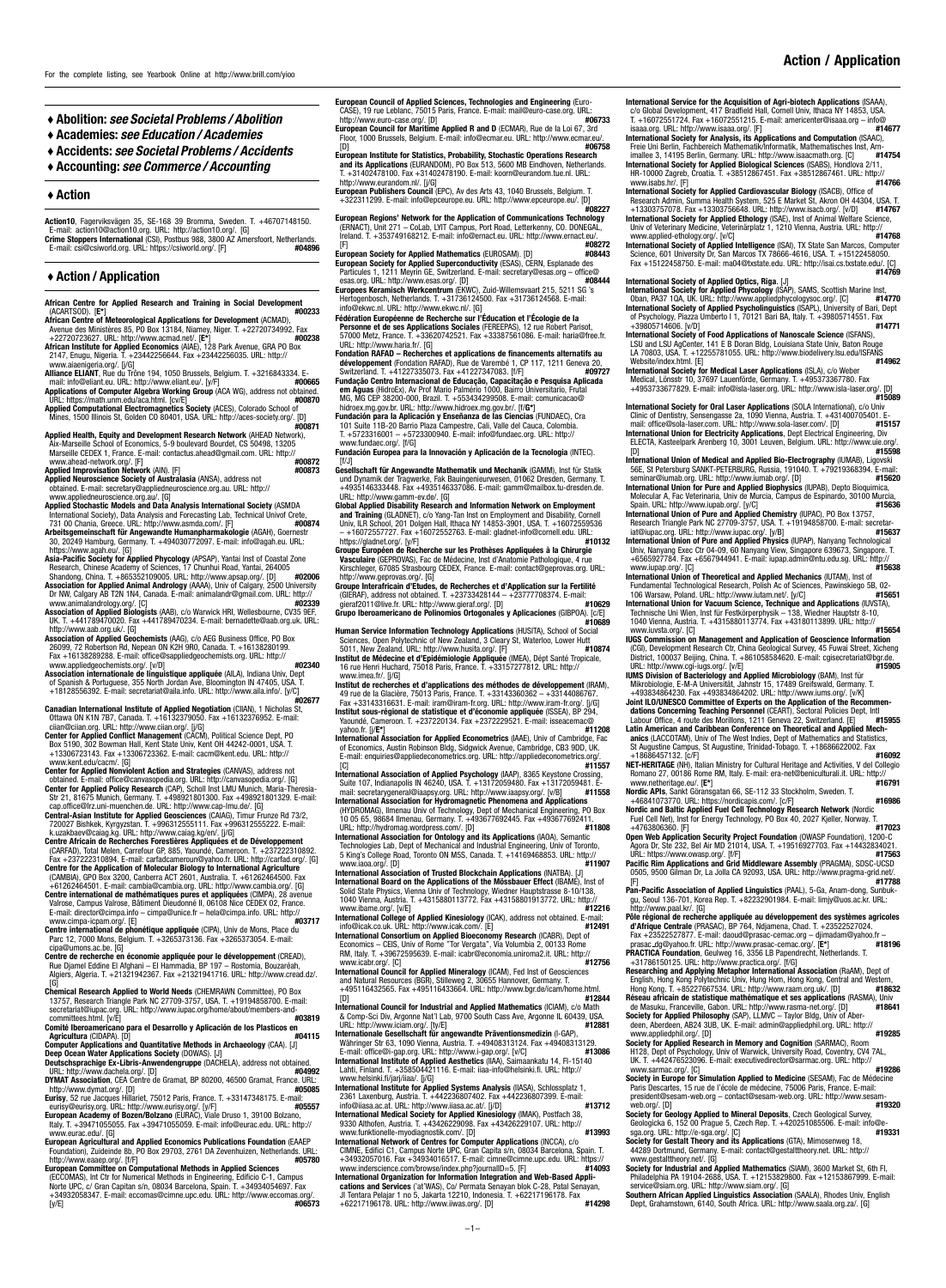For the complete listing, see Yearbook Online at http://www.brill.com/yioo

- ♦ **Abolition:** *see Societal Problems / Abolition*
- ♦ **Academies:** *see Education / Academies*
- ♦ **Accidents:** *see Societal Problems / Accidents*
- ♦ **Accounting:** *see Commerce / Accounting*

## ♦ Action

**Action10**, Fagerviksvägen 35, SE-168 39 Bromma, Sweden. T. +46707148150. E-mail: action10@action10.org. URL: http://action10.org/. [G]

**Crime Stoppers International** (CSI), Postbus 988, 3800 AZ Amersfoort, Netherlands. E-mail: csi@csiworld.org. URL: https://csiworld.org/. [F] **#04896**

## ♦ Action / Application

**African Centre for Applied Research and Training in Social Development** (ACARTSOD). [E*] **#00233**

**African Centre of Meteorological Applications for Development** (ACMAD), Avenue des Ministères 85, PO Box 13184, Niamey, Niger. T. +22720734992. Fax +22720723627. URL: http://www.acmad.net/. [E*] **#00238**

**African Institute for Applied Economics** (AIAE), 128 Park Avenue, GRA PO Box 2147, Enugu, Nigeria. T. +23442256644. Fax +23442256035. URL: http://www.aiaenigeria.org/. [j/G]

**Alliance ELIANT**, Rue du Trône 194, 1050 Brussels, Belgium. T. +3216843334. E-mail: info@eliant.eu. URL: http://www.eliant.eu/. [y/F] **#00665**

**Applications of Computer Algebra Working Group** (ACA WG), address not obtained. URL: https://math.unm.edu/aca.html. [cv/E] **#00870**

**Applied Computational Electromagnetics Society** (ACES), Colorado School of Mines, 1500 Illinois St, Golden CO 80401, USA. URL: http://aces-society.org/. [D] **#00871**

**Applied Health, Equity and Development Research Network** (AHEAD Network), Aix-Marseille School of Economics, 5-9 boulevard Bourdet, CS 50498, 13205 Marseille CEDEX 1, France. E-mail: contactus.ahead@gmail.com. URL: http://www.ahead-network.org/. [F] **#00872**

**Applied Improvisation Network** (AIN). [F] **#00873**

**Applied Neuroscience Society of Australasia** (ANSA), address not obtained. E-mail: secretary@appliedneuroscience.org.au. URL: http://www.appliedneuroscience.org.au/. [G]

**Applied Stochastic Models and Data Analysis International Society** (ASMDA International Society), Data Analysis and Forecasting Lab, Technical Univof Crete, 731 00 Chania, Greece. URL: http://www.asmda.com/. [F] **#00874**

**Arbeitsgemeinschaft für Angewandte Humanpharmakologie** (AGAH), Goernestr 30, 20249 Hamburg, Germany. T. +494030772097. E-mail: info@agah.eu. URL: https://www.agah.eu/. [G]

**Asia-Pacific Society for Applied Phycology** (APSAP), Yantai Inst of Coastal Zone Research, Chinese Academy of Sciences, 17 Chunhui Road, Yantai, 264005 Shandong, China. T. +865352109005. URL: http://www.apsap.org/. [D] **#02006**

**Association for Applied Animal Andrology** (AAAA), Univ of Calgary, 2500 University Dr NW, Calgary AB T2N 1N4, Canada. E-mail: animalandr@gmail.com. URL: http://www.animalandrology.org/. [G] **#02339**

**Association of Applied Biologists** (AAB), c/o Warwick HRI, Wellesbourne, CV35 9EF, UK. T. +441789470020. Fax +441789470234. E-mail: bernadette@aab.org.uk. URL: http://www.aab.org.uk/. [G]

**Association of Applied Geochemists** (AAG), c/o AEG Business Office, PO Box 26099, 72 Robertson Rd, Nepean ON K2H 9R0, Canada. T. +16138280199. Fax +16138289288. E-mail: office@appliedgeochemists.org. URL: http://www.appliedgeochemists.org/. [v/D] **#02340**

**Association internationale de linguistique appliquée** (AILA), Indiana Univ, Dept of Spanish & Portuguese, 355 North Jordan Ave, Bloomington IN 47405, USA. T. +18128556392. E-mail: secretariat@aila.info. URL: http://www.aila.info/. [y/C] **#02677**

**Canadian International Institute of Applied Negotiation** (CIIAN), 1 Nicholas St, Ottawa ON K1N 7B7, Canada. T. +16132379050. Fax +16132376952. E-mail: ciian@ciian.org. URL: http://www.ciian.org/. [j/G]

**Center for Applied Conflict Management** (CACM), Political Science Dept, PO Box 5190, 302 Bowman Hall, Kent State Univ, Kent OH 44242-0001, USA. T. +13306723143. Fax +13306723362. E-mail: cacm@kent.edu. URL: http://www.kent.edu/cacm/. [G]

**Center for Applied Nonviolent Action and Strategies** (CANVAS), address not obtained. E-mail: office@canvasopedia.org. URL: http://canvasopedia.org/. [G]

**Center for Applied Policy Research** (CAP), Scholl Inst LMU Munich, Maria-Theresia-Str 21, 81675 Munich, Germany. T. +498921801300. Fax +498921801329. E-mail: cap.office@lrz.uni-muenchen.de. URL: http://www.cap-lmu.de/. [G]

**Central-Asian Institute for Applied Geosciences** (CAIAG), Timur Frunze Rd 73/2, 720027 Bishkek, Kyrgyzstan. T. +996312555111. Fax +996312555222. E-mail: k.uzakbaev@caiag.kg. URL: http://www.caiag.kg/en/. [j/G]

**Centre Africain de Recherches Forestières Appliquées et de Développement** (CARFAD), Total Melen, Carrefour GP. 885, Yaoundé, Cameroon. T. +237222310892. Fax +237222310894. E-mail: carfadcameroun@yahoo.fr. URL: http://carfad.org/. [G]

**Centre for the Application of Molecular Biology to International Agriculture** (CAMBIA), GPO Box 3200, Canberra ACT 2601, Australia. T. +61262464500. Fax +61262464501. E-mail: cambia@cambia.org. URL: http://www.cambia.org/. [G]

**Centre international de mathématiques pures et appliquées** (CIMPA), 28 avenue Valrose, Campus Valrose, Bâtiment Dieudonné II, 06108 Nice CEDEX 02, France. E-mail: director@cimpa.info – cimpa@unice.fr – hela@cimpa.info. URL: http://www.cimpa-icpam.org/. [E] **#03717**

**Centre international de phonétique appliquée** (CIPA), Univ de Mons, Place du Parc 12, 7000 Mons, Belgium. T. +3265373136. Fax +3265373054. E-mail: cipa@umons.ac.be. [G]

**Centre de recherche en économie appliquée pour le développement** (CREAD), Rue Djamel Eddine El Afghani – El Hammadia, BP 197 – Rostomia, Bouzaréah, Algiers, Algeria. T. +21321942367. Fax +21321941716. URL: http://www.cread.dz/. [G]

**Chemical Research Applied to World Needs** (CHEMRAWN Committee), PO Box 13757, Research Triangle Park NC 27709-3757, USA. T. +19194858700. E-mail: secretariat@iupac.org. URL: http://www.iupac.org/home/about/members-and-committees.html. [v/E] **#03819**

**Comité Iberoamericano para el Desarrollo y Aplicación de los Plasticos en Agricultura** (CIDAPA). [D] **#04115**

**Computer Applications and Quantitative Methods in Archaeology** (CAA). [J]

**Deep Ocean Water Applications Society** (DOWAS). [J]

**Deutschsprachige Ex-Libris-Anwendergruppe** (DACHELA), address not obtained. URL: http://www.dachela.org/. [D] **#04992**

**DYMAT Association**, CEA Centre de Gramat, BP 80200, 46500 Gramat, France. URL: http://www.dymat.org/. [D] **#05085**

**Eurisy**, 52 rue Jacques Hillairet, 75012 Paris, France. T. +33147348175. E-mail: eurisy@eurisy.org. URL: http://www.eurisy.org/. [y/F] **#05557**

**European Academy of Bozen/Bolzano** (EURAC), Viale Druso 1, 39100 Bolzano, Italy. T. +39471055055. Fax +39471055059. E-mail: info@eurac.edu. URL: http://www.eurac.edu/. [G]

**European Agricultural and Applied Economics Publications Foundation** (EAAEP Foundation), Zuideinde 8b, PO Box 29703, 2761 DA Zevenhuizen, Netherlands. URL: http://www.eaaep.org/. [f/F] **#05780**

**European Committee on Computational Methods in Applied Sciences** (ECCOMAS), Int Ctr for Numerical Methods in Engineering, Edificio C-1, Campus Norte UPC, c/ Gran Capitan s/n, 08034 Barcelona, Spain. T. +34934054697. Fax +34932058347. E-mail: eccomas@cimne.upc.edu. URL: http://www.eccomas.org/. [y/E] **#06573**

**European Council of Applied Sciences, Technologies and Engineering** (Euro-CASE), 19 rue Leblanc, 75015 Paris, France. E-mail: mail@euro-case.org. URL: http://www.euro-case.org/. [D] **#06733**

**European Council for Maritime Applied R and D** (ECMAR), Rue de la Loi 67, 3rd Floor, 1000 Brussels, Belgium. E-mail: info@ecmar.eu. URL: http://www.ecmar.eu/. [D] **#06758**

**European Institute for Statistics, Probability, Stochastic Operations Research and its Applications** (EURANDOM), PO Box 513, 5600 MB Eindhoven, Netherlands. T. +31402478100. Fax +31402478190. E-mail: koorn@eurandom.tue.nl. URL: http://www.eurandom.nl/. [j/G]

**European Publishers Council** (EPC), Av des Arts 43, 1040 Brussels, Belgium. T. +322311299. E-mail: info@epceurope.eu. URL: http://www.epceurope.eu/. [D] **#08227**

**European Regions' Network for the Application of Communications Technology** (ERNACT), Unit 271 – CoLab, LYIT Campus, Port Road, Letterkenny, CO. DONEGAL, Ireland. T. +353749168212. E-mail: info@ernact.eu. URL: http://www.ernact.eu/. [F] **#08272**

**European Society for Applied Mathematics** (EUROSAM). [D] **#08443**

**European Society for Applied Superconductivity** (ESAS), CERN, Esplanade des Particules 1, 1211 Meyrin GE, Switzerland. E-mail: secretary@esas.org – office@esas.org. URL: http://www.esas.org/. [D] **#08444**

**Europees Keramisch Werkcentrum** (EKWC), Zuid-Willemsvaart 215, 5211 SG 's Hertogenbosch, Netherlands. T. +31736124500. Fax +31736124568. E-mail: info@ekwc.nl. URL: http://www.ekwc.nl/. [G]

**Fédération Européenne de Recherche sur l'Éducation et l'Écologie de la Personne et de ses Applications Sociales** (FEREEPAS), 12 rue Robert Parisot, 57000 Metz, France. T. +33620742521. Fax +33387561086. E-mail: haria@free.fr. URL: http://www.haria.fr/. [G]

**Fondation RAFAD – Recherches et applications de financements alternatifs au développement** (Fondation RAFAD), Rue de Varembé 1, CP 117, 1211 Geneva 20, Switzerland. T. +41227333573. Fax +41227347083. [f/F] **#09727**

**Fundação Centro Internacional de Educação, Capacitação e Pesquisa Aplicada em Águas** (HidroEx), Av Prof Mario Palmério 1000, Bairro Universitario, Frutal MG, MG CEP 38200-000, Brazil. T. +553434299508. E-mail: comunicacao@hidroex.mg.gov.br. URL: http://www.hidroex.mg.gov.br/. [f/G*]

**Fundación para la Aplicación y Enseñanza de las Ciencias** (FUNDAEC), Cra 101 Suite 11B-20 Barrio Plaza Campestre, Cali, Valle del Cauca, Colombia. T. +5723316001 – +5723300940. E-mail: info@fundaec.org. URL: http://www.fundaec.org/. [f/G]

**Fundación Europea para la Innovación y Aplicación de la Tecnologia** (INTEC). [f/J]

**Gesellschaft für Angewandte Mathematik und Mechanik** (GAMM), Inst für Statik und Dynamik der Tragwerke, Fak Bauingenieurwesen, 01062 Dresden, Germany. T. +4935146333448. Fax +4935146337086. E-mail: gamm@mailbox.tu-dresden.de. URL: http://www.gamm-ev.de/. [G]

**Global Applied Disability Research and Information Network on Employment and Training** (GLADNET), c/o Yang-Tan Inst on Employment and Disability, Cornell Univ, ILR School, 201 Dolgen Hall, Ithaca NY 14853-3901, USA. T. +16072559536 – +16072557727. Fax +16072552763. E-mail: gladnet-info@cornell.edu. URL: https://gladnet.org/. [y/F] **#10132**

**Groupe Européen de Recherche sur les Prothèses Appliquées à la Chirurgie Vasculaire** (GEPROVAS), Fac de Médecine, Inst d'Anatomie Pathologique, 4 rue Kirschleger, 67085 Strasbourg CEDEX, France. E-mail: contact@geprovas.org. URL: http://www.geprovas.org/. [G]

**Groupe Interafricain d'Études, de Recherches et d'Application sur la Fertilité** (GIERAF), address not obtained. T. +23733428144 – +23777708374. E-mail: gieraf2011@live.fr. URL: http://www.gieraf.org/. [D] **#10629**

**Grupo Iberoamericano de Polinomios Ortogonales y Aplicaciones** (GIBPOA). [c/E] **#10689**

**Human Service Information Technology Applications** (HUSITA), School of Social Sciences, Open Polytechnic of New Zealand, 3 Cleary St, Waterloo, Lower Hutt 5011, New Zealand. URL: http://www.husita.org/. [F] **#10874**

**Institut de Médecine et d'Epidémiologie Appliquée** (IMEA), Dépt Santé Tropicale, 16 rue Henri Huchard, 75018 Paris, France. T. +33157277812. URL: http://www.imea.fr/. [j/G]

**Institut de recherches et d'applications des méthodes de développement** (IRAM), 49 rue de la Glacière, 75013 Paris, France. T. +33143360362 – +33144086767. Fax +33143316631. E-mail: iram@iram-fr.org. URL: http://www.iram-fr.org/. [j/G]

**Institut sous-régional de statistique et d'économie appliquée** (ISSEA), BP 294, Yaoundé, Cameroon. T. +237220134. Fax +237222921. E-mail: isseacmac@yahoo.fr. [j/E*] **#11208**

**International Association for Applied Econometrics** (IAAE), Univ of Cambridge, Fac of Economics, Austin Robinson Bldg, Sidgwick Avenue, Cambridge, CB3 9DD, UK. E-mail: enquiries@appliedeconometrics.org. URL: http://appliedeconometrics.org/. [C] **#11557**

**International Association of Applied Psychology** (IAAP), 8365 Keystone Crossing, Suite 107, Indianapolis IN 46240, USA. T. +13172059480. Fax +13172059481. E-mail: secretarygeneral@iaapsy.org. URL: http://www.iaapsy.org/. [v/B] **#11558**

**International Association for Hydromagnetic Phenomena and Applications** (HYDROMAG), Ilmenau Univ of Technology, Dept of Mechanical Engineering, PO Box 10 05 65, 98684 Ilmenau, Germany. T. +493677692445. Fax +493677692411. URL: http://hydromag.wordpress.com/. [D] **#11808**

**International Association for Ontology and its Applications** (IAOA), Semantic Technologies Lab, Dept of Mechanical and Industrial Engineering, Univ of Toronto, 5 King's College Road, Toronto ON M5S, Canada. T. +14169468853. URL: http://www.iaoa.org/. [D] **#11907**

**International Association of Trusted Blockchain Applications** (INATBA). [J]

**International Board on the Applications of the Mössbauer Effect** (IBAME), Inst of Solid State Physics, Vienna Univ of Technology, Wiedner Hauptstrasse 8-10/138, 1040 Vienna, Austria. T. +4315880113772. Fax +4315880191372. URL: http://www.ibame.org/. [v/E] **#12216**

**International College of Applied Kinesiology** (ICAK), address not obtained. E-mail: info@icak.co.uk. URL: http://www.icak.com/. [E] **#12491**

**International Consortium on Applied Bioeconomy Research** (ICABR), Dept of Economics – CEIS, Univ of Rome "Tor Vergata", Via Columbia 2, 00133 Rome RM, Italy. T. +39672595639. E-mail: icabr@economia.uniroma2.it. URL: http://www.icabr.org/. [C] **#12756**

**International Council for Applied Mineralogy** (ICAM), Fed Inst of Geosciences and Natural Resources (BGR), Stilleweg 2, 30655 Hannover, Germany. T. +495116432565. Fax +495116433664. URL: http://www.bgr.de/icam/home.html. [D] **#12844**

**International Council for Industrial and Applied Mathematics** (ICIAM), c/o Math & Comp Sci Div, Argonne Nat'l Lab, 9700 South Cass Ave, Argonne IL 60439, USA. URL: http://www.iciam.org/. [y/E] **#12881**

**Internationale Gesellschaft für angewandte Präventionsmedizin** (I-GAP), Währinger Str 63, 1090 Vienna, Austria. T. +49408313124. Fax +49408313129. E-mail: office@i-gap.org. URL: http://www.i-gap.org/. [v/C] **#13086**

**International Institute of Applied Aesthetics** (IIAA), Saimaankatu 14, FI-15140 Lahti, Finland. T. +358504421116. E-mail: iiaa-info@helsinki.fi. URL: http://www.helsinki.fi/jarj/iiaa/. [j/G]

**International Institute for Applied Systems Analysis** (IIASA), Schlossplatz 1, 2361 Laxenburg, Austria. T. +442236807402. Fax +442236807399. E-mail: info@iiasa.ac.at. URL: http://www.iiasa.ac.at/. [j/D] **#13712**

**International Medical Society for Applied Kinesiology** (IMAK), Postfach 38, 9330 Althofen, Austria. T. +43426229098. Fax +43426229107. URL: http://www.funktionelle-myodiagnostik.com/. [D] **#13993**

**International Network of Centres for Computer Applications** (INCCA), c/o CIMNE, Edifici C1, Campus Norte UPC, Gran Capita s/n, 08034 Barcelona, Spain. T. +34932057016. Fax +34934016517. E-mail: cimne@cimne.upc.edu. URL: https://www.inderscience.com/browse/index.php?journalID=5. [F] **#14093**

**International Organization for Information Integration and Web-Based Applications and Services** ('at'WAS), Co/ Permata Senayan blok C-28, Pataal Senayan, Jl Tentara Pelajar 1 no 5, Jakarta 12210, Indonesia. T. +62217196178. Fax +62217196178. URL: http://www.iiwas.org/. [D] **#14298**

**International Service for the Acquisition of Agri-biotech Applications** (ISAAA), c/o Global Development, 417 Bradfield Hall, Cornell Univ, Ithaca NY 14853, USA. T. +16072551724. Fax +16072551215. E-mail: americenter@isaaa.org – info@isaaa.org. URL: http://www.isaaa.org/. [F] **#14677**

**International Society for Analysis, its Applications and Computation** (ISAAC), Freie Uni Berlin, Fachbereich Mathematik/Informatik, Mathematisches Inst, Arnimallee 3, 14195 Berlin, Germany. URL: http://www.isaacmath.org. [C] **#14754**

**International Society for Applied Biological Sciences** (ISABS), Hondlova 2/11, HR-10000 Zagreb, Croatia. T. +38512867451. Fax +38512867461. URL: http://www.isabs.hr/. [F] **#14766**

**International Society for Applied Cardiovascular Biology** (ISACB), Office of Research Admin, Summa Health System, 525 E Market St, Akron OH 44304, USA. T. +13303757078. Fax +13303756648. URL: http://www.isacb.org/. [v/D] **#14767**

**International Society for Applied Ethology** (ISAE), Inst of Animal Welfare Science, Univ of Veterinary Medicine, Veterinärplatz 1, 1210 Vienna, Austria. URL: http://www.applied-ethology.org/. [v/C] **#14768**

**International Society of Applied Intelligence** (ISAI), TX State San Marcos, Computer Science, 601 University Dr, San Marcos TX 78666-4616, USA. T. +15122458050. Fax +15122458750. E-mail: ma04@txstate.edu. URL: http://isai.cs.txstate.edu/. [C] **#14769**

**International Society of Applied Optics, Riga**. [J]

**International Society for Applied Phycology** (ISAP), SAMS, Scottish Marine Inst, Oban, PA37 1QA, UK. URL: http://www.appliedphycologysoc.org/. [C] **#14770**

**International Society of Applied Psycholinguistics** (ISAPL), University of Bari, Dept of Psychology, Piazza Umberto I 1, 70121 Bari BA, Italy. T. +39805714551. Fax +39805714606. [v/D] **#14771**

**International Society of Food Applications of Nanoscale Science** (ISFANS), LSU and LSU AgCenter, 141 E B Doran Bldg, Louisiana State Univ, Baton Rouge LA 70803, USA. T. +12255781055. URL: http://www.biodelivery.lsu.edu/ISFANS Website/index.html. [E] **#14962**

**International Society for Medical Laser Applications** (ISLA), c/o Weber Medical, Lönsstr 10, 37697 Lauenförde, Germany. T. +495373367780. Fax +4953733677829. E-mail: info@isla-laser.org. URL: http://www.isla-laser.org/. [D] **#15089**

**International Society for Oral Laser Applications** (SOLA International), c/o Univ Clinic of Dentistry, Sensengasse 2a, 1090 Vienna, Austria. T. +431400705401. E-mail: office@sola-laser.com. URL: http://www.sola-laser.com/. [D] **#15157**

**International Union for Electricity Applications**, Dept Electrical Engineering, Div ELECTA, Kasteelpark Arenberg 10, 3001 Leuven, Belgium. URL: http://www.uie.org/. [D] **#15598**

**International Union of Medical and Applied Bio-Electrography** (IUMAB), Ligovski 56E, St Petersburg SANKT-PETERBURG, Russia, 191040. T. +79219368394. E-mail: seminar@iumab.org. URL: http://www.iumab.org/. [D] **#15620**

**International Union for Pure and Applied Biophysics** (IUPAB), Depto Bioquímica, Molecular A, Fac Veterinaria, Univ de Murcia, Campus de Espinardo, 30100 Murcia, Spain. URL: http://www.iupab.org/. [y/C] **#15636**

**International Union of Pure and Applied Chemistry** (IUPAC), PO Box 13757, Research Triangle Park NC 27709-3757, USA. T. +19194858700. E-mail: secretariat@iupac.org. URL: http://www.iupac.org/. [y/B] **#15637**

**International Union of Pure and Applied Physics** (IUPAP), Nanyang Technological Univ, Nanyang Exec Ctr 04-09, 60 Nanyang View, Singapore 639673, Singapore. T. +6565927784. Fax +6567944941. E-mail: iupap.admin@ntu.edu.sg. URL: http://www.iupap.org/. [C] **#15638**

**International Union of Theoretical and Applied Mechanics** (IUTAM), Inst of Fundamental Technological Research, Polish Ac of Sciences, Pawinskiego 5B, 02-106 Warsaw, Poland. URL: http://www.iutam.net/. [y/C] **#15651**

**International Union for Vacuum Science, Technique and Applications** (IUVSTA), Technische Uni Wien, Inst für Festkörperphysik – 138, Wiedner Hauptstr 8-10, 1040 Vienna, Austria. T. +4315880113774. Fax +43180113899. URL: http://www.iuvsta.org/. [C] **#15654**

**IUGS Commission on Management and Application of Geoscience Information** (CGI), Development Research Ctr, China Geological Survey, 45 Fuwai Street, Xicheng District, 100037 Beijing, China. T. +861058584620. E-mail: cgisecretariat@bgr.de. URL: http://www.cgi-iugs.org/. [v/E] **#15905**

**IUMS Division of Bacteriology and Applied Microbiology** (BAM), Inst für Mikrobiologie, E-M-A Universität, Jahnstr 15, 17489 Greifswald, Germany. T. +493834864230. Fax +493834864202. URL: http://www.iums.org/. [v/K]

**Joint ILO/UNESCO Committee of Experts on the Application of the Recommendations Concerning Teaching Personnel** (CEART), Sectoral Policies Dept, Intl Labour Office, 4 route des Morillons, 1211 Geneva 22, Switzerland. [E] **#15955**

**Latin American and Caribbean Conference on Theoretical and Applied Mechanics** (LACCOTAM), Univ of The West Indies, Dept of Mathematics and Statistics, St Augustine Campus, St Augustine, Trinidad-Tobago. T. +18686627132. Fax +18686457132. [c/F] **#16092**

**NET-HERITAGE** (NH), Italian Ministry for Cultural Heritage and Activities, V del Collegio Romano 27, 00186 Rome RM, Italy. E-mail: era-net@beniculturali.it. URL: http://www.netheritage.eu/. [E*] **#16791**

**Nordic APIs**, Sankt Göransgatan 66, SE-112 33 Stockholm, Sweden. T. +46841073770. URL: https://nordicapis.com/. [c/F] **#16986**

**Nordic and Baltic Applied Fuel Cell Technology Research Network** (Nordic Fuel Cell Net), Inst for Energy Technology, PO Box 40, 2027 Kjeller, Norway. T. +4763806360. [F] **#17023**

**Open Web Application Security Project Foundation** (OWASP Foundation), 1200-C Agora Dr, Ste 232, Bel Air MD 21014, USA. T. +19516927703. Fax +14432834021. URL: https://www.owasp.org/. [F/F] **#17563**

**Pacific Rim Applications and Grid Middleware Assembly** (PRAGMA), SDSC-UCSD 0505, 9500 Gilman Dr, La Jolla CA 92093, USA. URL: http://www.pragma-grid.net/. [F] **#17788**

**Pan-Pacific Association of Applied Linguistics** (PAAL), 5-Ga, Anam-dong, Sunbuk-gu, Seoul 136-701, Korea Rep. T. +82232901984. E-mail: limjy@uos.ac.kr. URL: http://www.paal.kr/. [G]

**Pôle régional de recherche appliquée au développement des systèmes agricoles d'Afrique Centrale** (PRASAC), BP 764, Ndjamena, Chad. T. +23522527024. Fax +23522527877. E-mail: daoud@prasac-cemac.org – djimadam@yahoo.fr – prasac_dg@yahoo.fr. URL: http://www.prasac-cemac.org/. [E*] **#18196**

**PRACTICA Foundation**, Geulweg 16, 3356 LB Papendrecht, Netherlands. T. +31786150125. URL: http://www.practica.org/. [f/G]

**Researching and Applying Metaphor International Association** (RaAM), Dept of English, Hong Kong Polytechnic Univ, Hung Hom, Hong Kong, Central and Western, Hong Kong. T. +85227667534. URL: http://www.raam.org.uk/. [D] **#18632**

**Réseau africain de statistique mathématique et ses applications** (RASMA), Univ de Masuku, Franceville, Gabon. URL: http://www.rasma-net.org/. [D] **#18641**

**Society for Applied Philosophy** (SAP), LLMVC – Taylor Bldg, Univ of Aberdeen, Aberdeen, AB24 3UB, UK. E-mail: admin@appliedphil.org. URL: http://www.appliedphil.org/. [D] **#19285**

**Society for Applied Research in Memory and Cognition** (SARMAC), Room H128, Dept of Psychology, Univ of Warwick, University Road, Coventry, CV4 7AL, UK. T. +442476523096. E-mail: executivedirector@sarmac.org. URL: http://www.sarmac.org/. [C] **#19286**

**Society in Europe for Simulation Applied to Medicine** (SESAM), Fac de Médecine Paris Descartes, 15 rue de l'école de médecine, 75006 Paris, France. E-mail: president@sesam-web.org – contact@sesam-web.org. URL: http://www.sesam-web.org/. [D] **#19320**

**Society for Geology Applied to Mineral Deposits**, Czech Geological Survey, Geologicka 6, 152 00 Prague 5, Czech Rep. T. +420251085506. E-mail: info@e-sga.org. URL: http://e-sga.org/. [C] **#19331**

**Society for Gestalt Theory and its Applications** (GTA), Mimosenweg 18, 44289 Dortmund, Germany. E-mail: contact@gestalttheory.net. URL: http://www.gestalttheory.net/. [G]

**Society for Industrial and Applied Mathematics** (SIAM), 3600 Market St, 6th Fl, Philadelphia PA 19104-2688, USA. T. +12153829800. Fax +12153867999. E-mail: service@siam.org. URL: http://www.siam.org/. [G]

**Southern African Applied Linguistics Association** (SAALA), Rhodes Univ, English Dept, Grahamstown, 6140, South Africa. URL: http://www.saala.org.za/. [G]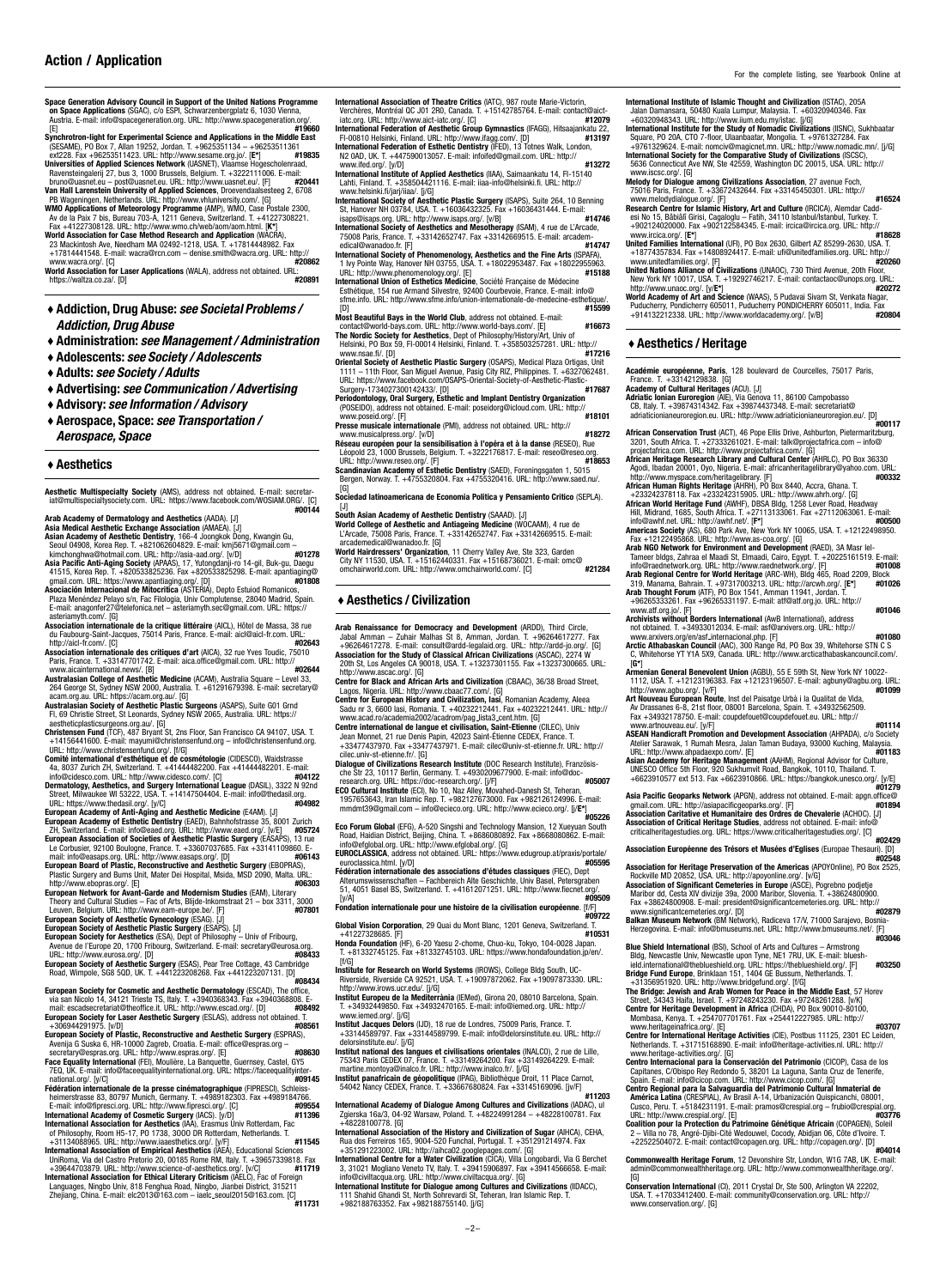## Action / Application

**Space Generation Advisory Council in Support of the United Nations Programme on Space Applications** (SGAC), c/o ESPI, Schwarzenbergplatz 6, 1030 Vienna, Austria. E-mail: info@spacegeneration.org. URL: http://www.spacegeneration.org/. [E] **#19660**

**Synchrotron-light for Experimental Science and Applications in the Middle East** (SESAME), PO Box 7, Allan 19252, Jordan. T. +9625351134 – +96253511361 ext228. Fax +96253511423. URL: http://www.sesame.org.jo/. [**E***] **#19835**

**Universities of Applied Sciences Network** (UASNET), Vlaamse Hogescholenraad, Ravensteingalerij 27, bus 3, 1000 Brussels, Belgium. T. +3222111006. E-mail: bruno@uasnet.eu – post@uasnet.eu. URL: http://www.uasnet.eu/. [F] **#20441**

**Van Hall Larenstein University of Applied Sciences**, Droevendaalsesteeg 2, 6708 PB Wageningen, Netherlands. URL: http://www.vhluniversity.com/. [G]

**WMO Applications of Meteorology Programme** (AMP), WMO, Case Postale 2300, Av de la Paix 7 bis, Bureau 703-A, 1211 Geneva, Switzerland. T. +41227308221. Fax +41227308128. URL: http://www.wmo.ch/web/aom/aom.html. [**K***]

**World Association for Case Method Research and Application** (WACRA), 23 Mackintosh Ave, Needham MA 02492-1218, USA. T. +17814148982. Fax +17814441548. E-mail: wacra@rcn.com – denise.smith@wacra.org. URL: http://www.wacra.org/. [C] **#20862**

**World Association for Laser Applications** (WALA), address not obtained. URL: https://waltza.co.za/. [D] **#20891**

- ♦ **Addiction, Drug Abuse:** ***see Societal Problems / Addiction, Drug Abuse***
- ♦ **Administration:** ***see Management / Administration***
- ♦ **Adolescents:** ***see Society / Adolescents***
- ♦ **Adults:** ***see Society / Adults***
- ♦ **Advertising:** ***see Communication / Advertising***
- ♦ **Advisory:** ***see Information / Advisory***
- ♦ **Aerospace, Space:** ***see Transportation / Aerospace, Space***

### ♦ Aesthetics

**Aesthetic Multispecialty Society** (AMS), address not obtained. E-mail: secretariat@multispecialtysociety.com. URL: https://www.facebook.com/WOSIAM.ORG/. [C] **#00144**

**Arab Academy of Dermatology and Aesthetics** (AADA). [J]

**Asia Medical Aesthetic Exchange Association** (AMAEA). [J]

**Asian Academy of Aesthetic Dentistry**, 166-4 Joongkok Dong, Kwangin Gu, Seoul 04908, Korea Rep. T. +821062604829. E-mail: kmj5671@gmail.com – kimchonghwa@hotmail.com. URL: http://asia-aad.org/. [v/D] **#01278**

**Asia Pacific Anti-Aging Society** (APAAS), 17, Yutongdanji-ro 14-gil, Buk-gu, Daegu 41515, Korea Rep. T. +820533825236. Fax +820533825298. E-mail: apantiaging@gmail.com. URL: https://www.apantiaging.org/. [D] **#01808**

**Asociación Internacional de Mitocrítica** (ASTERIA), Depto Estudios Romanicos, Plaza Menéndez Pelayo s/n, Fac Filologia, Univ Complutense, 28040 Madrid, Spain. E-mail: anagonfer27@telefonica.net – asteriamyth.sec@gmail.com. URL: https://asteriamyth.com/. [G]

**Association internationale de la critique littéraire** (AICL), Hôtel de Massa, 38 rue du Faubourg-Saint-Jacques, 75014 Paris, France. E-mail: aicl@aicl-fr.com. URL: http://aicl-fr.com/. [C] **#02643**

**Association internationale des critiques d'art** (AICA), 32 rue Yves Toudic, 75010 Paris, France. T. +33147701742. E-mail: aica.office@gmail.com. URL: http://www.aicainternational.news/. [B] **#02644**

**Australasian College of Aesthetic Medicine** (ACAM), Australia Square – Level 33, 264 George St, Sydney NSW 2000, Australia. T. +61291679398. E-mail: secretary@acam.org.au. URL: https://acam.org.au/. [G]

**Australasian Society of Aesthetic Plastic Surgeons** (ASAPS), Suite G01 Grnd Fl, 69 Christie Street, St Leonards, Sydney NSW 2065, Australia. URL: https://aestheticplasticsurgeons.org.au/. [G]

**Christensen Fund** (TCF), 487 Bryant St, 2ns Floor, San Francisco CA 94107, USA. T. +14156441600. E-mail: mayumi@christensenfund.org – info@christensenfund.org. URL: http://www.christensenfund.org/. [f/G]

**Comité international d'esthétique et de cosmétologie** (CIDESCO), Waidstrasse 4a, 8037 Zurich ZH, Switzerland. T. +41444482200. Fax +41444482201. E-mail: info@cidesco.com. URL: http://www.cidesco.com/. [C] **#04122**

**Dermatology, Aesthetics, and Surgery International League** (DASIL), 3322 N 92nd Street, Milwaukee WI 53222, USA. T. +14147504404. E-mail: info@thedasil.org. URL: https://www.thedasil.org/. [y/C] **#04982**

**European Academy of Anti-Aging and Aesthetic Medicine** (E4AM). [J]

**European Academy of Esthetic Dentistry** (EAED), Bahnhofstrasse 35, 8001 Zurich ZH, Switzerland. E-mail: info@eaed.org. URL: http://www.eaed.org/. [v/F] **#05724**

**European Association of Societies of Aesthetic Plastic Surgery** (EASAPS), 13 rue Le Corbusier, 92100 Boulogne, France. T. +33607037685. Fax +33141100860. E-mail: info@easaps.org. URL: http://www.easaps.org/. [D] **#06143**

**European Board of Plastic, Reconstructive and Aesthetic Surgery** (EBOPRAS), Plastic Surgery and Burns Unit, Mater Dei Hospital, Msida, MSD 2090, Malta. URL: http://www.ebopras.org/. [E] **#06303**

**European Network for Avant-Garde and Modernism Studies** (EAM), Literary Theory and Cultural Studies – Fac of Arts, Blijde-Inkomststraat 21 – box 3311, 3000 Leuven, Belgium. URL: http://www.eam-europe.be/. [F] **#07801**

**European Society of Aesthetic Gynecology** (ESAG). [J]

**European Society of Aesthetic Plastic Surgery** (ESAPS). [J]

**European Society for Aesthetics** (ESA), Dept of Philosophy – Univ of Fribourg, Avenue de l'Europe 20, 1700 Fribourg, Switzerland. E-mail: secretary@eurosa.org. URL: http://www.eurosa.org/. [D] **#08433**

**European Society of Aesthetic Surgery** (ESAS), Pear Tree Cottage, 43 Cambridge Road, Wimpole, SG8 5QD, UK. T. +441223208268. Fax +441223207131. [D] **#08434**

**European Society for Cosmetic and Aesthetic Dermatology** (ESCAD), The office, via san Nicolo 14, 34121 Trieste TS, Italy. T. +3940368343. Fax +3940368808. E-mail: escadsecretariat@theoffice.it. URL: http://www.escad.org/. [D] **#08492**

**European Society for Laser Aesthetic Surgery** (ESLAS), address not obtained. T. +306944291975. [v/D] **#08561**

**European Society of Plastic, Reconstructive and Aesthetic Surgery** (ESPRAS), Avenija G Suska 6, HR-10000 Zagreb, Croatia. E-mail: office@espras.org – secretary@espras.org. URL: http://www.espras.org/. [E] **#08630**

**Face Equality International** (FEI), Moulière, La Banquette, Guernsey, Castel, GY5 7EQ, UK. E-mail: info@faceequalityinternational.org. URL: https://faceequalityinternational.org/. [y/C] **#09145**

**Fédération internationale de la presse cinématographique** (FIPRESCI), Schleissheimerstrasse 83, 80797 Munich, Germany. T. +4989182303. Fax +4989184766. E-mail: info@fipresci.org. URL: http://www.fipresci.org/. [C] **#09554**

**International Academy of Cosmetic Surgery** (IACS). [y/D] **#11396**

**International Association for Aesthetics** (IAA), Erasmus Univ Rotterdam, Fac of Philosophy, Room H5-17, PO 1738, 3000 DR Rotterdam, Netherlands. T. +31134088965. URL: http://www.iaaesthetics.org/. [y/F] **#11545**

**International Association of Empirical Aesthetics** (IAEA), Educational Sciences UniRoma, Via del Castro Pretorio 20, 00185 Rome RM, Italy. T. +39557339818. Fax +39644703879. URL: http://www.science-of-aesthetics.org/. [v/C] **#11719**

**International Association for Ethical Literary Criticism** (IAELC), Fac of Foreign Languages, Ningbo Univ, 818 Fenghua Road, Ningbo, Jianbei District, 315211 Zhejiang, China. E-mail: elc2013@163.com – iaelc_seoul2015@163.com. [C] **#11731**

**International Association of Aesthetic Critics** (IATC), 987 route Marie-Victorin, Verchères, Montréal QC J0L 2R0, Canada. T. +15142785764. E-mail: contact@aict-iatc.org. URL: http://www.aict-iatc.org/. [C] **#12079**

**International Federation of Aesthetic Group Gymnastics** (IFAGG), Hitsaajankatu 22, FI-00810 Helsinki, Finland. URL: http://www.ifagg.com/. [D] **#13197**

**International Federation of Esthetic Dentistry** (IFED), 13 Totnes Walk, London, N2 0AD, UK. T. +447590013057. E-mail: infoifed@gmail.com. URL: http://www.ifed.org/. [y/D] **#13272**

**International Institute of Applied Aesthetics** (IIAA), Saimaankatu 14, FI-15140 Lahti, Finland. T. +358504421116. E-mail: iiaa-info@helsinki.fi. URL: http://www.helsinki.fi/jarj/iiaa/. [j/G]

**International Society of Aesthetic Plastic Surgery** (ISAPS), Suite 264, 10 Benning St, Hanover NH 03784, USA. T. +16036432325. Fax +16036431444. E-mail: isaps@isaps.org. URL: http://www.isaps.org/. [v/B] **#14746**

**International Society of Aesthetics and Mesotherapy** (ISAM), 4 rue de L'Arcade, 75008 Paris, France. T. +33142652747. Fax +33142669515. E-mail: academedical@wanadoo.fr. [F] **#14747**

**International Society of Phenomenology, Aesthetics and the Fine Arts** (ISPAFA), 1 Ivy Pointe Way, Hanover NH 03755, USA. T. +18022953487. Fax +18022955963. URL: http://www.phenomenology.org/. [E] **#15188**

**International Union of Esthetics Medicine**, Société Française de Médecine Esthétique, 154 rue Armand Silvestre, 92400 Courbevoie, France. E-mail: info@sfme.info. URL: http://www.sfme.info/union-internationale-de-medecine-esthetique/. [D] **#15599**

**Most Beautiful Bays in the World Club**, address not obtained. E-mail: contact@world-bays.com. URL: http://www.world-bays.com/. [E] **#16673**

**The Nordic Society for Aesthetics**, Dept of Philosophy/History/Art, Univ of Helsinki, PO Box 59, FI-00014 Helsinki, Finland. T. +358503257281. URL: http://www.nsae.fi/. [D] **#17216**

**Oriental Society of Aesthetic Plastic Surgery** (OSAPS), Medical Plaza Ortigas, Unit 1111 – 11th Floor, San Miguel Avenue, Pasig City RIZ, Philippines. T. +6327062481. URL: https://www.facebook.com/OSAPS-Oriental-Society-of-Aesthetic-Plastic-Surgery-173402730014243​3/. [D] **#17687**

**Periodontology, Oral Surgery, Esthetic and Implant Dentistry Organization** (POSEIDO), address not obtained. E-mail: poseidorg@icloud.com. URL: http://www.poseido.org/. [F] **#18101**

**Presse musicale internationale** (PMI), address not obtained. URL: http://www.musicalpress.org/. [v/D] **#18272**

**Réseau européen pour la sensibilisation à l'opéra et à la danse** (RESEO), Rue Léopold 23, 1000 Brussels, Belgium. T. +3222176817. E-mail: reseo@reseo.org. URL: http://www.reseo.org/. [F] **#18653**

**Scandinavian Academy of Esthetic Dentistry** (SAED), Foreningsgaten 1, 5015 Bergen, Norway. T. +4755320804. Fax +4755320416. URL: http://www.saed.nu/. [G]

**Sociedad latinoamericana de Economía Política y Pensamiento Crítico** (SEPLA). [J]

**South Asian Academy of Aesthetic Dentistry** (SAAAD). [J]

**World College of Aesthetic and Antiageing Medicine** (WOCAAM), 4 rue de L'Arcade, 75008 Paris, France. T. +33142652747. Fax +33142669515. E-mail: academedical@wanadoo.fr. [G]

**World Hairdressers' Organization**, 11 Cherry Valley Ave, Ste 323, Garden City NY 11530, USA. T. +15162440331. Fax +15168736021. E-mail: omc@omchairworld.com. URL: http://www.omchairworld.com/. [C] **#21284**

### ♦ Aesthetics / Civilization

**Arab Renaissance for Democracy and Development** (ARDD), Third Circle, Jabal Amman – Zuhair Malhas St 8, Amman, Jordan. T. +96264617277. Fax +96264617278. E-mail: consult@ardd-legalaid.org. URL: http://ardd-jo.org/. [G]

**Association for the Study of Classical African Civilizations** (ASCAC), 2274 W 20th St, Los Angeles CA 90018, USA. T. +13237301155. Fax +13237300665. URL: http://www.ascac.org/. [G]

**Centre for Black and African Arts and Civilization** (CBAAC), 36/38 Broad Street, Lagos, Nigeria. URL: http://www.cbaac77.com/. [G]

**Centre for European History and Civilization, Iasi**, Romanian Academy, Aleea Sadu nr 3, 6600 Iasi, Romania. T. +40232212441. Fax +40232212441. URL: http://www.acad.ro/academia2002/acadrom/pag_ista3_cent.htm. [G]

**Centre international de langue et civilisation, Saint-Etienne** (CILEC), Univ Jean Monnet, 21 rue Denis Papin, 42023 Saint-Etienne CEDEX, France. T. +33477437970. Fax +33477437971. E-mail: cilec@univ-st-etienne.fr. URL: http://cilec.univ-st-etienne.fr/. [G]

**Dialogue of Civilizations Research Institute** (DOC Research Institute), Französische Str 23, 10117 Berlin, Germany. T. +4930209677900. E-mail: info@doc-research.org. URL: https://doc-research.org/. [j/F] **#05007**

**ECO Cultural Institute** (ECI), No 10, Naz Alley, Movahed-Danesh St, Teheran, 1957653643, Iran Islamic Rep. T. +982127673000. Fax +982126412996. E-mail: mmdmt39@gmail.com – info@ecieco.org. URL: http://www.ecieco.org/. [j/**E***] **#05226**

**Eco Forum Global** (EFG), A-520 Singshi and Technology Mansion, 12 Xueyuan South Road, Haidian District, Beijing, China. T. +8686080892. Fax +8668080862. E-mail: info@efglobal.org. URL: http://www.efglobal.org/. [G]

**EUROCLASSICA**, address not obtained. URL: https://www.edugroup.at/praxis/portale/euroclassica.html. [y/D] **#05595**

**Fédération internationale des associations d'études classiques** (FIEC), Dept Altertumswissenschaften – Fachbereich Alte Geschichte, Univ Basel, Petersgraben 51, 4051 Basel BS, Switzerland. T. +41612071251. URL: http://www.fiecnet.org/. [y/A] **#09509**

**Fondation internationale pour une histoire de la civilisation européenne**. [f/F] **#09722**

**Global Vision Corporation**, 29 Quai du Mont Blanc, 1201 Geneva, Switzerland. T. +41227328685. [F] **#10531**

**Honda Foundation** (HF), 6-20 Yaesu 2-chome, Chuo-ku, Tokyo, 104-0028 Japan. T. +81332745125. Fax +81332745103. URL: https://www.hondafoundation.jp/en/. [f/G]

**Institute for Research on World Systems** (IROWS), College Bldg South, UC-Riverside, Riverside CA 92521, USA. T. +19097872062. Fax +19097873330. URL: http://www.irows.ucr.edu/. [j/G]

**Institut Europeu de la Mediterrània** (IEMed), Girona 20, 08010 Barcelona, Spain. T. +34932449850. Fax +34932470165. E-mail: info@iemed.org. URL: http://www.iemed.org/. [j/G]

**Institut Jacques Delors** (IJD), 18 rue de Londres, 75009 Paris, France. T. +33144589797. Fax +33144589799. E-mail: info@delorsinstitute.eu. URL: http://delorsinstitute.eu/. [j/G]

**Institut national des langues et civilisations orientales** (INALCO), 2 rue de Lille, 75343 Paris CEDEX 07, France. T. +33149264200. Fax +33149264299. E-mail: martine.montoya@inalco.fr. URL: http://www.inalco.fr/. [j/G]

**Institut panafricain de géopolitique** (IPAG), Bibliothèque Droit, 11 Place Carnot, 54042 Nancy CEDEX, France. T. +33667680824. Fax +33145169096. [jv/F] **#11203**

**International Academy of Dialogue Among Cultures and Civilizations** (IADAC), ul Zgierska 16a/3, 04-92 Warsaw, Poland. T. +48224991284 – +48228100781. Fax +48228100778. [G]

**International Association of the History and Civilization of Sugar** (AIHCA), CEHA, Rua dos Ferreiros 165, 9004-520 Funchal, Portugal. T. +351291214974. Fax +351291223002. URL: http://aihca02.googlepages.com/. [G]

**International Centre for a Water Civilization** (CICA), Villa Longobardi, Via G Berchet 3, 31021 Mogliano Veneto TV, Italy. T. +39415906897. Fax +39414566658. E-mail: info@civiltacqua.org. URL: http://www.civiltacqua.org/. [G]

**International Institute for Dialogue among Cultures and Civilizations** (IIDACC), 111 Shahid Ghandi St, North Sohrevardi St, Teheran, Iran Islamic Rep. T. +982188763352. Fax +982188755140. [j/G]

**International Institute of Islamic Thought and Civilization** (ISTAC), 205A Jalan Damansara, 50480 Kuala Lumpur, Malaysia. T. +60320940346. Fax +60320948343. URL: http://www.iium.edu.my/istac. [j/G]

**International Institute for the Study of Nomadic Civilizations** (IISNC), Sukhbaatar Square, PO 20A, CTO 7-floor, Ulaanbaatar, Mongolia. T. +9761327284. Fax +9761329624. E-mail: nomciv@magicnet.mn. URL: http://www.nomadic.mn/. [j/G]

**International Society for the Comparative Study of Civilizations** (ISCSC), 5636 Connecticut Ave NW, Ste 42559, Washington DC 20015, USA. URL: http://www.iscsc.org/. [G]

**Melody for Dialogue among Civilizations Association**, 27 avenue Foch, 75016 Paris, France. T. +33672432644. Fax +33145450301. URL: http://www.melodydialogue.org/. [F] **#16524**

**Research Centre for Islamic History, Art and Culture** (IRCICA), Alemdar Caddesi No 15, Bâbiâli Girisi, Cagaloglu – Fatih, 34110 Istanbul/Istanbul, Turkey. T. +902124020000. Fax +902122584345. E-mail: ircica@ircica.org. URL: http://www.ircica.org/. [**E***] **#18628**

**United Families International** (UFI), PO Box 2630, Gilbert AZ 85299-2630, USA. T. +18774357834. Fax +14808924417. E-mail: ufi@unitedfamilies.org. URL: http://www.unitedfamilies.org/. [F] **#20260**

**United Nations Alliance of Civilizations** (UNAOC), 730 Third Avenue, 20th Floor, New York NY 10017, USA. T. +19292746217. E-mail: contactaoc@unops.org. URL: http://www.unaoc.org/. [y/**E***] **#20272**

**World Academy of Art and Science** (WAAS), 5 Pudavai Sivam St, Venkata Nagar, Puducherry, Pondicherry 605011, Puducherry PONDICHERRY 605011, India. Fax +914132212338. URL: http://www.worldacademy.org/. [v/B] **#20804**

### ♦ Aesthetics / Heritage

**Académie européenne, Paris**, 128 boulevard de Courcelles, 75017 Paris, France. T. +33142129838. [G]

**Academy of Cultural Heritages** (ACU). [J]

**Adriatic Ionian Euroregion** (AIE), Via Genova 11, 86100 Campobasso CB, Italy. T. +39874314342. Fax +39874437348. E-mail: secretariat@adriaticionianeuroregion.eu. URL: http://www.adriaticionianeuroregion.eu/. [D] **#00117**

**African Conservation Trust** (ACT), 46 Pope Ellis Drive, Ashburton, Pietermaritzburg, 3201, South Africa. T. +27333261021. E-mail: talk@projectafrica.com – info@projectafrica.com. URL: http://www.projectafrica.com/. [G]

**African Heritage Research Library and Cultural Center** (AHRLC), PO Box 36330 Agodi, Ibadan 20001, Oyo, Nigeria. E-mail: africanheritagelibrary@yahoo.com. URL: http://www.myspace.com/heritagelibrary. [F] **#00332**

**African Human Rights Heritage** (AHRH), PO Box 8440, Accra, Ghana. T. +233242378118. Fax +233242315905. URL: http://www.ahrh.org/. [G]

**African World Heritage Fund** (AWHF), DBSA Bldg, 1258 Lever Road, Headway Hill, Midrand, 1685, South Africa. T. +27113133061. Fax +27112063061. E-mail: info@awhf.net. URL: http://awhf.net/. [**F***] **#00500**

**Americas Society** (AS), 680 Park Ave, New York NY 10065, USA. T. +12122498950. Fax +12122495868. URL: http://www.as-coa.org/. [G]

**Arab NGO Network for Environment and Development** (RAED), 3A Masr Iel-Tameer bldgs, Zahraa el Maadi St, Elmaadi, Cairo, Egypt. T. +20225161519. E-mail: info@raednetwork.org. URL: http://www.raednetwork.org/. [F] **#01008**

**Arab Regional Centre for World Heritage** (ARC-WH), Bldg 465, Road 2209, Block 319, Manama, Bahrain. T. +97317003213. URL: http://arcwh.org/. [**E***] **#01026**

**Arab Thought Forum** (ATF), PO Box 1541, Amman 11941, Jordan. T. +96265333261. Fax +96265331197. E-mail: atf@atf.org.jo. URL: http://www.atf.org.jo/. [F] **#01046**

**Archivists without Borders International** (AwB International), address not obtained. T. +34933012034. E-mail: asf@arxivers.org. URL: http://www.arxivers.org/en/asf_internacional.php. [F] **#01080**

**Arctic Athabaskan Council** (AAC), 300 Range Rd, PO Box 39, Whitehorse STN C S C, Whitehorse YT Y1A 5X9, Canada. URL: http://www.arcticathabaskancouncil.com/. [**G***]

**Armenian General Benevolent Union** (AGBU), 55 E 59th St, New York NY 10022-1112, USA. T. +12123196383. Fax +12123196507. E-mail: agbuny@agbu.org. URL: http://www.agbu.org/. [v/F] **#01099**

**Art Nouveau European Route**, Inst del Paisatge Urbà i la Qualitat de Vida, Av Drassanes 6-8, 21st floor, 08001 Barcelona, Spain. T. +34932562509. Fax +34932178750. E-mail: coupdefouet@coupdefouet.eu. URL: http://www.artnouveau.eu/. [y/F] **#01114**

**ASEAN Handicraft Promotion and Development Association** (AHPADA), c/o Society Atelier Sarawak, 1 Rumah Mesra, Jalan Taman Budaya, 93000 Kuching, Malaysia. URL: http://www.ahpadaexpo.com/. [E] **#01183**

**Asian Academy for Heritage Management** (AAHM), Regional Advisor for Culture, UNESCO Office 5th Floor, 920 Sukhumvit Road, Bangkok, 10110, Thailand. T. +6623910577 ext 513. Fax +6623910866. URL: https://bangkok.unesco.org/. [y/E] **#01279**

**Asia Pacific Geoparks Network** (APGN), address not obtained. E-mail: apgn.office@gmail.com. URL: https://asiapacificgeoparks.org/. [F] **#01894**

**Association Caritative et Humanitaire des Ordres de Chevalerie** (ACHOC). [J]

**Association of Critical Heritage Studies**, address not obtained. E-mail: info@criticalheritagestudies.org. URL: https://www.criticalheritagestudies.org/. [C] **#02429**

**Association Européenne des Trésors et Musées d'Eglises** (Europae Thesauri). [D] **#02548**

**Association for Heritage Preservation of the Americas** (APOYOnline), PO Box 2525, Rockville MD 20852, USA. URL: http://apoyonline.org/. [v/C]

**Association of Significant Cemeteries in Europe** (ASCE), Pogrebno podjetje Maribor dd, Cesta XIV divizije 39a, 2000 Maribor, Slovenia. T. +38624800900. Fax +38624800908. E-mail: president@significantcemeteries.org. URL: http://www.significantcemeteries.org/. [D] **#02879**

**Balkan Museum Network** (BM Network), Radiceva 17/V, 71000 Sarajevo, Bosnia-Herzegovina. E-mail: info@bmuseums.net. URL: http://www.bmuseums.net/. [F] **#03046**

**Blue Shield International** (BSI), School of Arts and Cultures – Armstrong Bldg, Newcastle Univ, Newcastle upon Tyne, NE1 7RU, UK. E-mail: blueshield.international@theblueshield.org. URL: https://theblueshield.org/. [F] **#03250**

**Bridge Fund Europe**, Brinklaan 151, 1404 GE Bussum, Netherlands. T. +31356951920. URL: http://www.bridgefund.org/. [f/G]

**The Bridge: Jewish and Arab Women for Peace in the Middle East**, 57 Horev Street, 34343 Haifa, Israel. T. +97248243230. Fax +97248261288. [v/K]

**Centre for Heritage Development in Africa** (CHDA), PO Box 90010-80100, Mombasa, Kenya. T. +254707701761. Fax +254412227985. URL: http://www.heritageinafrica.org/. [E] **#03707**

**Centre for International Heritage Activities** (CIE), Postbus 11125, 2301 EC Leiden, Netherlands. T. +31715168890. E-mail: info@heritage-activities.nl. URL: http://www.heritage-activities.org/. [G]

**Centro Internacional para la Conservación del Patrimonio** (CICOP), Casa de los Capitanes, C/Obispo Rey Redondo 5, 38201 La Laguna, Santa Cruz de Tenerife, Spain. E-mail: info@cicop.com. URL: http://www.cicop.com/. [G]

**Centro Regional para la Salvaguardia del Patrimonio Cultural Inmaterial de América Latina** (CRESPIAL), Av Brasil A-14, Urbanización Quispicanchi, 08001, Cusco, Peru. T. +5184231191. E-mail: pramos@crespial.org – frubio@crespial.org. URL: http://www.crespial.org/. [E] **#03776**

**Coalition pour la Protection du Patrimoine Génétique Africain** (COPAGEN), Soleil 2 – Villa no 78, Angré-Djibi-Cité Wedouwel, Cocody, Abidjan 06, Côte d'Ivoire. T. +22522504072. E-mail: contact@copagen.org. URL: http://copagen.org/. [D] **#04014**

**Commonwealth Heritage Forum**, 12 Devonshire Str, London, W1G 7AB, UK. E-mail: admin@commonwealthheritage.org. URL: http://www.commonwealthheritage.org/. [G]

**Conservation International** (CI), 2011 Crystal Dr, Ste 500, Arlington VA 22202, USA. T. +17033412400. E-mail: community@conservation.org. URL: http://www.conservation.org/. [G]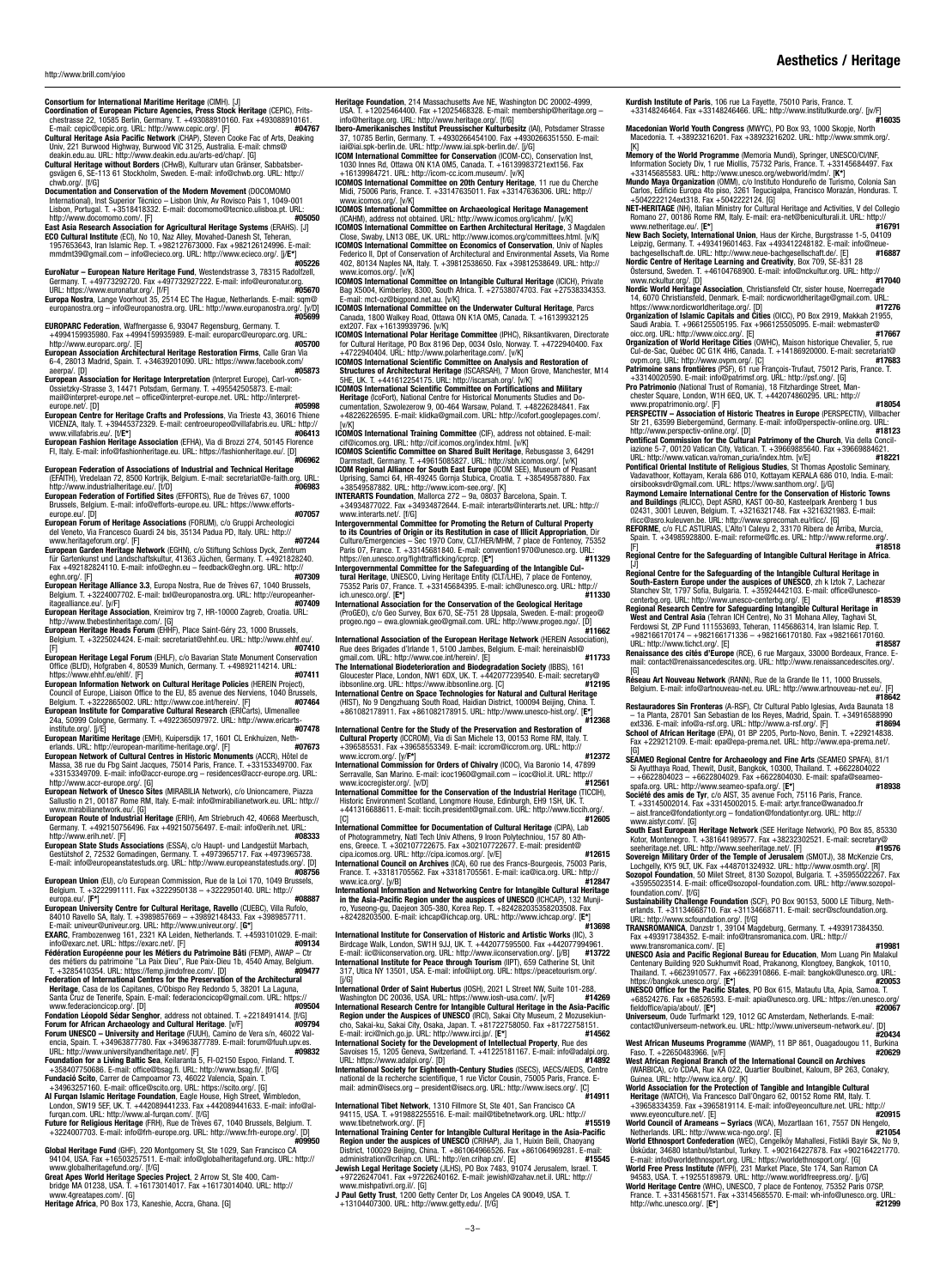**Consortium for International Maritime Heritage** (CIMH). [J]
**Coordination of European Picture Agencies, Press Stock Heritage** (CEPIC), Fritschestrasse 22, 10585 Berlin, Germany. T. +493088910160. Fax +493088910161. E-mail: cepic@cepic.org. URL: http://www.cepic.org/. [F] **#04767**
**Cultural Heritage Asia Pacific Network** (CHAP), Steven Cooke Fac of Arts, Deakin Univ, 221 Burwood Highway, Burwood VIC 3125, Australia. E-mail: chms@deakin.edu.au. URL: http://www.deakin.edu.au/arts-ed/chap/. [G]
**Cultural Heritage without Borders** (CHwB), Kulturarv utan Gränser, Sabbatsbergsvägen 6, SE-113 61 Stockholm, Sweden. E-mail: info@chwb.org. URL: http://chwb.org/. [f/G]
**Documentation and Conservation of the Modern Movement** (DOCOMOMO International), Inst Superior Técnico – Lisbon Univ, Av Rovisco Pais 1, 1049-001 Lisbon, Portugal. T. +3518418332. E-mail: docomomo@tecnico.ulisboa.pt. URL: http://www.docomomo.com/. [F] **#05050**
**East Asia Research Association for Agricultural Heritage Systems** (ERAHS). [J]
**ECO Cultural Institute** (ECI), No 10, Naz Alley, Movahed-Danesh St, Teheran, 1957653643, Iran Islamic Rep. T. +982127673000. Fax +982126124996. E-mail: mmdmt39@gmail.com – info@ecieco.org. URL: http://www.ecieco.org/. [j/E*] **#05226**
**EuroNatur – European Nature Heritage Fund**, Westendstrasse 3, 78315 Radolfzell, Germany. T. +49773292720. Fax +497732927222. E-mail: info@euronatur.org. URL: https://www.euronatur.org/. [f/F] **#05670**
**Europa Nostra**, Lange Voorhout 35, 2514 EC The Hague, Netherlands. E-mail: sgm@europanostra.org – info@europanostra.org. URL: http://www.europanostra.org/. [y/D] **#05699**
**EUROPARC Federation**, Waffnergasse 6, 93047 Regensburg, Germany. T. +4994159935980. Fax +4994159935989. E-mail: europarc@europarc.org. URL: http://www.europarc.org/. [F] **#05700**
**European Association Architectural Heritage Restoration Firms**, Calle Gran Via 6-4, 28013 Madrid, Spain. T. +34639201090. URL: https://www.facebook.com/aeerpa/. [D] **#05873**
**European Association for Heritage Interpretation** (Interpret Europe), Carl-von-Ossietzky-Strasse 3, 14471 Potsdam, Germany. T. +495542505873. E-mail: mail@interpret-europe.net – office@interpret-europe.net. URL: http://interpret-europe.net/. [D] **#05998**
**European Centre for Heritage Crafts and Professions**, Via Trieste 43, 36016 Thiene VICENZA, Italy. T. +39445372329. E-mail: centroeuropeo@villafabris.eu. URL: http://www.villafabris.eu/. [y/E*] **#06413**
**European Fashion Heritage Association** (EFHA), Via di Brozzi 274, 50145 Firenze FI, Italy. E-mail: info@fashionheritage.eu. URL: https://fashionheritage.eu/. [D] **#06962**
**European Federation of Associations of Industrial and Technical Heritage** (EFAITH), Vredelaan 72, 8500 Kortrijk, Belgium. E-mail: secretariat@e-faith.org. URL: http://www.industrialheritage.eu/. [f/D] **#06983**
**European Federation of Fortified Sites** (EFFORTS), Rue de Trèves 67, 1000 Brussels, Belgium. E-mail: info@efforts-europe.eu. URL: https://www.efforts-europe.eu/. [D] **#07057**
**European Forum of Heritage Associations** (FORUM), c/o Gruppi Archeologici del Veneto, Via Francesco Guardi 24 bis, 35134 Padua PD, Italy. URL: http://www.heritageforum.org/. [F] **#07244**
**European Garden Heritage Network** (EGHN), c/o Stiftung Schloss Dyck, Zentrum für Gartenkunst und Landschaftskultur, 41363 Jüchen, Germany. T. +4921828240. Fax +492182824110. E-mail: info@eghn.eu – feedback@eghn.org. URL: http://eghn.org/. [F] **#07309**
**European Heritage Alliance 3.3**, Europa Nostra, Rue de Trèves 67, 1040 Brussels, Belgium. T. +3224007702. E-mail: bxl@europanostra.org. URL: http://europeanheritagealliance.eu/. [y/F] **#07409**
**European Heritage Association**, Kreimirov trg 7, HR-10000 Zagreb, Croatia. URL: http://www.thebestinheritage.com/. [G]
**European Heritage Heads Forum** (EHHF), Place Saint-Géry 23, 1000 Brussels, Belgium. T. +3225024424. E-mail: secretariat@ehhf.eu. URL: http://www.ehhf.eu/. [F] **#07410**
**European Heritage Legal Forum** (EHLF), c/o Bavarian State Monument Conservation Office (BLfD), Hofgraben 4, 80539 Munich, Germany. T. +49892114214. URL: https://www.ehhf.eu/ehlf/. [F] **#07411**
**European Information Network on Cultural Heritage Policies** (HEREIN Project), Council of Europe, Liaison Office to the EU, 85 avenue des Nerviens, 1040 Brussels, Belgium. T. +3222865002. URL: http://www.coe.int/herein/. [F] **#07464**
**European Institute for Comparative Cultural Research** (ERICarts), Ulmenallee 24a, 50999 Cologne, Germany. T. +4922365097972. URL: http://www.ericarts-institute.org/. [j/E] **#07478**
**European Maritime Heritage** (EMH), Kuipersdijk 17, 1601 CL Enkhuizen, Netherlands. URL: http://europe-maritime-heritage.org/. [F] **#07673**
**European Network of Cultural Centres in Historic Monuments** (ACCR), Hôtel de Massa, 38 rue du Fbg Saint Jacques, 75014 Paris, France. T. +33153349700. Fax +33153349709. E-mail: info@accr-europe.org – residences@accr-europe.org. URL: http://www.accr-europe.org/. [G]
**European Network of Unesco Sites** (MIRABILIA Network), c/o Unioncamere, Piazza Sallustio n 21, 00187 Rome RM, Italy. E-mail: info@mirabilianetwork.eu. URL: http://www.mirabilianetwork.eu/. [G]
**European Route of Industrial Heritage** (ERIH), Am Striebruch 42, 40668 Meerbusch, Germany. T. +492150756496. Fax +492150756497. E-mail: info@erih.net. URL: http://www.erih.net/. [F] **#08333**
**European State Studs Associations** (ESSA), c/o Haupt- und Landgestüt Marbach, Gestütshof 2, 72532 Gomadingen, Germany. T. +4973965717. Fax +497396573. E-mail: info@europeanstatestuds.org. URL: http://www.europeanstatestuds.org/. [D] **#08756**
**European Union** (EU), c/o European Commission, Rue de la Loi 170, 1049 Brussels, Belgium. T. +3222991111. Fax +3222950138 – +3222950140. URL: http://europa.eu/. [F*] **#08887**
**European University Centre for Cultural Heritage, Ravello** (CUEBC), Villa Rufolo, 84010 Ravello SA, Italy. T. +3989857669 – +39892148433. Fax +3989857711. E-mail: univeur@univeur.org. URL: http://www.univeur.org/. [G*]
**EXARC**, Frambozenweg 161, 2321 KA Leiden, Netherlands. T. +4593101029. E-mail: info@exarc.net. URL: https://exarc.net/. [F] **#09134**
**Fédération Européenne pour les Métiers du Patrimoine Bâti** (FEMP), AWAP – Ctr des métiers du patrimoine "La Paix Dieu", Rue Paix-Dieu 1b, 4540 Amay, Belgium. T. +3285410354. URL: https://femp.jimdofree.com/. [D] **#09477**
**Federation of International Centres for the Preservation of the Architectural Heritage**, Casa de los Capitanes, C/Obispo Rey Redondo 5, 38201 La Laguna, Santa Cruz de Tenerife, Spain. E-mail: federacioncicop@gmail.com. URL: http://www.federacioncicop.org/. [G] **#09504**
**Fondation Léopold Sédar Senghor**, address not obtained. T. +2218491414. [f/G]
**Forum for African Archaeology and Cultural Heritage**. [v/F] **#09794**
**Forum UNESCO – University and Heritage** (FUUH), Camino de Vera s/n, 46022 Valencia, Spain. T. +34963877780. Fax +34963877789. E-mail: forum@fuuh.upv.es. URL: http://www.universityandheritage.net/. [F] **#09832**
**Foundation for a Living Baltic Sea**, Keilaranta 5, FI-02150 Espoo, Finland. T. +358407750686. E-mail: office@bsag.fi. URL: http://www.bsag.fi/. [f/G]
**Fundació Scito**, Carrer de Campoamor 73, 46022 Valencia, Spain. T. +34963257160. E-mail: office@scito.org. URL: https://scito.org/. [G]
**Al Furqan Islamic Heritage Foundation**, Eagle House, High Street, Wimbledon, London, SW19 5EF, UK. T. +442089441233. Fax +442089441633. E-mail: info@al-furqan.com. URL: http://www.al-furqan.com/. [f/G]
**Future for Religious Heritage** (FRH), Rue de Trèves 67, 1040 Brussels, Belgium. T. +3224007703. E-mail: info@frh-europe.org. URL: http://www.frh-europe.org/. [D] **#09950**
**Global Heritage Fund** (GHF), 220 Montgomery St, Ste 1029, San Francisco CA 94104, USA. Fax +16503257511. E-mail: info@globalheritagefund.org. URL: http://www.globalheritagefund.org/. [f/G]
**Great Apes World Heritage Species Project**, 2 Arrow St, Ste 400, Cambridge MA 01238, USA. T. +16173014017. Fax +16173014040. URL: http://www.4greatapes.com/. [G]
**Heritage Africa**, PO Box 173, Kaneshie, Accra, Ghana. [G]
**Heritage Foundation**, 214 Massachusetts Ave NE, Washington DC 20002-4999, USA. T. +12025464400. Fax +12025468328. E-mail: membership@heritage.org – info@heritage.org. URL: http://www.heritage.org/. [f/G]
**Ibero-Amerikanisches Institut Preussischer Kulturbesitz** (IAI), Potsdamer Strasse 37, 10785 Berlin, Germany. T. +4930266454100. Fax +4930266351550. E-mail: iai@iai.spk-berlin.de. URL: http://www.iai.spk-berlin.de/. [j/G]
**ICOM International Committee for Conservation** (ICOM-CC), Conservation Inst, 1030 Innes Rd, Ottawa ON K1A 0M5, Canada. T. +16139983721ext156. Fax +16139984721. URL: http://icom-cc.icom.museum/. [v/K]
**ICOMOS International Committee on 20th Century Heritage**, 11 rue du Cherche Midi, 75006 Paris, France. T. +33147635011. Fax +33147636306. URL: http://www.icomos.org/. [v/K]
**ICOMOS International Committee on Archaeological Heritage Management** (ICAHM), address not obtained. URL: http://www.icomos.org/icahm/. [v/K]
**ICOMOS International Committee on Earthen Architectural Heritage**, 3 Magdalen Close, Swaby, LN13 0BE, UK. URL: http://www.icomos.org/committees.html. [v/K]
**ICOMOS International Committee on Economics of Conservation**, Univ of Naples Federico II, Dpt of Conservation of Architectural and Environmental Assets, Via Rome 402, 80134 Naples NA, Italy. T. +39812538650. Fax +39812538649. URL: http://www.icomos.org/. [v/K]
**ICOMOS International Committee on Intangible Cultural Heritage** (ICICH), Private Bag X5004, Kimberley, 8300, South Africa. T. +27538074703. Fax +27538334353. E-mail: mct-oz@bigpond.net.au. [v/K]
**ICOMOS International Committee on the Underwater Cultural Heritage**, Parcs Canada, 1800 Walkey Road, Ottawa ON K1A 0M5, Canada. T. +16139932125 ext207. Fax +16139939796. [v/K]
**ICOMOS International Polar Heritage Committee** (IPHC), Riksantikvaren, Directorate for Cultural Heritage, PO Box 8196 Dep, 0034 Oslo, Norway. T. +4722940400. Fax +4722940404. URL: http://www.polarheritage.com/. [v/K]
**ICOMOS International Scientific Committee on Analysis and Restoration of Structures of Architectural Heritage** (ISCARSAH), 7 Moon Grove, Manchester, M14 5HE, UK. T. +441612254175. URL: http://iscarsah.org/. [v/K]
**ICOMOS International Scientific Committee on Fortifications and Military Heritage** (IcoFort), National Centre for Historical Monuments Studies and Documentation, Szwoleżerow 9, 00-464 Warsaw, Poland. T. +48226284841. Fax +48226226595. E-mail: klidka@gmail.com. URL: http://icofort.googlepages.com/. [v/K]
**ICOMOS International Training Committee** (CIF), address not obtained. E-mail: cif@icomos.org. URL: http://cif.icomos.org/index.html. [v/K]
**ICOMOS Scientific Committee on Shared Built Heritage**, Rebusgasse 3, 64291 Darmstadt, Germany. T. +49615085827. URL: http://sbh.icomos.org/. [v/K]
**ICOM Regional Alliance for South East Europe** (ICOM SEE), Museum of Peasant Uprising, Samci 64, HR-49245 Gornja Stubica, Croatia. T. +38549587880. Fax +38549587882. URL: http://www.icom-see.org/. [K]
**INTERARTS Foundation**, Mallorca 272 – 9a, 08037 Barcelona, Spain. T. +34934877022. Fax +34934872644. E-mail: interarts@interarts.net. URL: http://www.interarts.net/. [f/G]
**Intergovernmental Committee for Promoting the Return of Cultural Property to its Countries of Origin or its Restitution in case of Illicit Appropriation**, Dir Culture/Emergencies – Sec 1970 Conv, CLT/HER/MHM, 7 place de Fontenoy, 75352 Paris 07, France. T. +33145681840. E-mail: convention1970@unesco.org. URL: https://en.unesco.org/fighttrafficking/icprcp. [E*] **#11329**
**Intergovernmental Committee for the Safeguarding of the Intangible Cultural Heritage**, UNESCO, Living Heritage Entity (CLT/LHE), 7 place de Fontenoy, 75352 Paris 07, France. T. +33145684395. E-mail: ich@unesco.org. URL: http://ich.unesco.org/. [E*] **#11330**
**International Association for the Conservation of the Geological Heritage** (ProGEO), c/o Geo Survey, Box 670, SE-751 28 Uppsala, Sweden. E-mail: progeo@progeo.ngo – ewa.glowniak.geo@gmail.com. URL: http://www.progeo.ngo/. [D] **#11662**
**International Association of the European Heritage Network** (HEREIN Association), Rue des Brigades d'Irlande 1, 5100 Jambes, Belgium. E-mail: hereinaisbl@gmail.com. URL: http://www.coe.int/herein/. [E] **#11733**
**The International Biodeterioration and Biodegradation Society** (IBBS), 161 Gloucester Place, London, NW1 6DX, UK. T. +442077239540. E-mail: secretary@ibbsonline.org. URL: https://www.ibbsonline.org. [C] **#12195**
**International Centre on Space Technologies for Natural and Cultural Heritage** (HIST), No 9 Dengzhuang South Road, Haidian District, 100094 Beijing, China. T. +861082178911. Fax +861082178915. URL: http://www.unesco-hist.org/. [E*] **#12368**
**International Centre for the Study of the Preservation and Restoration of Cultural Property** (ICCROM), Via di San Michele 13, 00153 Rome RM, Italy. T. +396585531. Fax +39658553349. E-mail: iccrom@iccrom.org. URL: http://www.iccrom.org/. [y/E*] **#12372**
**International Commission for Orders of Chivalry** (ICOC), Via Baronio 14, 47899 Serravalle, San Marino. E-mail: icoc1960@gmail.com – icoc@iol.it. URL: http://www.icocregister.org/. [v/D] **#12561**
**International Committee for the Conservation of the Industrial Heritage** (TICCIH), Historic Environment Scotland, Longmore House, Edinburgh, EH9 1SH, UK. T. +441316688611. E-mail: ticcih.president@gmail.com. URL: http://www.ticcih.org/. [C] **#12605**
**International Committee for Documentation of Cultural Heritage** (CIPA), Lab of Photogrammetry, Natl Tech Univ Athens, 9 Iroon Polytechniou, 157 80 Athens, Greece. T. +302107722675. Fax +302107722677. E-mail: president@cipa.icomos.org. URL: http://cipa.icomos.org/. [vE] **#12615**
**International Council on Archives** (ICA), 60 rue des Francs-Bourgeois, 75003 Paris, France. T. +33181705562. Fax +33181705561. E-mail: ica@ica.org. URL: http://www.ica.org/. [y/B] **#12847**
**International Information and Networking Centre for Intangible Cultural Heritage in the Asia-Pacific Region under the auspices of UNESCO** (ICHCAP), 132 Munji-ro, Yuseong-gu, Daejeon 305-380, Korea Rep. T. +824282035358203508. Fax +82428203500. E-mail: ichcap@ichcap.org. URL: http://www.ichcap.org/. [E*] **#13698**
**International Institute for Conservation of Historic and Artistic Works** (IIC), 3 Birdcage Walk, London, SW1H 9JJ, UK. T. +442077995500. Fax +442077994961. E-mail: iic@iiconservation.org. URL: http://www.iiconservation.org/. [j/B] **#13722**
**International Institute for Peace through Tourism** (IIPT), 659 Catherine St, Unit 317, Utica NY 13501, USA. E-mail: info@iipt.org. URL: https://peacetourism.org/. [j/G]
**International Order of Saint Hubertus** (IOSH), 2021 L Street NW, Suite 101-288, Washington DC 20036, USA. URL: https://www.iosh-usa.com/. [v/F] **#14269**
**International Research Centre for Intangible Cultural Heritage in the Asia-Pacific Region under the Auspices of UNESCO** (IRCI), Sakai City Museum, 2 Mozusekiuncho, Sakai-ku, Sakai City, Osaka, Japan. T. +81722758050. Fax +81722758151. E-mail: irci@nich.go.jp. URL: http://www.irci.jp/. [E*] **#14562**
**International Society for the Development of Intellectual Property**, Rue des Savoises 15, 1205 Geneva, Switzerland. T. +41225181167. E-mail: info@adalpi.org. URL: https://www.adalpi.org/. [D] **#14892**
**International Society for Eighteenth-Century Studies** (ISECS), IAECS/AIEDS, Centre national de la recherche scientifique, 1 rue Victor Cousin, 75005 Paris, France. E-mail: admin@isecs.org – president@isecs.org. URL: http://www.isecs.org/. [C] **#14911**
**International Tibet Network**, 1310 Fillmore St, Ste 401, San Francisco CA 94115, USA. T. +919882255516. E-mail: mail@tibetnetwork.org. URL: http://www.tibetnetwork.org/. [F] **#15519**
**International Training Center for Intangible Cultural Heritage in the Asia-Pacific Region under the auspices of UNESCO** (CRIHAP), Jia 1, Huixin Beili, Chaoyang District, 100029 Beijing, China. T. +861064966526. Fax +861064969281. E-mail: administration@crihap.cn. URL: http://en.crihap.cn/. [E] **#15545**
**Jewish Legal Heritage Society** (JLHS), PO Box 7483, 91074 Jerusalem, Israel. T. +97226247041. Fax +97226240162. E-mail: jewishl@zahav.net.il. URL: http://www.mishpativri.org.il/. [G]
**J Paul Getty Trust**, 1200 Getty Center Dr, Los Angeles CA 90049, USA. T. +13104407300. URL: http://www.getty.edu/. [f/G]
**Kurdish Institute of Paris**, 106 rue La Fayette, 75010 Paris, France. T. +33148246464. Fax +33148246466. URL: http://www.institutkurde.org/. [jv/F] **#16035**
**Macedonian World Youth Congress** (MWYC), PO Box 93, 1000 Skopje, North Macedonia. T. +38923216201. Fax +38923216202. URL: http://www.smmk.org/. [K]
**Memory of the World Programme** (Memoria Mundi), Springer, UNESCO/CI/INF, Information Society Div, 1 rue Miollis, 75732 Paris, France. T. +33145684497. Fax +33145685583. URL: http://www.unesco.org/webworld/mdm/. [K*]
**Mundo Maya Organization** (OMM), c/o Instituto Hondureño de Turismo, Colonia San Carlos, Edificio Europa 4to piso, 3261 Tegucigalpa, Francisco Morazán, Honduras. T. +5042222124ext318. Fax +5042222124. [G]
**NET-HERITAGE** (NH), Italian Ministry for Cultural Heritage and Activities, V del Collegio Romano 27, 00186 Rome RM, Italy. E-mail: era-net@beniculturali.it. URL: http://www.netheritage.eu/. [E*] **#16791**
**New Bach Society, International Union**, Haus der Kirche, Burgstrasse 1-5, 04109 Leipzig, Germany. T. +493419601463. Fax +493412248182. E-mail: info@neue-bachgesellschaft.de. URL: http://www.neue-bachgesellschaft.de/. [E] **#16887**
**Nordic Centre of Heritage Learning and Creativity**, Box 709, SE-831 28 Östersund, Sweden. T. +46104768900. E-mail: info@ncku.se. URL: http://www.nckultur.org/. [D] **#17040**
**Nordic World Heritage Association**, Christiansfeld Ctr, sister house, Noerregade 14, 6070 Christiansfeld, Denmark. E-mail: nordicworldheritage@gmail.com. URL: https://www.nordicworldheritage.org/. [D] **#17276**
**Organization of Islamic Capitals and Cities** (OICC), PO Box 2919, Makkah 21955, Saudi Arabia. T. +966125505195. Fax +966125505095. E-mail: webmaster@oicc.org. URL: http://www.oicc.org/. [E] **#17667**
**Organization of World Heritage Cities** (OWHC), Maison historique Chevalier, 5 rue Cul-de-Sac, Québec QC G1K 4H6, Canada. T. +14186920000. E-mail: secretariat@ovpm.org. URL: http://www.ovpm.org/. [C] **#17683**
**Patrimoine sans frontières** (PSF), 61 rue François-Truffaut, 75012 Paris, France. T. +33140020590. E-mail: info@patrimsf.org. URL: http://psf.org/. [G]
**Pro Patrimonio** (National Trust of Romania), 18 Fitzhardinge Street, Manchester Square, London, W1H 6EQ, UK. T. +442074860295. URL: http://www.propatrimonio.org/. [F] **#18054**
**PERSPECTIV – Association of Historic Theatres in Europe** (PERSPECTIV), Villbacher Str 21, 63599 Biebergemünd, Germany. E-mail: info@perspectiv-online.org. URL: http://www.perspectiv-online.org/. [D] **#18123**
**Pontifical Commission for the Cultural Patrimony of the Church**, Via della Conciliazione 5-7, 00120 Vatican City, Vatican. T. +39669885640. Fax +39669884621. URL: http://www.vatican.va/roman_curia/index.htm. [v/E] **#18221**
**Pontifical Oriental Institute of Religious Studies**, St Thomas Apostolic Seminary, Vadavathoor, Kottayam, Kerala 686 010, Kottayam KERALA 686 010, India. E-mail: oirsbooksvdr@gmail.com. URL: https://www.santhom.org/. [j/G]
**Raymond Lemaire International Centre for the Conservation of Historic Towns and Buildings** (RLICC), Dept ASRO, KAST 00-80, Kasteelpark Arenberg 1 bus 02431, 3001 Leuven, Belgium. T. +3216321748. Fax +3216321983. E-mail: rlicc@asro.kuleuven.be. URL: http://www.sprecomah.eu/rlicc/. [G]
**REFORME**, c/o FLC ASTURIAS, L'Alto'l Caleyu 2, 33170 Ribera de Arriba, Murcia, Spain. T. +34985928800. E-mail: reforme@flc.es. URL: http://www.reforme.org/. [F] **#18518**
**Regional Centre for the Safeguarding of Intangible Cultural Heritage in Africa**. [J]
**Regional Centre for the Safeguarding of the Intangible Cultural Heritage in South-Eastern Europe under the auspices of UNESCO**, zh k Iztok 7, Lachezar Stanchev Str, 1797 Sofia, Bulgaria. T. +35924442103. E-mail: office@unesco-centerbg.org. URL: http://www.unesco-centerbg.org/. [E] **#18539**
**Regional Research Centre for Safeguarding Intangible Cultural Heritage in West and Central Asia** (Tehran ICH Centre), No 31 Mohana Alley, Taghavi St, Ferdowsi St, ZIP Fund 111553693, Teheran, 1145686314, Iran Islamic Rep. T. +982166170174 – +982166171336 – +982166170180. Fax +982166170160. URL: http://www.tichct.org/. [E] **#18587**
**Renaissance des cités d'Europe** (RCE), 6 rue Margaux, 33000 Bordeaux, France. E-mail: contact@renaissancedescites.org. URL: http://www.renaissancedescites.org/. [G]
**Réseau Art Nouveau Network** (RANN), Rue de la Grande Île 11, 1000 Brussels, Belgium. E-mail: info@artnouveau-net.eu. URL: http://www.artnouveau-net.eu/. [F] **#18642**
**Restauradores Sin Fronteras** (A-RSF), Ctr Cultural Pablo Iglesias, Avda Baunata 18 – 1a Planta, 28701 San Sebastian de los Reyes, Madrid, Spain. T. +34916588990 ext336. E-mail: info@a-rsf.org. URL: http://www.a-rsf.org/. [F] **#18694**
**School of African Heritage** (EPA), 01 BP 2205, Porto-Novo, Benin. T. +229214838. Fax +229212109. E-mail: epa@epa-prema.net. URL: http://www.epa-prema.net/. [G]
**SEAMEO Regional Centre for Archaeology and Fine Arts** (SEAMEO SPAFA), 81/1 Si Ayutthaya Road, Thewet, Dusit, Bangkok, 10300, Thailand. T. +6622804022 – +6622804023 – +6622804029. Fax +6622804030. E-mail: spafa@seameo-spafa.org. URL: http://www.seameo-spafa.org/. [E*] **#18938**
**Société des amis de Tyr**, c/o AIST, 35 avenue Foch, 75116 Paris, France. T. +33145002014. Fax +33145002015. E-mail: artyr.france@wanadoo.fr – aist.france@fondationtyr.org – fondation@fondationtyr.org. URL: http://www.aistyr.com/. [G]
**South East European Heritage Network** (SEE Heritage Network), PO Box 85, 85330 Kotor, Montenegro. T. +381641989577. Fax +38232302521. E-mail: secretary@seeheritage.net. URL: http://www.seeheritage.net/. [F] **#19576**
**Sovereign Military Order of the Temple of Jerusalem** (SMOTJ), 38 McKenzie Crs, Lochgelly, KY5 9LT, UK. Fax +448701324932. URL: http://www.osmth.org/. [R]
**Sozopol Foundation**, 50 Milet Street, 8130 Sozopol, Bulgaria. T. +35955022267. Fax +35955023514. E-mail: office@sozopol-foundation.com. URL: http://www.sozopol-foundation.com/. [f/G]
**Sustainability Challenge Foundation** (SCF), PO Box 90153, 5000 LE Tilburg, Netherlands. T. +31134668710. Fax +31134668711. E-mail: secr@scfoundation.org. URL: http://www.scfoundation.org/. [f/G]
**TRANSROMANICA**, Danzstr 1, 39104 Magdeburg, Germany. T. +493917384350. Fax +493917384352. E-mail: info@transromanica.com. URL: http://www.transromanica.com/. [E] **#19981**
**UNESCO Asia and Pacific Regional Bureau for Education**, Mom Luang Pin Malakul Centenary Building 920 Sukhumvit Road, Prakanong, Klongtoey, Bangkok, 10110, Thailand. T. +6623910577. Fax +6623910866. E-mail: bangkok@unesco.org. URL: https://bangkok.unesco.org/. [E*] **#20053**
**UNESCO Office for the Pacific States**, PO Box 615, Matautu Uta, Apia, Samoa. T. +68524276. Fax +68526593. E-mail: apia@unesco.org. URL: https://en.unesco.org/fieldoffice/apia/about/. [E*] **#20067**
**Universeum**, Oude Turfmarkt 129, 1012 GC Amsterdam, Netherlands. E-mail: contact@universeum-network.eu. URL: http://www.universeum-network.eu/. [D] **#20434**
**West African Museums Programme** (WAMP), 11 BP 861, Ouagadougou 11, Burkina Faso. T. +22650483966. [v/F] **#20629**
**West African Regional Branch of the International Council on Archives** (WARBICA), c/o CDAA, Rue KA 022, Quartier Boulbinet, Kaloum, BP 263, Conakry, Guinea. URL: http://www.ica.org/. [K]
**World Association for the Protection of Tangible and Intangible Cultural Heritage** (WATCH), Via Francesco Dall'Ongaro 62, 00152 Rome RM, Italy. T. +39658334359. Fax +3965819114. E-mail: info@eyeonculture.net. URL: http://www.eyeonculture.net/. [E] **#20915**
**World Council of Arameans – Syriacs** (WCA), Mozartlaan 161, 7557 DN Hengelo, Netherlands. URL: http://www.wca-ngo.org/. [E] **#21054**
**World Ethnosport Confederation** (WEC), Cengelköy Mahallesi, Fistikli Bayir Sk, No 9, Üsküdar, 34680 Istanbul/Istanbul, Turkey. T. +902164227878. Fax +902164221770. E-mail: info@worldethnosport.org. URL: https://worldethnosport.org/. [G]
**World Free Press Institute** (WFPI), 231 Market Place, Ste 174, San Ramon CA 94583, USA. T. +19255189879. URL: http://www.worldfreepress.org/. [v/G]
**World Heritage Centre** (WHC), UNESCO, 7 place de Fontenoy, 75352 Paris 07SP, France. T. +33145681571. Fax +33145685570. E-mail: wh-info@unesco.org. URL: http://whc.unesco.org/. [E*] **#21299**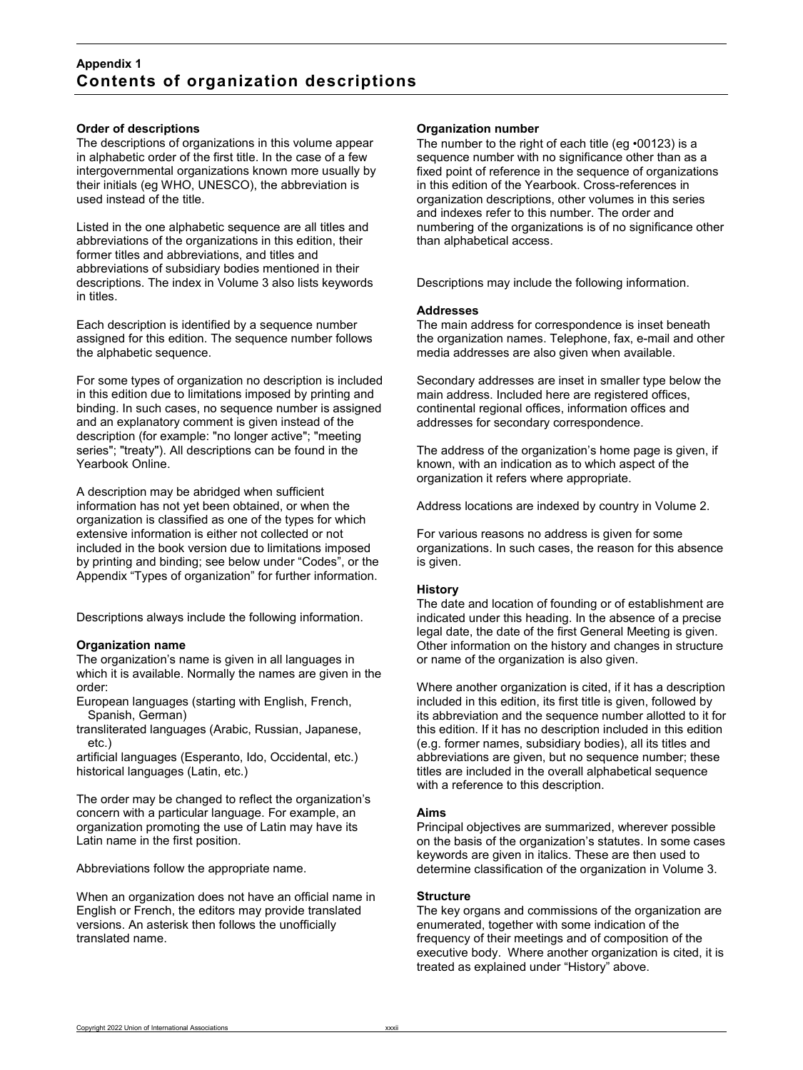## Appendix 1
# Contents of organization descriptions

### Order of descriptions

The descriptions of organizations in this volume appear in alphabetic order of the first title. In the case of a few intergovernmental organizations known more usually by their initials (eg WHO, UNESCO), the abbreviation is used instead of the title.

Listed in the one alphabetic sequence are all titles and abbreviations of the organizations in this edition, their former titles and abbreviations, and titles and abbreviations of subsidiary bodies mentioned in their descriptions. The index in Volume 3 also lists keywords in titles.

Each description is identified by a sequence number assigned for this edition. The sequence number follows the alphabetic sequence.

For some types of organization no description is included in this edition due to limitations imposed by printing and binding. In such cases, no sequence number is assigned and an explanatory comment is given instead of the description (for example: "no longer active"; "meeting series"; "treaty"). All descriptions can be found in the Yearbook Online.

A description may be abridged when sufficient information has not yet been obtained, or when the organization is classified as one of the types for which extensive information is either not collected or not included in the book version due to limitations imposed by printing and binding; see below under "Codes", or the Appendix "Types of organization" for further information.

Descriptions always include the following information.

### Organization name

The organization's name is given in all languages in which it is available. Normally the names are given in the order:

European languages (starting with English, French, Spanish, German)
transliterated languages (Arabic, Russian, Japanese, etc.)
artificial languages (Esperanto, Ido, Occidental, etc.)
historical languages (Latin, etc.)

The order may be changed to reflect the organization's concern with a particular language. For example, an organization promoting the use of Latin may have its Latin name in the first position.

Abbreviations follow the appropriate name.

When an organization does not have an official name in English or French, the editors may provide translated versions. An asterisk then follows the unofficially translated name.

### Organization number

The number to the right of each title (eg •00123) is a sequence number with no significance other than as a fixed point of reference in the sequence of organizations in this edition of the Yearbook. Cross-references in organization descriptions, other volumes in this series and indexes refer to this number. The order and numbering of the organizations is of no significance other than alphabetical access.

Descriptions may include the following information.

### Addresses

The main address for correspondence is inset beneath the organization names. Telephone, fax, e-mail and other media addresses are also given when available.

Secondary addresses are inset in smaller type below the main address. Included here are registered offices, continental regional offices, information offices and addresses for secondary correspondence.

The address of the organization's home page is given, if known, with an indication as to which aspect of the organization it refers where appropriate.

Address locations are indexed by country in Volume 2.

For various reasons no address is given for some organizations. In such cases, the reason for this absence is given.

### History

The date and location of founding or of establishment are indicated under this heading. In the absence of a precise legal date, the date of the first General Meeting is given. Other information on the history and changes in structure or name of the organization is also given.

Where another organization is cited, if it has a description included in this edition, its first title is given, followed by its abbreviation and the sequence number allotted to it for this edition. If it has no description included in this edition (e.g. former names, subsidiary bodies), all its titles and abbreviations are given, but no sequence number; these titles are included in the overall alphabetical sequence with a reference to this description.

### Aims

Principal objectives are summarized, wherever possible on the basis of the organization's statutes. In some cases keywords are given in italics. These are then used to determine classification of the organization in Volume 3.

### Structure

The key organs and commissions of the organization are enumerated, together with some indication of the frequency of their meetings and of composition of the executive body. Where another organization is cited, it is treated as explained under "History" above.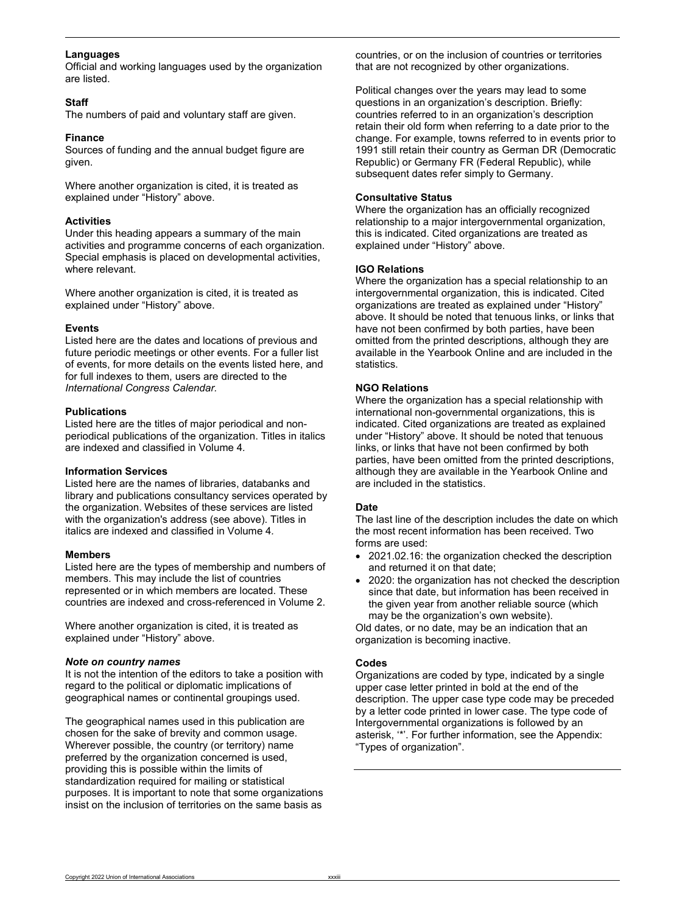**Languages**
Official and working languages used by the organization are listed.

**Staff**
The numbers of paid and voluntary staff are given.

**Finance**
Sources of funding and the annual budget figure are given.

Where another organization is cited, it is treated as explained under "History" above.

**Activities**
Under this heading appears a summary of the main activities and programme concerns of each organization. Special emphasis is placed on developmental activities, where relevant.

Where another organization is cited, it is treated as explained under "History" above.

**Events**
Listed here are the dates and locations of previous and future periodic meetings or other events. For a fuller list of events, for more details on the events listed here, and for full indexes to them, users are directed to the *International Congress Calendar.*

**Publications**
Listed here are the titles of major periodical and non-periodical publications of the organization. Titles in italics are indexed and classified in Volume 4.

**Information Services**
Listed here are the names of libraries, databanks and library and publications consultancy services operated by the organization. Websites of these services are listed with the organization's address (see above). Titles in italics are indexed and classified in Volume 4.

**Members**
Listed here are the types of membership and numbers of members. This may include the list of countries represented or in which members are located. These countries are indexed and cross-referenced in Volume 2.

Where another organization is cited, it is treated as explained under "History" above.

***Note on country names***
It is not the intention of the editors to take a position with regard to the political or diplomatic implications of geographical names or continental groupings used.

The geographical names used in this publication are chosen for the sake of brevity and common usage. Wherever possible, the country (or territory) name preferred by the organization concerned is used, providing this is possible within the limits of standardization required for mailing or statistical purposes. It is important to note that some organizations insist on the inclusion of territories on the same basis as countries, or on the inclusion of countries or territories that are not recognized by other organizations.

Political changes over the years may lead to some questions in an organization's description. Briefly: countries referred to in an organization's description retain their old form when referring to a date prior to the change. For example, towns referred to in events prior to 1991 still retain their country as German DR (Democratic Republic) or Germany FR (Federal Republic), while subsequent dates refer simply to Germany.

**Consultative Status**
Where the organization has an officially recognized relationship to a major intergovernmental organization, this is indicated. Cited organizations are treated as explained under "History" above.

**IGO Relations**
Where the organization has a special relationship to an intergovernmental organization, this is indicated. Cited organizations are treated as explained under "History" above. It should be noted that tenuous links, or links that have not been confirmed by both parties, have been omitted from the printed descriptions, although they are available in the Yearbook Online and are included in the statistics.

**NGO Relations**
Where the organization has a special relationship with international non-governmental organizations, this is indicated. Cited organizations are treated as explained under "History" above. It should be noted that tenuous links, or links that have not been confirmed by both parties, have been omitted from the printed descriptions, although they are available in the Yearbook Online and are included in the statistics.

**Date**
The last line of the description includes the date on which the most recent information has been received. Two forms are used:

- 2021.02.16: the organization checked the description and returned it on that date;
- 2020: the organization has not checked the description since that date, but information has been received in the given year from another reliable source (which may be the organization's own website).

Old dates, or no date, may be an indication that an organization is becoming inactive.

**Codes**
Organizations are coded by type, indicated by a single upper case letter printed in bold at the end of the description. The upper case type code may be preceded by a letter code printed in lower case. The type code of Intergovernmental organizations is followed by an asterisk, '*'. For further information, see the Appendix: "Types of organization".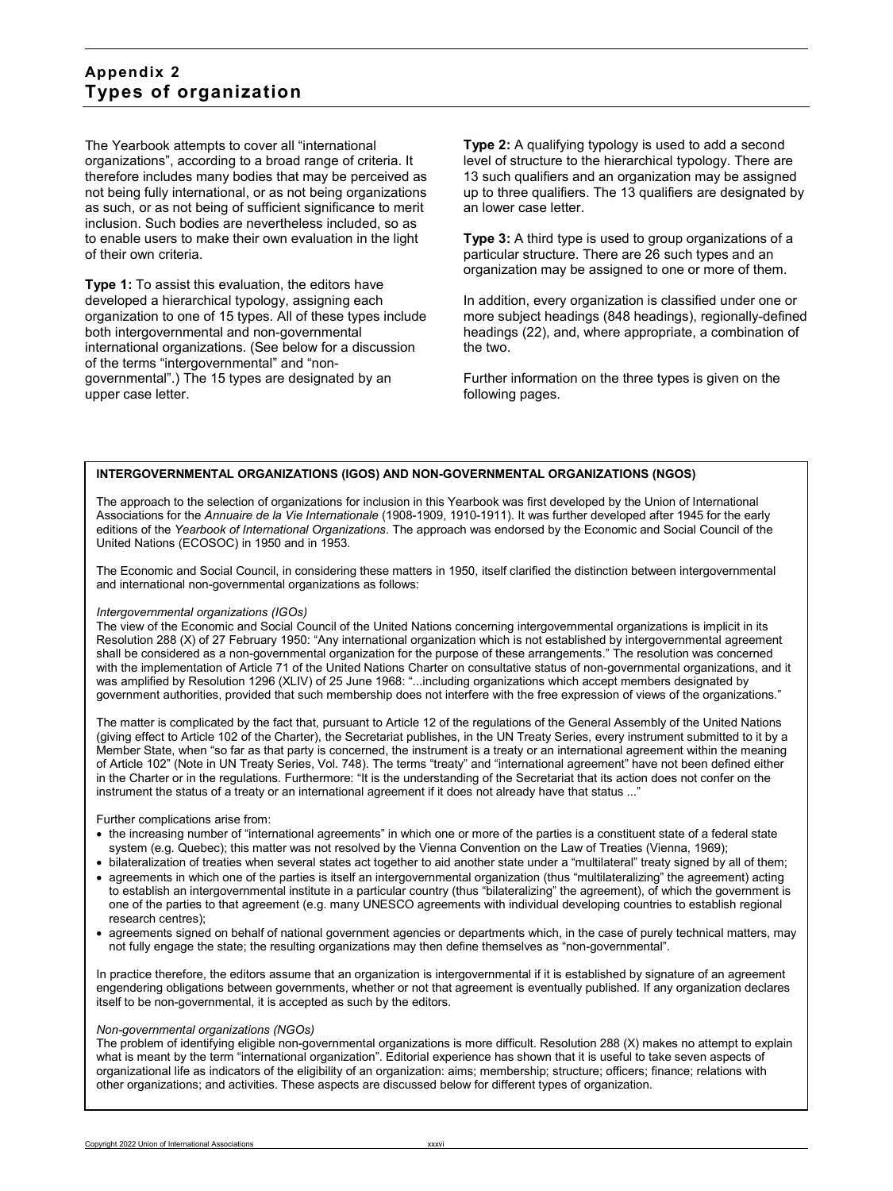# Appendix 2
# Types of organization

The Yearbook attempts to cover all "international organizations", according to a broad range of criteria. It therefore includes many bodies that may be perceived as not being fully international, or as not being organizations as such, or as not being of sufficient significance to merit inclusion. Such bodies are nevertheless included, so as to enable users to make their own evaluation in the light of their own criteria.

**Type 1:** To assist this evaluation, the editors have developed a hierarchical typology, assigning each organization to one of 15 types. All of these types include both intergovernmental and non-governmental international organizations. (See below for a discussion of the terms "intergovernmental" and "non-governmental".) The 15 types are designated by an upper case letter.

**Type 2:** A qualifying typology is used to add a second level of structure to the hierarchical typology. There are 13 such qualifiers and an organization may be assigned up to three qualifiers. The 13 qualifiers are designated by an lower case letter.

**Type 3:** A third type is used to group organizations of a particular structure. There are 26 such types and an organization may be assigned to one or more of them.

In addition, every organization is classified under one or more subject headings (848 headings), regionally-defined headings (22), and, where appropriate, a combination of the two.

Further information on the three types is given on the following pages.

**INTERGOVERNMENTAL ORGANIZATIONS (IGOS) AND NON-GOVERNMENTAL ORGANIZATIONS (NGOS)**

The approach to the selection of organizations for inclusion in this Yearbook was first developed by the Union of International Associations for the *Annuaire de la Vie Internationale* (1908-1909, 1910-1911). It was further developed after 1945 for the early editions of the *Yearbook of International Organizations*. The approach was endorsed by the Economic and Social Council of the United Nations (ECOSOC) in 1950 and in 1953.

The Economic and Social Council, in considering these matters in 1950, itself clarified the distinction between intergovernmental and international non-governmental organizations as follows:

*Intergovernmental organizations (IGOs)*

The view of the Economic and Social Council of the United Nations concerning intergovernmental organizations is implicit in its Resolution 288 (X) of 27 February 1950: "Any international organization which is not established by intergovernmental agreement shall be considered as a non-governmental organization for the purpose of these arrangements." The resolution was concerned with the implementation of Article 71 of the United Nations Charter on consultative status of non-governmental organizations, and it was amplified by Resolution 1296 (XLIV) of 25 June 1968: "...including organizations which accept members designated by government authorities, provided that such membership does not interfere with the free expression of views of the organizations."

The matter is complicated by the fact that, pursuant to Article 12 of the regulations of the General Assembly of the United Nations (giving effect to Article 102 of the Charter), the Secretariat publishes, in the UN Treaty Series, every instrument submitted to it by a Member State, when "so far as that party is concerned, the instrument is a treaty or an international agreement within the meaning of Article 102" (Note in UN Treaty Series, Vol. 748). The terms "treaty" and "international agreement" have not been defined either in the Charter or in the regulations. Furthermore: "It is the understanding of the Secretariat that its action does not confer on the instrument the status of a treaty or an international agreement if it does not already have that status ..."

Further complications arise from:

- the increasing number of "international agreements" in which one or more of the parties is a constituent state of a federal state system (e.g. Quebec); this matter was not resolved by the Vienna Convention on the Law of Treaties (Vienna, 1969);
- bilateralization of treaties when several states act together to aid another state under a "multilateral" treaty signed by all of them;
- agreements in which one of the parties is itself an intergovernmental organization (thus "multilateralizing" the agreement) acting to establish an intergovernmental institute in a particular country (thus "bilateralizing" the agreement), of which the government is one of the parties to that agreement (e.g. many UNESCO agreements with individual developing countries to establish regional research centres);
- agreements signed on behalf of national government agencies or departments which, in the case of purely technical matters, may not fully engage the state; the resulting organizations may then define themselves as "non-governmental".

In practice therefore, the editors assume that an organization is intergovernmental if it is established by signature of an agreement engendering obligations between governments, whether or not that agreement is eventually published. If any organization declares itself to be non-governmental, it is accepted as such by the editors.

*Non-governmental organizations (NGOs)*

The problem of identifying eligible non-governmental organizations is more difficult. Resolution 288 (X) makes no attempt to explain what is meant by the term "international organization". Editorial experience has shown that it is useful to take seven aspects of organizational life as indicators of the eligibility of an organization: aims; membership; structure; officers; finance; relations with other organizations; and activities. These aspects are discussed below for different types of organization.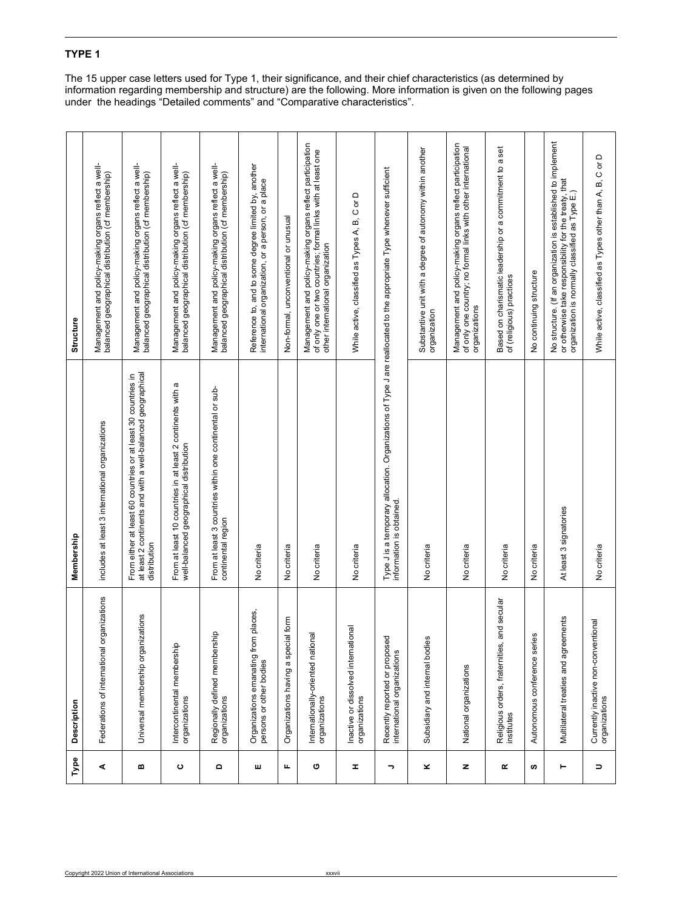## TYPE 1

The 15 upper case letters used for Type 1, their significance, and their chief characteristics (as determined by information regarding membership and structure) are the following. More information is given on the following pages under the headings "Detailed comments" and "Comparative characteristics".

| Type | Description | Membership | Structure |
|---|---|---|---|
| A | Federations of international organizations | includes at least 3 international organizations | Management and policy-making organs reflect a well-balanced geographical distribution (cf membership) |
| B | Universal membership organizations | From either at least 60 countries or at least 30 countries in at least 2 continents and with a well-balanced geographical distribution | Management and policy-making organs reflect a well-balanced geographical distribution (cf membership) |
| C | Intercontinental membership organizations | From at least 10 countries in at least 2 continents with a well-balanced geographical distribution | Management and policy-making organs reflect a well-balanced geographical distribution (cf membership) |
| D | Regionally defined membership organizations | From at least 3 countries within one continental or sub-continental region | Management and policy-making organs reflect a well-balanced geographical distribution (cf membership) |
| E | Organizations emanating from places, persons or other bodies | No criteria | Reference to, and to some degree limited by, another international organization, or a person, or a place |
| F | Organizations having a special form | No criteria | Non-formal, unconventional or unusual |
| G | Internationally-oriented national organizations | No criteria | Management and policy-making organs reflect participation of only one or two countries; formal links with at least one other international organization |
| H | Inactive or dissolved international organizations | No criteria | While active, classified as Types A, B, C or D |
| J | Recently reported or proposed international organizations | Type J is a temporary allocation. Organizations of Type J are reallocated to the appropriate Type whenever sufficient information is obtained. | |
| K | Subsidiary and internal bodies | No criteria | Substantive unit with a degree of autonomy within another organization |
| N | National organizations | No criteria | Management and policy-making organs reflect participation of only one country; no formal links with other international organizations |
| R | Religious orders, fraternities, and secular institutes | No criteria | Based on charismatic leadership or a commitment to a set of (religious) practices |
| S | Autonomous conference series | No criteria | No continuing structure |
| T | Multilateral treaties and agreements | At least 3 signatories | No structure. (If an organization is established to implement or otherwise take responsibility for the treaty, that organization is normally classified as Type E.) |
| U | Currently inactive non-conventional organizations | No criteria | While active, classified as Types other than A, B, C or D |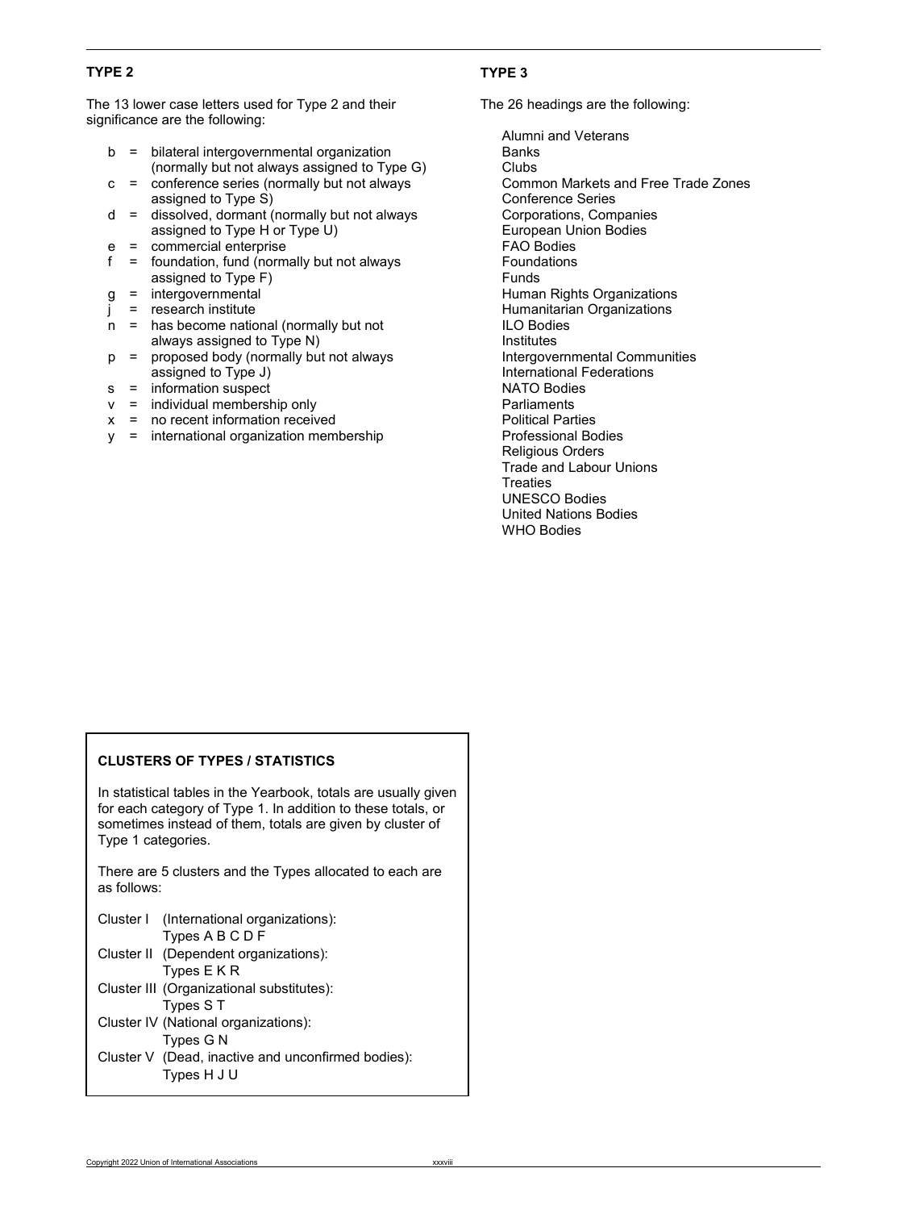## TYPE 2

The 13 lower case letters used for Type 2 and their significance are the following:

- b = bilateral intergovernmental organization (normally but not always assigned to Type G)
- c = conference series (normally but not always assigned to Type S)
- d = dissolved, dormant (normally but not always assigned to Type H or Type U)
- e = commercial enterprise
- f = foundation, fund (normally but not always assigned to Type F)
- g = intergovernmental
- j = research institute
- n = has become national (normally but not always assigned to Type N)
- p = proposed body (normally but not always assigned to Type J)
- s = information suspect
- v = individual membership only
- x = no recent information received
- y = international organization membership

## TYPE 3

The 26 headings are the following:

- Alumni and Veterans
- Banks
- Clubs
- Common Markets and Free Trade Zones
- Conference Series
- Corporations, Companies
- European Union Bodies
- FAO Bodies
- Foundations
- Funds
- Human Rights Organizations
- Humanitarian Organizations
- ILO Bodies
- Institutes
- Intergovernmental Communities
- International Federations
- NATO Bodies
- Parliaments
- Political Parties
- Professional Bodies
- Religious Orders
- Trade and Labour Unions
- Treaties
- UNESCO Bodies
- United Nations Bodies
- WHO Bodies

### CLUSTERS OF TYPES / STATISTICS

In statistical tables in the Yearbook, totals are usually given for each category of Type 1. In addition to these totals, or sometimes instead of them, totals are given by cluster of Type 1 categories.

There are 5 clusters and the Types allocated to each are as follows:

- Cluster I (International organizations): Types A B C D F
- Cluster II (Dependent organizations): Types E K R
- Cluster III (Organizational substitutes): Types S T
- Cluster IV (National organizations): Types G N
- Cluster V (Dead, inactive and unconfirmed bodies): Types H J U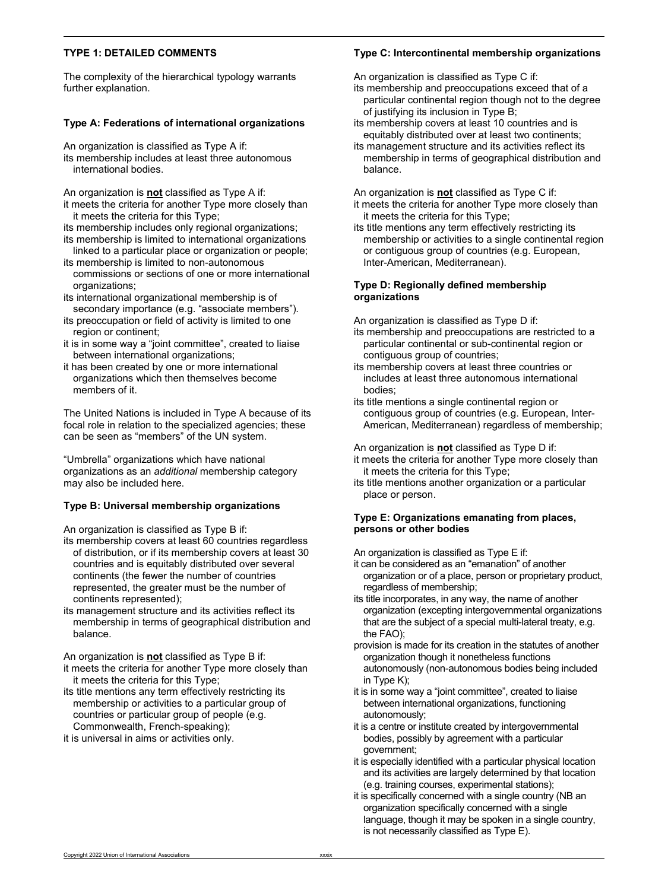## TYPE 1: DETAILED COMMENTS

The complexity of the hierarchical typology warrants further explanation.

### Type A: Federations of international organizations

An organization is classified as Type A if:
- its membership includes at least three autonomous international bodies.

An organization is **not** classified as Type A if:
- it meets the criteria for another Type more closely than it meets the criteria for this Type;
- its membership includes only regional organizations;
- its membership is limited to international organizations linked to a particular place or organization or people;
- its membership is limited to non-autonomous commissions or sections of one or more international organizations;
- its international organizational membership is of secondary importance (e.g. "associate members").
- its preoccupation or field of activity is limited to one region or continent;
- it is in some way a "joint committee", created to liaise between international organizations;
- it has been created by one or more international organizations which then themselves become members of it.

The United Nations is included in Type A because of its focal role in relation to the specialized agencies; these can be seen as "members" of the UN system.

"Umbrella" organizations which have national organizations as an *additional* membership category may also be included here.

### Type B: Universal membership organizations

An organization is classified as Type B if:
- its membership covers at least 60 countries regardless of distribution, or if its membership covers at least 30 countries and is equitably distributed over several continents (the fewer the number of countries represented, the greater must be the number of continents represented);
- its management structure and its activities reflect its membership in terms of geographical distribution and balance.

An organization is **not** classified as Type B if:
- it meets the criteria for another Type more closely than it meets the criteria for this Type;
- its title mentions any term effectively restricting its membership or activities to a particular group of countries or particular group of people (e.g. Commonwealth, French-speaking);
- it is universal in aims or activities only.

### Type C: Intercontinental membership organizations

An organization is classified as Type C if:
- its membership and preoccupations exceed that of a particular continental region though not to the degree of justifying its inclusion in Type B;
- its membership covers at least 10 countries and is equitably distributed over at least two continents;
- its management structure and its activities reflect its membership in terms of geographical distribution and balance.

An organization is **not** classified as Type C if:
- it meets the criteria for another Type more closely than it meets the criteria for this Type;
- its title mentions any term effectively restricting its membership or activities to a single continental region or contiguous group of countries (e.g. European, Inter-American, Mediterranean).

### Type D: Regionally defined membership organizations

An organization is classified as Type D if:
- its membership and preoccupations are restricted to a particular continental or sub-continental region or contiguous group of countries;
- its membership covers at least three countries or includes at least three autonomous international bodies;
- its title mentions a single continental region or contiguous group of countries (e.g. European, Inter-American, Mediterranean) regardless of membership;

An organization is **not** classified as Type D if:
- it meets the criteria for another Type more closely than it meets the criteria for this Type;
- its title mentions another organization or a particular place or person.

### Type E: Organizations emanating from places, persons or other bodies

An organization is classified as Type E if:
- it can be considered as an "emanation" of another organization or of a place, person or proprietary product, regardless of membership;
- its title incorporates, in any way, the name of another organization (excepting intergovernmental organizations that are the subject of a special multi-lateral treaty, e.g. the FAO);
- provision is made for its creation in the statutes of another organization though it nonetheless functions autonomously (non-autonomous bodies being included in Type K);
- it is in some way a "joint committee", created to liaise between international organizations, functioning autonomously;
- it is a centre or institute created by intergovernmental bodies, possibly by agreement with a particular government;
- it is especially identified with a particular physical location and its activities are largely determined by that location (e.g. training courses, experimental stations);
- it is specifically concerned with a single country (NB an organization specifically concerned with a single language, though it may be spoken in a single country, is not necessarily classified as Type E).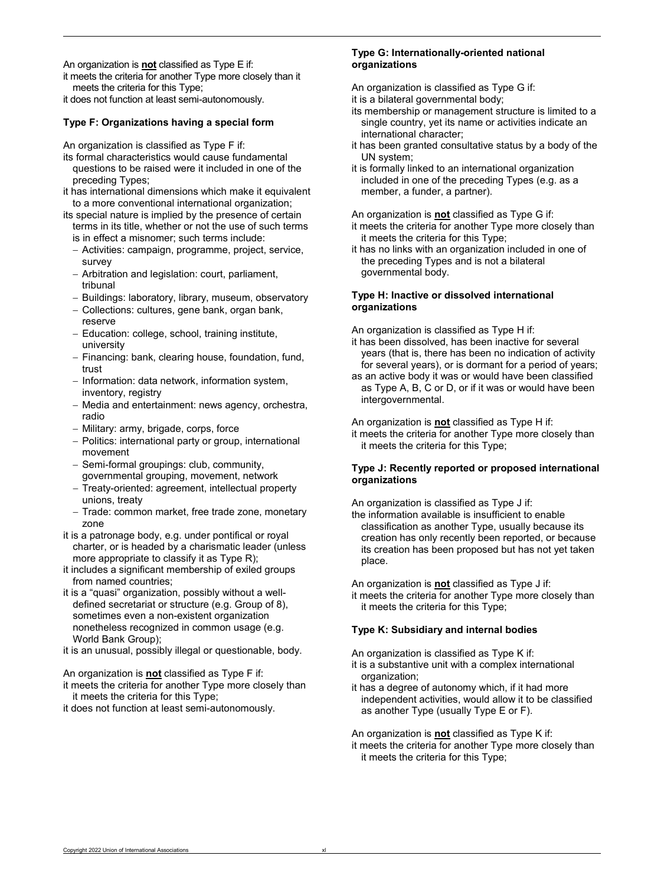An organization is **not** classified as Type E if:

it meets the criteria for another Type more closely than it meets the criteria for this Type;

it does not function at least semi-autonomously.

### Type F: Organizations having a special form

An organization is classified as Type F if:

its formal characteristics would cause fundamental questions to be raised were it included in one of the preceding Types;

it has international dimensions which make it equivalent to a more conventional international organization;

its special nature is implied by the presence of certain terms in its title, whether or not the use of such terms is in effect a misnomer; such terms include:

- Activities: campaign, programme, project, service, survey
- Arbitration and legislation: court, parliament, tribunal
- Buildings: laboratory, library, museum, observatory
- Collections: cultures, gene bank, organ bank, reserve
- Education: college, school, training institute, university
- Financing: bank, clearing house, foundation, fund, trust
- Information: data network, information system, inventory, registry
- Media and entertainment: news agency, orchestra, radio
- Military: army, brigade, corps, force
- Politics: international party or group, international movement
- Semi-formal groupings: club, community, governmental grouping, movement, network
- Treaty-oriented: agreement, intellectual property unions, treaty
- Trade: common market, free trade zone, monetary zone

it is a patronage body, e.g. under pontifical or royal charter, or is headed by a charismatic leader (unless more appropriate to classify it as Type R);

it includes a significant membership of exiled groups from named countries;

it is a "quasi" organization, possibly without a well-defined secretariat or structure (e.g. Group of 8), sometimes even a non-existent organization nonetheless recognized in common usage (e.g. World Bank Group);

it is an unusual, possibly illegal or questionable, body.

An organization is **not** classified as Type F if:

it meets the criteria for another Type more closely than it meets the criteria for this Type;

it does not function at least semi-autonomously.

### Type G: Internationally-oriented national organizations

An organization is classified as Type G if:

it is a bilateral governmental body;

its membership or management structure is limited to a single country, yet its name or activities indicate an international character;

it has been granted consultative status by a body of the UN system;

it is formally linked to an international organization included in one of the preceding Types (e.g. as a member, a funder, a partner).

An organization is **not** classified as Type G if:

it meets the criteria for another Type more closely than it meets the criteria for this Type;

it has no links with an organization included in one of the preceding Types and is not a bilateral governmental body.

### Type H: Inactive or dissolved international organizations

An organization is classified as Type H if:

it has been dissolved, has been inactive for several years (that is, there has been no indication of activity for several years), or is dormant for a period of years;

as an active body it was or would have been classified as Type A, B, C or D, or if it was or would have been intergovernmental.

An organization is **not** classified as Type H if:

it meets the criteria for another Type more closely than it meets the criteria for this Type;

### Type J: Recently reported or proposed international organizations

An organization is classified as Type J if:

the information available is insufficient to enable classification as another Type, usually because its creation has only recently been reported, or because its creation has been proposed but has not yet taken place.

An organization is **not** classified as Type J if:

it meets the criteria for another Type more closely than it meets the criteria for this Type;

### Type K: Subsidiary and internal bodies

An organization is classified as Type K if:

it is a substantive unit with a complex international organization;

it has a degree of autonomy which, if it had more independent activities, would allow it to be classified as another Type (usually Type E or F).

An organization is **not** classified as Type K if:

it meets the criteria for another Type more closely than it meets the criteria for this Type;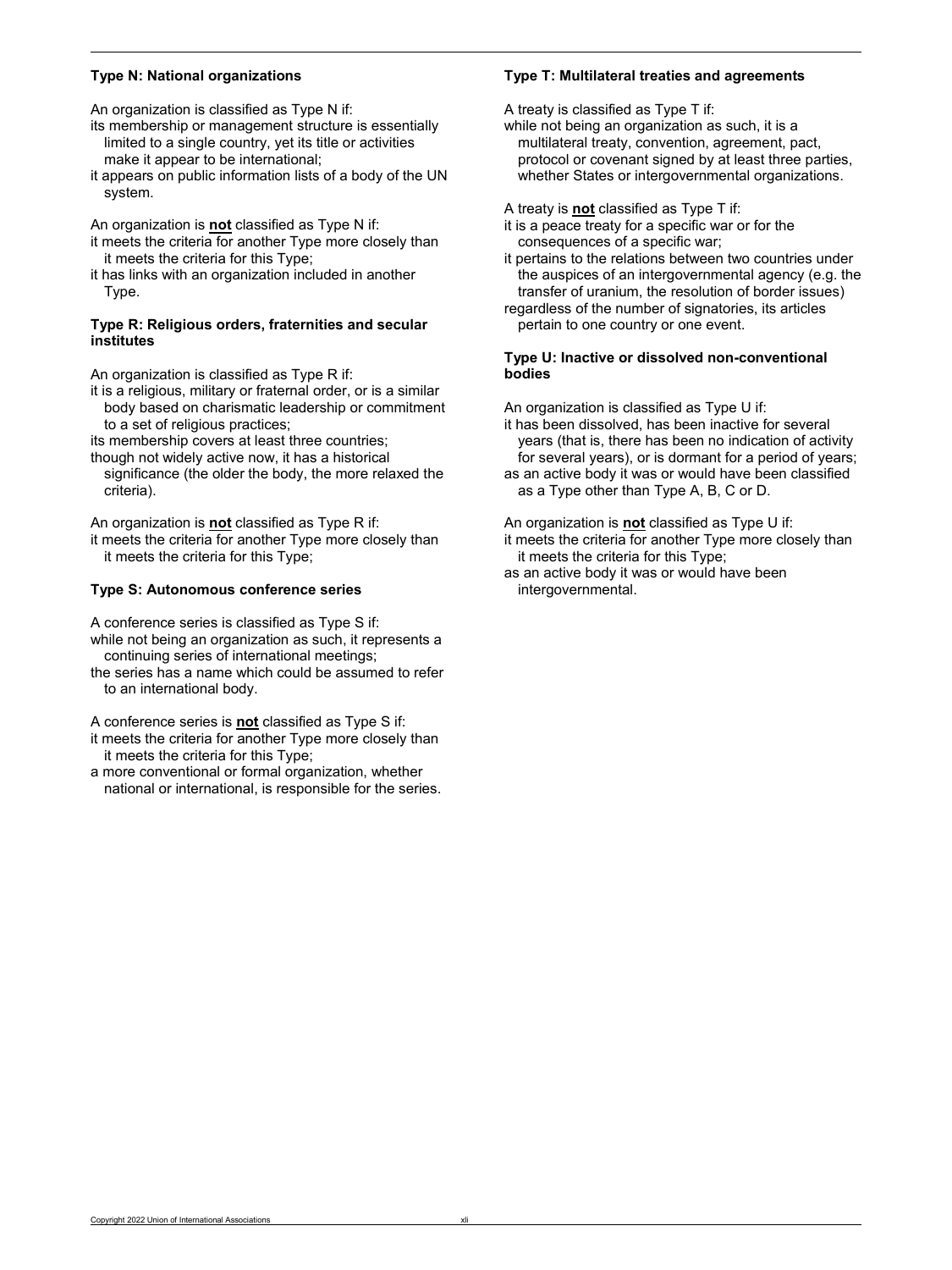**Type N: National organizations**

An organization is classified as Type N if:

its membership or management structure is essentially limited to a single country, yet its title or activities make it appear to be international;

it appears on public information lists of a body of the UN system.

An organization is **not** classified as Type N if:

it meets the criteria for another Type more closely than it meets the criteria for this Type;

it has links with an organization included in another Type.

**Type R: Religious orders, fraternities and secular institutes**

An organization is classified as Type R if:

it is a religious, military or fraternal order, or is a similar body based on charismatic leadership or commitment to a set of religious practices;

its membership covers at least three countries;

though not widely active now, it has a historical significance (the older the body, the more relaxed the criteria).

An organization is **not** classified as Type R if:

it meets the criteria for another Type more closely than it meets the criteria for this Type;

**Type S: Autonomous conference series**

A conference series is classified as Type S if:

while not being an organization as such, it represents a continuing series of international meetings;

the series has a name which could be assumed to refer to an international body.

A conference series is **not** classified as Type S if:

it meets the criteria for another Type more closely than it meets the criteria for this Type;

a more conventional or formal organization, whether national or international, is responsible for the series.

**Type T: Multilateral treaties and agreements**

A treaty is classified as Type T if:

while not being an organization as such, it is a multilateral treaty, convention, agreement, pact, protocol or covenant signed by at least three parties, whether States or intergovernmental organizations.

A treaty is **not** classified as Type T if:

it is a peace treaty for a specific war or for the consequences of a specific war;

it pertains to the relations between two countries under the auspices of an intergovernmental agency (e.g. the transfer of uranium, the resolution of border issues)

regardless of the number of signatories, its articles pertain to one country or one event.

**Type U: Inactive or dissolved non-conventional bodies**

An organization is classified as Type U if:

it has been dissolved, has been inactive for several years (that is, there has been no indication of activity for several years), or is dormant for a period of years;

as an active body it was or would have been classified as a Type other than Type A, B, C or D.

An organization is **not** classified as Type U if:

it meets the criteria for another Type more closely than it meets the criteria for this Type;

as an active body it was or would have been intergovernmental.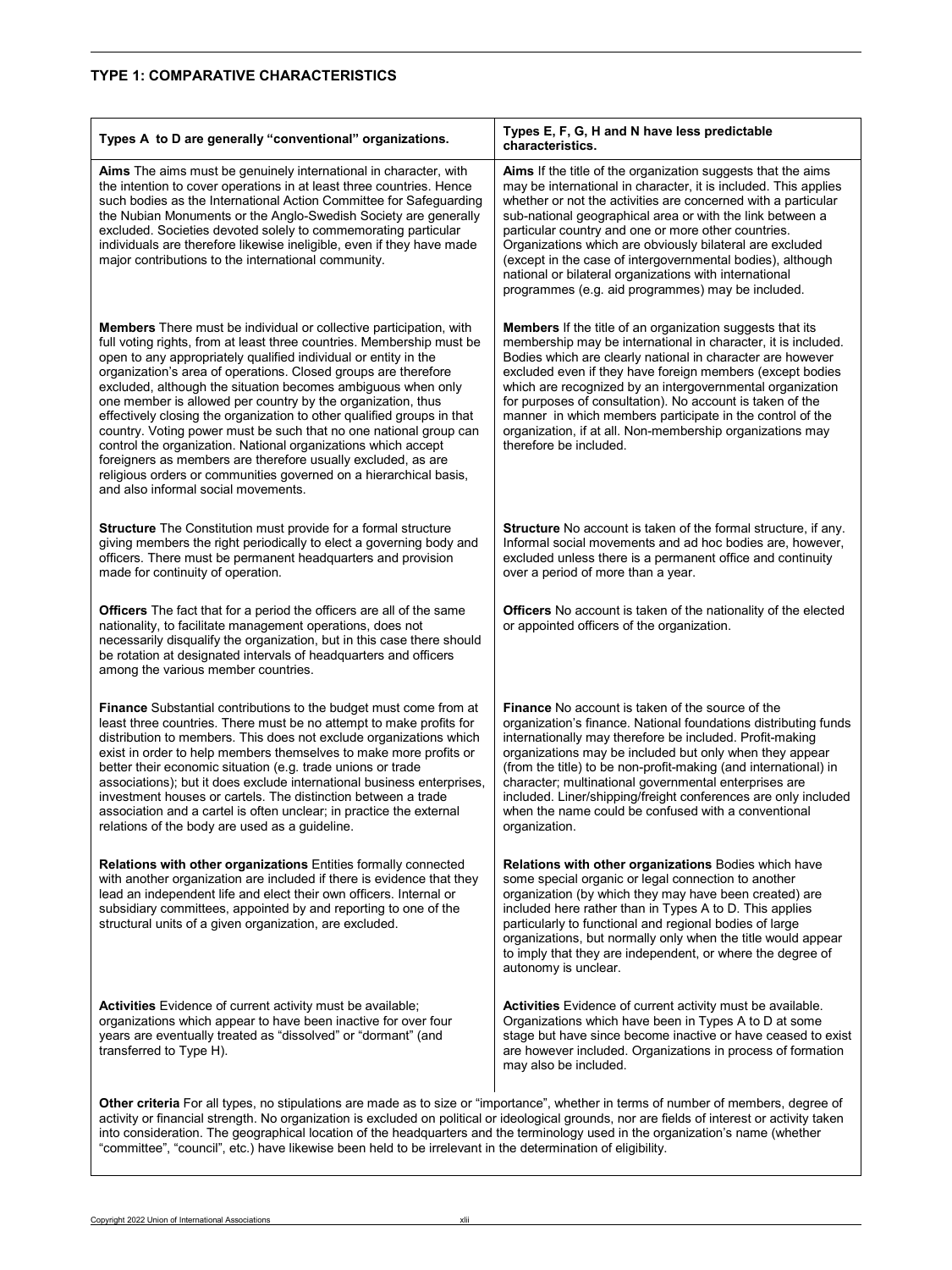## TYPE 1: COMPARATIVE CHARACTERISTICS

| Types A to D are generally "conventional" organizations. | Types E, F, G, H and N have less predictable characteristics. |
|---|---|
| **Aims** The aims must be genuinely international in character, with the intention to cover operations in at least three countries. Hence such bodies as the International Action Committee for Safeguarding the Nubian Monuments or the Anglo-Swedish Society are generally excluded. Societies devoted solely to commemorating particular individuals are therefore likewise ineligible, even if they have made major contributions to the international community. | **Aims** If the title of the organization suggests that the aims may be international in character, it is included. This applies whether or not the activities are concerned with a particular sub-national geographical area or with the link between a particular country and one or more other countries. Organizations which are obviously bilateral are excluded (except in the case of intergovernmental bodies), although national or bilateral organizations with international programmes (e.g. aid programmes) may be included. |
| **Members** There must be individual or collective participation, with full voting rights, from at least three countries. Membership must be open to any appropriately qualified individual or entity in the organization's area of operations. Closed groups are therefore excluded, although the situation becomes ambiguous when only one member is allowed per country by the organization, thus effectively closing the organization to other qualified groups in that country. Voting power must be such that no one national group can control the organization. National organizations which accept foreigners as members are therefore usually excluded, as are religious orders or communities governed on a hierarchical basis, and also informal social movements. | **Members** If the title of an organization suggests that its membership may be international in character, it is included. Bodies which are clearly national in character are however excluded even if they have foreign members (except bodies which are recognized by an intergovernmental organization for purposes of consultation). No account is taken of the manner in which members participate in the control of the organization, if at all. Non-membership organizations may therefore be included. |
| **Structure** The Constitution must provide for a formal structure giving members the right periodically to elect a governing body and officers. There must be permanent headquarters and provision made for continuity of operation. | **Structure** No account is taken of the formal structure, if any. Informal social movements and ad hoc bodies are, however, excluded unless there is a permanent office and continuity over a period of more than a year. |
| **Officers** The fact that for a period the officers are all of the same nationality, to facilitate management operations, does not necessarily disqualify the organization, but in this case there should be rotation at designated intervals of headquarters and officers among the various member countries. | **Officers** No account is taken of the nationality of the elected or appointed officers of the organization. |
| **Finance** Substantial contributions to the budget must come from at least three countries. There must be no attempt to make profits for distribution to members. This does not exclude organizations which exist in order to help members themselves to make more profits or better their economic situation (e.g. trade unions or trade associations); but it does exclude international business enterprises, investment houses or cartels. The distinction between a trade association and a cartel is often unclear; in practice the external relations of the body are used as a guideline. | **Finance** No account is taken of the source of the organization's finance. National foundations distributing funds internationally may therefore be included. Profit-making organizations may be included but only when they appear (from the title) to be non-profit-making (and international) in character; multinational governmental enterprises are included. Liner/shipping/freight conferences are only included when the name could be confused with a conventional organization. |
| **Relations with other organizations** Entities formally connected with another organization are included if there is evidence that they lead an independent life and elect their own officers. Internal or subsidiary committees, appointed by and reporting to one of the structural units of a given organization, are excluded. | **Relations with other organizations** Bodies which have some special organic or legal connection to another organization (by which they may have been created) are included here rather than in Types A to D. This applies particularly to functional and regional bodies of large organizations, but normally only when the title would appear to imply that they are independent, or where the degree of autonomy is unclear. |
| **Activities** Evidence of current activity must be available; organizations which appear to have been inactive for over four years are eventually treated as "dissolved" or "dormant" (and transferred to Type H). | **Activities** Evidence of current activity must be available. Organizations which have been in Types A to D at some stage but have since become inactive or have ceased to exist are however included. Organizations in process of formation may also be included. |

**Other criteria** For all types, no stipulations are made as to size or "importance", whether in terms of number of members, degree of activity or financial strength. No organization is excluded on political or ideological grounds, nor are fields of interest or activity taken into consideration. The geographical location of the headquarters and the terminology used in the organization's name (whether "committee", "council", etc.) have likewise been held to be irrelevant in the determination of eligibility.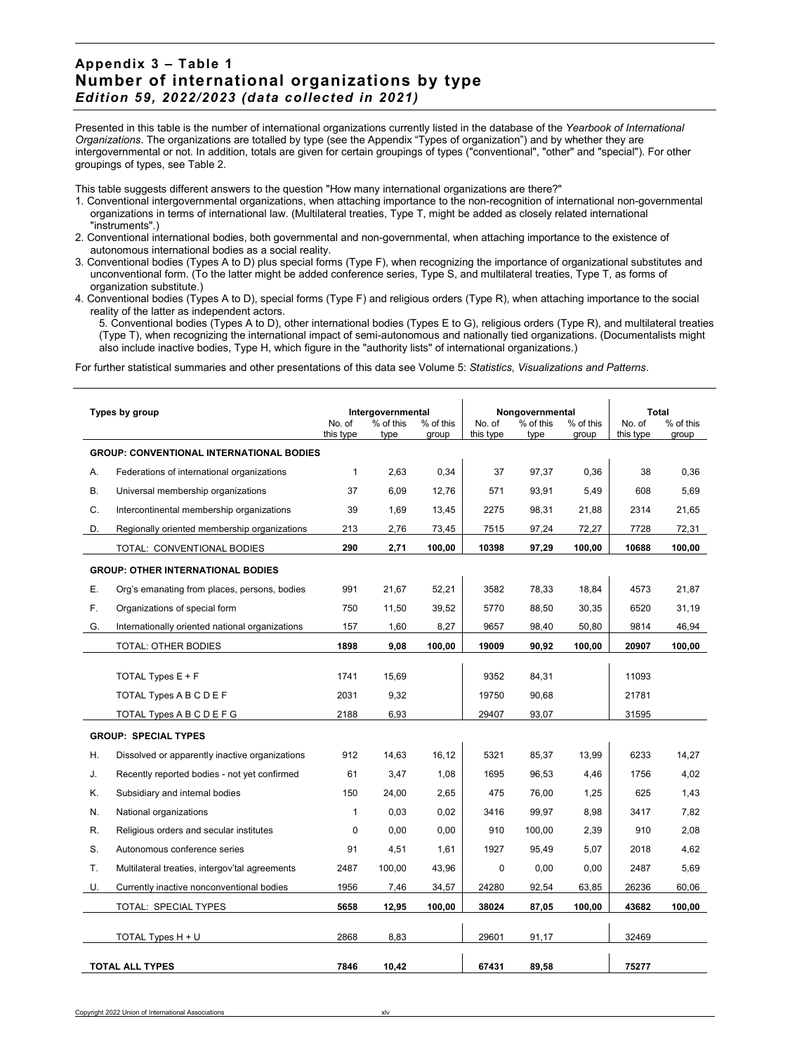## Appendix 3 – Table 1
## Number of international organizations by type
### *Edition 59, 2022/2023 (data collected in 2021)*

Presented in this table is the number of international organizations currently listed in the database of the *Yearbook of International Organizations*. The organizations are totalled by type (see the Appendix "Types of organization") and by whether they are intergovernmental or not. In addition, totals are given for certain groupings of types ("conventional", "other" and "special"). For other groupings of types, see Table 2.

This table suggests different answers to the question "How many international organizations are there?"

1. Conventional intergovernmental organizations, when attaching importance to the non-recognition of international non-governmental organizations in terms of international law. (Multilateral treaties, Type T, might be added as closely related international "instruments".)
2. Conventional international bodies, both governmental and non-governmental, when attaching importance to the existence of autonomous international bodies as a social reality.
3. Conventional bodies (Types A to D) plus special forms (Type F), when recognizing the importance of organizational substitutes and unconventional form. (To the latter might be added conference series, Type S, and multilateral treaties, Type T, as forms of organization substitute.)
4. Conventional bodies (Types A to D), special forms (Type F) and religious orders (Type R), when attaching importance to the social reality of the latter as independent actors.
5. Conventional bodies (Types A to D), other international bodies (Types E to G), religious orders (Type R), and multilateral treaties (Type T), when recognizing the international impact of semi-autonomous and nationally tied organizations. (Documentalists might also include inactive bodies, Type H, which figure in the "authority lists" of international organizations.)

For further statistical summaries and other presentations of this data see Volume 5: *Statistics, Visualizations and Patterns*.

| Types by group | | Intergovernmental | | | Nongovernmental | | | Total | |
|---|---|---|---|---|---|---|---|---|---|
| | | No. of this type | % of this type | % of this group | No. of this type | % of this type | % of this group | No. of this type | % of this group |
| **GROUP: CONVENTIONAL INTERNATIONAL BODIES** | | | | | | | | | |
| A. | Federations of international organizations | 1 | 2,63 | 0,34 | 37 | 97,37 | 0,36 | 38 | 0,36 |
| B. | Universal membership organizations | 37 | 6,09 | 12,76 | 571 | 93,91 | 5,49 | 608 | 5,69 |
| C. | Intercontinental membership organizations | 39 | 1,69 | 13,45 | 2275 | 98,31 | 21,88 | 2314 | 21,65 |
| D. | Regionally oriented membership organizations | 213 | 2,76 | 73,45 | 7515 | 97,24 | 72,27 | 7728 | 72,31 |
| | TOTAL: CONVENTIONAL BODIES | **290** | **2,71** | **100,00** | **10398** | **97,29** | **100,00** | **10688** | **100,00** |
| **GROUP: OTHER INTERNATIONAL BODIES** | | | | | | | | | |
| E. | Org's emanating from places, persons, bodies | 991 | 21,67 | 52,21 | 3582 | 78,33 | 18,84 | 4573 | 21,87 |
| F. | Organizations of special form | 750 | 11,50 | 39,52 | 5770 | 88,50 | 30,35 | 6520 | 31,19 |
| G. | Internationally oriented national organizations | 157 | 1,60 | 8,27 | 9657 | 98,40 | 50,80 | 9814 | 46,94 |
| | TOTAL: OTHER BODIES | **1898** | **9,08** | **100,00** | **19009** | **90,92** | **100,00** | **20907** | **100,00** |
| | TOTAL Types E + F | 1741 | 15,69 | | 9352 | 84,31 | | 11093 | |
| | TOTAL Types A B C D E F | 2031 | 9,32 | | 19750 | 90,68 | | 21781 | |
| | TOTAL Types A B C D E F G | 2188 | 6,93 | | 29407 | 93,07 | | 31595 | |
| **GROUP: SPECIAL TYPES** | | | | | | | | | |
| H. | Dissolved or apparently inactive organizations | 912 | 14,63 | 16,12 | 5321 | 85,37 | 13,99 | 6233 | 14,27 |
| J. | Recently reported bodies - not yet confirmed | 61 | 3,47 | 1,08 | 1695 | 96,53 | 4,46 | 1756 | 4,02 |
| K. | Subsidiary and internal bodies | 150 | 24,00 | 2,65 | 475 | 76,00 | 1,25 | 625 | 1,43 |
| N. | National organizations | 1 | 0,03 | 0,02 | 3416 | 99,97 | 8,98 | 3417 | 7,82 |
| R. | Religious orders and secular institutes | 0 | 0,00 | 0,00 | 910 | 100,00 | 2,39 | 910 | 2,08 |
| S. | Autonomous conference series | 91 | 4,51 | 1,61 | 1927 | 95,49 | 5,07 | 2018 | 4,62 |
| T. | Multilateral treaties, intergov'tal agreements | 2487 | 100,00 | 43,96 | 0 | 0,00 | 0,00 | 2487 | 5,69 |
| U. | Currently inactive nonconventional bodies | 1956 | 7,46 | 34,57 | 24280 | 92,54 | 63,85 | 26236 | 60,06 |
| | TOTAL: SPECIAL TYPES | **5658** | **12,95** | **100,00** | **38024** | **87,05** | **100,00** | **43682** | **100,00** |
| | TOTAL Types H + U | 2868 | 8,83 | | 29601 | 91,17 | | 32469 | |
| **TOTAL ALL TYPES** | | **7846** | **10,42** | | **67431** | **89,58** | | **75277** | |

Copyright 2022 Union of International Associations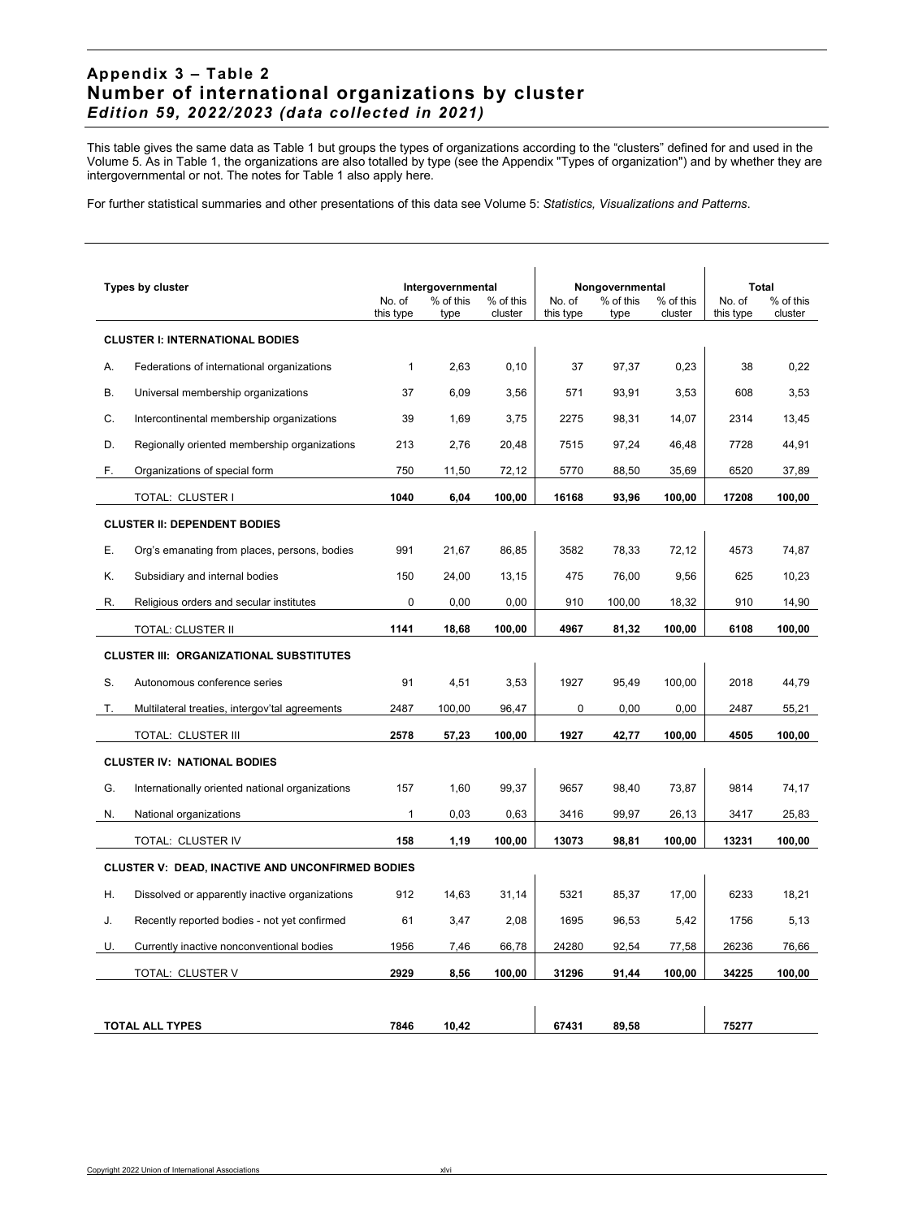## Appendix 3 – Table 2
## Number of international organizations by cluster
### *Edition 59, 2022/2023 (data collected in 2021)*

This table gives the same data as Table 1 but groups the types of organizations according to the "clusters" defined for and used in the Volume 5. As in Table 1, the organizations are also totalled by type (see the Appendix "Types of organization") and by whether they are intergovernmental or not. The notes for Table 1 also apply here.

For further statistical summaries and other presentations of this data see Volume 5: *Statistics, Visualizations and Patterns*.

| Types by cluster | | Intergovernmental | | | Nongovernmental | | | Total | |
|---|---|---|---|---|---|---|---|---|---|
| | | No. of this type | % of this type | % of this cluster | No. of this type | % of this type | % of this cluster | No. of this type | % of this cluster |
| **CLUSTER I: INTERNATIONAL BODIES** | | | | | | | | | |
| A. | Federations of international organizations | 1 | 2,63 | 0,10 | 37 | 97,37 | 0,23 | 38 | 0,22 |
| B. | Universal membership organizations | 37 | 6,09 | 3,56 | 571 | 93,91 | 3,53 | 608 | 3,53 |
| C. | Intercontinental membership organizations | 39 | 1,69 | 3,75 | 2275 | 98,31 | 14,07 | 2314 | 13,45 |
| D. | Regionally oriented membership organizations | 213 | 2,76 | 20,48 | 7515 | 97,24 | 46,48 | 7728 | 44,91 |
| F. | Organizations of special form | 750 | 11,50 | 72,12 | 5770 | 88,50 | 35,69 | 6520 | 37,89 |
| | TOTAL: CLUSTER I | **1040** | **6,04** | **100,00** | **16168** | **93,96** | **100,00** | **17208** | **100,00** |
| **CLUSTER II: DEPENDENT BODIES** | | | | | | | | | |
| E. | Org's emanating from places, persons, bodies | 991 | 21,67 | 86,85 | 3582 | 78,33 | 72,12 | 4573 | 74,87 |
| K. | Subsidiary and internal bodies | 150 | 24,00 | 13,15 | 475 | 76,00 | 9,56 | 625 | 10,23 |
| R. | Religious orders and secular institutes | 0 | 0,00 | 0,00 | 910 | 100,00 | 18,32 | 910 | 14,90 |
| | TOTAL: CLUSTER II | **1141** | **18,68** | **100,00** | **4967** | **81,32** | **100,00** | **6108** | **100,00** |
| **CLUSTER III: ORGANIZATIONAL SUBSTITUTES** | | | | | | | | | |
| S. | Autonomous conference series | 91 | 4,51 | 3,53 | 1927 | 95,49 | 100,00 | 2018 | 44,79 |
| T. | Multilateral treaties, intergov'tal agreements | 2487 | 100,00 | 96,47 | 0 | 0,00 | 0,00 | 2487 | 55,21 |
| | TOTAL: CLUSTER III | **2578** | **57,23** | **100,00** | **1927** | **42,77** | **100,00** | **4505** | **100,00** |
| **CLUSTER IV: NATIONAL BODIES** | | | | | | | | | |
| G. | Internationally oriented national organizations | 157 | 1,60 | 99,37 | 9657 | 98,40 | 73,87 | 9814 | 74,17 |
| N. | National organizations | 1 | 0,03 | 0,63 | 3416 | 99,97 | 26,13 | 3417 | 25,83 |
| | TOTAL: CLUSTER IV | **158** | **1,19** | **100,00** | **13073** | **98,81** | **100,00** | **13231** | **100,00** |
| **CLUSTER V: DEAD, INACTIVE AND UNCONFIRMED BODIES** | | | | | | | | | |
| H. | Dissolved or apparently inactive organizations | 912 | 14,63 | 31,14 | 5321 | 85,37 | 17,00 | 6233 | 18,21 |
| J. | Recently reported bodies - not yet confirmed | 61 | 3,47 | 2,08 | 1695 | 96,53 | 5,42 | 1756 | 5,13 |
| U. | Currently inactive nonconventional bodies | 1956 | 7,46 | 66,78 | 24280 | 92,54 | 77,58 | 26236 | 76,66 |
| | TOTAL: CLUSTER V | **2929** | **8,56** | **100,00** | **31296** | **91,44** | **100,00** | **34225** | **100,00** |
| **TOTAL ALL TYPES** | | **7846** | **10,42** | | **67431** | **89,58** | | **75277** | |

Copyright 2022 Union of International Associations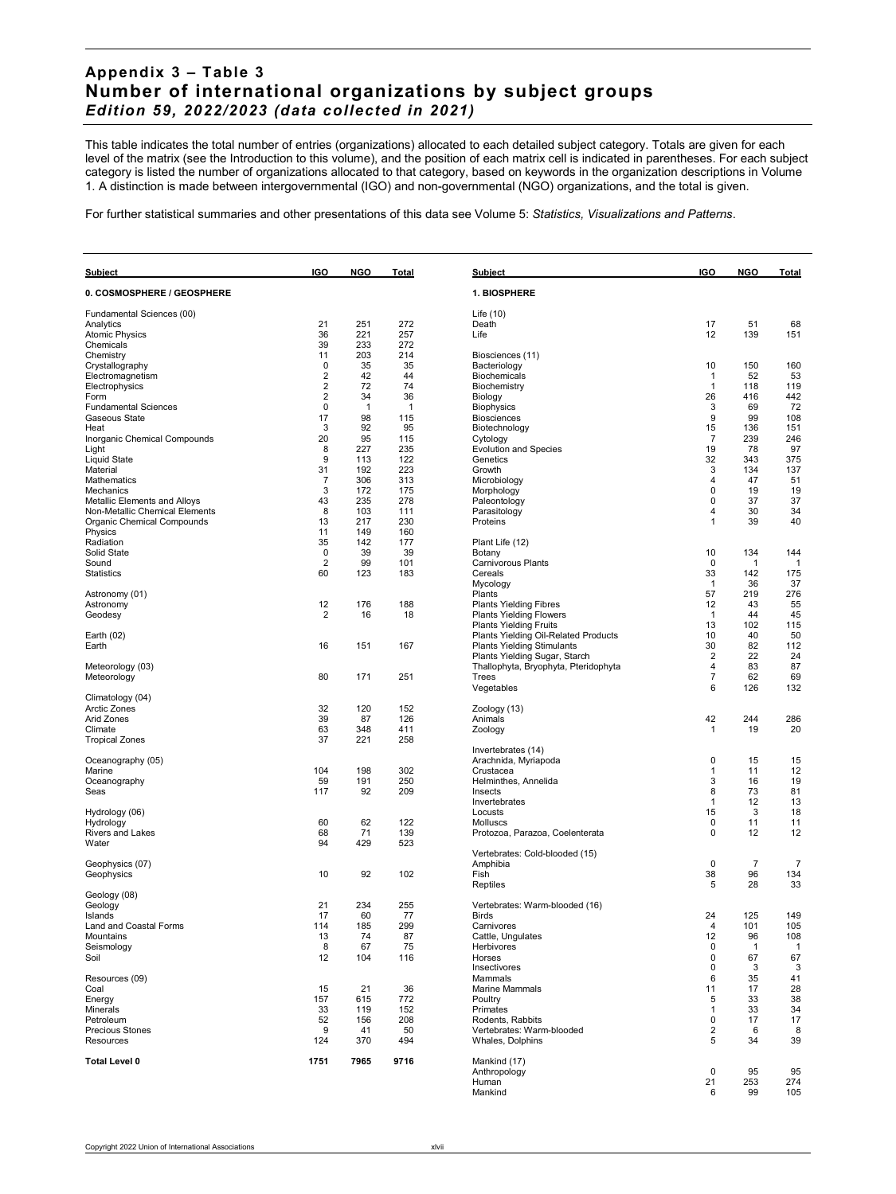## Appendix 3 – Table 3
# Number of international organizations by subject groups
### *Edition 59, 2022/2023 (data collected in 2021)*

This table indicates the total number of entries (organizations) allocated to each detailed subject category. Totals are given for each level of the matrix (see the Introduction to this volume), and the position of each matrix cell is indicated in parentheses. For each subject category is listed the number of organizations allocated to that category, based on keywords in the organization descriptions in Volume 1. A distinction is made between intergovernmental (IGO) and non-governmental (NGO) organizations, and the total is given.

For further statistical summaries and other presentations of this data see Volume 5: *Statistics, Visualizations and Patterns*.

| Subject | IGO | NGO | Total |
|---|---|---|---|
| **0. COSMOSPHERE / GEOSPHERE** | | | |
| Fundamental Sciences (00) | | | |
| Analytics | 21 | 251 | 272 |
| Atomic Physics | 36 | 221 | 257 |
| Chemicals | 39 | 233 | 272 |
| Chemistry | 11 | 203 | 214 |
| Crystallography | 0 | 35 | 35 |
| Electromagnetism | 2 | 42 | 44 |
| Electrophysics | 2 | 72 | 74 |
| Form | 2 | 34 | 36 |
| Fundamental Sciences | 0 | 1 | 1 |
| Gaseous State | 17 | 98 | 115 |
| Heat | 3 | 92 | 95 |
| Inorganic Chemical Compounds | 20 | 95 | 115 |
| Light | 8 | 227 | 235 |
| Liquid State | 9 | 113 | 122 |
| Material | 31 | 192 | 223 |
| Mathematics | 7 | 306 | 313 |
| Mechanics | 3 | 172 | 175 |
| Metallic Elements and Alloys | 43 | 235 | 278 |
| Non-Metallic Chemical Elements | 8 | 103 | 111 |
| Organic Chemical Compounds | 13 | 217 | 230 |
| Physics | 11 | 149 | 160 |
| Radiation | 35 | 142 | 177 |
| Solid State | 0 | 39 | 39 |
| Sound | 2 | 99 | 101 |
| Statistics | 60 | 123 | 183 |
| Astronomy (01) | | | |
| Astronomy | 12 | 176 | 188 |
| Geodesy | 2 | 16 | 18 |
| Earth (02) | | | |
| Earth | 16 | 151 | 167 |
| Meteorology (03) | | | |
| Meteorology | 80 | 171 | 251 |
| Climatology (04) | | | |
| Arctic Zones | 32 | 120 | 152 |
| Arid Zones | 39 | 87 | 126 |
| Climate | 63 | 348 | 411 |
| Tropical Zones | 37 | 221 | 258 |
| Oceanography (05) | | | |
| Marine | 104 | 198 | 302 |
| Oceanography | 59 | 191 | 250 |
| Seas | 117 | 92 | 209 |
| Hydrology (06) | | | |
| Hydrology | 60 | 62 | 122 |
| Rivers and Lakes | 68 | 71 | 139 |
| Water | 94 | 429 | 523 |
| Geophysics (07) | | | |
| Geophysics | 10 | 92 | 102 |
| Geology (08) | | | |
| Geology | 21 | 234 | 255 |
| Islands | 17 | 60 | 77 |
| Land and Coastal Forms | 114 | 185 | 299 |
| Mountains | 13 | 74 | 87 |
| Seismology | 8 | 67 | 75 |
| Soil | 12 | 104 | 116 |
| Resources (09) | | | |
| Coal | 15 | 21 | 36 |
| Energy | 157 | 615 | 772 |
| Minerals | 33 | 119 | 152 |
| Petroleum | 52 | 156 | 208 |
| Precious Stones | 9 | 41 | 50 |
| Resources | 124 | 370 | 494 |
| **Total Level 0** | **1751** | **7965** | **9716** |

| Subject | IGO | NGO | Total |
|---|---|---|---|
| **1. BIOSPHERE** | | | |
| Life (10) | | | |
| Death | 17 | 51 | 68 |
| Life | 12 | 139 | 151 |
| Biosciences (11) | | | |
| Bacteriology | 10 | 150 | 160 |
| Biochemicals | 1 | 52 | 53 |
| Biochemistry | 1 | 118 | 119 |
| Biology | 26 | 416 | 442 |
| Biophysics | 3 | 69 | 72 |
| Biosciences | 9 | 99 | 108 |
| Biotechnology | 15 | 136 | 151 |
| Cytology | 7 | 239 | 246 |
| Evolution and Species | 19 | 78 | 97 |
| Genetics | 32 | 343 | 375 |
| Growth | 3 | 134 | 137 |
| Microbiology | 4 | 47 | 51 |
| Morphology | 0 | 19 | 19 |
| Paleontology | 0 | 37 | 37 |
| Parasitology | 4 | 30 | 34 |
| Proteins | 1 | 39 | 40 |
| Plant Life (12) | | | |
| Botany | 10 | 134 | 144 |
| Carnivorous Plants | 0 | 1 | 1 |
| Cereals | 33 | 142 | 175 |
| Mycology | 1 | 36 | 37 |
| Plants | 57 | 219 | 276 |
| Plants Yielding Fibres | 12 | 43 | 55 |
| Plants Yielding Flowers | 1 | 44 | 45 |
| Plants Yielding Fruits | 13 | 102 | 115 |
| Plants Yielding Oil-Related Products | 10 | 40 | 50 |
| Plants Yielding Stimulants | 30 | 82 | 112 |
| Plants Yielding Sugar, Starch | 2 | 22 | 24 |
| Thallophyta, Bryophyta, Pteridophyta | 4 | 83 | 87 |
| Trees | 7 | 62 | 69 |
| Vegetables | 6 | 126 | 132 |
| Zoology (13) | | | |
| Animals | 42 | 244 | 286 |
| Zoology | 1 | 19 | 20 |
| Invertebrates (14) | | | |
| Arachnida, Myriapoda | 0 | 15 | 15 |
| Crustacea | 1 | 11 | 12 |
| Helminthes, Annelida | 3 | 16 | 19 |
| Insects | 8 | 73 | 81 |
| Invertebrates | 1 | 12 | 13 |
| Locusts | 15 | 3 | 18 |
| Molluscs | 0 | 11 | 11 |
| Protozoa, Parazoa, Coelenterata | 0 | 12 | 12 |
| Vertebrates: Cold-blooded (15) | | | |
| Amphibia | 0 | 7 | 7 |
| Fish | 38 | 96 | 134 |
| Reptiles | 5 | 28 | 33 |
| Vertebrates: Warm-blooded (16) | | | |
| Birds | 24 | 125 | 149 |
| Carnivores | 4 | 101 | 105 |
| Cattle, Ungulates | 12 | 96 | 108 |
| Herbivores | 0 | 1 | 1 |
| Horses | 0 | 67 | 67 |
| Insectivores | 0 | 3 | 3 |
| Mammals | 6 | 35 | 41 |
| Marine Mammals | 11 | 17 | 28 |
| Poultry | 5 | 33 | 38 |
| Primates | 1 | 33 | 34 |
| Rodents, Rabbits | 0 | 17 | 17 |
| Vertebrates: Warm-blooded | 2 | 6 | 8 |
| Whales, Dolphins | 5 | 34 | 39 |
| Mankind (17) | | | |
| Anthropology | 0 | 95 | 95 |
| Human | 21 | 253 | 274 |
| Mankind | 6 | 99 | 105 |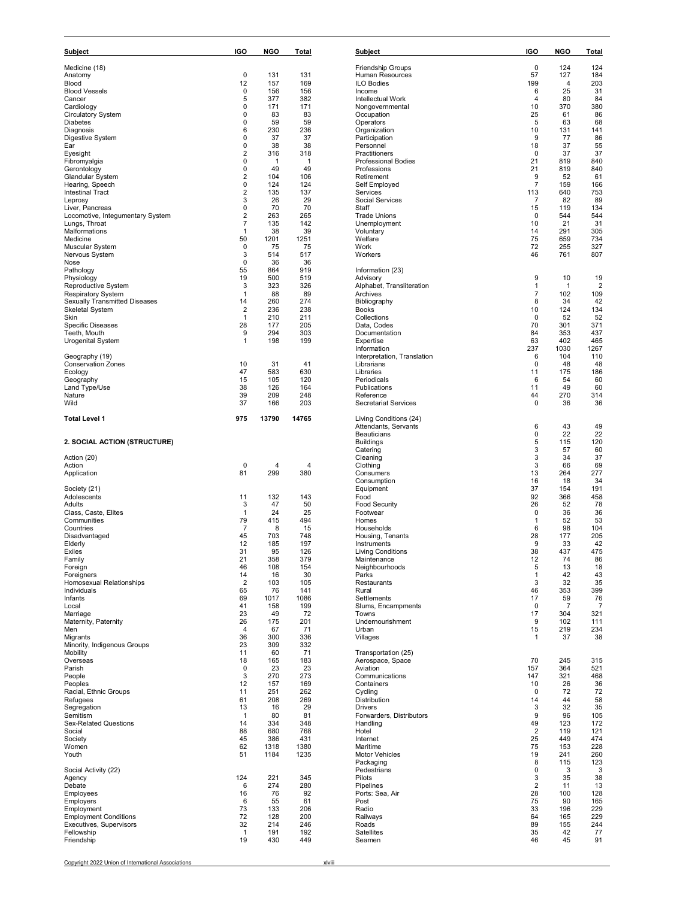| Subject | IGO | NGO | Total |
|---|---|---|---|
| Medicine (18) | | | |
| Anatomy | 0 | 131 | 131 |
| Blood | 12 | 157 | 169 |
| Blood Vessels | 0 | 156 | 156 |
| Cancer | 5 | 377 | 382 |
| Cardiology | 0 | 171 | 171 |
| Circulatory System | 0 | 83 | 83 |
| Diabetes | 0 | 59 | 59 |
| Diagnosis | 6 | 230 | 236 |
| Digestive System | 0 | 37 | 37 |
| Ear | 0 | 38 | 38 |
| Eyesight | 2 | 316 | 318 |
| Fibromyalgia | 0 | 1 | 1 |
| Gerontology | 0 | 49 | 49 |
| Glandular System | 2 | 104 | 106 |
| Hearing, Speech | 0 | 124 | 124 |
| Intestinal Tract | 2 | 135 | 137 |
| Leprosy | 3 | 26 | 29 |
| Liver, Pancreas | 0 | 70 | 70 |
| Locomotive, Integumentary System | 2 | 263 | 265 |
| Lungs, Throat | 7 | 135 | 142 |
| Malformations | 1 | 38 | 39 |
| Medicine | 50 | 1201 | 1251 |
| Muscular System | 0 | 75 | 75 |
| Nervous System | 3 | 514 | 517 |
| Nose | 0 | 36 | 36 |
| Pathology | 55 | 864 | 919 |
| Physiology | 19 | 500 | 519 |
| Reproductive System | 3 | 323 | 326 |
| Respiratory System | 1 | 88 | 89 |
| Sexually Transmitted Diseases | 14 | 260 | 274 |
| Skeletal System | 2 | 236 | 238 |
| Skin | 1 | 210 | 211 |
| Specific Diseases | 28 | 177 | 205 |
| Teeth, Mouth | 9 | 294 | 303 |
| Urogenital System | 1 | 198 | 199 |
| Geography (19) | | | |
| Conservation Zones | 10 | 31 | 41 |
| Ecology | 47 | 583 | 630 |
| Geography | 15 | 105 | 120 |
| Land Type/Use | 38 | 126 | 164 |
| Nature | 39 | 209 | 248 |
| Wild | 37 | 166 | 203 |
| **Total Level 1** | **975** | **13790** | **14765** |

## 2. SOCIAL ACTION (STRUCTURE)

| Subject | IGO | NGO | Total |
|---|---|---|---|
| Action (20) | | | |
| Action | 0 | 4 | 4 |
| Application | 81 | 299 | 380 |
| Society (21) | | | |
| Adolescents | 11 | 132 | 143 |
| Adults | 3 | 47 | 50 |
| Class, Caste, Elites | 1 | 24 | 25 |
| Communities | 79 | 415 | 494 |
| Countries | 7 | 8 | 15 |
| Disadvantaged | 45 | 703 | 748 |
| Elderly | 12 | 185 | 197 |
| Exiles | 31 | 95 | 126 |
| Family | 21 | 358 | 379 |
| Foreign | 46 | 108 | 154 |
| Foreigners | 14 | 16 | 30 |
| Homosexual Relationships | 2 | 103 | 105 |
| Individuals | 65 | 76 | 141 |
| Infants | 69 | 1017 | 1086 |
| Local | 41 | 158 | 199 |
| Marriage | 23 | 49 | 72 |
| Maternity, Paternity | 26 | 175 | 201 |
| Men | 4 | 67 | 71 |
| Migrants | 36 | 300 | 336 |
| Minority, Indigenous Groups | 23 | 309 | 332 |
| Mobility | 11 | 60 | 71 |
| Overseas | 18 | 165 | 183 |
| Parish | 0 | 23 | 23 |
| People | 3 | 270 | 273 |
| Peoples | 12 | 157 | 169 |
| Racial, Ethnic Groups | 11 | 251 | 262 |
| Refugees | 61 | 208 | 269 |
| Segregation | 13 | 16 | 29 |
| Semitism | 1 | 80 | 81 |
| Sex-Related Questions | 14 | 334 | 348 |
| Social | 88 | 680 | 768 |
| Society | 45 | 386 | 431 |
| Women | 62 | 1318 | 1380 |
| Youth | 51 | 1184 | 1235 |
| Social Activity (22) | | | |
| Agency | 124 | 221 | 345 |
| Debate | 6 | 274 | 280 |
| Employees | 16 | 76 | 92 |
| Employers | 6 | 55 | 61 |
| Employment | 73 | 133 | 206 |
| Employment Conditions | 72 | 128 | 200 |
| Executives, Supervisors | 32 | 214 | 246 |
| Fellowship | 1 | 191 | 192 |
| Friendship | 19 | 430 | 449 |
| Friendship Groups | 0 | 124 | 124 |
| Human Resources | 57 | 127 | 184 |
| ILO Bodies | 199 | 4 | 203 |
| Income | 6 | 25 | 31 |
| Intellectual Work | 4 | 80 | 84 |
| Nongovernmental | 10 | 370 | 380 |
| Occupation | 25 | 61 | 86 |
| Operators | 5 | 63 | 68 |
| Organization | 10 | 131 | 141 |
| Participation | 9 | 77 | 86 |
| Personnel | 18 | 37 | 55 |
| Practitioners | 0 | 37 | 37 |
| Professional Bodies | 21 | 819 | 840 |
| Professions | 21 | 819 | 840 |
| Retirement | 9 | 52 | 61 |
| Self Employed | 7 | 159 | 166 |
| Services | 113 | 640 | 753 |
| Social Services | 7 | 82 | 89 |
| Staff | 15 | 119 | 134 |
| Trade Unions | 0 | 544 | 544 |
| Unemployment | 10 | 21 | 31 |
| Voluntary | 14 | 291 | 305 |
| Welfare | 75 | 659 | 734 |
| Work | 72 | 255 | 327 |
| Workers | 46 | 761 | 807 |
| Information (23) | | | |
| Advisory | 9 | 10 | 19 |
| Alphabet, Transliteration | 1 | 1 | 2 |
| Archives | 7 | 102 | 109 |
| Bibliography | 8 | 34 | 42 |
| Books | 10 | 124 | 134 |
| Collections | 0 | 52 | 52 |
| Data, Codes | 70 | 301 | 371 |
| Documentation | 84 | 353 | 437 |
| Expertise | 63 | 402 | 465 |
| Information | 237 | 1030 | 1267 |
| Interpretation, Translation | 6 | 104 | 110 |
| Librarians | 0 | 48 | 48 |
| Libraries | 11 | 175 | 186 |
| Periodicals | 6 | 54 | 60 |
| Publications | 11 | 49 | 60 |
| Reference | 44 | 270 | 314 |
| Secretariat Services | 0 | 36 | 36 |
| Living Conditions (24) | | | |
| Attendants, Servants | 6 | 43 | 49 |
| Beauticians | 0 | 22 | 22 |
| Buildings | 5 | 115 | 120 |
| Catering | 3 | 57 | 60 |
| Cleaning | 3 | 34 | 37 |
| Clothing | 3 | 66 | 69 |
| Consumers | 13 | 264 | 277 |
| Consumption | 16 | 18 | 34 |
| Equipment | 37 | 154 | 191 |
| Food | 92 | 366 | 458 |
| Food Security | 26 | 52 | 78 |
| Footwear | 0 | 36 | 36 |
| Homes | 1 | 52 | 53 |
| Households | 6 | 98 | 104 |
| Housing, Tenants | 28 | 177 | 205 |
| Instruments | 9 | 33 | 42 |
| Living Conditions | 38 | 437 | 475 |
| Maintenance | 12 | 74 | 86 |
| Neighbourhoods | 5 | 13 | 18 |
| Parks | 1 | 42 | 43 |
| Restaurants | 3 | 32 | 35 |
| Rural | 46 | 353 | 399 |
| Settlements | 17 | 59 | 76 |
| Slums, Encampments | 0 | 7 | 7 |
| Towns | 17 | 304 | 321 |
| Undernourishment | 9 | 102 | 111 |
| Urban | 15 | 219 | 234 |
| Villages | 1 | 37 | 38 |
| Transportation (25) | | | |
| Aerospace, Space | 70 | 245 | 315 |
| Aviation | 157 | 364 | 521 |
| Communications | 147 | 321 | 468 |
| Containers | 10 | 26 | 36 |
| Cycling | 0 | 72 | 72 |
| Distribution | 14 | 44 | 58 |
| Drivers | 3 | 32 | 35 |
| Forwarders, Distributors | 9 | 96 | 105 |
| Handling | 49 | 123 | 172 |
| Hotel | 2 | 119 | 121 |
| Internet | 25 | 449 | 474 |
| Maritime | 75 | 153 | 228 |
| Motor Vehicles | 19 | 241 | 260 |
| Packaging | 8 | 115 | 123 |
| Pedestrians | 0 | 3 | 3 |
| Pilots | 3 | 35 | 38 |
| Pipelines | 2 | 11 | 13 |
| Ports: Sea, Air | 28 | 100 | 128 |
| Post | 75 | 90 | 165 |
| Radio | 33 | 196 | 229 |
| Railways | 64 | 165 | 229 |
| Roads | 89 | 155 | 244 |
| Satellites | 35 | 42 | 77 |
| Seamen | 46 | 45 | 91 |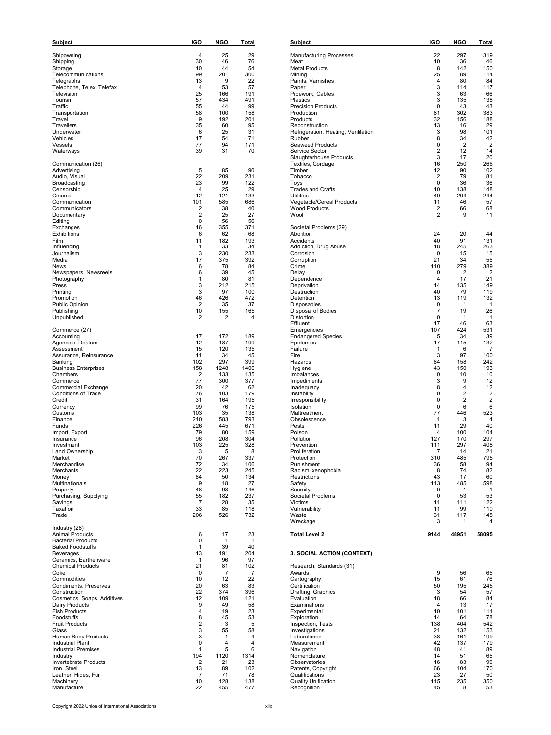| Subject | IGO | NGO | Total |
|---|---|---|---|
| Shipowning | 4 | 25 | 29 |
| Shipping | 30 | 46 | 76 |
| Storage | 10 | 44 | 54 |
| Telecommunications | 99 | 201 | 300 |
| Telegraphs | 13 | 9 | 22 |
| Telephone, Telex, Telefax | 4 | 53 | 57 |
| Television | 25 | 166 | 191 |
| Tourism | 57 | 434 | 491 |
| Traffic | 55 | 44 | 99 |
| Transportation | 58 | 100 | 158 |
| Travel | 9 | 192 | 201 |
| Travellers | 35 | 60 | 95 |
| Underwater | 6 | 25 | 31 |
| Vehicles | 17 | 54 | 71 |
| Vessels | 77 | 94 | 171 |
| Waterways | 39 | 31 | 70 |
| Communication (26) | | | |
| Advertising | 5 | 85 | 90 |
| Audio, Visual | 22 | 209 | 231 |
| Broadcasting | 23 | 99 | 122 |
| Censorship | 4 | 25 | 29 |
| Cinema | 12 | 121 | 133 |
| Communication | 101 | 585 | 686 |
| Communicators | 2 | 38 | 40 |
| Documentary | 2 | 25 | 27 |
| Editing | 0 | 56 | 56 |
| Exchanges | 16 | 355 | 371 |
| Exhibitions | 6 | 62 | 68 |
| Film | 11 | 182 | 193 |
| Influencing | 1 | 33 | 34 |
| Journalism | 3 | 230 | 233 |
| Media | 17 | 375 | 392 |
| News | 6 | 78 | 84 |
| Newspapers, Newsreels | 6 | 39 | 45 |
| Photography | 1 | 80 | 81 |
| Press | 3 | 212 | 215 |
| Printing | 3 | 97 | 100 |
| Promotion | 46 | 426 | 472 |
| Public Opinion | 2 | 35 | 37 |
| Publishing | 10 | 155 | 165 |
| Unpublished | 2 | 2 | 4 |
| Commerce (27) | | | |
| Accounting | 17 | 172 | 189 |
| Agencies, Dealers | 12 | 187 | 199 |
| Assessment | 15 | 120 | 135 |
| Assurance, Reinsurance | 11 | 34 | 45 |
| Banking | 102 | 297 | 399 |
| Business Enterprises | 158 | 1248 | 1406 |
| Chambers | 2 | 133 | 135 |
| Commerce | 77 | 300 | 377 |
| Commercial Exchange | 20 | 42 | 62 |
| Conditions of Trade | 76 | 103 | 179 |
| Credit | 31 | 164 | 195 |
| Currency | 99 | 76 | 175 |
| Customs | 103 | 35 | 138 |
| Finance | 210 | 583 | 793 |
| Funds | 226 | 445 | 671 |
| Import, Export | 79 | 80 | 159 |
| Insurance | 96 | 208 | 304 |
| Investment | 103 | 225 | 328 |
| Land Ownership | 3 | 5 | 8 |
| Market | 70 | 267 | 337 |
| Merchandise | 72 | 34 | 106 |
| Merchants | 22 | 223 | 245 |
| Money | 84 | 50 | 134 |
| Multinationals | 9 | 18 | 27 |
| Property | 48 | 98 | 146 |
| Purchasing, Supplying | 55 | 182 | 237 |
| Savings | 7 | 28 | 35 |
| Taxation | 33 | 85 | 118 |
| Trade | 206 | 526 | 732 |
| Industry (28) | | | |
| Animal Products | 6 | 17 | 23 |
| Bacterial Products | 0 | 1 | 1 |
| Baked Foodstuffs | 1 | 39 | 40 |
| Beverages | 13 | 191 | 204 |
| Ceramics, Earthenware | 1 | 96 | 97 |
| Chemical Products | 21 | 81 | 102 |
| Coke | 0 | 7 | 7 |
| Commodities | 10 | 12 | 22 |
| Condiments, Preserves | 20 | 63 | 83 |
| Construction | 22 | 374 | 396 |
| Cosmetics, Soaps, Additives | 12 | 109 | 121 |
| Dairy Products | 9 | 49 | 58 |
| Fish Products | 4 | 19 | 23 |
| Foodstuffs | 8 | 45 | 53 |
| Fruit Products | 2 | 3 | 5 |
| Glass | 3 | 55 | 58 |
| Human Body Products | 3 | 1 | 4 |
| Industrial Plant | 0 | 4 | 4 |
| Industrial Premises | 1 | 5 | 6 |
| Industry | 194 | 1120 | 1314 |
| Invertebrate Products | 2 | 21 | 23 |
| Iron, Steel | 13 | 89 | 102 |
| Leather, Hides, Fur | 7 | 71 | 78 |
| Machinery | 10 | 128 | 138 |
| Manufacture | 22 | 455 | 477 |
| Manufacturing Processes | 22 | 297 | 319 |
| Meat | 10 | 36 | 46 |
| Metal Products | 8 | 142 | 150 |
| Mining | 25 | 89 | 114 |
| Paints, Varnishes | 4 | 80 | 84 |
| Paper | 3 | 114 | 117 |
| Pipework, Cables | 3 | 63 | 66 |
| Plastics | 3 | 135 | 138 |
| Precision Products | 0 | 43 | 43 |
| Production | 81 | 302 | 383 |
| Products | 32 | 156 | 188 |
| Reconstruction | 13 | 16 | 29 |
| Refrigeration, Heating, Ventilation | 3 | 98 | 101 |
| Rubber | 8 | 34 | 42 |
| Seaweed Products | 0 | 2 | 2 |
| Service Sector | 2 | 12 | 14 |
| Slaughterhouse Products | 3 | 17 | 20 |
| Textiles, Cordage | 16 | 250 | 266 |
| Timber | 12 | 90 | 102 |
| Tobacco | 2 | 79 | 81 |
| Toys | 0 | 36 | 36 |
| Trades and Crafts | 10 | 138 | 148 |
| Utilities | 40 | 204 | 244 |
| Vegetable/Cereal Products | 11 | 46 | 57 |
| Wood Products | 2 | 66 | 68 |
| Wool | 2 | 9 | 11 |
| Societal Problems (29) | | | |
| Abolition | 24 | 20 | 44 |
| Accidents | 40 | 91 | 131 |
| Addiction, Drug Abuse | 18 | 245 | 263 |
| Corrosion | 0 | 15 | 15 |
| Corruption | 21 | 34 | 55 |
| Crime | 110 | 279 | 389 |
| Delay | 0 | 2 | 2 |
| Dependence | 4 | 17 | 21 |
| Deprivation | 14 | 135 | 149 |
| Destruction | 40 | 79 | 119 |
| Detention | 13 | 119 | 132 |
| Disposables | 0 | 1 | 1 |
| Disposal of Bodies | 7 | 19 | 26 |
| Distortion | 0 | 1 | 1 |
| Effluent | 17 | 46 | 63 |
| Emergencies | 107 | 424 | 531 |
| Endangered Species | 5 | 34 | 39 |
| Epidemics | 17 | 115 | 132 |
| Failure | 1 | 6 | 7 |
| Fire | 3 | 97 | 100 |
| Hazards | 84 | 158 | 242 |
| Hygiene | 43 | 150 | 193 |
| Imbalances | 0 | 10 | 10 |
| Impediments | 3 | 9 | 12 |
| Inadequacy | 8 | 4 | 12 |
| Instability | 0 | 2 | 2 |
| Irresponsibility | 0 | 2 | 2 |
| Isolation | 0 | 6 | 6 |
| Maltreatment | 77 | 446 | 523 |
| Obsolescence | 1 | 3 | 4 |
| Pests | 11 | 29 | 40 |
| Poison | 4 | 100 | 104 |
| Pollution | 127 | 170 | 297 |
| Prevention | 111 | 297 | 408 |
| Proliferation | 7 | 14 | 21 |
| Protection | 310 | 485 | 795 |
| Punishment | 36 | 58 | 94 |
| Racism, xenophobia | 8 | 74 | 82 |
| Restrictions | 43 | 17 | 60 |
| Safety | 113 | 485 | 598 |
| Scarcity | 0 | 1 | 1 |
| Societal Problems | 0 | 53 | 53 |
| Victims | 11 | 111 | 122 |
| Vulnerability | 11 | 99 | 110 |
| Waste | 31 | 117 | 148 |
| Wreckage | 3 | 1 | 4 |
| **Total Level 2** | **9144** | **48951** | **58095** |

## 3. SOCIAL ACTION (CONTEXT)

| Subject | IGO | NGO | Total |
|---|---|---|---|
| Research, Standards (31) | | | |
| Awards | 9 | 56 | 65 |
| Cartography | 15 | 61 | 76 |
| Certification | 50 | 195 | 245 |
| Drafting, Graphics | 3 | 54 | 57 |
| Evaluation | 18 | 66 | 84 |
| Examinations | 4 | 13 | 17 |
| Experimental | 10 | 101 | 111 |
| Exploration | 14 | 64 | 78 |
| Inspection, Tests | 138 | 404 | 542 |
| Investigations | 21 | 132 | 153 |
| Laboratories | 38 | 161 | 199 |
| Measurement | 42 | 137 | 179 |
| Navigation | 48 | 41 | 89 |
| Nomenclature | 14 | 51 | 65 |
| Observatories | 16 | 83 | 99 |
| Patents, Copyright | 66 | 104 | 170 |
| Qualifications | 23 | 27 | 50 |
| Quality Unification | 115 | 235 | 350 |
| Recognition | 45 | 8 | 53 |

Copyright 2022 Union of International Associations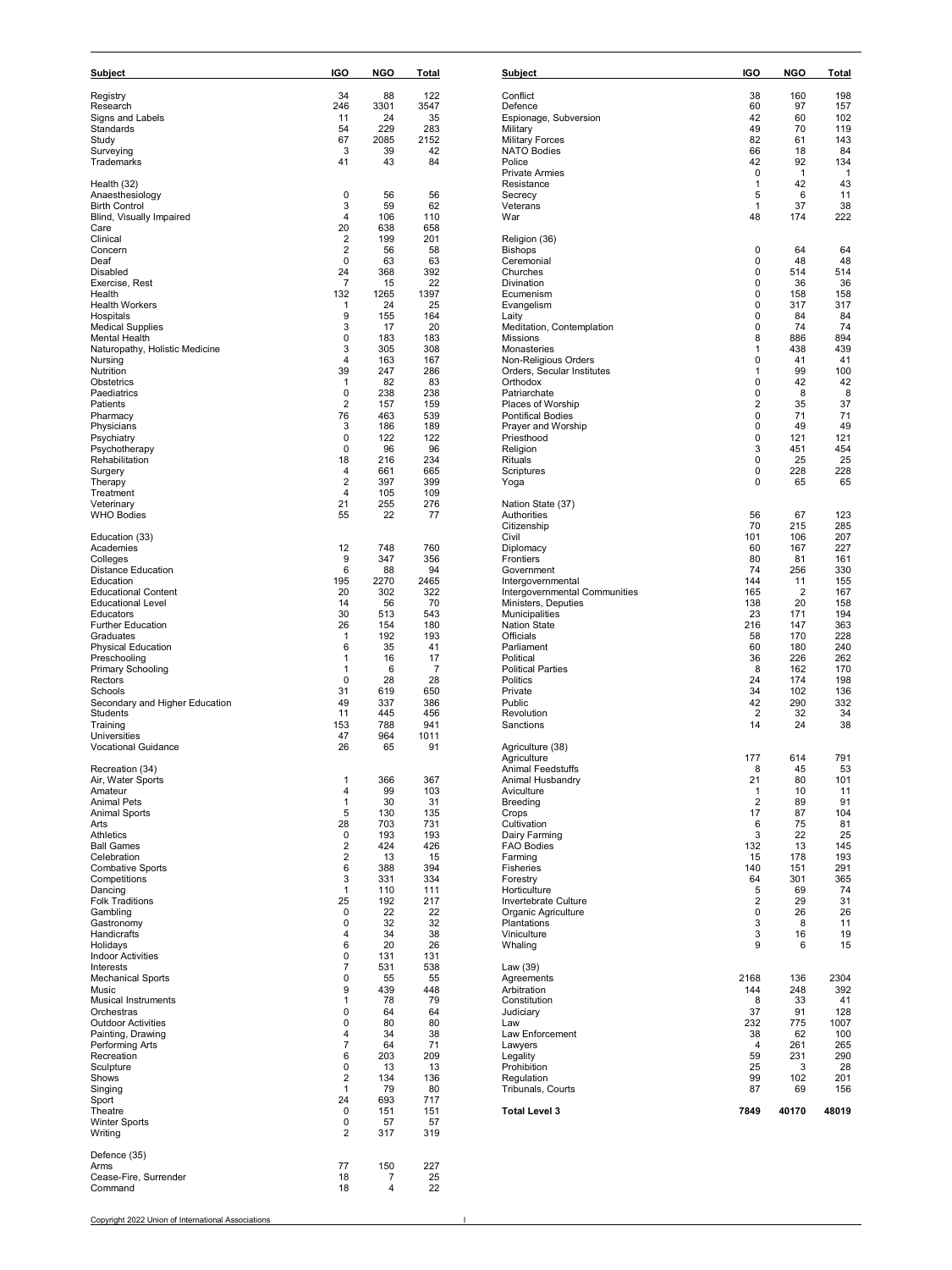| Subject | IGO | NGO | Total |
|---|---|---|---|
| Registry | 34 | 88 | 122 |
| Research | 246 | 3301 | 3547 |
| Signs and Labels | 11 | 24 | 35 |
| Standards | 54 | 229 | 283 |
| Study | 67 | 2085 | 2152 |
| Surveying | 3 | 39 | 42 |
| Trademarks | 41 | 43 | 84 |
| Health (32) | | | |
| Anaesthesiology | 0 | 56 | 56 |
| Birth Control | 3 | 59 | 62 |
| Blind, Visually Impaired | 4 | 106 | 110 |
| Care | 20 | 638 | 658 |
| Clinical | 2 | 199 | 201 |
| Concern | 2 | 56 | 58 |
| Deaf | 0 | 63 | 63 |
| Disabled | 24 | 368 | 392 |
| Exercise, Rest | 7 | 15 | 22 |
| Health | 132 | 1265 | 1397 |
| Health Workers | 1 | 24 | 25 |
| Hospitals | 9 | 155 | 164 |
| Medical Supplies | 3 | 17 | 20 |
| Mental Health | 0 | 183 | 183 |
| Naturopathy, Holistic Medicine | 3 | 305 | 308 |
| Nursing | 4 | 163 | 167 |
| Nutrition | 39 | 247 | 286 |
| Obstetrics | 1 | 82 | 83 |
| Paediatrics | 0 | 238 | 238 |
| Patients | 2 | 157 | 159 |
| Pharmacy | 76 | 463 | 539 |
| Physicians | 3 | 186 | 189 |
| Psychiatry | 0 | 122 | 122 |
| Psychotherapy | 0 | 96 | 96 |
| Rehabilitation | 18 | 216 | 234 |
| Surgery | 4 | 661 | 665 |
| Therapy | 2 | 397 | 399 |
| Treatment | 4 | 105 | 109 |
| Veterinary | 21 | 255 | 276 |
| WHO Bodies | 55 | 22 | 77 |
| Education (33) | | | |
| Academies | 12 | 748 | 760 |
| Colleges | 9 | 347 | 356 |
| Distance Education | 6 | 88 | 94 |
| Education | 195 | 2270 | 2465 |
| Educational Content | 20 | 302 | 322 |
| Educational Level | 14 | 56 | 70 |
| Educators | 30 | 513 | 543 |
| Further Education | 26 | 154 | 180 |
| Graduates | 1 | 192 | 193 |
| Physical Education | 6 | 35 | 41 |
| Preschooling | 1 | 16 | 17 |
| Primary Schooling | 1 | 6 | 7 |
| Rectors | 0 | 28 | 28 |
| Schools | 31 | 619 | 650 |
| Secondary and Higher Education | 49 | 337 | 386 |
| Students | 11 | 445 | 456 |
| Training | 153 | 788 | 941 |
| Universities | 47 | 964 | 1011 |
| Vocational Guidance | 26 | 65 | 91 |
| Recreation (34) | | | |
| Air, Water Sports | 1 | 366 | 367 |
| Amateur | 4 | 99 | 103 |
| Animal Pets | 1 | 30 | 31 |
| Animal Sports | 5 | 130 | 135 |
| Arts | 28 | 703 | 731 |
| Athletics | 0 | 193 | 193 |
| Ball Games | 2 | 424 | 426 |
| Celebration | 2 | 13 | 15 |
| Combative Sports | 6 | 388 | 394 |
| Competitions | 3 | 331 | 334 |
| Dancing | 1 | 110 | 111 |
| Folk Traditions | 25 | 192 | 217 |
| Gambling | 0 | 22 | 22 |
| Gastronomy | 0 | 32 | 32 |
| Handicrafts | 4 | 34 | 38 |
| Holidays | 6 | 20 | 26 |
| Indoor Activities | 0 | 131 | 131 |
| Interests | 7 | 531 | 538 |
| Mechanical Sports | 0 | 55 | 55 |
| Music | 9 | 439 | 448 |
| Musical Instruments | 1 | 78 | 79 |
| Orchestras | 0 | 64 | 64 |
| Outdoor Activities | 0 | 80 | 80 |
| Painting, Drawing | 4 | 34 | 38 |
| Performing Arts | 7 | 64 | 71 |
| Recreation | 6 | 203 | 209 |
| Sculpture | 0 | 13 | 13 |
| Shows | 2 | 134 | 136 |
| Singing | 1 | 79 | 80 |
| Sport | 24 | 693 | 717 |
| Theatre | 0 | 151 | 151 |
| Winter Sports | 0 | 57 | 57 |
| Writing | 2 | 317 | 319 |
| Defence (35) | | | |
| Arms | 77 | 150 | 227 |
| Cease-Fire, Surrender | 18 | 7 | 25 |
| Command | 18 | 4 | 22 |
| Conflict | 38 | 160 | 198 |
| Defence | 60 | 97 | 157 |
| Espionage, Subversion | 42 | 60 | 102 |
| Military | 49 | 70 | 119 |
| Military Forces | 82 | 61 | 143 |
| NATO Bodies | 66 | 18 | 84 |
| Police | 42 | 92 | 134 |
| Private Armies | 0 | 1 | 1 |
| Resistance | 1 | 42 | 43 |
| Secrecy | 5 | 6 | 11 |
| Veterans | 1 | 37 | 38 |
| War | 48 | 174 | 222 |
| Religion (36) | | | |
| Bishops | 0 | 64 | 64 |
| Ceremonial | 0 | 48 | 48 |
| Churches | 0 | 514 | 514 |
| Divination | 0 | 36 | 36 |
| Ecumenism | 0 | 158 | 158 |
| Evangelism | 0 | 317 | 317 |
| Laity | 0 | 84 | 84 |
| Meditation, Contemplation | 0 | 74 | 74 |
| Missions | 8 | 886 | 894 |
| Monasteries | 1 | 438 | 439 |
| Non-Religious Orders | 0 | 41 | 41 |
| Orders, Secular Institutes | 1 | 99 | 100 |
| Orthodox | 0 | 42 | 42 |
| Patriarchate | 0 | 8 | 8 |
| Places of Worship | 2 | 35 | 37 |
| Pontifical Bodies | 0 | 71 | 71 |
| Prayer and Worship | 0 | 49 | 49 |
| Priesthood | 0 | 121 | 121 |
| Religion | 3 | 451 | 454 |
| Rituals | 0 | 25 | 25 |
| Scriptures | 0 | 228 | 228 |
| Yoga | 0 | 65 | 65 |
| Nation State (37) | | | |
| Authorities | 56 | 67 | 123 |
| Citizenship | 70 | 215 | 285 |
| Civil | 101 | 106 | 207 |
| Diplomacy | 60 | 167 | 227 |
| Frontiers | 80 | 81 | 161 |
| Government | 74 | 256 | 330 |
| Intergovernmental | 144 | 11 | 155 |
| Intergovernmental Communities | 165 | 2 | 167 |
| Ministers, Deputies | 138 | 20 | 158 |
| Municipalities | 23 | 171 | 194 |
| Nation State | 216 | 147 | 363 |
| Officials | 58 | 170 | 228 |
| Parliament | 60 | 180 | 240 |
| Political | 36 | 226 | 262 |
| Political Parties | 8 | 162 | 170 |
| Politics | 24 | 174 | 198 |
| Private | 34 | 102 | 136 |
| Public | 42 | 290 | 332 |
| Revolution | 2 | 32 | 34 |
| Sanctions | 14 | 24 | 38 |
| Agriculture (38) | | | |
| Agriculture | 177 | 614 | 791 |
| Animal Feedstuffs | 8 | 45 | 53 |
| Animal Husbandry | 21 | 80 | 101 |
| Aviculture | 1 | 10 | 11 |
| Breeding | 2 | 89 | 91 |
| Crops | 17 | 87 | 104 |
| Cultivation | 6 | 75 | 81 |
| Dairy Farming | 3 | 22 | 25 |
| FAO Bodies | 132 | 13 | 145 |
| Farming | 15 | 178 | 193 |
| Fisheries | 140 | 151 | 291 |
| Forestry | 64 | 301 | 365 |
| Horticulture | 5 | 69 | 74 |
| Invertebrate Culture | 2 | 29 | 31 |
| Organic Agriculture | 0 | 26 | 26 |
| Plantations | 3 | 8 | 11 |
| Viniculture | 3 | 16 | 19 |
| Whaling | 9 | 6 | 15 |
| Law (39) | | | |
| Agreements | 2168 | 136 | 2304 |
| Arbitration | 144 | 248 | 392 |
| Constitution | 8 | 33 | 41 |
| Judiciary | 37 | 91 | 128 |
| Law | 232 | 775 | 1007 |
| Law Enforcement | 38 | 62 | 100 |
| Lawyers | 4 | 261 | 265 |
| Legality | 59 | 231 | 290 |
| Prohibition | 25 | 3 | 28 |
| Regulation | 99 | 102 | 201 |
| Tribunals, Courts | 87 | 69 | 156 |
| **Total Level 3** | **7849** | **40170** | **48019** |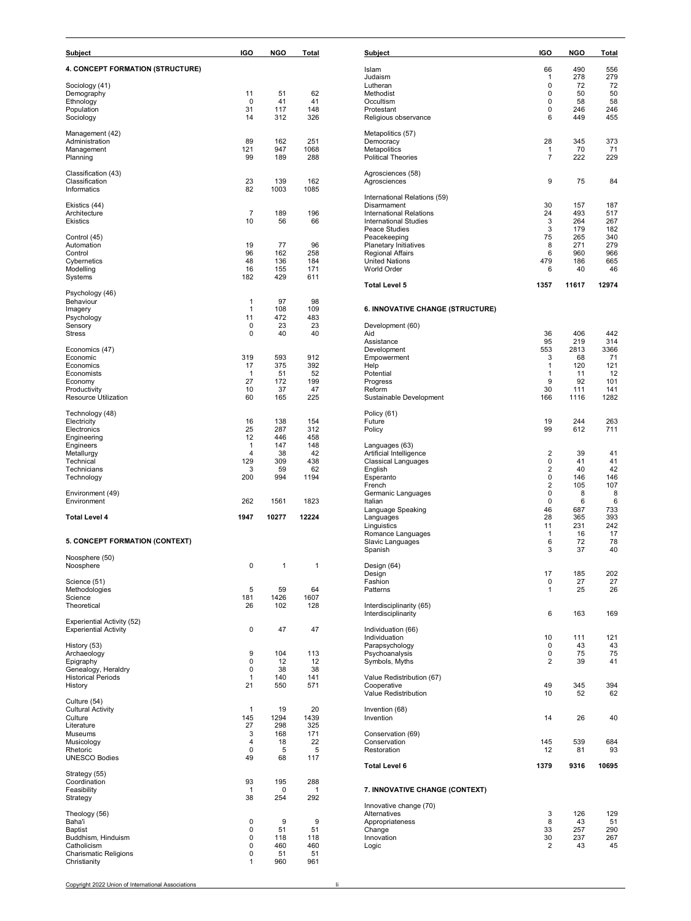| Subject | IGO | NGO | Total |
|---|---|---|---|
| **4. CONCEPT FORMATION (STRUCTURE)** | | | |
| Sociology (41) | | | |
| Demography | 11 | 51 | 62 |
| Ethnology | 0 | 41 | 41 |
| Population | 31 | 117 | 148 |
| Sociology | 14 | 312 | 326 |
| Management (42) | | | |
| Administration | 89 | 162 | 251 |
| Management | 121 | 947 | 1068 |
| Planning | 99 | 189 | 288 |
| Classification (43) | | | |
| Classification | 23 | 139 | 162 |
| Informatics | 82 | 1003 | 1085 |
| Ekistics (44) | | | |
| Architecture | 7 | 189 | 196 |
| Ekistics | 10 | 56 | 66 |
| Control (45) | | | |
| Automation | 19 | 77 | 96 |
| Control | 96 | 162 | 258 |
| Cybernetics | 48 | 136 | 184 |
| Modelling | 16 | 155 | 171 |
| Systems | 182 | 429 | 611 |
| Psychology (46) | | | |
| Behaviour | 1 | 97 | 98 |
| Imagery | 1 | 108 | 109 |
| Psychology | 11 | 472 | 483 |
| Sensory | 0 | 23 | 23 |
| Stress | 0 | 40 | 40 |
| Economics (47) | | | |
| Economic | 319 | 593 | 912 |
| Economics | 17 | 375 | 392 |
| Economists | 1 | 51 | 52 |
| Economy | 27 | 172 | 199 |
| Productivity | 10 | 37 | 47 |
| Resource Utilization | 60 | 165 | 225 |
| Technology (48) | | | |
| Electricity | 16 | 138 | 154 |
| Electronics | 25 | 287 | 312 |
| Engineering | 12 | 446 | 458 |
| Engineers | 1 | 147 | 148 |
| Metallurgy | 4 | 38 | 42 |
| Technical | 129 | 309 | 438 |
| Technicians | 3 | 59 | 62 |
| Technology | 200 | 994 | 1194 |
| Environment (49) | | | |
| Environment | 262 | 1561 | 1823 |
| **Total Level 4** | **1947** | **10277** | **12224** |
| **5. CONCEPT FORMATION (CONTEXT)** | | | |
| Noosphere (50) | | | |
| Noosphere | 0 | 1 | 1 |
| Science (51) | | | |
| Methodologies | 5 | 59 | 64 |
| Science | 181 | 1426 | 1607 |
| Theoretical | 26 | 102 | 128 |
| Experiential Activity (52) | | | |
| Experiential Activity | 0 | 47 | 47 |
| History (53) | | | |
| Archaeology | 9 | 104 | 113 |
| Epigraphy | 0 | 12 | 12 |
| Genealogy, Heraldry | 0 | 38 | 38 |
| Historical Periods | 1 | 140 | 141 |
| History | 21 | 550 | 571 |
| Culture (54) | | | |
| Cultural Activity | 1 | 19 | 20 |
| Culture | 145 | 1294 | 1439 |
| Literature | 27 | 298 | 325 |
| Museums | 3 | 168 | 171 |
| Musicology | 4 | 18 | 22 |
| Rhetoric | 0 | 5 | 5 |
| UNESCO Bodies | 49 | 68 | 117 |
| Strategy (55) | | | |
| Coordination | 93 | 195 | 288 |
| Feasibility | 1 | 0 | 1 |
| Strategy | 38 | 254 | 292 |
| Theology (56) | | | |
| Baha'i | 0 | 9 | 9 |
| Baptist | 0 | 51 | 51 |
| Buddhism, Hinduism | 0 | 118 | 118 |
| Catholicism | 0 | 460 | 460 |
| Charismatic Religions | 0 | 51 | 51 |
| Christianity | 1 | 960 | 961 |
| Islam | 66 | 490 | 556 |
| Judaism | 1 | 278 | 279 |
| Lutheran | 0 | 72 | 72 |
| Methodist | 0 | 50 | 50 |
| Occultism | 0 | 58 | 58 |
| Protestant | 0 | 246 | 246 |
| Religious observance | 6 | 449 | 455 |
| Metapolitics (57) | | | |
| Democracy | 28 | 345 | 373 |
| Metapolitics | 1 | 70 | 71 |
| Political Theories | 7 | 222 | 229 |
| Agrosciences (58) | | | |
| Agrosciences | 9 | 75 | 84 |
| International Relations (59) | | | |
| Disarmament | 30 | 157 | 187 |
| International Relations | 24 | 493 | 517 |
| International Studies | 3 | 264 | 267 |
| Peace Studies | 3 | 179 | 182 |
| Peacekeeping | 75 | 265 | 340 |
| Planetary Initiatives | 8 | 271 | 279 |
| Regional Affairs | 6 | 960 | 966 |
| United Nations | 479 | 186 | 665 |
| World Order | 6 | 40 | 46 |
| **Total Level 5** | **1357** | **11617** | **12974** |
| **6. INNOVATIVE CHANGE (STRUCTURE)** | | | |
| Development (60) | | | |
| Aid | 36 | 406 | 442 |
| Assistance | 95 | 219 | 314 |
| Development | 553 | 2813 | 3366 |
| Empowerment | 3 | 68 | 71 |
| Help | 1 | 120 | 121 |
| Potential | 1 | 11 | 12 |
| Progress | 9 | 92 | 101 |
| Reform | 30 | 111 | 141 |
| Sustainable Development | 166 | 1116 | 1282 |
| Policy (61) | | | |
| Future | 19 | 244 | 263 |
| Policy | 99 | 612 | 711 |
| Languages (63) | | | |
| Artificial Intelligence | 2 | 39 | 41 |
| Classical Languages | 0 | 41 | 41 |
| English | 2 | 40 | 42 |
| Esperanto | 0 | 146 | 146 |
| French | 2 | 105 | 107 |
| Germanic Languages | 0 | 8 | 8 |
| Italian | 0 | 6 | 6 |
| Language Speaking | 46 | 687 | 733 |
| Languages | 28 | 365 | 393 |
| Linguistics | 11 | 231 | 242 |
| Romance Languages | 1 | 16 | 17 |
| Slavic Languages | 6 | 72 | 78 |
| Spanish | 3 | 37 | 40 |
| Design (64) | | | |
| Design | 17 | 185 | 202 |
| Fashion | 0 | 27 | 27 |
| Patterns | 1 | 25 | 26 |
| Interdisciplinarity (65) | | | |
| Interdisciplinarity | 6 | 163 | 169 |
| Individuation (66) | | | |
| Individuation | 10 | 111 | 121 |
| Parapsychology | 0 | 43 | 43 |
| Psychoanalysis | 0 | 75 | 75 |
| Symbols, Myths | 2 | 39 | 41 |
| Value Redistribution (67) | | | |
| Cooperative | 49 | 345 | 394 |
| Value Redistribution | 10 | 52 | 62 |
| Invention (68) | | | |
| Invention | 14 | 26 | 40 |
| Conservation (69) | | | |
| Conservation | 145 | 539 | 684 |
| Restoration | 12 | 81 | 93 |
| **Total Level 6** | **1379** | **9316** | **10695** |
| **7. INNOVATIVE CHANGE (CONTEXT)** | | | |
| Innovative change (70) | | | |
| Alternatives | 3 | 126 | 129 |
| Appropriateness | 8 | 43 | 51 |
| Change | 33 | 257 | 290 |
| Innovation | 30 | 237 | 267 |
| Logic | 2 | 43 | 45 |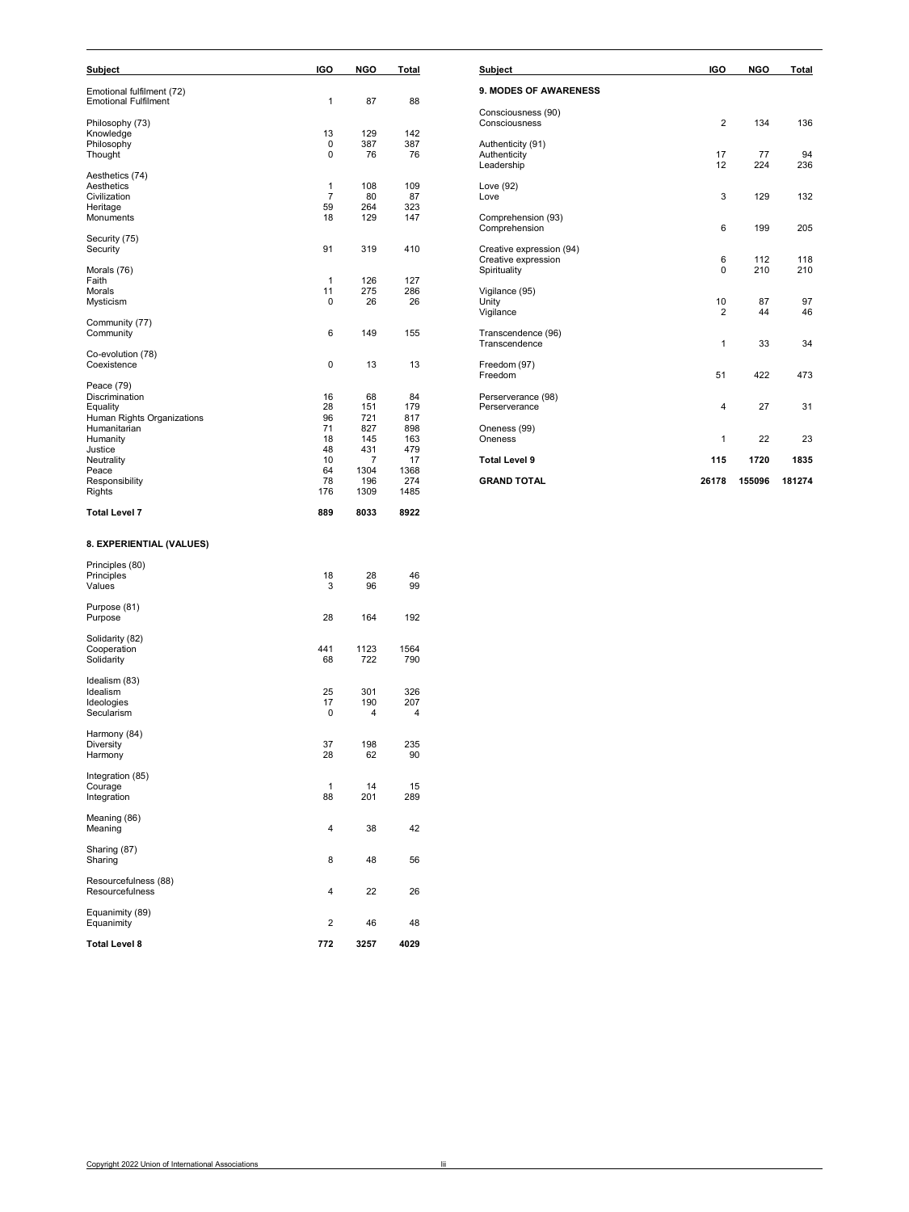| Subject | IGO | NGO | Total |
|---|---|---|---|
| Emotional fulfilment (72) | | | |
| Emotional Fulfilment | 1 | 87 | 88 |
| Philosophy (73) | | | |
| Knowledge | 13 | 129 | 142 |
| Philosophy | 0 | 387 | 387 |
| Thought | 0 | 76 | 76 |
| Aesthetics (74) | | | |
| Aesthetics | 1 | 108 | 109 |
| Civilization | 7 | 80 | 87 |
| Heritage | 59 | 264 | 323 |
| Monuments | 18 | 129 | 147 |
| Security (75) | | | |
| Security | 91 | 319 | 410 |
| Morals (76) | | | |
| Faith | 1 | 126 | 127 |
| Morals | 11 | 275 | 286 |
| Mysticism | 0 | 26 | 26 |
| Community (77) | | | |
| Community | 6 | 149 | 155 |
| Co-evolution (78) | | | |
| Coexistence | 0 | 13 | 13 |
| Peace (79) | | | |
| Discrimination | 16 | 68 | 84 |
| Equality | 28 | 151 | 179 |
| Human Rights Organizations | 96 | 721 | 817 |
| Humanitarian | 71 | 827 | 898 |
| Humanity | 18 | 145 | 163 |
| Justice | 48 | 431 | 479 |
| Neutrality | 10 | 7 | 17 |
| Peace | 64 | 1304 | 1368 |
| Responsibility | 78 | 196 | 274 |
| Rights | 176 | 1309 | 1485 |
| **Total Level 7** | **889** | **8033** | **8922** |
| **8. EXPERIENTIAL (VALUES)** | | | |
| Principles (80) | | | |
| Principles | 18 | 28 | 46 |
| Values | 3 | 96 | 99 |
| Purpose (81) | | | |
| Purpose | 28 | 164 | 192 |
| Solidarity (82) | | | |
| Cooperation | 441 | 1123 | 1564 |
| Solidarity | 68 | 722 | 790 |
| Idealism (83) | | | |
| Idealism | 25 | 301 | 326 |
| Ideologies | 17 | 190 | 207 |
| Secularism | 0 | 4 | 4 |
| Harmony (84) | | | |
| Diversity | 37 | 198 | 235 |
| Harmony | 28 | 62 | 90 |
| Integration (85) | | | |
| Courage | 1 | 14 | 15 |
| Integration | 88 | 201 | 289 |
| Meaning (86) | | | |
| Meaning | 4 | 38 | 42 |
| Sharing (87) | | | |
| Sharing | 8 | 48 | 56 |
| Resourcefulness (88) | | | |
| Resourcefulness | 4 | 22 | 26 |
| Equanimity (89) | | | |
| Equanimity | 2 | 46 | 48 |
| **Total Level 8** | **772** | **3257** | **4029** |

| Subject | IGO | NGO | Total |
|---|---|---|---|
| **9. MODES OF AWARENESS** | | | |
| Consciousness (90) | | | |
| Consciousness | 2 | 134 | 136 |
| Authenticity (91) | | | |
| Authenticity | 17 | 77 | 94 |
| Leadership | 12 | 224 | 236 |
| Love (92) | | | |
| Love | 3 | 129 | 132 |
| Comprehension (93) | | | |
| Comprehension | 6 | 199 | 205 |
| Creative expression (94) | | | |
| Creative expression | 6 | 112 | 118 |
| Spirituality | 0 | 210 | 210 |
| Vigilance (95) | | | |
| Unity | 10 | 87 | 97 |
| Vigilance | 2 | 44 | 46 |
| Transcendence (96) | | | |
| Transcendence | 1 | 33 | 34 |
| Freedom (97) | | | |
| Freedom | 51 | 422 | 473 |
| Perserverance (98) | | | |
| Perserverance | 4 | 27 | 31 |
| Oneness (99) | | | |
| Oneness | 1 | 22 | 23 |
| **Total Level 9** | **115** | **1720** | **1835** |
| **GRAND TOTAL** | **26178** | **155096** | **181274** |

Copyright 2022 Union of International Associations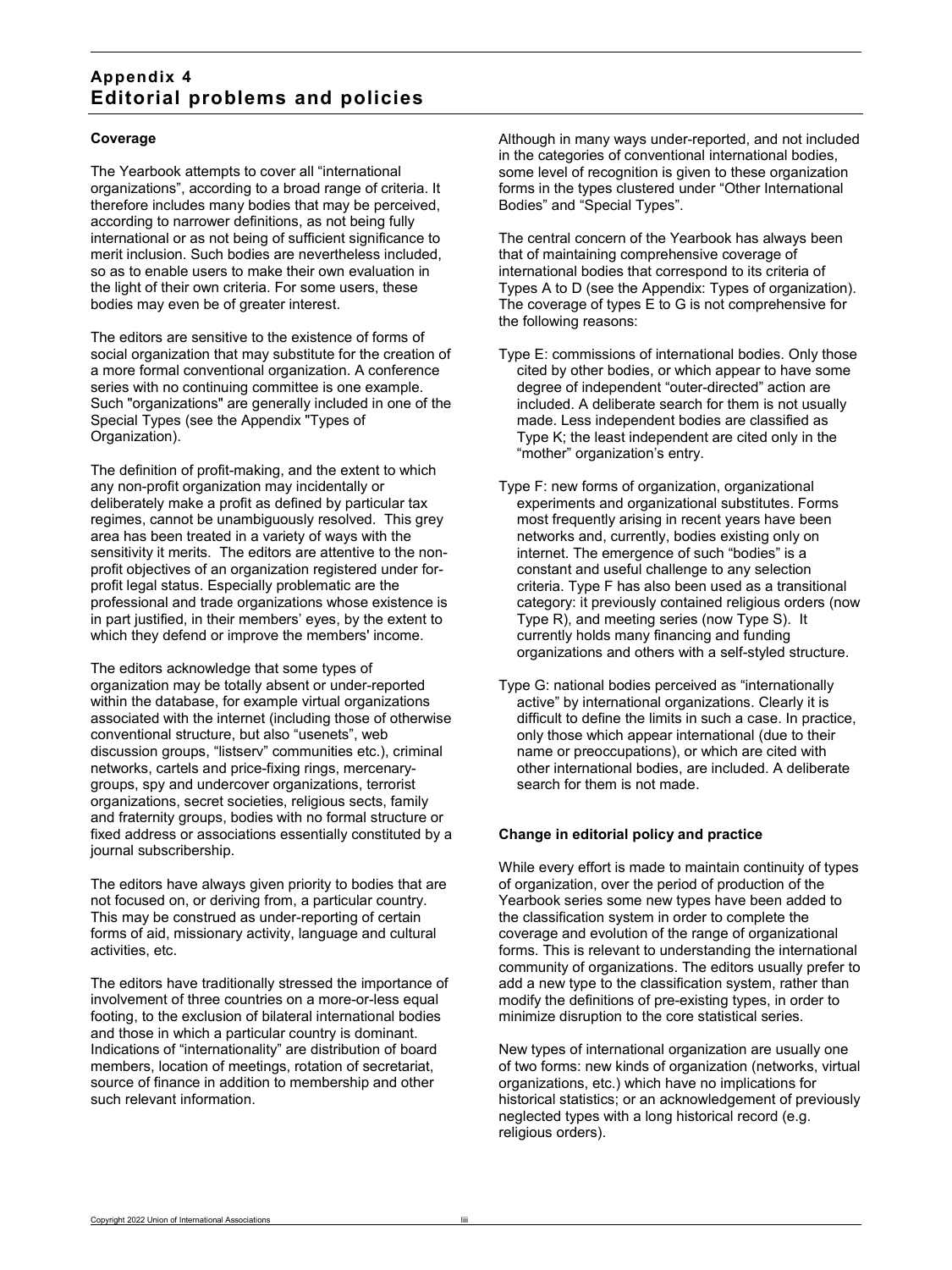# Appendix 4
# Editorial problems and policies

**Coverage**

The Yearbook attempts to cover all "international organizations", according to a broad range of criteria. It therefore includes many bodies that may be perceived, according to narrower definitions, as not being fully international or as not being of sufficient significance to merit inclusion. Such bodies are nevertheless included, so as to enable users to make their own evaluation in the light of their own criteria. For some users, these bodies may even be of greater interest.

The editors are sensitive to the existence of forms of social organization that may substitute for the creation of a more formal conventional organization. A conference series with no continuing committee is one example. Such "organizations" are generally included in one of the Special Types (see the Appendix "Types of Organization).

The definition of profit-making, and the extent to which any non-profit organization may incidentally or deliberately make a profit as defined by particular tax regimes, cannot be unambiguously resolved. This grey area has been treated in a variety of ways with the sensitivity it merits. The editors are attentive to the non-profit objectives of an organization registered under for-profit legal status. Especially problematic are the professional and trade organizations whose existence is in part justified, in their members' eyes, by the extent to which they defend or improve the members' income.

The editors acknowledge that some types of organization may be totally absent or under-reported within the database, for example virtual organizations associated with the internet (including those of otherwise conventional structure, but also "usenets", web discussion groups, "listserv" communities etc.), criminal networks, cartels and price-fixing rings, mercenary-groups, spy and undercover organizations, terrorist organizations, secret societies, religious sects, family and fraternity groups, bodies with no formal structure or fixed address or associations essentially constituted by a journal subscribership.

The editors have always given priority to bodies that are not focused on, or deriving from, a particular country. This may be construed as under-reporting of certain forms of aid, missionary activity, language and cultural activities, etc.

The editors have traditionally stressed the importance of involvement of three countries on a more-or-less equal footing, to the exclusion of bilateral international bodies and those in which a particular country is dominant. Indications of "internationality" are distribution of board members, location of meetings, rotation of secretariat, source of finance in addition to membership and other such relevant information.

Although in many ways under-reported, and not included in the categories of conventional international bodies, some level of recognition is given to these organization forms in the types clustered under "Other International Bodies" and "Special Types".

The central concern of the Yearbook has always been that of maintaining comprehensive coverage of international bodies that correspond to its criteria of Types A to D (see the Appendix: Types of organization). The coverage of types E to G is not comprehensive for the following reasons:

- Type E: commissions of international bodies. Only those cited by other bodies, or which appear to have some degree of independent "outer-directed" action are included. A deliberate search for them is not usually made. Less independent bodies are classified as Type K; the least independent are cited only in the "mother" organization's entry.
- Type F: new forms of organization, organizational experiments and organizational substitutes. Forms most frequently arising in recent years have been networks and, currently, bodies existing only on internet. The emergence of such "bodies" is a constant and useful challenge to any selection criteria. Type F has also been used as a transitional category: it previously contained religious orders (now Type R), and meeting series (now Type S). It currently holds many financing and funding organizations and others with a self-styled structure.
- Type G: national bodies perceived as "internationally active" by international organizations. Clearly it is difficult to define the limits in such a case. In practice, only those which appear international (due to their name or preoccupations), or which are cited with other international bodies, are included. A deliberate search for them is not made.

**Change in editorial policy and practice**

While every effort is made to maintain continuity of types of organization, over the period of production of the Yearbook series some new types have been added to the classification system in order to complete the coverage and evolution of the range of organizational forms. This is relevant to understanding the international community of organizations. The editors usually prefer to add a new type to the classification system, rather than modify the definitions of pre-existing types, in order to minimize disruption to the core statistical series.

New types of international organization are usually one of two forms: new kinds of organization (networks, virtual organizations, etc.) which have no implications for historical statistics; or an acknowledgement of previously neglected types with a long historical record (e.g. religious orders).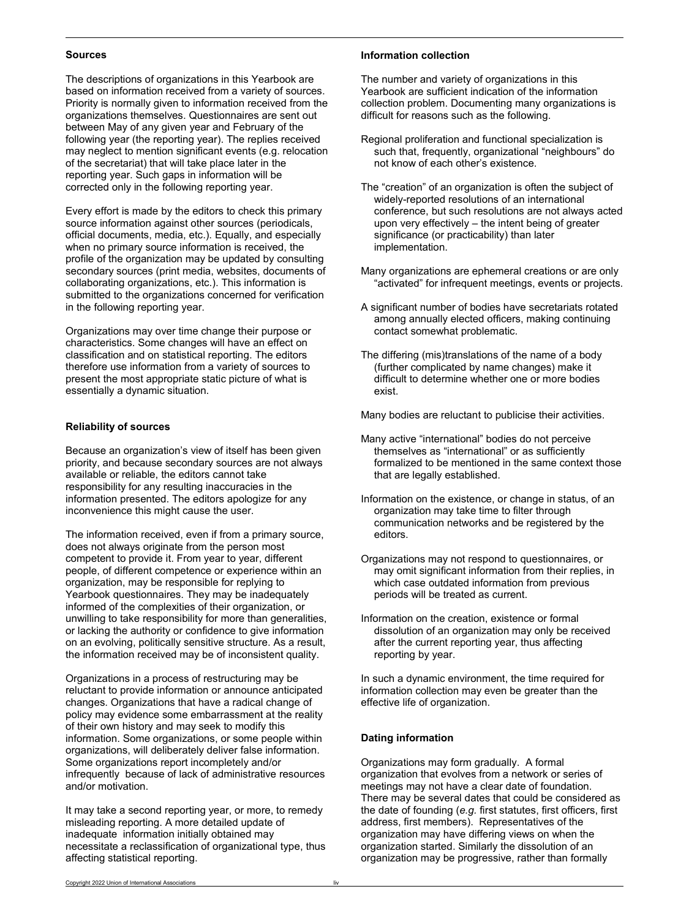## Sources

The descriptions of organizations in this Yearbook are based on information received from a variety of sources. Priority is normally given to information received from the organizations themselves. Questionnaires are sent out between May of any given year and February of the following year (the reporting year). The replies received may neglect to mention significant events (e.g. relocation of the secretariat) that will take place later in the reporting year. Such gaps in information will be corrected only in the following reporting year.

Every effort is made by the editors to check this primary source information against other sources (periodicals, official documents, media, etc.). Equally, and especially when no primary source information is received, the profile of the organization may be updated by consulting secondary sources (print media, websites, documents of collaborating organizations, etc.). This information is submitted to the organizations concerned for verification in the following reporting year.

Organizations may over time change their purpose or characteristics. Some changes will have an effect on classification and on statistical reporting. The editors therefore use information from a variety of sources to present the most appropriate static picture of what is essentially a dynamic situation.

## Reliability of sources

Because an organization's view of itself has been given priority, and because secondary sources are not always available or reliable, the editors cannot take responsibility for any resulting inaccuracies in the information presented. The editors apologize for any inconvenience this might cause the user.

The information received, even if from a primary source, does not always originate from the person most competent to provide it. From year to year, different people, of different competence or experience within an organization, may be responsible for replying to Yearbook questionnaires. They may be inadequately informed of the complexities of their organization, or unwilling to take responsibility for more than generalities, or lacking the authority or confidence to give information on an evolving, politically sensitive structure. As a result, the information received may be of inconsistent quality.

Organizations in a process of restructuring may be reluctant to provide information or announce anticipated changes. Organizations that have a radical change of policy may evidence some embarrassment at the reality of their own history and may seek to modify this information. Some organizations, or some people within organizations, will deliberately deliver false information. Some organizations report incompletely and/or infrequently because of lack of administrative resources and/or motivation.

It may take a second reporting year, or more, to remedy misleading reporting. A more detailed update of inadequate information initially obtained may necessitate a reclassification of organizational type, thus affecting statistical reporting.

## Information collection

The number and variety of organizations in this Yearbook are sufficient indication of the information collection problem. Documenting many organizations is difficult for reasons such as the following.

Regional proliferation and functional specialization is such that, frequently, organizational "neighbours" do not know of each other's existence.

The "creation" of an organization is often the subject of widely-reported resolutions of an international conference, but such resolutions are not always acted upon very effectively – the intent being of greater significance (or practicability) than later implementation.

Many organizations are ephemeral creations or are only "activated" for infrequent meetings, events or projects.

A significant number of bodies have secretariats rotated among annually elected officers, making continuing contact somewhat problematic.

The differing (mis)translations of the name of a body (further complicated by name changes) make it difficult to determine whether one or more bodies exist.

Many bodies are reluctant to publicise their activities.

Many active "international" bodies do not perceive themselves as "international" or as sufficiently formalized to be mentioned in the same context those that are legally established.

Information on the existence, or change in status, of an organization may take time to filter through communication networks and be registered by the editors.

Organizations may not respond to questionnaires, or may omit significant information from their replies, in which case outdated information from previous periods will be treated as current.

Information on the creation, existence or formal dissolution of an organization may only be received after the current reporting year, thus affecting reporting by year.

In such a dynamic environment, the time required for information collection may even be greater than the effective life of organization.

## Dating information

Organizations may form gradually. A formal organization that evolves from a network or series of meetings may not have a clear date of foundation. There may be several dates that could be considered as the date of founding (*e.g.* first statutes, first officers, first address, first members). Representatives of the organization may have differing views on when the organization started. Similarly the dissolution of an organization may be progressive, rather than formally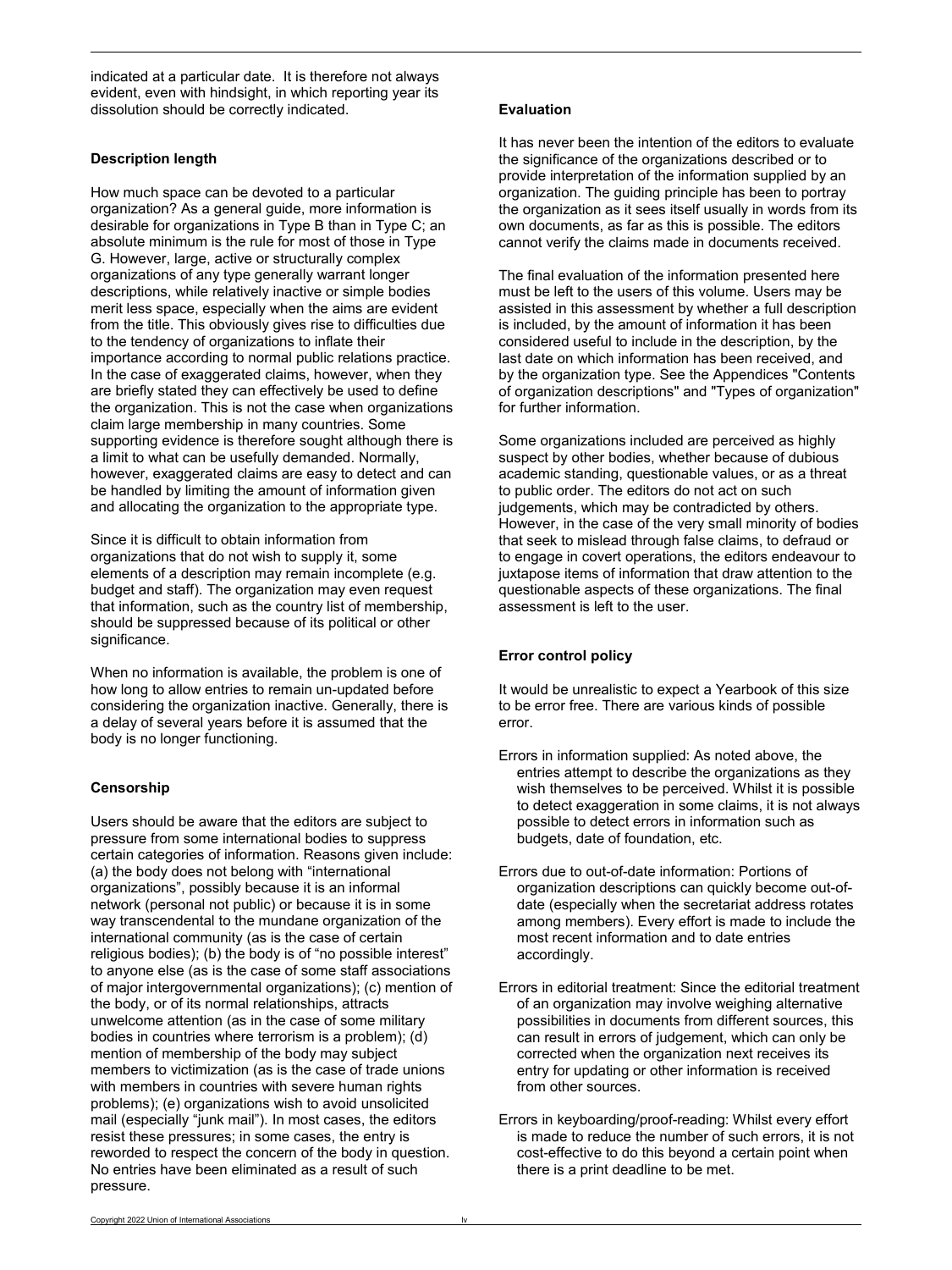indicated at a particular date. It is therefore not always evident, even with hindsight, in which reporting year its dissolution should be correctly indicated.

### Description length

How much space can be devoted to a particular organization? As a general guide, more information is desirable for organizations in Type B than in Type C; an absolute minimum is the rule for most of those in Type G. However, large, active or structurally complex organizations of any type generally warrant longer descriptions, while relatively inactive or simple bodies merit less space, especially when the aims are evident from the title. This obviously gives rise to difficulties due to the tendency of organizations to inflate their importance according to normal public relations practice. In the case of exaggerated claims, however, when they are briefly stated they can effectively be used to define the organization. This is not the case when organizations claim large membership in many countries. Some supporting evidence is therefore sought although there is a limit to what can be usefully demanded. Normally, however, exaggerated claims are easy to detect and can be handled by limiting the amount of information given and allocating the organization to the appropriate type.

Since it is difficult to obtain information from organizations that do not wish to supply it, some elements of a description may remain incomplete (e.g. budget and staff). The organization may even request that information, such as the country list of membership, should be suppressed because of its political or other significance.

When no information is available, the problem is one of how long to allow entries to remain un-updated before considering the organization inactive. Generally, there is a delay of several years before it is assumed that the body is no longer functioning.

### Censorship

Users should be aware that the editors are subject to pressure from some international bodies to suppress certain categories of information. Reasons given include: (a) the body does not belong with "international organizations", possibly because it is an informal network (personal not public) or because it is in some way transcendental to the mundane organization of the international community (as is the case of certain religious bodies); (b) the body is of "no possible interest" to anyone else (as is the case of some staff associations of major intergovernmental organizations); (c) mention of the body, or of its normal relationships, attracts unwelcome attention (as in the case of some military bodies in countries where terrorism is a problem); (d) mention of membership of the body may subject members to victimization (as is the case of trade unions with members in countries with severe human rights problems); (e) organizations wish to avoid unsolicited mail (especially "junk mail"). In most cases, the editors resist these pressures; in some cases, the entry is reworded to respect the concern of the body in question. No entries have been eliminated as a result of such pressure.

### Evaluation

It has never been the intention of the editors to evaluate the significance of the organizations described or to provide interpretation of the information supplied by an organization. The guiding principle has been to portray the organization as it sees itself usually in words from its own documents, as far as this is possible. The editors cannot verify the claims made in documents received.

The final evaluation of the information presented here must be left to the users of this volume. Users may be assisted in this assessment by whether a full description is included, by the amount of information it has been considered useful to include in the description, by the last date on which information has been received, and by the organization type. See the Appendices "Contents of organization descriptions" and "Types of organization" for further information.

Some organizations included are perceived as highly suspect by other bodies, whether because of dubious academic standing, questionable values, or as a threat to public order. The editors do not act on such judgements, which may be contradicted by others. However, in the case of the very small minority of bodies that seek to mislead through false claims, to defraud or to engage in covert operations, the editors endeavour to juxtapose items of information that draw attention to the questionable aspects of these organizations. The final assessment is left to the user.

### Error control policy

It would be unrealistic to expect a Yearbook of this size to be error free. There are various kinds of possible error.

Errors in information supplied: As noted above, the entries attempt to describe the organizations as they wish themselves to be perceived. Whilst it is possible to detect exaggeration in some claims, it is not always possible to detect errors in information such as budgets, date of foundation, etc.

Errors due to out-of-date information: Portions of organization descriptions can quickly become out-of-date (especially when the secretariat address rotates among members). Every effort is made to include the most recent information and to date entries accordingly.

Errors in editorial treatment: Since the editorial treatment of an organization may involve weighing alternative possibilities in documents from different sources, this can result in errors of judgement, which can only be corrected when the organization next receives its entry for updating or other information is received from other sources.

Errors in keyboarding/proof-reading: Whilst every effort is made to reduce the number of such errors, it is not cost-effective to do this beyond a certain point when there is a print deadline to be met.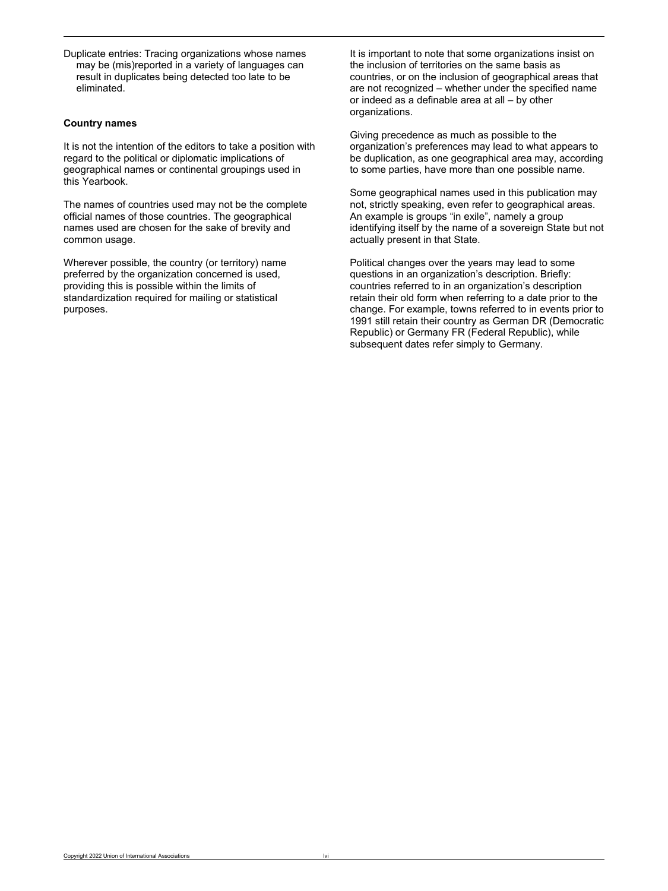Duplicate entries: Tracing organizations whose names may be (mis)reported in a variety of languages can result in duplicates being detected too late to be eliminated.

**Country names**

It is not the intention of the editors to take a position with regard to the political or diplomatic implications of geographical names or continental groupings used in this Yearbook.

The names of countries used may not be the complete official names of those countries. The geographical names used are chosen for the sake of brevity and common usage.

Wherever possible, the country (or territory) name preferred by the organization concerned is used, providing this is possible within the limits of standardization required for mailing or statistical purposes.

It is important to note that some organizations insist on the inclusion of territories on the same basis as countries, or on the inclusion of geographical areas that are not recognized – whether under the specified name or indeed as a definable area at all – by other organizations.

Giving precedence as much as possible to the organization's preferences may lead to what appears to be duplication, as one geographical area may, according to some parties, have more than one possible name.

Some geographical names used in this publication may not, strictly speaking, even refer to geographical areas. An example is groups "in exile", namely a group identifying itself by the name of a sovereign State but not actually present in that State.

Political changes over the years may lead to some questions in an organization's description. Briefly: countries referred to in an organization's description retain their old form when referring to a date prior to the change. For example, towns referred to in events prior to 1991 still retain their country as German DR (Democratic Republic) or Germany FR (Federal Republic), while subsequent dates refer simply to Germany.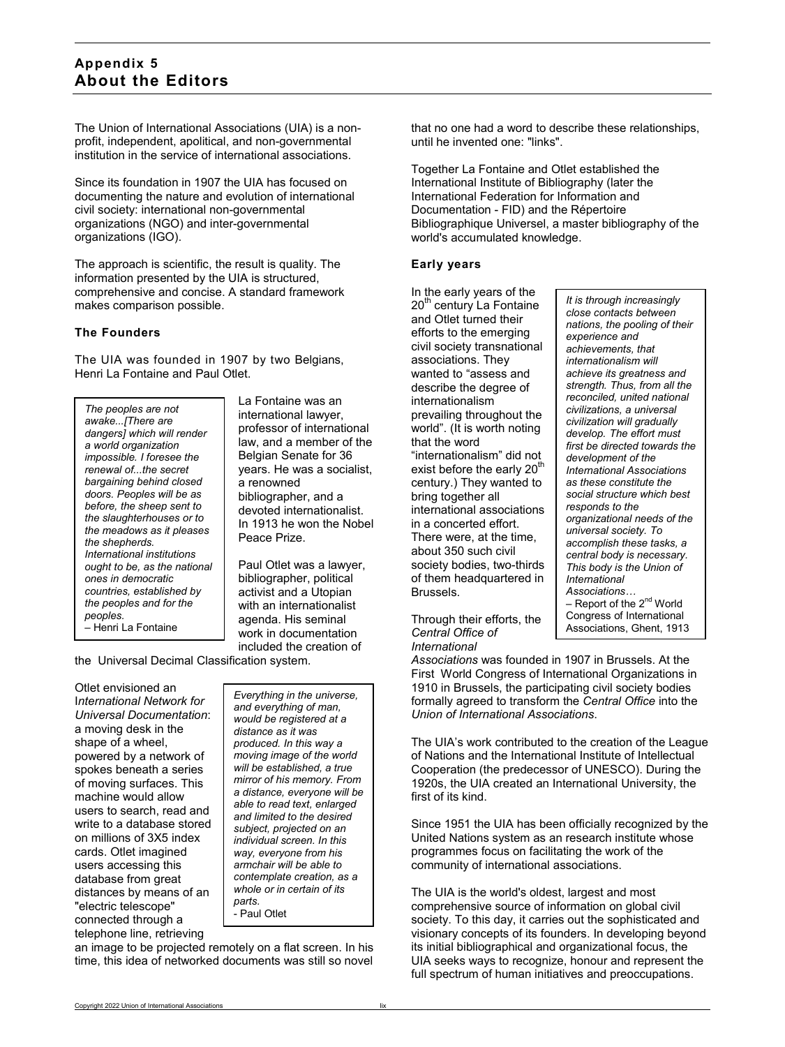# Appendix 5
# About the Editors

The Union of International Associations (UIA) is a non-profit, independent, apolitical, and non-governmental institution in the service of international associations.

Since its foundation in 1907 the UIA has focused on documenting the nature and evolution of international civil society: international non-governmental organizations (NGO) and inter-governmental organizations (IGO).

The approach is scientific, the result is quality. The information presented by the UIA is structured, comprehensive and concise. A standard framework makes comparison possible.

### The Founders

The UIA was founded in 1907 by two Belgians, Henri La Fontaine and Paul Otlet.

> *The peoples are not awake...[There are dangers] which will render a world organization impossible. I foresee the renewal of...the secret bargaining behind closed doors. Peoples will be as before, the sheep sent to the slaughterhouses or to the meadows as it pleases the shepherds. International institutions ought to be, as the national ones in democratic countries, established by the peoples and for the peoples.*
> – Henri La Fontaine

La Fontaine was an international lawyer, professor of international law, and a member of the Belgian Senate for 36 years. He was a socialist, a renowned bibliographer, and a devoted internationalist. In 1913 he won the Nobel Peace Prize.

Paul Otlet was a lawyer, bibliographer, political activist and a Utopian with an internationalist agenda. His seminal work in documentation included the creation of the Universal Decimal Classification system.

> *Everything in the universe, and everything of man, would be registered at a distance as it was produced. In this way a moving image of the world will be established, a true mirror of his memory. From a distance, everyone will be able to read text, enlarged and limited to the desired subject, projected on an individual screen. In this way, everyone from his armchair will be able to contemplate creation, as a whole or in certain of its parts.*
> - Paul Otlet

Otlet envisioned an *International Network for Universal Documentation*: a moving desk in the shape of a wheel, powered by a network of spokes beneath a series of moving surfaces. This machine would allow users to search, read and write to a database stored on millions of 3X5 index cards. Otlet imagined users accessing this database from great distances by means of an "electric telescope" connected through a telephone line, retrieving an image to be projected remotely on a flat screen. In his time, this idea of networked documents was still so novel that no one had a word to describe these relationships, until he invented one: "links".

Together La Fontaine and Otlet established the International Institute of Bibliography (later the International Federation for Information and Documentation - FID) and the Répertoire Bibliographique Universel, a master bibliography of the world's accumulated knowledge.

### Early years

> *It is through increasingly close contacts between nations, the pooling of their experience and achievements, that internationalism will achieve its greatness and strength. Thus, from all the reconciled, united national civilizations, a universal civilization will gradually develop. The effort must first be directed towards the development of the International Associations as these constitute the social structure which best responds to the organizational needs of the universal society. To accomplish these tasks, a central body is necessary. This body is the Union of International Associations…*
> – Report of the 2nd World Congress of International Associations, Ghent, 1913

In the early years of the 20th century La Fontaine and Otlet turned their efforts to the emerging civil society transnational associations. They wanted to "assess and describe the degree of internationalism prevailing throughout the world". (It is worth noting that the word "internationalism" did not exist before the early 20th century.) They wanted to bring together all international associations in a concerted effort. There were, at the time, about 350 such civil society bodies, two-thirds of them headquartered in Brussels.

Through their efforts, the *Central Office of International Associations* was founded in 1907 in Brussels. At the First World Congress of International Organizations in 1910 in Brussels, the participating civil society bodies formally agreed to transform the *Central Office* into the *Union of International Associations*.

The UIA's work contributed to the creation of the League of Nations and the International Institute of Intellectual Cooperation (the predecessor of UNESCO). During the 1920s, the UIA created an International University, the first of its kind.

Since 1951 the UIA has been officially recognized by the United Nations system as an research institute whose programmes focus on facilitating the work of the community of international associations.

The UIA is the world's oldest, largest and most comprehensive source of information on global civil society. To this day, it carries out the sophisticated and visionary concepts of its founders. In developing beyond its initial bibliographical and organizational focus, the UIA seeks ways to recognize, honour and represent the full spectrum of human initiatives and preoccupations.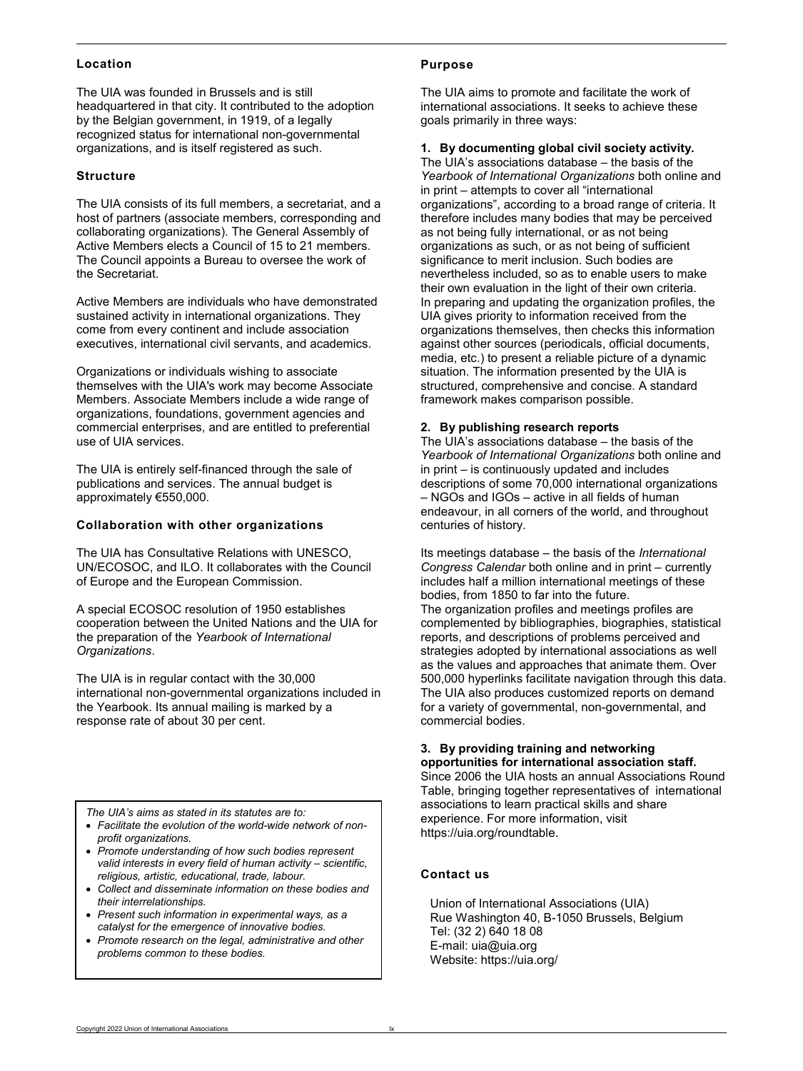### Location

The UIA was founded in Brussels and is still headquartered in that city. It contributed to the adoption by the Belgian government, in 1919, of a legally recognized status for international non-governmental organizations, and is itself registered as such.

### Structure

The UIA consists of its full members, a secretariat, and a host of partners (associate members, corresponding and collaborating organizations). The General Assembly of Active Members elects a Council of 15 to 21 members. The Council appoints a Bureau to oversee the work of the Secretariat.

Active Members are individuals who have demonstrated sustained activity in international organizations. They come from every continent and include association executives, international civil servants, and academics.

Organizations or individuals wishing to associate themselves with the UIA's work may become Associate Members. Associate Members include a wide range of organizations, foundations, government agencies and commercial enterprises, and are entitled to preferential use of UIA services.

The UIA is entirely self-financed through the sale of publications and services. The annual budget is approximately €550,000.

### Collaboration with other organizations

The UIA has Consultative Relations with UNESCO, UN/ECOSOC, and ILO. It collaborates with the Council of Europe and the European Commission.

A special ECOSOC resolution of 1950 establishes cooperation between the United Nations and the UIA for the preparation of the *Yearbook of International Organizations*.

The UIA is in regular contact with the 30,000 international non-governmental organizations included in the Yearbook. Its annual mailing is marked by a response rate of about 30 per cent.

*The UIA's aims as stated in its statutes are to:*

- *Facilitate the evolution of the world-wide network of non-profit organizations.*
- *Promote understanding of how such bodies represent valid interests in every field of human activity – scientific, religious, artistic, educational, trade, labour.*
- *Collect and disseminate information on these bodies and their interrelationships.*
- *Present such information in experimental ways, as a catalyst for the emergence of innovative bodies.*
- *Promote research on the legal, administrative and other problems common to these bodies.*

### Purpose

The UIA aims to promote and facilitate the work of international associations. It seeks to achieve these goals primarily in three ways:

**1. By documenting global civil society activity.**
The UIA's associations database – the basis of the *Yearbook of International Organizations* both online and in print – attempts to cover all "international organizations", according to a broad range of criteria. It therefore includes many bodies that may be perceived as not being fully international, or as not being organizations as such, or as not being of sufficient significance to merit inclusion. Such bodies are nevertheless included, so as to enable users to make their own evaluation in the light of their own criteria. In preparing and updating the organization profiles, the UIA gives priority to information received from the organizations themselves, then checks this information against other sources (periodicals, official documents, media, etc.) to present a reliable picture of a dynamic situation. The information presented by the UIA is structured, comprehensive and concise. A standard framework makes comparison possible.

**2. By publishing research reports**
The UIA's associations database – the basis of the *Yearbook of International Organizations* both online and in print – is continuously updated and includes descriptions of some 70,000 international organizations – NGOs and IGOs – active in all fields of human endeavour, in all corners of the world, and throughout centuries of history.

Its meetings database – the basis of the *International Congress Calendar* both online and in print – currently includes half a million international meetings of these bodies, from 1850 to far into the future.
The organization profiles and meetings profiles are complemented by bibliographies, biographies, statistical reports, and descriptions of problems perceived and strategies adopted by international associations as well as the values and approaches that animate them. Over 500,000 hyperlinks facilitate navigation through this data. The UIA also produces customized reports on demand for a variety of governmental, non-governmental, and commercial bodies.

**3. By providing training and networking opportunities for international association staff.**
Since 2006 the UIA hosts an annual Associations Round Table, bringing together representatives of international associations to learn practical skills and share experience. For more information, visit https://uia.org/roundtable.

### Contact us

Union of International Associations (UIA)
Rue Washington 40, B-1050 Brussels, Belgium
Tel: (32 2) 640 18 08
E-mail: uia@uia.org
Website: https://uia.org/